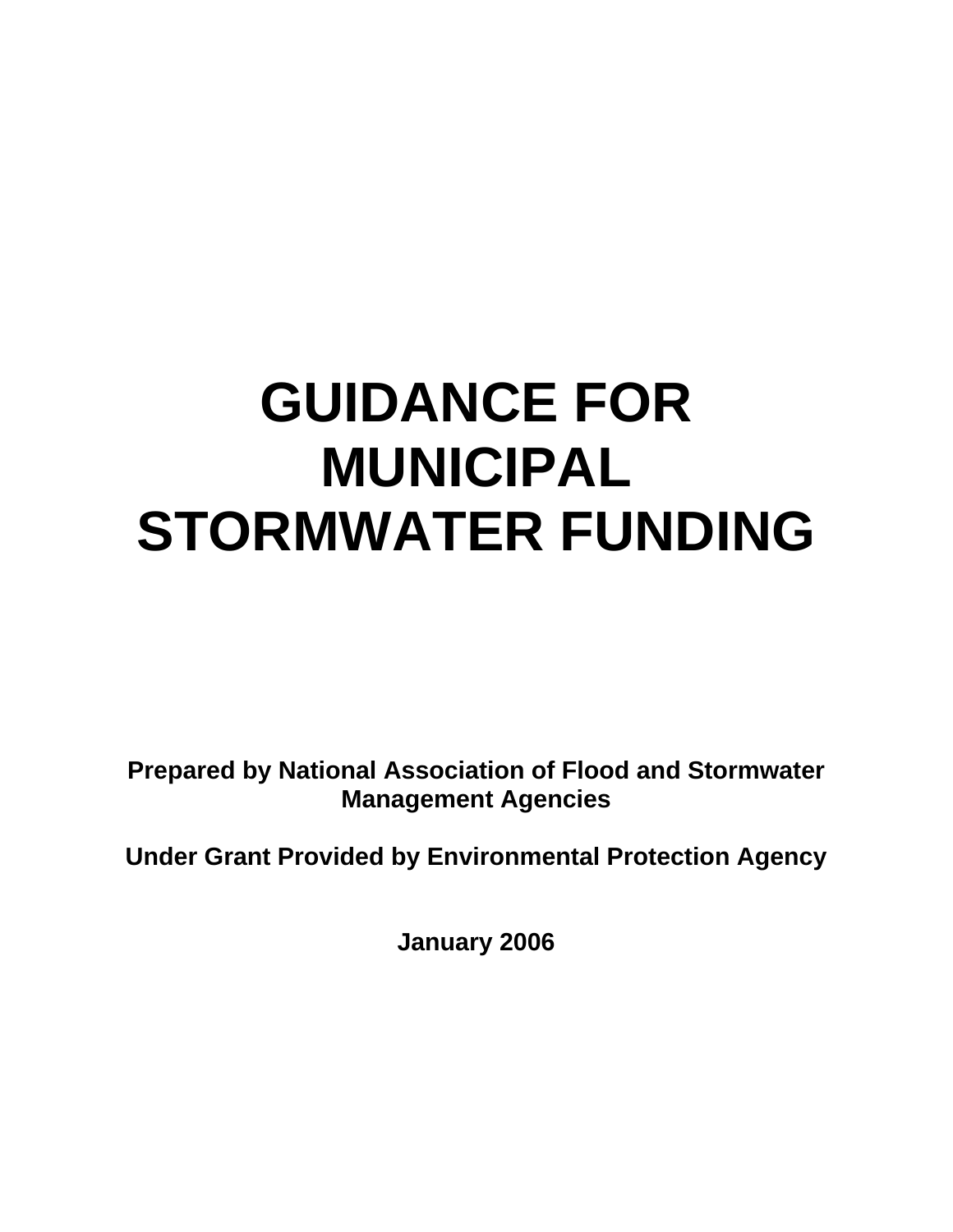# GUIDANCE FOR MUNICIPAL STORMWATER FUNDING

**Prepared by National Association of Flood and Stormwater Management Agencies**

**Under Grant Provided by Environmental Protection Agency**

**January 2006**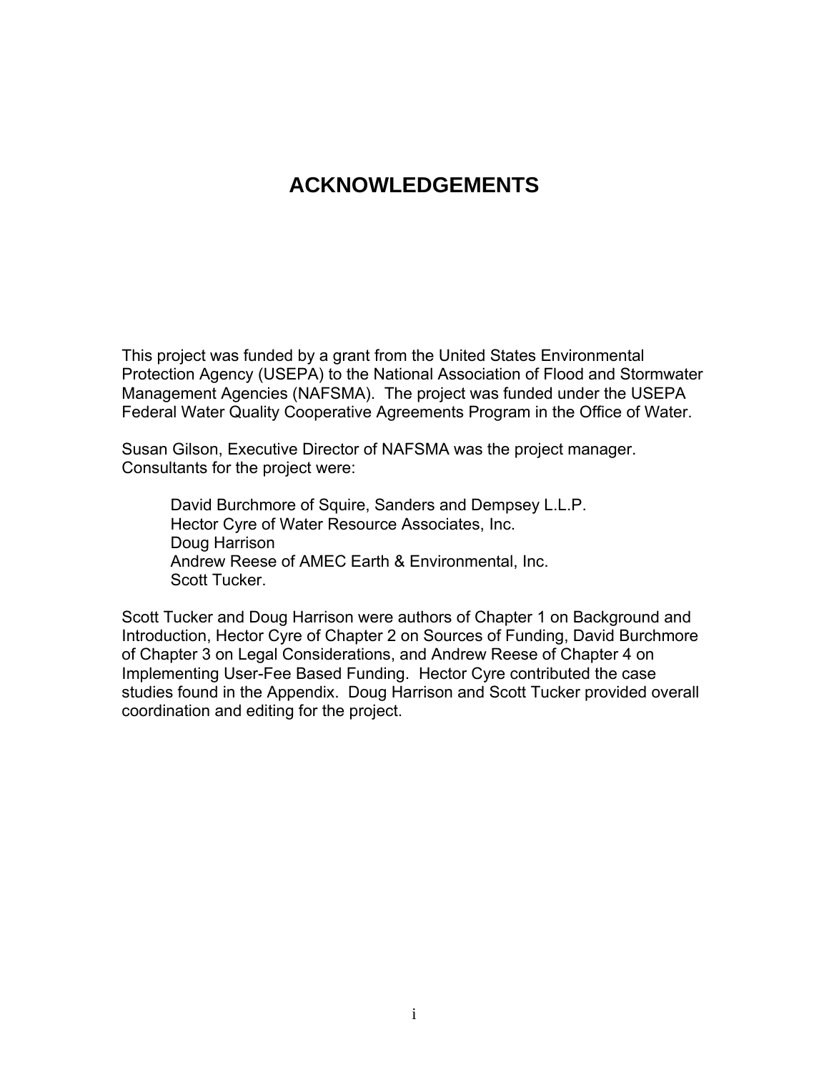# ACKNOWLEDGEMENTS

This project was funded by a grant from the United States Environmental Protection Agency (USEPA) to the National Association of Flood and Stormwater Management Agencies (NAFSMA). The project was funded under the USEPA Federal Water Quality Cooperative Agreements Program in the Office of Water.

Susan Gilson, Executive Director of NAFSMA was the project manager. Consultants for the project were:

> David Burchmore of Squire, Sanders and Dempsey L.L.P.
> Hector Cyre of Water Resource Associates, Inc.
> Doug Harrison
> Andrew Reese of AMEC Earth & Environmental, Inc.
> Scott Tucker.

Scott Tucker and Doug Harrison were authors of Chapter 1 on Background and Introduction, Hector Cyre of Chapter 2 on Sources of Funding, David Burchmore of Chapter 3 on Legal Considerations, and Andrew Reese of Chapter 4 on Implementing User-Fee Based Funding. Hector Cyre contributed the case studies found in the Appendix. Doug Harrison and Scott Tucker provided overall coordination and editing for the project.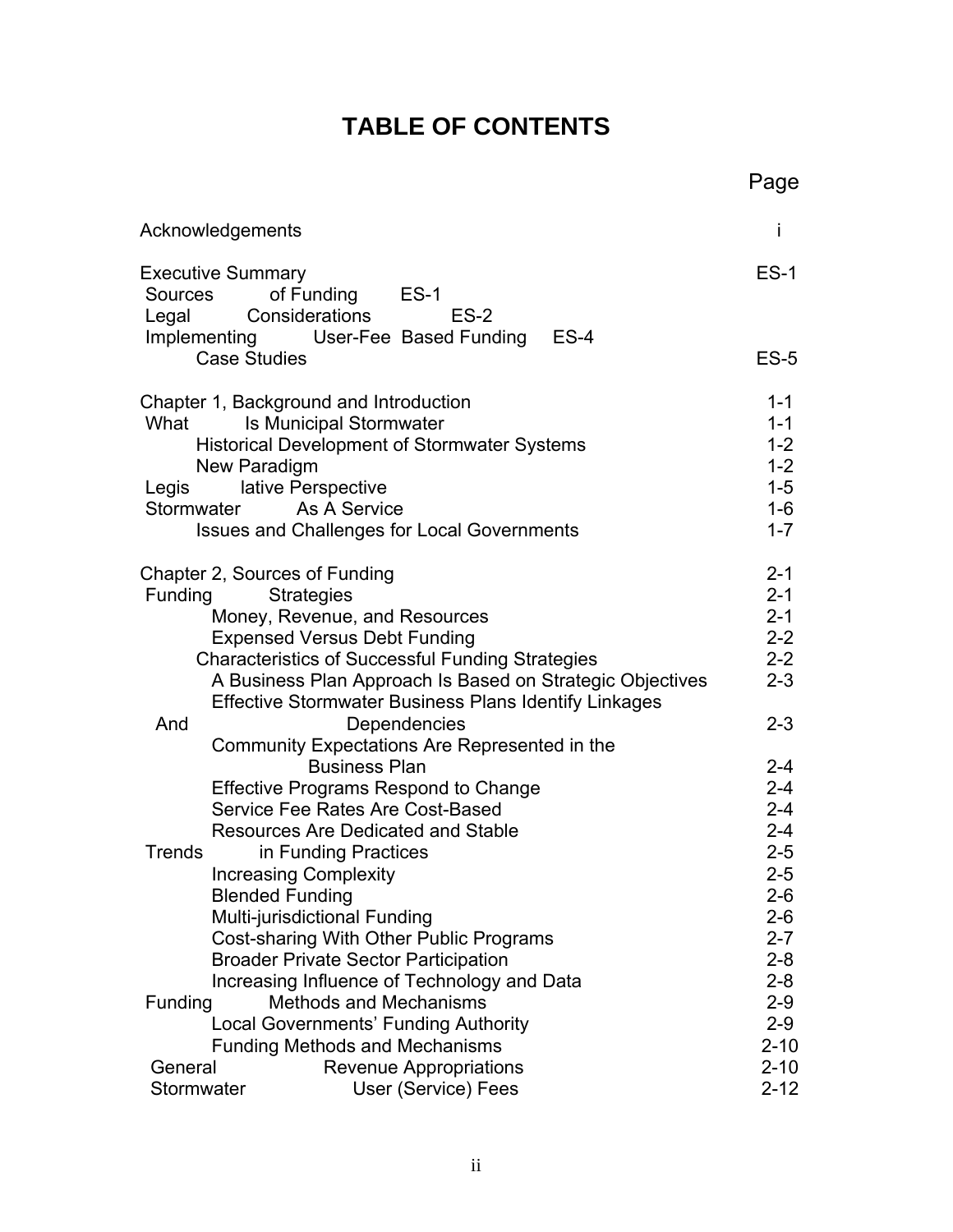# TABLE OF CONTENTS

| | Page |
|---|---|
| Acknowledgements | i |
| Executive Summary | ES-1 |
| Sources of Funding | ES-1 |
| Legal Considerations | ES-2 |
| Implementing User-Fee Based Funding | ES-4 |
| Case Studies | ES-5 |
| Chapter 1, Background and Introduction | 1-1 |
| What Is Municipal Stormwater | 1-1 |
| Historical Development of Stormwater Systems | 1-2 |
| New Paradigm | 1-2 |
| Legislative Perspective | 1-5 |
| Stormwater As A Service | 1-6 |
| Issues and Challenges for Local Governments | 1-7 |
| Chapter 2, Sources of Funding | 2-1 |
| Funding Strategies | 2-1 |
| Money, Revenue, and Resources | 2-1 |
| Expensed Versus Debt Funding | 2-2 |
| Characteristics of Successful Funding Strategies | 2-2 |
| A Business Plan Approach Is Based on Strategic Objectives | 2-3 |
| Effective Stormwater Business Plans Identify Linkages And Dependencies | 2-3 |
| Community Expectations Are Represented in the Business Plan | 2-4 |
| Effective Programs Respond to Change | 2-4 |
| Service Fee Rates Are Cost-Based | 2-4 |
| Resources Are Dedicated and Stable | 2-4 |
| Trends in Funding Practices | 2-5 |
| Increasing Complexity | 2-5 |
| Blended Funding | 2-6 |
| Multi-jurisdictional Funding | 2-6 |
| Cost-sharing With Other Public Programs | 2-7 |
| Broader Private Sector Participation | 2-8 |
| Increasing Influence of Technology and Data | 2-8 |
| Funding Methods and Mechanisms | 2-9 |
| Local Governments' Funding Authority | 2-9 |
| Funding Methods and Mechanisms | 2-10 |
| General Revenue Appropriations | 2-10 |
| Stormwater User (Service) Fees | 2-12 |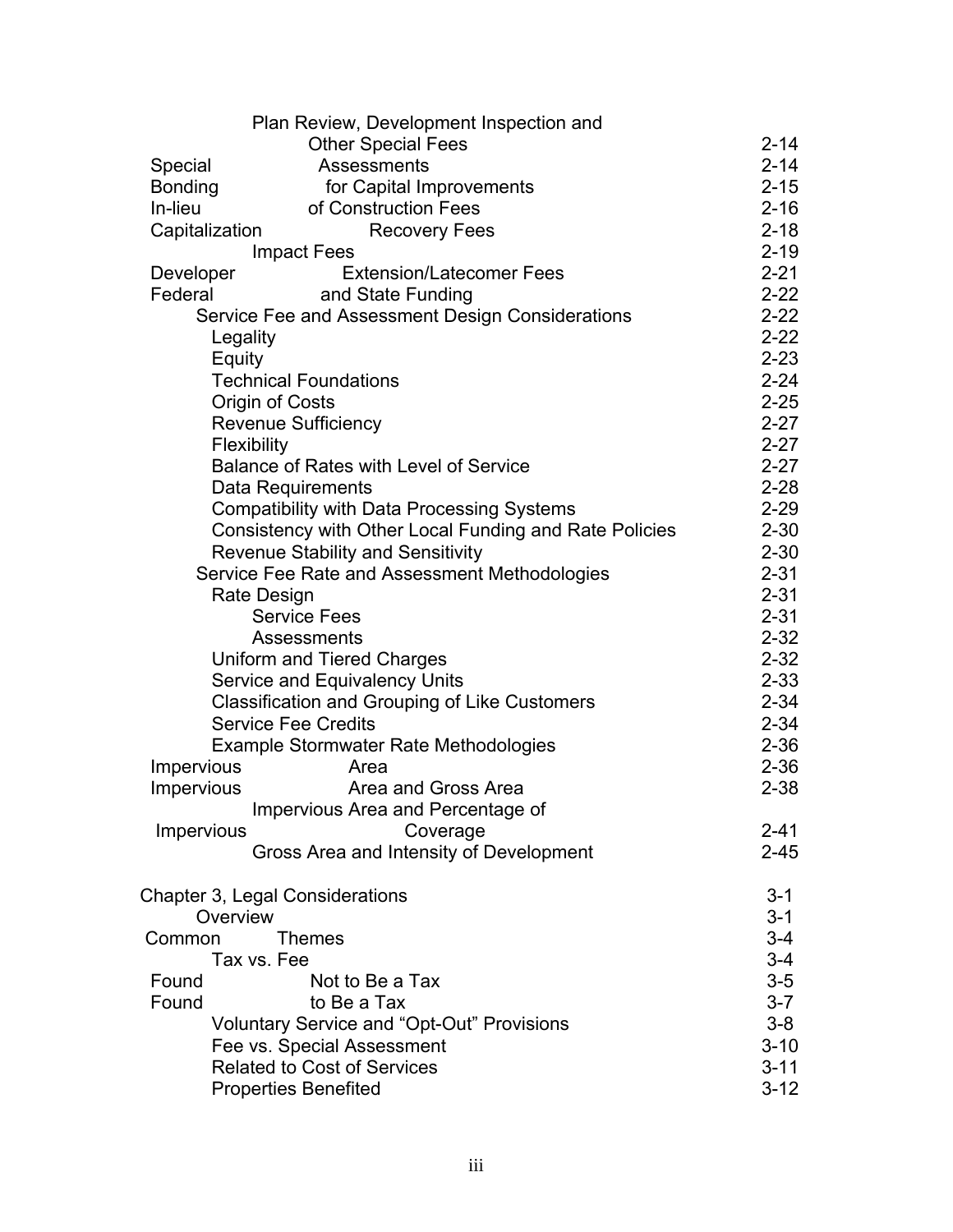| | |
|---|---|
| Plan Review, Development Inspection and Other Special Fees | 2-14 |
| Special Assessments | 2-14 |
| Bonding for Capital Improvements | 2-15 |
| In-lieu of Construction Fees | 2-16 |
| Capitalization Recovery Fees | 2-18 |
| Impact Fees | 2-19 |
| Developer Extension/Latecomer Fees | 2-21 |
| Federal and State Funding | 2-22 |
| Service Fee and Assessment Design Considerations | 2-22 |
| Legality | 2-22 |
| Equity | 2-23 |
| Technical Foundations | 2-24 |
| Origin of Costs | 2-25 |
| Revenue Sufficiency | 2-27 |
| Flexibility | 2-27 |
| Balance of Rates with Level of Service | 2-27 |
| Data Requirements | 2-28 |
| Compatibility with Data Processing Systems | 2-29 |
| Consistency with Other Local Funding and Rate Policies | 2-30 |
| Revenue Stability and Sensitivity | 2-30 |
| Service Fee Rate and Assessment Methodologies | 2-31 |
| Rate Design | 2-31 |
| Service Fees | 2-31 |
| Assessments | 2-32 |
| Uniform and Tiered Charges | 2-32 |
| Service and Equivalency Units | 2-33 |
| Classification and Grouping of Like Customers | 2-34 |
| Service Fee Credits | 2-34 |
| Example Stormwater Rate Methodologies | 2-36 |
| Impervious Area | 2-36 |
| Impervious Area and Gross Area | 2-38 |
| Impervious Area and Percentage of Impervious Coverage | 2-41 |
| Gross Area and Intensity of Development | 2-45 |
| | |
| Chapter 3, Legal Considerations | 3-1 |
| Overview | 3-1 |
| Common Themes | 3-4 |
| Tax vs. Fee | 3-4 |
| Found Not to Be a Tax | 3-5 |
| Found to Be a Tax | 3-7 |
| Voluntary Service and "Opt-Out" Provisions | 3-8 |
| Fee vs. Special Assessment | 3-10 |
| Related to Cost of Services | 3-11 |
| Properties Benefited | 3-12 |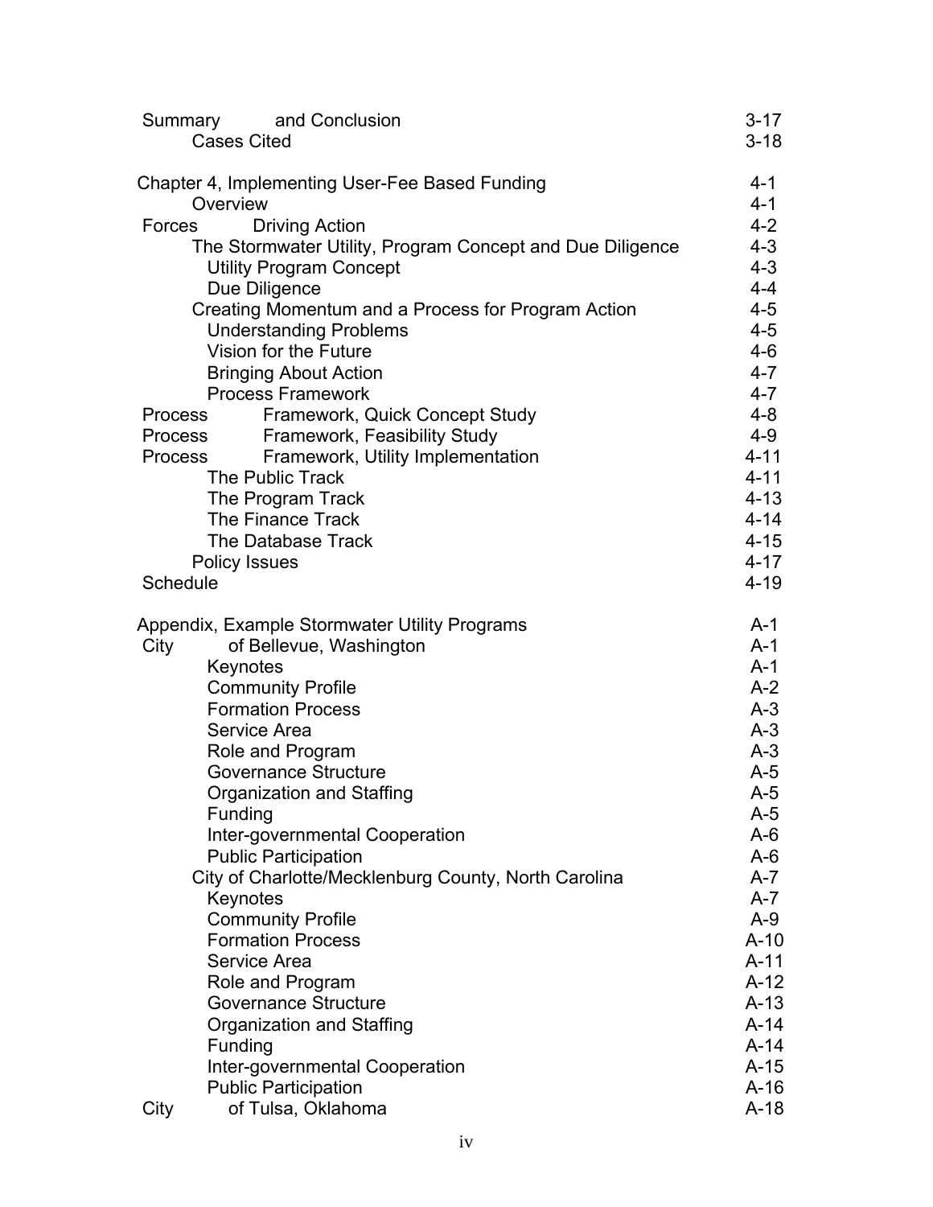| | |
|---|---|
| Summary and Conclusion | 3-17 |
| Cases Cited | 3-18 |
| | |
| Chapter 4, Implementing User-Fee Based Funding | 4-1 |
| Overview | 4-1 |
| Forces Driving Action | 4-2 |
| The Stormwater Utility, Program Concept and Due Diligence | 4-3 |
| Utility Program Concept | 4-3 |
| Due Diligence | 4-4 |
| Creating Momentum and a Process for Program Action | 4-5 |
| Understanding Problems | 4-5 |
| Vision for the Future | 4-6 |
| Bringing About Action | 4-7 |
| Process Framework | 4-7 |
| Process Framework, Quick Concept Study | 4-8 |
| Process Framework, Feasibility Study | 4-9 |
| Process Framework, Utility Implementation | 4-11 |
| The Public Track | 4-11 |
| The Program Track | 4-13 |
| The Finance Track | 4-14 |
| The Database Track | 4-15 |
| Policy Issues | 4-17 |
| Schedule | 4-19 |
| | |
| Appendix, Example Stormwater Utility Programs | A-1 |
| City of Bellevue, Washington | A-1 |
| Keynotes | A-1 |
| Community Profile | A-2 |
| Formation Process | A-3 |
| Service Area | A-3 |
| Role and Program | A-3 |
| Governance Structure | A-5 |
| Organization and Staffing | A-5 |
| Funding | A-5 |
| Inter-governmental Cooperation | A-6 |
| Public Participation | A-6 |
| City of Charlotte/Mecklenburg County, North Carolina | A-7 |
| Keynotes | A-7 |
| Community Profile | A-9 |
| Formation Process | A-10 |
| Service Area | A-11 |
| Role and Program | A-12 |
| Governance Structure | A-13 |
| Organization and Staffing | A-14 |
| Funding | A-14 |
| Inter-governmental Cooperation | A-15 |
| Public Participation | A-16 |
| City of Tulsa, Oklahoma | A-18 |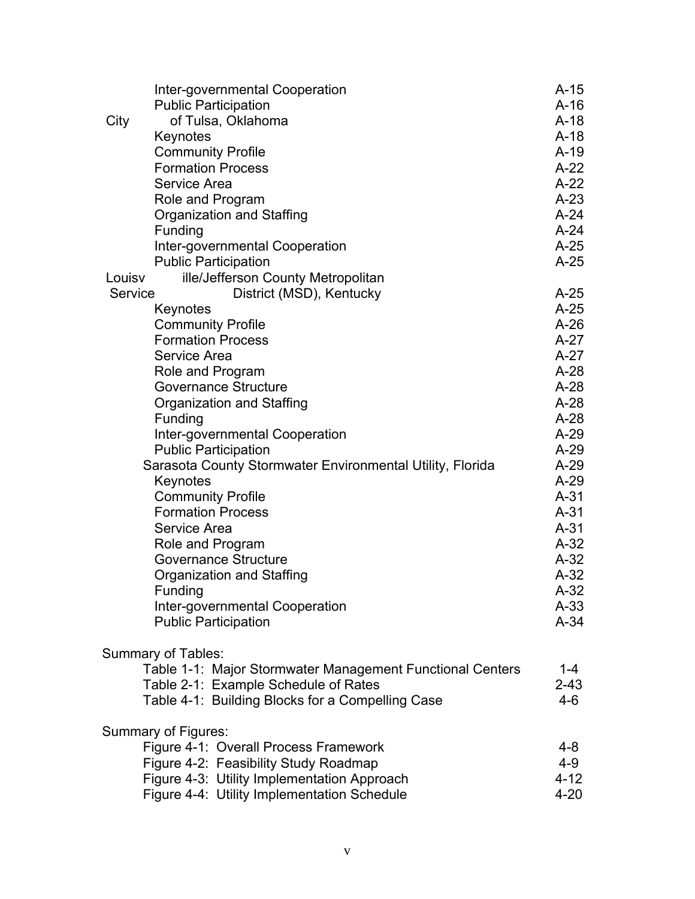| | |
|---|---|
| Inter-governmental Cooperation | A-15 |
| Public Participation | A-16 |
| City of Tulsa, Oklahoma | A-18 |
| Keynotes | A-18 |
| Community Profile | A-19 |
| Formation Process | A-22 |
| Service Area | A-22 |
| Role and Program | A-23 |
| Organization and Staffing | A-24 |
| Funding | A-24 |
| Inter-governmental Cooperation | A-25 |
| Public Participation | A-25 |
| Louisville/Jefferson County Metropolitan Service District (MSD), Kentucky | A-25 |
| Keynotes | A-25 |
| Community Profile | A-26 |
| Formation Process | A-27 |
| Service Area | A-27 |
| Role and Program | A-28 |
| Governance Structure | A-28 |
| Organization and Staffing | A-28 |
| Funding | A-28 |
| Inter-governmental Cooperation | A-29 |
| Public Participation | A-29 |
| Sarasota County Stormwater Environmental Utility, Florida | A-29 |
| Keynotes | A-29 |
| Community Profile | A-31 |
| Formation Process | A-31 |
| Service Area | A-31 |
| Role and Program | A-32 |
| Governance Structure | A-32 |
| Organization and Staffing | A-32 |
| Funding | A-32 |
| Inter-governmental Cooperation | A-33 |
| Public Participation | A-34 |

Summary of Tables:

| | |
|---|---|
| Table 1-1: Major Stormwater Management Functional Centers | 1-4 |
| Table 2-1: Example Schedule of Rates | 2-43 |
| Table 4-1: Building Blocks for a Compelling Case | 4-6 |

Summary of Figures:

| | |
|---|---|
| Figure 4-1: Overall Process Framework | 4-8 |
| Figure 4-2: Feasibility Study Roadmap | 4-9 |
| Figure 4-3: Utility Implementation Approach | 4-12 |
| Figure 4-4: Utility Implementation Schedule | 4-20 |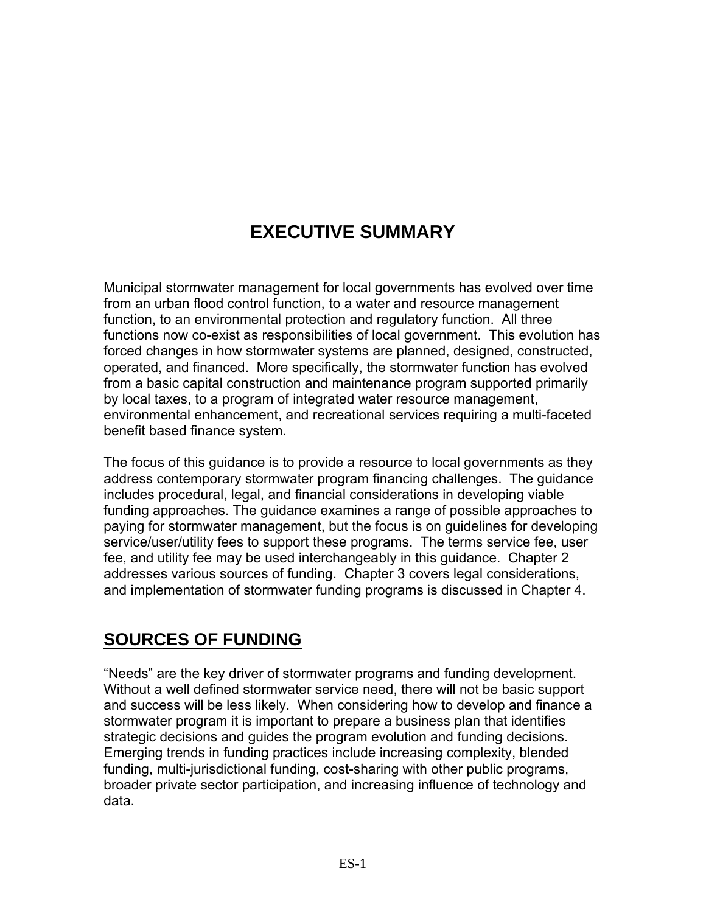# EXECUTIVE SUMMARY

Municipal stormwater management for local governments has evolved over time from an urban flood control function, to a water and resource management function, to an environmental protection and regulatory function. All three functions now co-exist as responsibilities of local government. This evolution has forced changes in how stormwater systems are planned, designed, constructed, operated, and financed. More specifically, the stormwater function has evolved from a basic capital construction and maintenance program supported primarily by local taxes, to a program of integrated water resource management, environmental enhancement, and recreational services requiring a multi-faceted benefit based finance system.

The focus of this guidance is to provide a resource to local governments as they address contemporary stormwater program financing challenges. The guidance includes procedural, legal, and financial considerations in developing viable funding approaches. The guidance examines a range of possible approaches to paying for stormwater management, but the focus is on guidelines for developing service/user/utility fees to support these programs. The terms service fee, user fee, and utility fee may be used interchangeably in this guidance. Chapter 2 addresses various sources of funding. Chapter 3 covers legal considerations, and implementation of stormwater funding programs is discussed in Chapter 4.

## SOURCES OF FUNDING

"Needs" are the key driver of stormwater programs and funding development. Without a well defined stormwater service need, there will not be basic support and success will be less likely. When considering how to develop and finance a stormwater program it is important to prepare a business plan that identifies strategic decisions and guides the program evolution and funding decisions. Emerging trends in funding practices include increasing complexity, blended funding, multi-jurisdictional funding, cost-sharing with other public programs, broader private sector participation, and increasing influence of technology and data.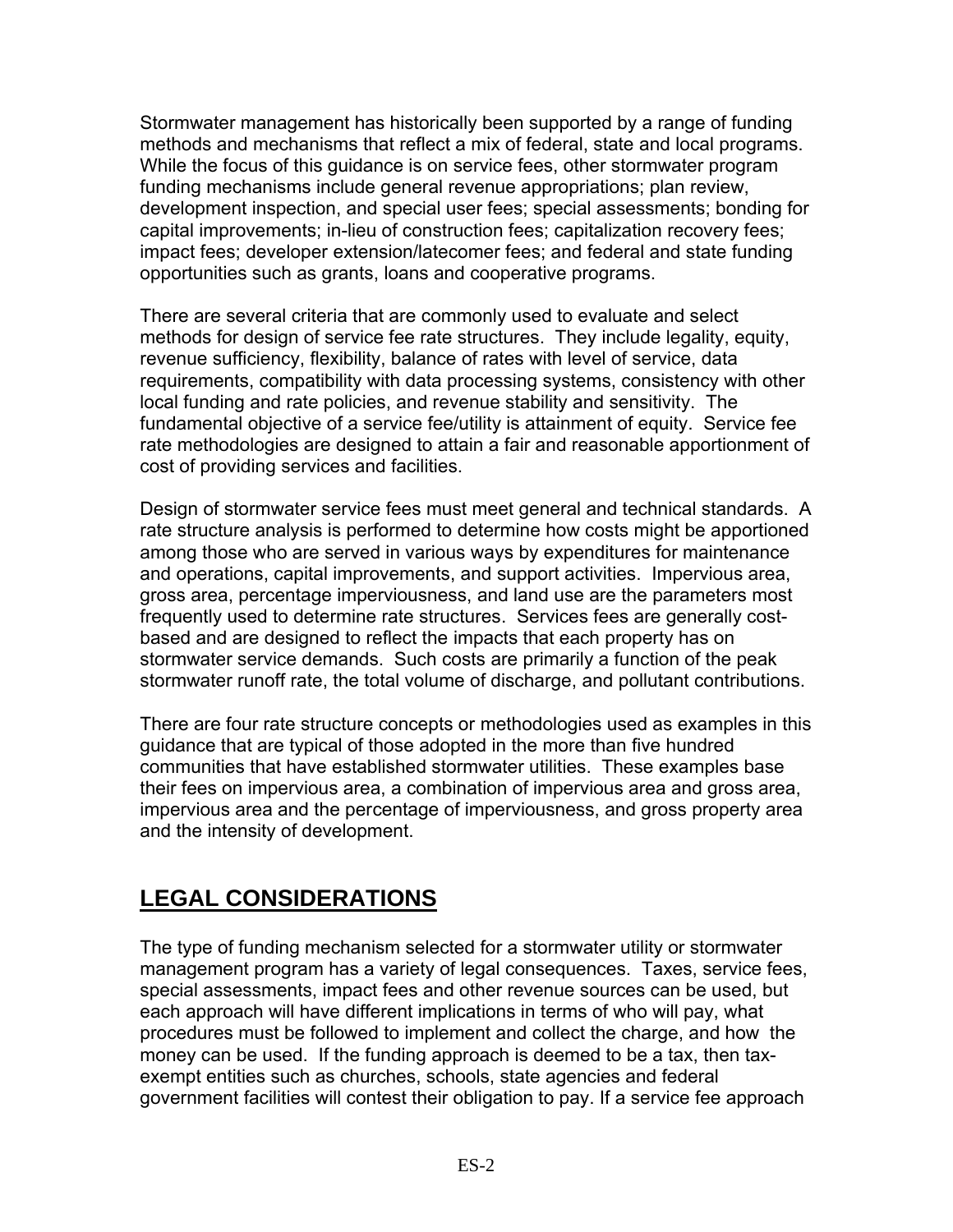Stormwater management has historically been supported by a range of funding methods and mechanisms that reflect a mix of federal, state and local programs. While the focus of this guidance is on service fees, other stormwater program funding mechanisms include general revenue appropriations; plan review, development inspection, and special user fees; special assessments; bonding for capital improvements; in-lieu of construction fees; capitalization recovery fees; impact fees; developer extension/latecomer fees; and federal and state funding opportunities such as grants, loans and cooperative programs.

There are several criteria that are commonly used to evaluate and select methods for design of service fee rate structures. They include legality, equity, revenue sufficiency, flexibility, balance of rates with level of service, data requirements, compatibility with data processing systems, consistency with other local funding and rate policies, and revenue stability and sensitivity. The fundamental objective of a service fee/utility is attainment of equity. Service fee rate methodologies are designed to attain a fair and reasonable apportionment of cost of providing services and facilities.

Design of stormwater service fees must meet general and technical standards. A rate structure analysis is performed to determine how costs might be apportioned among those who are served in various ways by expenditures for maintenance and operations, capital improvements, and support activities. Impervious area, gross area, percentage imperviousness, and land use are the parameters most frequently used to determine rate structures. Services fees are generally cost-based and are designed to reflect the impacts that each property has on stormwater service demands. Such costs are primarily a function of the peak stormwater runoff rate, the total volume of discharge, and pollutant contributions.

There are four rate structure concepts or methodologies used as examples in this guidance that are typical of those adopted in the more than five hundred communities that have established stormwater utilities. These examples base their fees on impervious area, a combination of impervious area and gross area, impervious area and the percentage of imperviousness, and gross property area and the intensity of development.

## LEGAL CONSIDERATIONS

The type of funding mechanism selected for a stormwater utility or stormwater management program has a variety of legal consequences. Taxes, service fees, special assessments, impact fees and other revenue sources can be used, but each approach will have different implications in terms of who will pay, what procedures must be followed to implement and collect the charge, and how the money can be used. If the funding approach is deemed to be a tax, then tax-exempt entities such as churches, schools, state agencies and federal government facilities will contest their obligation to pay. If a service fee approach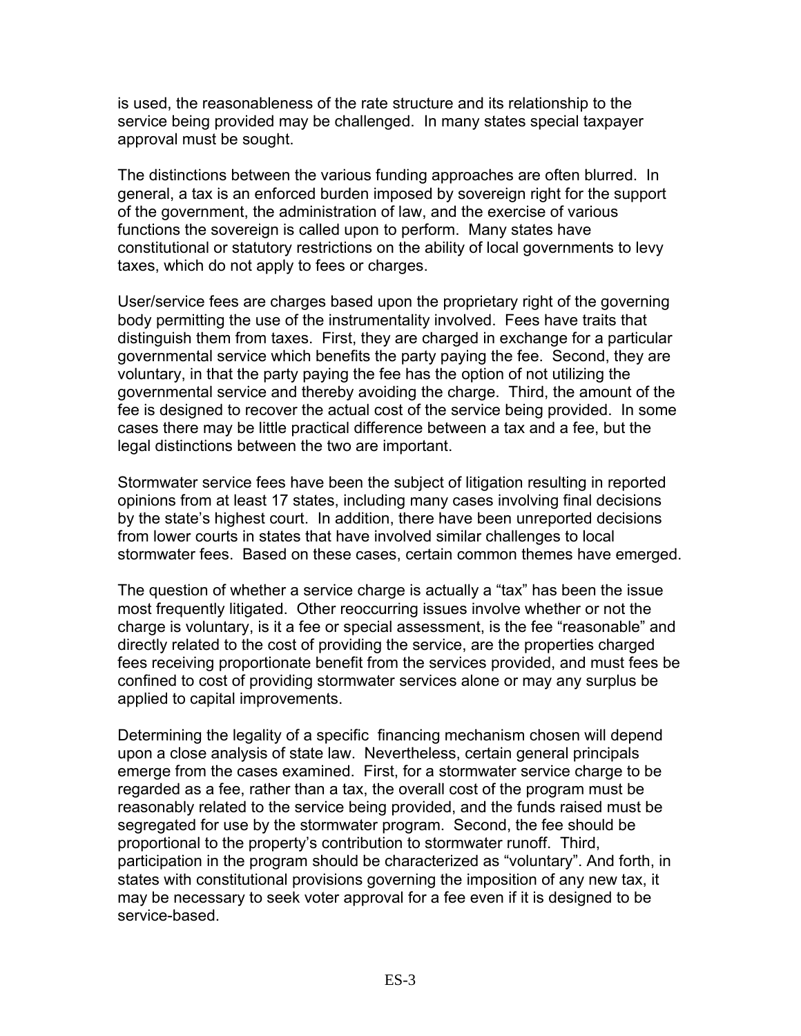is used, the reasonableness of the rate structure and its relationship to the service being provided may be challenged. In many states special taxpayer approval must be sought.

The distinctions between the various funding approaches are often blurred. In general, a tax is an enforced burden imposed by sovereign right for the support of the government, the administration of law, and the exercise of various functions the sovereign is called upon to perform. Many states have constitutional or statutory restrictions on the ability of local governments to levy taxes, which do not apply to fees or charges.

User/service fees are charges based upon the proprietary right of the governing body permitting the use of the instrumentality involved. Fees have traits that distinguish them from taxes. First, they are charged in exchange for a particular governmental service which benefits the party paying the fee. Second, they are voluntary, in that the party paying the fee has the option of not utilizing the governmental service and thereby avoiding the charge. Third, the amount of the fee is designed to recover the actual cost of the service being provided. In some cases there may be little practical difference between a tax and a fee, but the legal distinctions between the two are important.

Stormwater service fees have been the subject of litigation resulting in reported opinions from at least 17 states, including many cases involving final decisions by the state's highest court. In addition, there have been unreported decisions from lower courts in states that have involved similar challenges to local stormwater fees. Based on these cases, certain common themes have emerged.

The question of whether a service charge is actually a "tax" has been the issue most frequently litigated. Other reoccurring issues involve whether or not the charge is voluntary, is it a fee or special assessment, is the fee "reasonable" and directly related to the cost of providing the service, are the properties charged fees receiving proportionate benefit from the services provided, and must fees be confined to cost of providing stormwater services alone or may any surplus be applied to capital improvements.

Determining the legality of a specific financing mechanism chosen will depend upon a close analysis of state law. Nevertheless, certain general principals emerge from the cases examined. First, for a stormwater service charge to be regarded as a fee, rather than a tax, the overall cost of the program must be reasonably related to the service being provided, and the funds raised must be segregated for use by the stormwater program. Second, the fee should be proportional to the property's contribution to stormwater runoff. Third, participation in the program should be characterized as "voluntary". And forth, in states with constitutional provisions governing the imposition of any new tax, it may be necessary to seek voter approval for a fee even if it is designed to be service-based.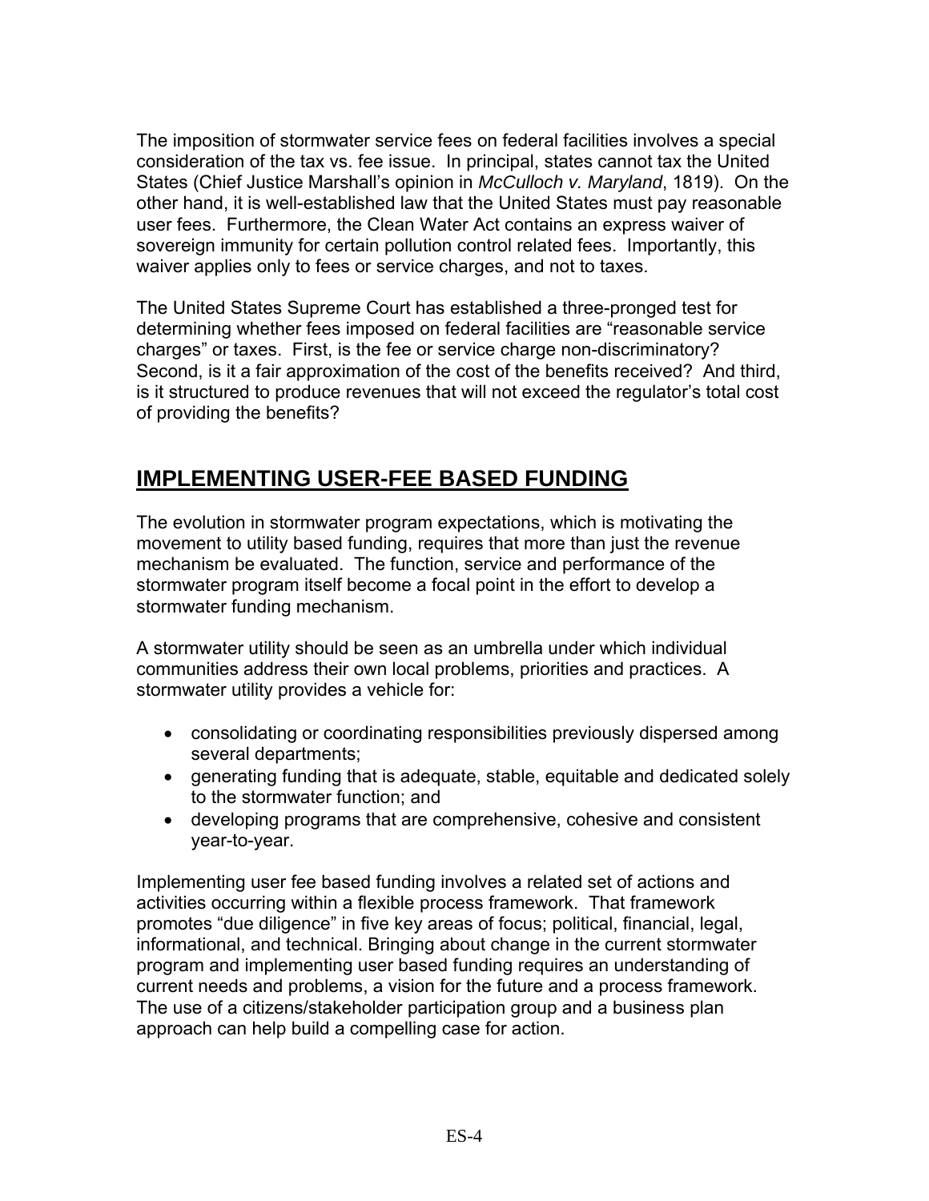The imposition of stormwater service fees on federal facilities involves a special consideration of the tax vs. fee issue. In principal, states cannot tax the United States (Chief Justice Marshall's opinion in *McCulloch v. Maryland*, 1819). On the other hand, it is well-established law that the United States must pay reasonable user fees. Furthermore, the Clean Water Act contains an express waiver of sovereign immunity for certain pollution control related fees. Importantly, this waiver applies only to fees or service charges, and not to taxes.

The United States Supreme Court has established a three-pronged test for determining whether fees imposed on federal facilities are "reasonable service charges" or taxes. First, is the fee or service charge non-discriminatory? Second, is it a fair approximation of the cost of the benefits received? And third, is it structured to produce revenues that will not exceed the regulator's total cost of providing the benefits?

## IMPLEMENTING USER-FEE BASED FUNDING

The evolution in stormwater program expectations, which is motivating the movement to utility based funding, requires that more than just the revenue mechanism be evaluated. The function, service and performance of the stormwater program itself become a focal point in the effort to develop a stormwater funding mechanism.

A stormwater utility should be seen as an umbrella under which individual communities address their own local problems, priorities and practices. A stormwater utility provides a vehicle for:

- consolidating or coordinating responsibilities previously dispersed among several departments;
- generating funding that is adequate, stable, equitable and dedicated solely to the stormwater function; and
- developing programs that are comprehensive, cohesive and consistent year-to-year.

Implementing user fee based funding involves a related set of actions and activities occurring within a flexible process framework. That framework promotes "due diligence" in five key areas of focus; political, financial, legal, informational, and technical. Bringing about change in the current stormwater program and implementing user based funding requires an understanding of current needs and problems, a vision for the future and a process framework. The use of a citizens/stakeholder participation group and a business plan approach can help build a compelling case for action.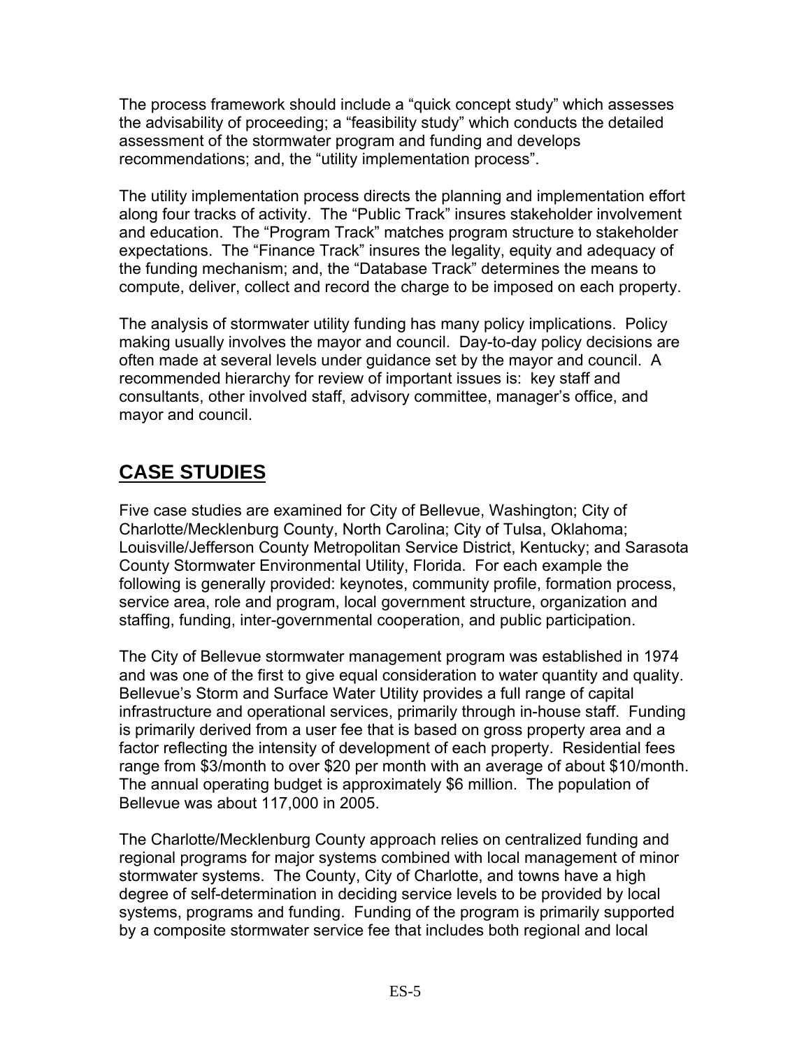The process framework should include a "quick concept study" which assesses the advisability of proceeding; a "feasibility study" which conducts the detailed assessment of the stormwater program and funding and develops recommendations; and, the "utility implementation process".

The utility implementation process directs the planning and implementation effort along four tracks of activity. The "Public Track" insures stakeholder involvement and education. The "Program Track" matches program structure to stakeholder expectations. The "Finance Track" insures the legality, equity and adequacy of the funding mechanism; and, the "Database Track" determines the means to compute, deliver, collect and record the charge to be imposed on each property.

The analysis of stormwater utility funding has many policy implications. Policy making usually involves the mayor and council. Day-to-day policy decisions are often made at several levels under guidance set by the mayor and council. A recommended hierarchy for review of important issues is: key staff and consultants, other involved staff, advisory committee, manager's office, and mayor and council.

## CASE STUDIES

Five case studies are examined for City of Bellevue, Washington; City of Charlotte/Mecklenburg County, North Carolina; City of Tulsa, Oklahoma; Louisville/Jefferson County Metropolitan Service District, Kentucky; and Sarasota County Stormwater Environmental Utility, Florida. For each example the following is generally provided: keynotes, community profile, formation process, service area, role and program, local government structure, organization and staffing, funding, inter-governmental cooperation, and public participation.

The City of Bellevue stormwater management program was established in 1974 and was one of the first to give equal consideration to water quantity and quality. Bellevue's Storm and Surface Water Utility provides a full range of capital infrastructure and operational services, primarily through in-house staff. Funding is primarily derived from a user fee that is based on gross property area and a factor reflecting the intensity of development of each property. Residential fees range from $3/month to over $20 per month with an average of about $10/month. The annual operating budget is approximately $6 million. The population of Bellevue was about 117,000 in 2005.

The Charlotte/Mecklenburg County approach relies on centralized funding and regional programs for major systems combined with local management of minor stormwater systems. The County, City of Charlotte, and towns have a high degree of self-determination in deciding service levels to be provided by local systems, programs and funding. Funding of the program is primarily supported by a composite stormwater service fee that includes both regional and local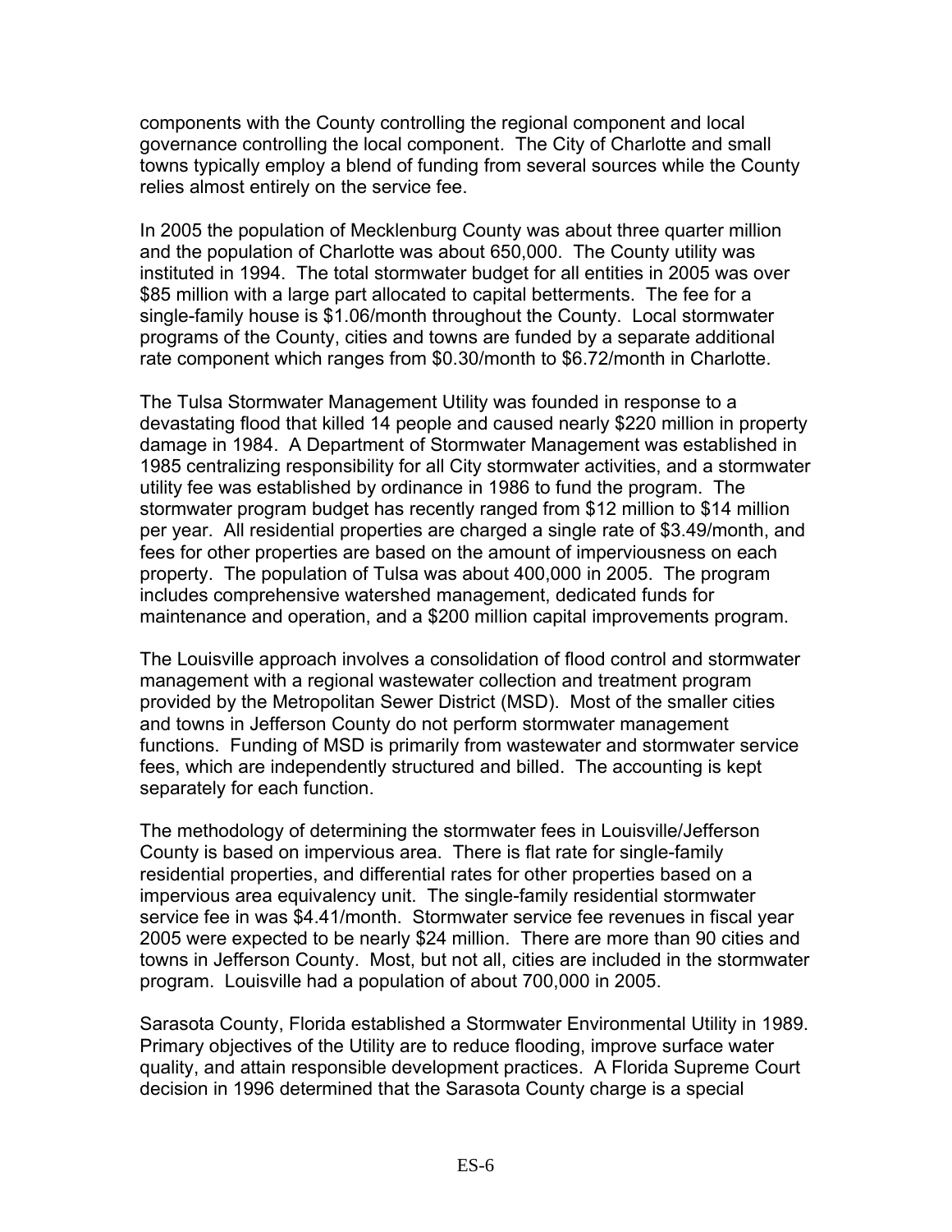components with the County controlling the regional component and local governance controlling the local component. The City of Charlotte and small towns typically employ a blend of funding from several sources while the County relies almost entirely on the service fee.

In 2005 the population of Mecklenburg County was about three quarter million and the population of Charlotte was about 650,000. The County utility was instituted in 1994. The total stormwater budget for all entities in 2005 was over \$85 million with a large part allocated to capital betterments. The fee for a single-family house is \$1.06/month throughout the County. Local stormwater programs of the County, cities and towns are funded by a separate additional rate component which ranges from \$0.30/month to \$6.72/month in Charlotte.

The Tulsa Stormwater Management Utility was founded in response to a devastating flood that killed 14 people and caused nearly \$220 million in property damage in 1984. A Department of Stormwater Management was established in 1985 centralizing responsibility for all City stormwater activities, and a stormwater utility fee was established by ordinance in 1986 to fund the program. The stormwater program budget has recently ranged from \$12 million to \$14 million per year. All residential properties are charged a single rate of \$3.49/month, and fees for other properties are based on the amount of imperviousness on each property. The population of Tulsa was about 400,000 in 2005. The program includes comprehensive watershed management, dedicated funds for maintenance and operation, and a \$200 million capital improvements program.

The Louisville approach involves a consolidation of flood control and stormwater management with a regional wastewater collection and treatment program provided by the Metropolitan Sewer District (MSD). Most of the smaller cities and towns in Jefferson County do not perform stormwater management functions. Funding of MSD is primarily from wastewater and stormwater service fees, which are independently structured and billed. The accounting is kept separately for each function.

The methodology of determining the stormwater fees in Louisville/Jefferson County is based on impervious area. There is flat rate for single-family residential properties, and differential rates for other properties based on a impervious area equivalency unit. The single-family residential stormwater service fee in was \$4.41/month. Stormwater service fee revenues in fiscal year 2005 were expected to be nearly \$24 million. There are more than 90 cities and towns in Jefferson County. Most, but not all, cities are included in the stormwater program. Louisville had a population of about 700,000 in 2005.

Sarasota County, Florida established a Stormwater Environmental Utility in 1989. Primary objectives of the Utility are to reduce flooding, improve surface water quality, and attain responsible development practices. A Florida Supreme Court decision in 1996 determined that the Sarasota County charge is a special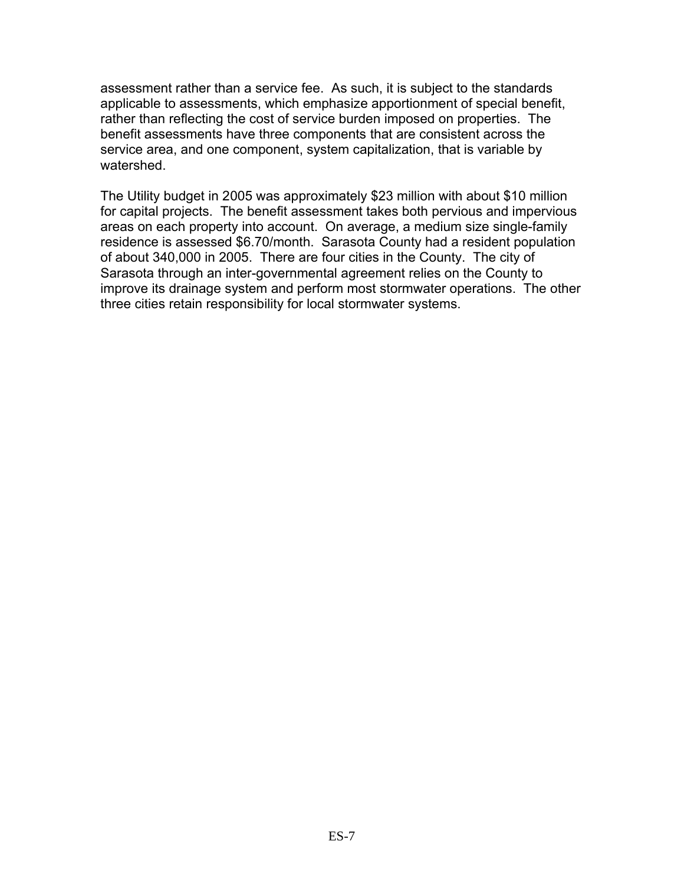assessment rather than a service fee. As such, it is subject to the standards applicable to assessments, which emphasize apportionment of special benefit, rather than reflecting the cost of service burden imposed on properties. The benefit assessments have three components that are consistent across the service area, and one component, system capitalization, that is variable by watershed.

The Utility budget in 2005 was approximately $23 million with about $10 million for capital projects. The benefit assessment takes both pervious and impervious areas on each property into account. On average, a medium size single-family residence is assessed $6.70/month. Sarasota County had a resident population of about 340,000 in 2005. There are four cities in the County. The city of Sarasota through an inter-governmental agreement relies on the County to improve its drainage system and perform most stormwater operations. The other three cities retain responsibility for local stormwater systems.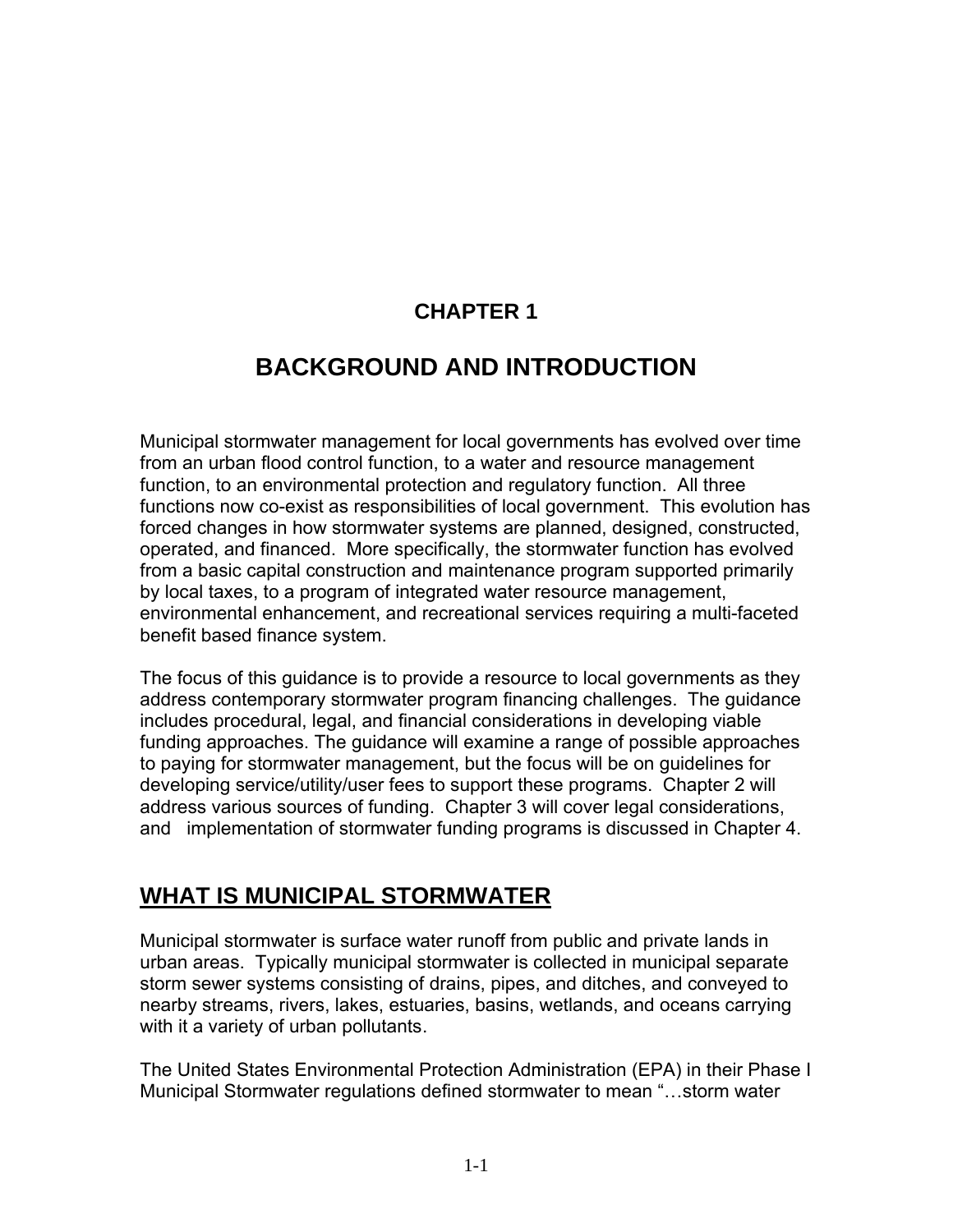# CHAPTER 1

# BACKGROUND AND INTRODUCTION

Municipal stormwater management for local governments has evolved over time from an urban flood control function, to a water and resource management function, to an environmental protection and regulatory function. All three functions now co-exist as responsibilities of local government. This evolution has forced changes in how stormwater systems are planned, designed, constructed, operated, and financed. More specifically, the stormwater function has evolved from a basic capital construction and maintenance program supported primarily by local taxes, to a program of integrated water resource management, environmental enhancement, and recreational services requiring a multi-faceted benefit based finance system.

The focus of this guidance is to provide a resource to local governments as they address contemporary stormwater program financing challenges. The guidance includes procedural, legal, and financial considerations in developing viable funding approaches. The guidance will examine a range of possible approaches to paying for stormwater management, but the focus will be on guidelines for developing service/utility/user fees to support these programs. Chapter 2 will address various sources of funding. Chapter 3 will cover legal considerations, and implementation of stormwater funding programs is discussed in Chapter 4.

## WHAT IS MUNICIPAL STORMWATER

Municipal stormwater is surface water runoff from public and private lands in urban areas. Typically municipal stormwater is collected in municipal separate storm sewer systems consisting of drains, pipes, and ditches, and conveyed to nearby streams, rivers, lakes, estuaries, basins, wetlands, and oceans carrying with it a variety of urban pollutants.

The United States Environmental Protection Administration (EPA) in their Phase I Municipal Stormwater regulations defined stormwater to mean "…storm water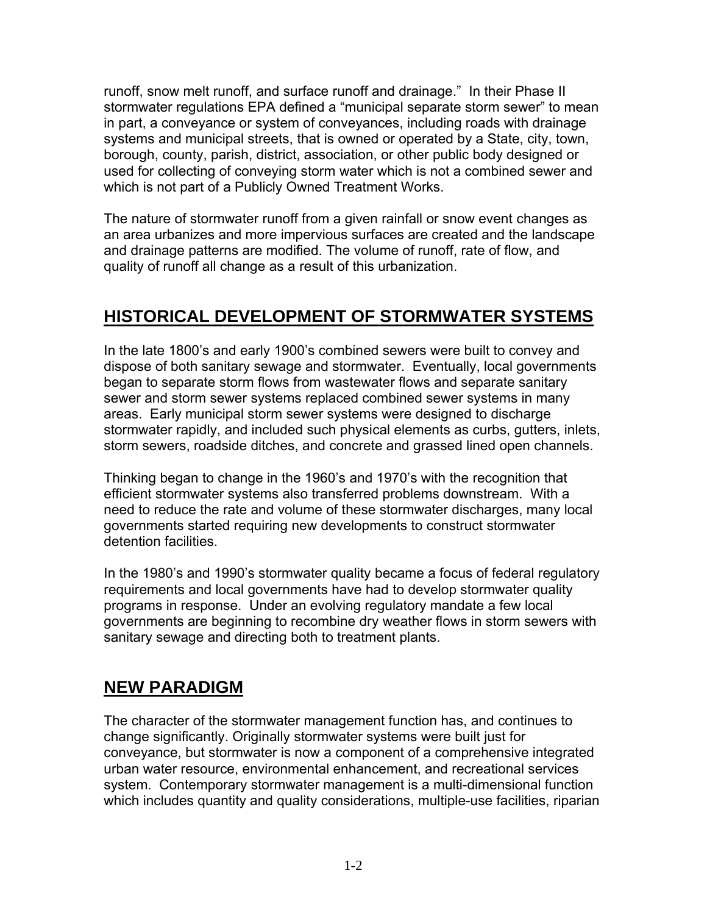runoff, snow melt runoff, and surface runoff and drainage." In their Phase II stormwater regulations EPA defined a "municipal separate storm sewer" to mean in part, a conveyance or system of conveyances, including roads with drainage systems and municipal streets, that is owned or operated by a State, city, town, borough, county, parish, district, association, or other public body designed or used for collecting of conveying storm water which is not a combined sewer and which is not part of a Publicly Owned Treatment Works.

The nature of stormwater runoff from a given rainfall or snow event changes as an area urbanizes and more impervious surfaces are created and the landscape and drainage patterns are modified. The volume of runoff, rate of flow, and quality of runoff all change as a result of this urbanization.

## HISTORICAL DEVELOPMENT OF STORMWATER SYSTEMS

In the late 1800's and early 1900's combined sewers were built to convey and dispose of both sanitary sewage and stormwater. Eventually, local governments began to separate storm flows from wastewater flows and separate sanitary sewer and storm sewer systems replaced combined sewer systems in many areas. Early municipal storm sewer systems were designed to discharge stormwater rapidly, and included such physical elements as curbs, gutters, inlets, storm sewers, roadside ditches, and concrete and grassed lined open channels.

Thinking began to change in the 1960's and 1970's with the recognition that efficient stormwater systems also transferred problems downstream. With a need to reduce the rate and volume of these stormwater discharges, many local governments started requiring new developments to construct stormwater detention facilities.

In the 1980's and 1990's stormwater quality became a focus of federal regulatory requirements and local governments have had to develop stormwater quality programs in response. Under an evolving regulatory mandate a few local governments are beginning to recombine dry weather flows in storm sewers with sanitary sewage and directing both to treatment plants.

## NEW PARADIGM

The character of the stormwater management function has, and continues to change significantly. Originally stormwater systems were built just for conveyance, but stormwater is now a component of a comprehensive integrated urban water resource, environmental enhancement, and recreational services system. Contemporary stormwater management is a multi-dimensional function which includes quantity and quality considerations, multiple-use facilities, riparian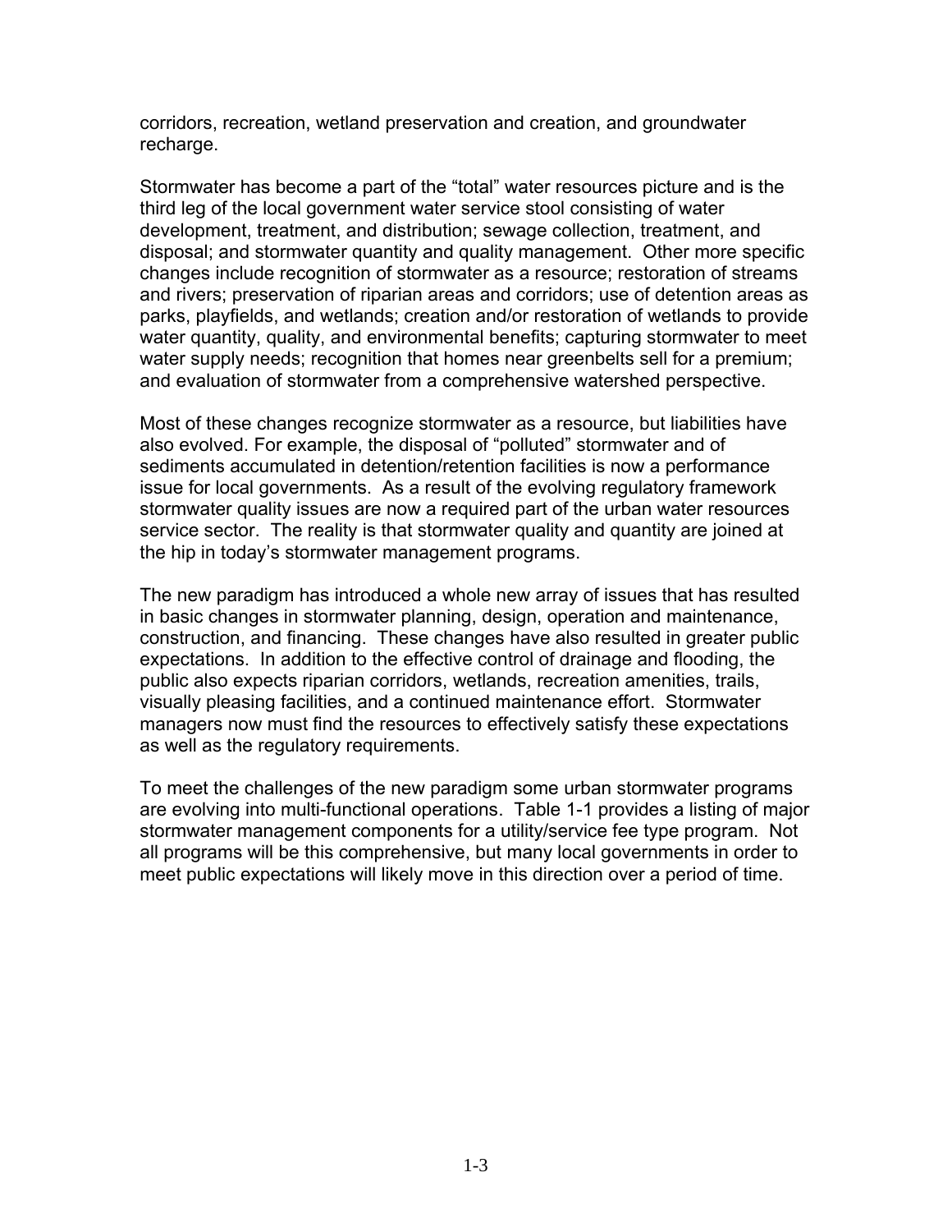corridors, recreation, wetland preservation and creation, and groundwater recharge.

Stormwater has become a part of the "total" water resources picture and is the third leg of the local government water service stool consisting of water development, treatment, and distribution; sewage collection, treatment, and disposal; and stormwater quantity and quality management. Other more specific changes include recognition of stormwater as a resource; restoration of streams and rivers; preservation of riparian areas and corridors; use of detention areas as parks, playfields, and wetlands; creation and/or restoration of wetlands to provide water quantity, quality, and environmental benefits; capturing stormwater to meet water supply needs; recognition that homes near greenbelts sell for a premium; and evaluation of stormwater from a comprehensive watershed perspective.

Most of these changes recognize stormwater as a resource, but liabilities have also evolved. For example, the disposal of "polluted" stormwater and of sediments accumulated in detention/retention facilities is now a performance issue for local governments. As a result of the evolving regulatory framework stormwater quality issues are now a required part of the urban water resources service sector. The reality is that stormwater quality and quantity are joined at the hip in today's stormwater management programs.

The new paradigm has introduced a whole new array of issues that has resulted in basic changes in stormwater planning, design, operation and maintenance, construction, and financing. These changes have also resulted in greater public expectations. In addition to the effective control of drainage and flooding, the public also expects riparian corridors, wetlands, recreation amenities, trails, visually pleasing facilities, and a continued maintenance effort. Stormwater managers now must find the resources to effectively satisfy these expectations as well as the regulatory requirements.

To meet the challenges of the new paradigm some urban stormwater programs are evolving into multi-functional operations. Table 1-1 provides a listing of major stormwater management components for a utility/service fee type program. Not all programs will be this comprehensive, but many local governments in order to meet public expectations will likely move in this direction over a period of time.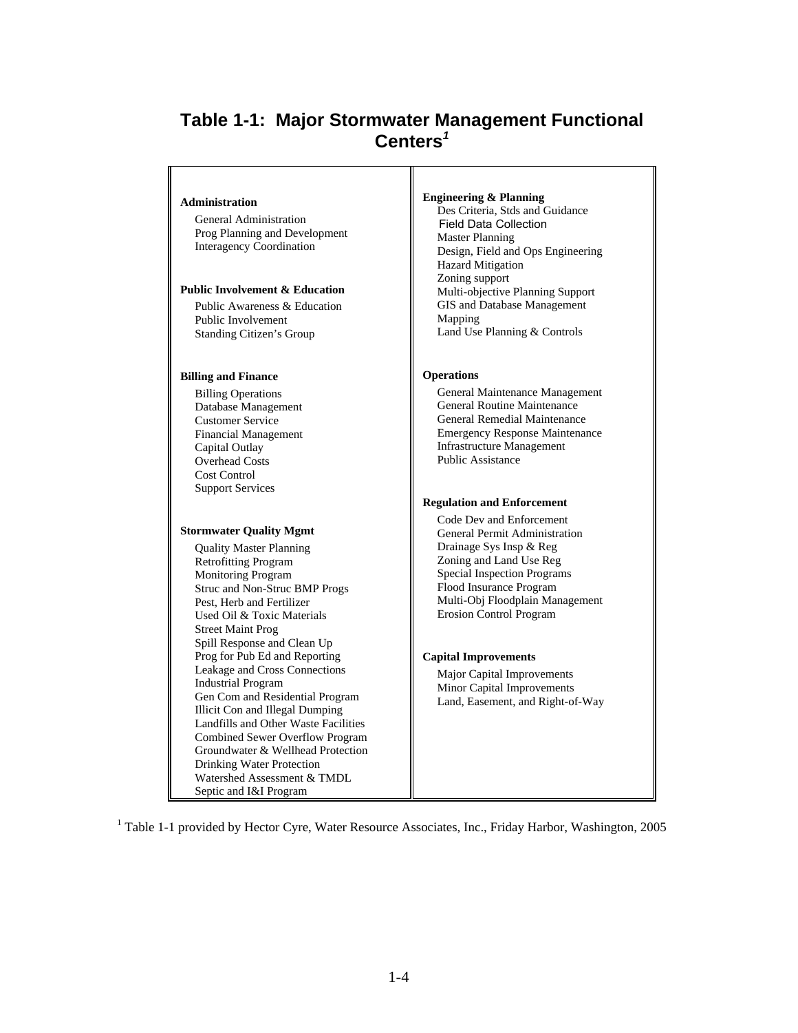## Table 1-1: Major Stormwater Management Functional Centers[1]

| | |
|---|---|
| **Administration**<br>General Administration<br>Prog Planning and Development<br>Interagency Coordination | **Engineering & Planning**<br>Des Criteria, Stds and Guidance<br>Field Data Collection<br>Master Planning<br>Design, Field and Ops Engineering<br>Hazard Mitigation<br>Zoning support<br>Multi-objective Planning Support<br>GIS and Database Management<br>Mapping<br>Land Use Planning & Controls |
| **Public Involvement & Education**<br>Public Awareness & Education<br>Public Involvement<br>Standing Citizen's Group | |
| **Billing and Finance**<br>Billing Operations<br>Database Management<br>Customer Service<br>Financial Management<br>Capital Outlay<br>Overhead Costs<br>Cost Control<br>Support Services | **Operations**<br>General Maintenance Management<br>General Routine Maintenance<br>General Remedial Maintenance<br>Emergency Response Maintenance<br>Infrastructure Management<br>Public Assistance |
| **Stormwater Quality Mgmt**<br>Quality Master Planning<br>Retrofitting Program<br>Monitoring Program<br>Struc and Non-Struc BMP Progs<br>Pest, Herb and Fertilizer<br>Used Oil & Toxic Materials<br>Street Maint Prog<br>Spill Response and Clean Up<br>Prog for Pub Ed and Reporting<br>Leakage and Cross Connections<br>Industrial Program<br>Gen Com and Residential Program<br>Illicit Con and Illegal Dumping<br>Landfills and Other Waste Facilities<br>Combined Sewer Overflow Program<br>Groundwater & Wellhead Protection<br>Drinking Water Protection<br>Watershed Assessment & TMDL<br>Septic and I&I Program | **Regulation and Enforcement**<br>Code Dev and Enforcement<br>General Permit Administration<br>Drainage Sys Insp & Reg<br>Zoning and Land Use Reg<br>Special Inspection Programs<br>Flood Insurance Program<br>Multi-Obj Floodplain Management<br>Erosion Control Program<br><br>**Capital Improvements**<br>Major Capital Improvements<br>Minor Capital Improvements<br>Land, Easement, and Right-of-Way |

[1] Table 1-1 provided by Hector Cyre, Water Resource Associates, Inc., Friday Harbor, Washington, 2005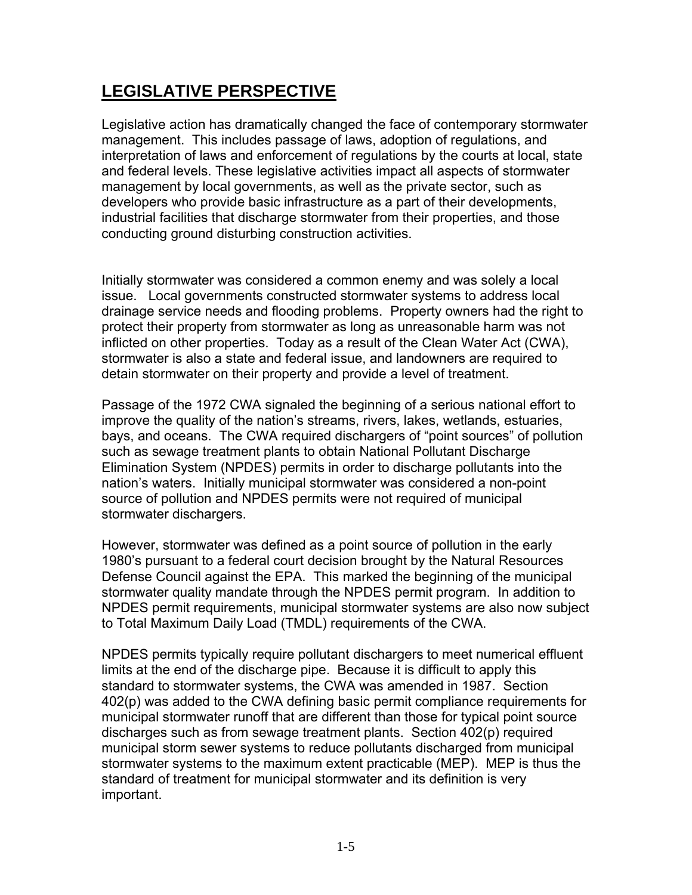## LEGISLATIVE PERSPECTIVE

Legislative action has dramatically changed the face of contemporary stormwater management. This includes passage of laws, adoption of regulations, and interpretation of laws and enforcement of regulations by the courts at local, state and federal levels. These legislative activities impact all aspects of stormwater management by local governments, as well as the private sector, such as developers who provide basic infrastructure as a part of their developments, industrial facilities that discharge stormwater from their properties, and those conducting ground disturbing construction activities.

Initially stormwater was considered a common enemy and was solely a local issue. Local governments constructed stormwater systems to address local drainage service needs and flooding problems. Property owners had the right to protect their property from stormwater as long as unreasonable harm was not inflicted on other properties. Today as a result of the Clean Water Act (CWA), stormwater is also a state and federal issue, and landowners are required to detain stormwater on their property and provide a level of treatment.

Passage of the 1972 CWA signaled the beginning of a serious national effort to improve the quality of the nation's streams, rivers, lakes, wetlands, estuaries, bays, and oceans. The CWA required dischargers of "point sources" of pollution such as sewage treatment plants to obtain National Pollutant Discharge Elimination System (NPDES) permits in order to discharge pollutants into the nation's waters. Initially municipal stormwater was considered a non-point source of pollution and NPDES permits were not required of municipal stormwater dischargers.

However, stormwater was defined as a point source of pollution in the early 1980's pursuant to a federal court decision brought by the Natural Resources Defense Council against the EPA. This marked the beginning of the municipal stormwater quality mandate through the NPDES permit program. In addition to NPDES permit requirements, municipal stormwater systems are also now subject to Total Maximum Daily Load (TMDL) requirements of the CWA.

NPDES permits typically require pollutant dischargers to meet numerical effluent limits at the end of the discharge pipe. Because it is difficult to apply this standard to stormwater systems, the CWA was amended in 1987. Section 402(p) was added to the CWA defining basic permit compliance requirements for municipal stormwater runoff that are different than those for typical point source discharges such as from sewage treatment plants. Section 402(p) required municipal storm sewer systems to reduce pollutants discharged from municipal stormwater systems to the maximum extent practicable (MEP). MEP is thus the standard of treatment for municipal stormwater and its definition is very important.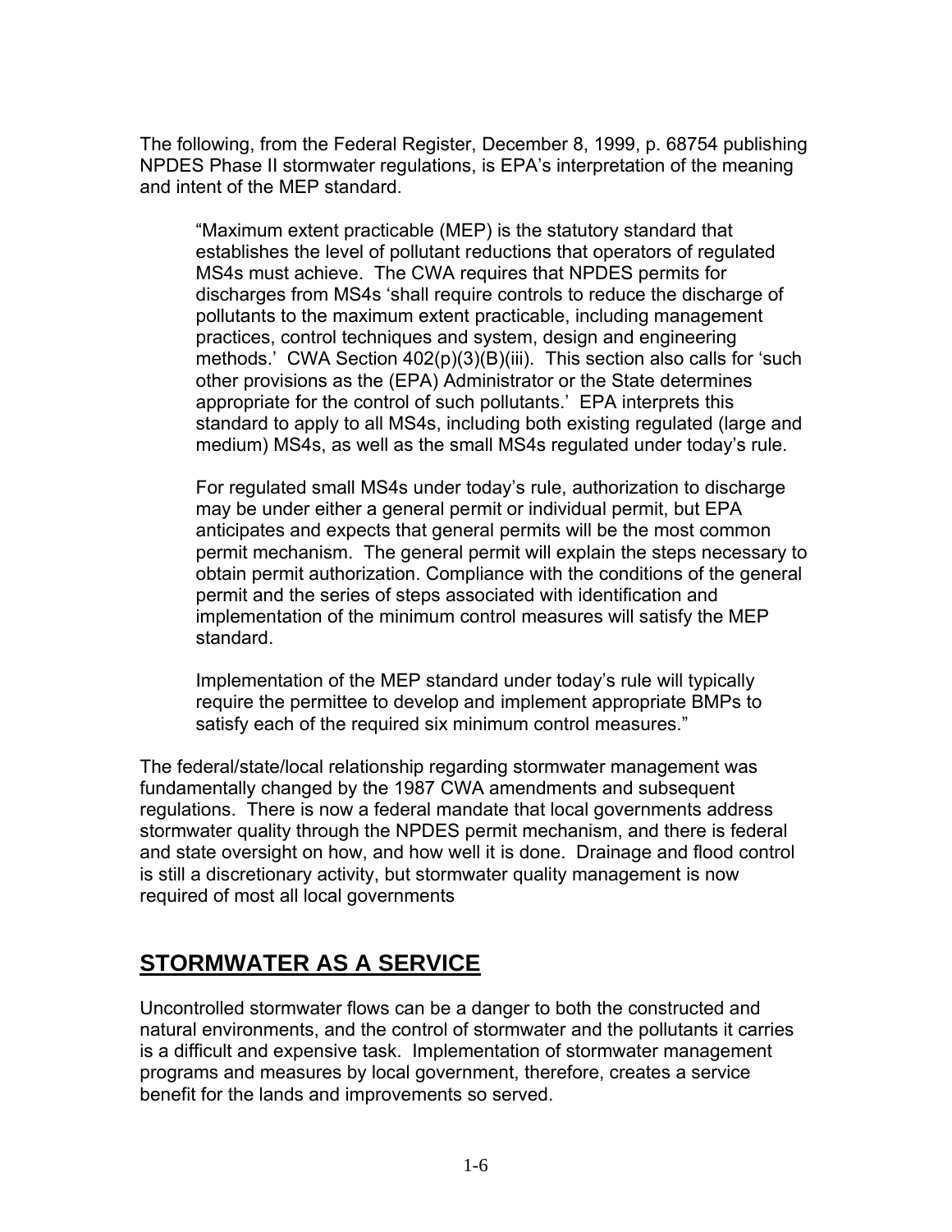The following, from the Federal Register, December 8, 1999, p. 68754 publishing NPDES Phase II stormwater regulations, is EPA's interpretation of the meaning and intent of the MEP standard.

> "Maximum extent practicable (MEP) is the statutory standard that establishes the level of pollutant reductions that operators of regulated MS4s must achieve. The CWA requires that NPDES permits for discharges from MS4s 'shall require controls to reduce the discharge of pollutants to the maximum extent practicable, including management practices, control techniques and system, design and engineering methods.' CWA Section 402(p)(3)(B)(iii). This section also calls for 'such other provisions as the (EPA) Administrator or the State determines appropriate for the control of such pollutants.' EPA interprets this standard to apply to all MS4s, including both existing regulated (large and medium) MS4s, as well as the small MS4s regulated under today's rule.
>
> For regulated small MS4s under today's rule, authorization to discharge may be under either a general permit or individual permit, but EPA anticipates and expects that general permits will be the most common permit mechanism. The general permit will explain the steps necessary to obtain permit authorization. Compliance with the conditions of the general permit and the series of steps associated with identification and implementation of the minimum control measures will satisfy the MEP standard.
>
> Implementation of the MEP standard under today's rule will typically require the permittee to develop and implement appropriate BMPs to satisfy each of the required six minimum control measures."

The federal/state/local relationship regarding stormwater management was fundamentally changed by the 1987 CWA amendments and subsequent regulations. There is now a federal mandate that local governments address stormwater quality through the NPDES permit mechanism, and there is federal and state oversight on how, and how well it is done. Drainage and flood control is still a discretionary activity, but stormwater quality management is now required of most all local governments

## STORMWATER AS A SERVICE

Uncontrolled stormwater flows can be a danger to both the constructed and natural environments, and the control of stormwater and the pollutants it carries is a difficult and expensive task. Implementation of stormwater management programs and measures by local government, therefore, creates a service benefit for the lands and improvements so served.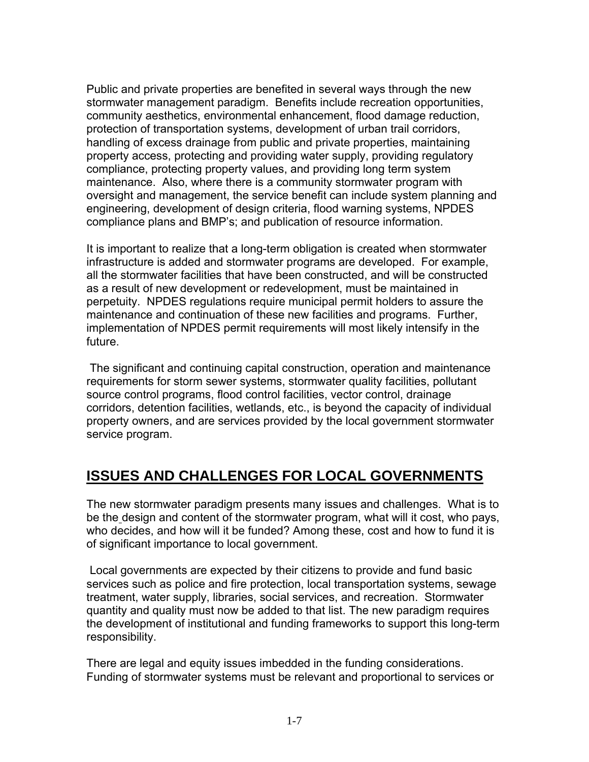Public and private properties are benefited in several ways through the new stormwater management paradigm. Benefits include recreation opportunities, community aesthetics, environmental enhancement, flood damage reduction, protection of transportation systems, development of urban trail corridors, handling of excess drainage from public and private properties, maintaining property access, protecting and providing water supply, providing regulatory compliance, protecting property values, and providing long term system maintenance. Also, where there is a community stormwater program with oversight and management, the service benefit can include system planning and engineering, development of design criteria, flood warning systems, NPDES compliance plans and BMP's; and publication of resource information.

It is important to realize that a long-term obligation is created when stormwater infrastructure is added and stormwater programs are developed. For example, all the stormwater facilities that have been constructed, and will be constructed as a result of new development or redevelopment, must be maintained in perpetuity. NPDES regulations require municipal permit holders to assure the maintenance and continuation of these new facilities and programs. Further, implementation of NPDES permit requirements will most likely intensify in the future.

The significant and continuing capital construction, operation and maintenance requirements for storm sewer systems, stormwater quality facilities, pollutant source control programs, flood control facilities, vector control, drainage corridors, detention facilities, wetlands, etc., is beyond the capacity of individual property owners, and are services provided by the local government stormwater service program.

## ISSUES AND CHALLENGES FOR LOCAL GOVERNMENTS

The new stormwater paradigm presents many issues and challenges. What is to be the design and content of the stormwater program, what will it cost, who pays, who decides, and how will it be funded? Among these, cost and how to fund it is of significant importance to local government.

Local governments are expected by their citizens to provide and fund basic services such as police and fire protection, local transportation systems, sewage treatment, water supply, libraries, social services, and recreation. Stormwater quantity and quality must now be added to that list. The new paradigm requires the development of institutional and funding frameworks to support this long-term responsibility.

There are legal and equity issues imbedded in the funding considerations. Funding of stormwater systems must be relevant and proportional to services or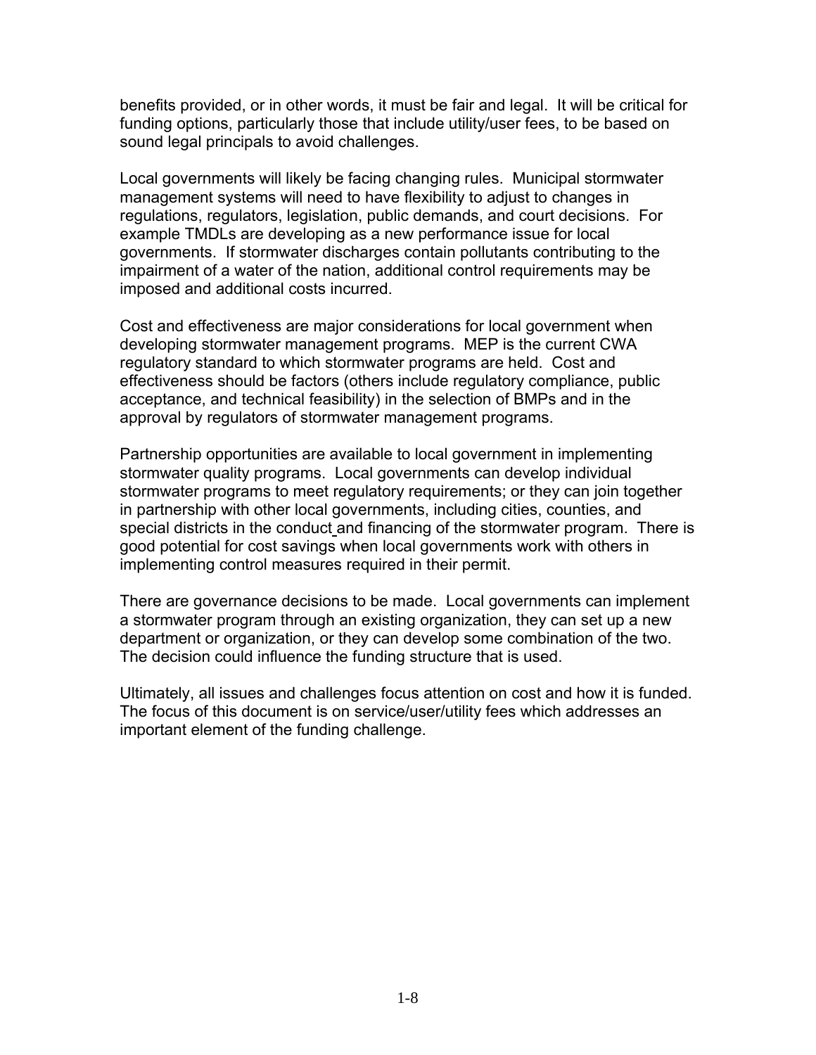benefits provided, or in other words, it must be fair and legal. It will be critical for funding options, particularly those that include utility/user fees, to be based on sound legal principals to avoid challenges.

Local governments will likely be facing changing rules. Municipal stormwater management systems will need to have flexibility to adjust to changes in regulations, regulators, legislation, public demands, and court decisions. For example TMDLs are developing as a new performance issue for local governments. If stormwater discharges contain pollutants contributing to the impairment of a water of the nation, additional control requirements may be imposed and additional costs incurred.

Cost and effectiveness are major considerations for local government when developing stormwater management programs. MEP is the current CWA regulatory standard to which stormwater programs are held. Cost and effectiveness should be factors (others include regulatory compliance, public acceptance, and technical feasibility) in the selection of BMPs and in the approval by regulators of stormwater management programs.

Partnership opportunities are available to local government in implementing stormwater quality programs. Local governments can develop individual stormwater programs to meet regulatory requirements; or they can join together in partnership with other local governments, including cities, counties, and special districts in the conduct and financing of the stormwater program. There is good potential for cost savings when local governments work with others in implementing control measures required in their permit.

There are governance decisions to be made. Local governments can implement a stormwater program through an existing organization, they can set up a new department or organization, or they can develop some combination of the two. The decision could influence the funding structure that is used.

Ultimately, all issues and challenges focus attention on cost and how it is funded. The focus of this document is on service/user/utility fees which addresses an important element of the funding challenge.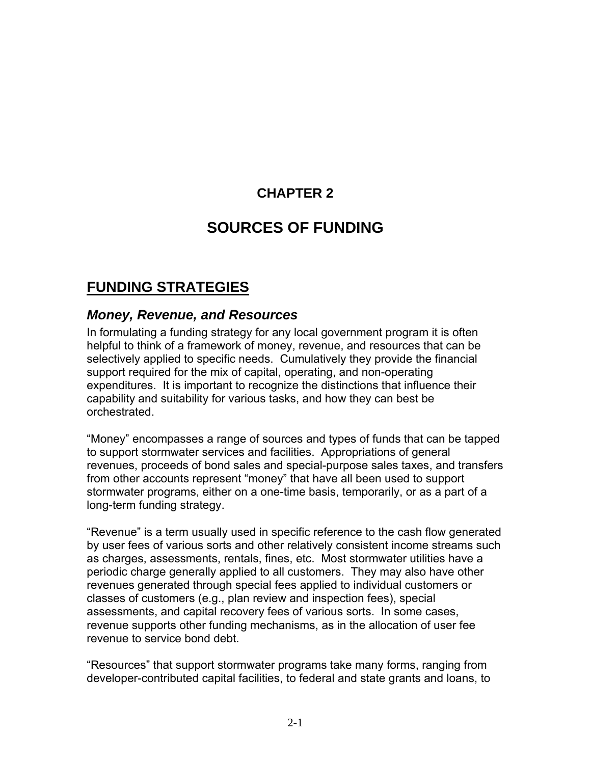# CHAPTER 2

# SOURCES OF FUNDING

## FUNDING STRATEGIES

### *Money, Revenue, and Resources*

In formulating a funding strategy for any local government program it is often helpful to think of a framework of money, revenue, and resources that can be selectively applied to specific needs. Cumulatively they provide the financial support required for the mix of capital, operating, and non-operating expenditures. It is important to recognize the distinctions that influence their capability and suitability for various tasks, and how they can best be orchestrated.

"Money" encompasses a range of sources and types of funds that can be tapped to support stormwater services and facilities. Appropriations of general revenues, proceeds of bond sales and special-purpose sales taxes, and transfers from other accounts represent "money" that have all been used to support stormwater programs, either on a one-time basis, temporarily, or as a part of a long-term funding strategy.

"Revenue" is a term usually used in specific reference to the cash flow generated by user fees of various sorts and other relatively consistent income streams such as charges, assessments, rentals, fines, etc. Most stormwater utilities have a periodic charge generally applied to all customers. They may also have other revenues generated through special fees applied to individual customers or classes of customers (e.g., plan review and inspection fees), special assessments, and capital recovery fees of various sorts. In some cases, revenue supports other funding mechanisms, as in the allocation of user fee revenue to service bond debt.

"Resources" that support stormwater programs take many forms, ranging from developer-contributed capital facilities, to federal and state grants and loans, to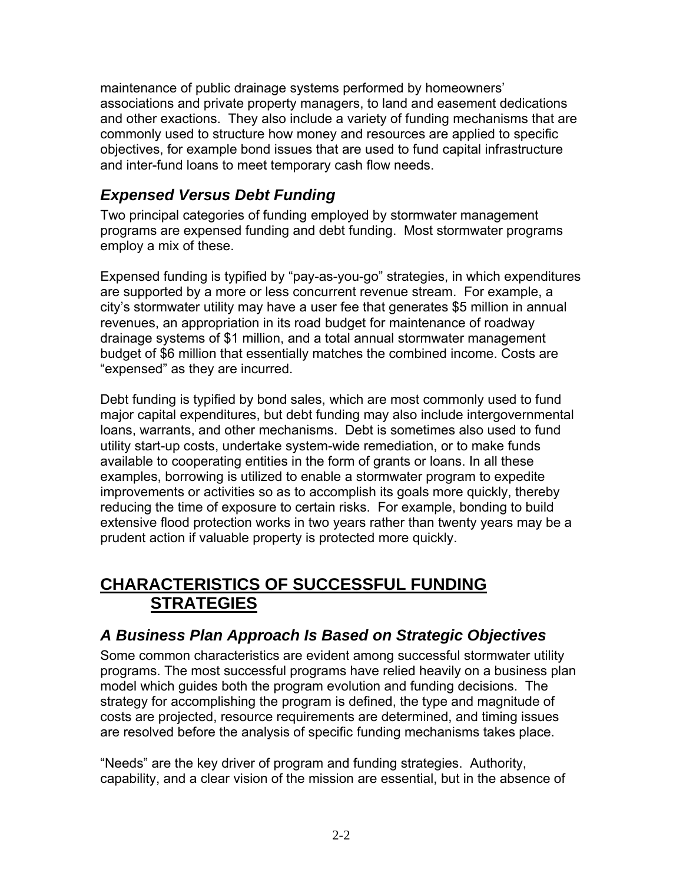maintenance of public drainage systems performed by homeowners' associations and private property managers, to land and easement dedications and other exactions. They also include a variety of funding mechanisms that are commonly used to structure how money and resources are applied to specific objectives, for example bond issues that are used to fund capital infrastructure and inter-fund loans to meet temporary cash flow needs.

### *Expensed Versus Debt Funding*

Two principal categories of funding employed by stormwater management programs are expensed funding and debt funding. Most stormwater programs employ a mix of these.

Expensed funding is typified by "pay-as-you-go" strategies, in which expenditures are supported by a more or less concurrent revenue stream. For example, a city's stormwater utility may have a user fee that generates $5 million in annual revenues, an appropriation in its road budget for maintenance of roadway drainage systems of $1 million, and a total annual stormwater management budget of $6 million that essentially matches the combined income. Costs are "expensed" as they are incurred.

Debt funding is typified by bond sales, which are most commonly used to fund major capital expenditures, but debt funding may also include intergovernmental loans, warrants, and other mechanisms. Debt is sometimes also used to fund utility start-up costs, undertake system-wide remediation, or to make funds available to cooperating entities in the form of grants or loans. In all these examples, borrowing is utilized to enable a stormwater program to expedite improvements or activities so as to accomplish its goals more quickly, thereby reducing the time of exposure to certain risks. For example, bonding to build extensive flood protection works in two years rather than twenty years may be a prudent action if valuable property is protected more quickly.

## CHARACTERISTICS OF SUCCESSFUL FUNDING STRATEGIES

### *A Business Plan Approach Is Based on Strategic Objectives*

Some common characteristics are evident among successful stormwater utility programs. The most successful programs have relied heavily on a business plan model which guides both the program evolution and funding decisions. The strategy for accomplishing the program is defined, the type and magnitude of costs are projected, resource requirements are determined, and timing issues are resolved before the analysis of specific funding mechanisms takes place.

"Needs" are the key driver of program and funding strategies. Authority, capability, and a clear vision of the mission are essential, but in the absence of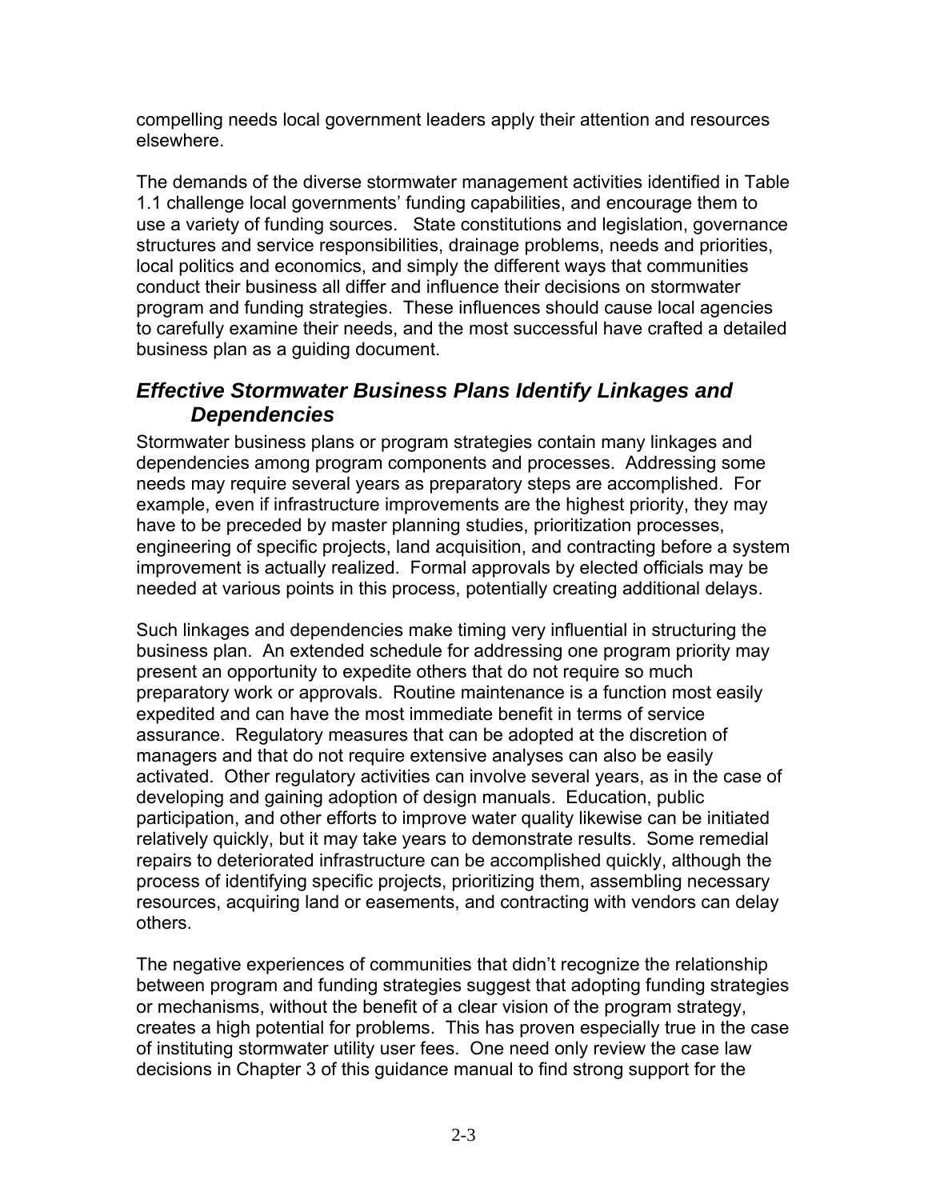compelling needs local government leaders apply their attention and resources elsewhere.

The demands of the diverse stormwater management activities identified in Table 1.1 challenge local governments' funding capabilities, and encourage them to use a variety of funding sources. State constitutions and legislation, governance structures and service responsibilities, drainage problems, needs and priorities, local politics and economics, and simply the different ways that communities conduct their business all differ and influence their decisions on stormwater program and funding strategies. These influences should cause local agencies to carefully examine their needs, and the most successful have crafted a detailed business plan as a guiding document.

## *Effective Stormwater Business Plans Identify Linkages and Dependencies*

Stormwater business plans or program strategies contain many linkages and dependencies among program components and processes. Addressing some needs may require several years as preparatory steps are accomplished. For example, even if infrastructure improvements are the highest priority, they may have to be preceded by master planning studies, prioritization processes, engineering of specific projects, land acquisition, and contracting before a system improvement is actually realized. Formal approvals by elected officials may be needed at various points in this process, potentially creating additional delays.

Such linkages and dependencies make timing very influential in structuring the business plan. An extended schedule for addressing one program priority may present an opportunity to expedite others that do not require so much preparatory work or approvals. Routine maintenance is a function most easily expedited and can have the most immediate benefit in terms of service assurance. Regulatory measures that can be adopted at the discretion of managers and that do not require extensive analyses can also be easily activated. Other regulatory activities can involve several years, as in the case of developing and gaining adoption of design manuals. Education, public participation, and other efforts to improve water quality likewise can be initiated relatively quickly, but it may take years to demonstrate results. Some remedial repairs to deteriorated infrastructure can be accomplished quickly, although the process of identifying specific projects, prioritizing them, assembling necessary resources, acquiring land or easements, and contracting with vendors can delay others.

The negative experiences of communities that didn't recognize the relationship between program and funding strategies suggest that adopting funding strategies or mechanisms, without the benefit of a clear vision of the program strategy, creates a high potential for problems. This has proven especially true in the case of instituting stormwater utility user fees. One need only review the case law decisions in Chapter 3 of this guidance manual to find strong support for the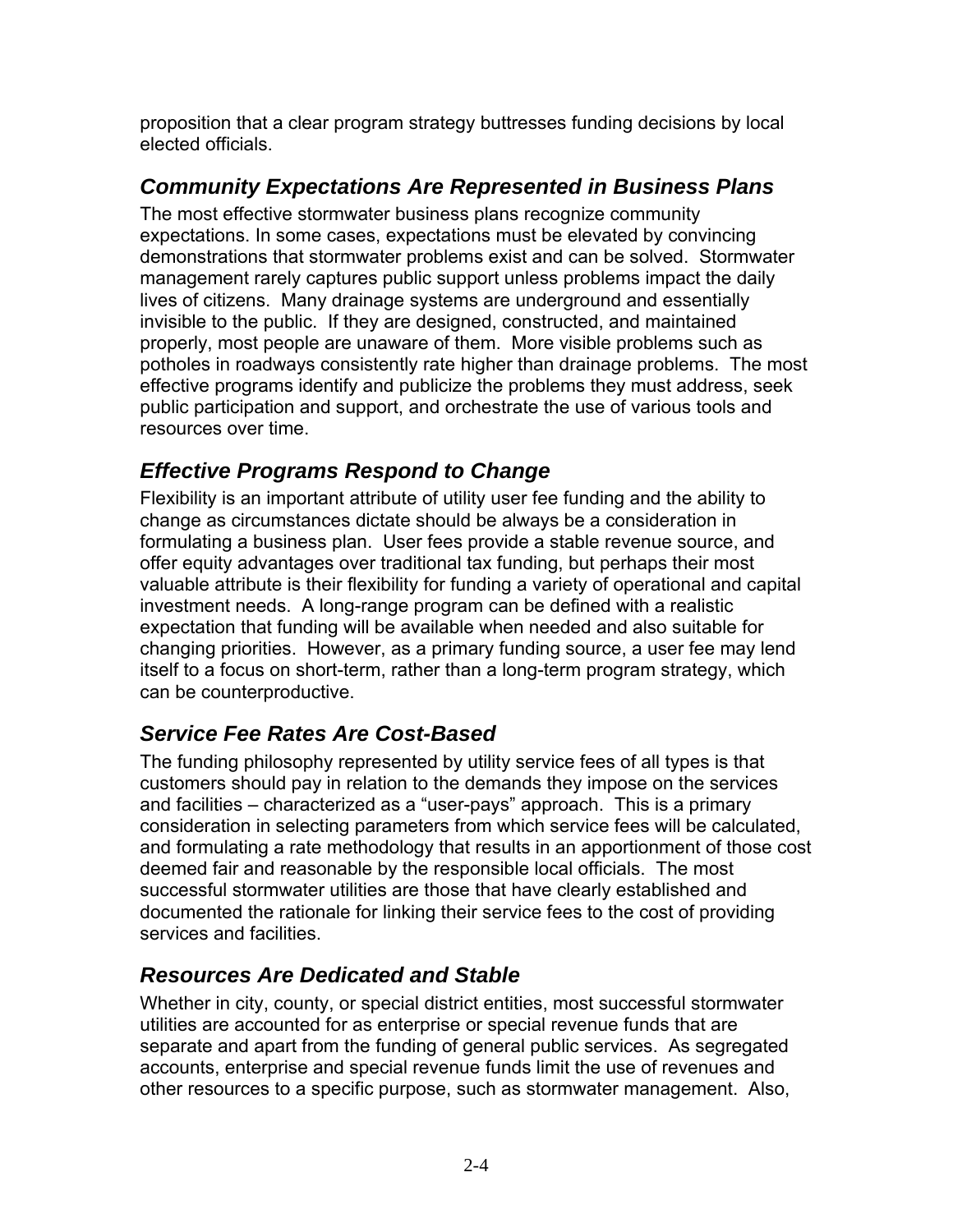proposition that a clear program strategy buttresses funding decisions by local elected officials.

## *Community Expectations Are Represented in Business Plans*

The most effective stormwater business plans recognize community expectations. In some cases, expectations must be elevated by convincing demonstrations that stormwater problems exist and can be solved. Stormwater management rarely captures public support unless problems impact the daily lives of citizens. Many drainage systems are underground and essentially invisible to the public. If they are designed, constructed, and maintained properly, most people are unaware of them. More visible problems such as potholes in roadways consistently rate higher than drainage problems. The most effective programs identify and publicize the problems they must address, seek public participation and support, and orchestrate the use of various tools and resources over time.

## *Effective Programs Respond to Change*

Flexibility is an important attribute of utility user fee funding and the ability to change as circumstances dictate should be always be a consideration in formulating a business plan. User fees provide a stable revenue source, and offer equity advantages over traditional tax funding, but perhaps their most valuable attribute is their flexibility for funding a variety of operational and capital investment needs. A long-range program can be defined with a realistic expectation that funding will be available when needed and also suitable for changing priorities. However, as a primary funding source, a user fee may lend itself to a focus on short-term, rather than a long-term program strategy, which can be counterproductive.

## *Service Fee Rates Are Cost-Based*

The funding philosophy represented by utility service fees of all types is that customers should pay in relation to the demands they impose on the services and facilities – characterized as a "user-pays" approach. This is a primary consideration in selecting parameters from which service fees will be calculated, and formulating a rate methodology that results in an apportionment of those cost deemed fair and reasonable by the responsible local officials. The most successful stormwater utilities are those that have clearly established and documented the rationale for linking their service fees to the cost of providing services and facilities.

## *Resources Are Dedicated and Stable*

Whether in city, county, or special district entities, most successful stormwater utilities are accounted for as enterprise or special revenue funds that are separate and apart from the funding of general public services. As segregated accounts, enterprise and special revenue funds limit the use of revenues and other resources to a specific purpose, such as stormwater management. Also,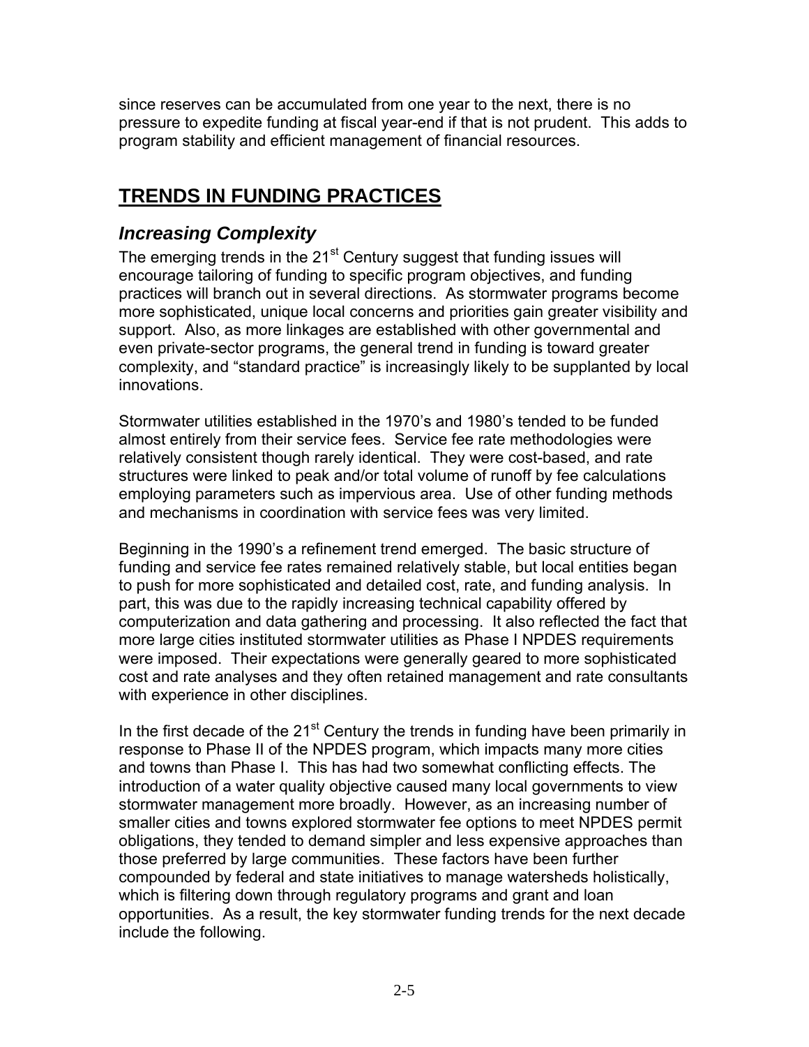since reserves can be accumulated from one year to the next, there is no pressure to expedite funding at fiscal year-end if that is not prudent. This adds to program stability and efficient management of financial resources.

## TRENDS IN FUNDING PRACTICES

### *Increasing Complexity*

The emerging trends in the 21st Century suggest that funding issues will encourage tailoring of funding to specific program objectives, and funding practices will branch out in several directions. As stormwater programs become more sophisticated, unique local concerns and priorities gain greater visibility and support. Also, as more linkages are established with other governmental and even private-sector programs, the general trend in funding is toward greater complexity, and "standard practice" is increasingly likely to be supplanted by local innovations.

Stormwater utilities established in the 1970's and 1980's tended to be funded almost entirely from their service fees. Service fee rate methodologies were relatively consistent though rarely identical. They were cost-based, and rate structures were linked to peak and/or total volume of runoff by fee calculations employing parameters such as impervious area. Use of other funding methods and mechanisms in coordination with service fees was very limited.

Beginning in the 1990's a refinement trend emerged. The basic structure of funding and service fee rates remained relatively stable, but local entities began to push for more sophisticated and detailed cost, rate, and funding analysis. In part, this was due to the rapidly increasing technical capability offered by computerization and data gathering and processing. It also reflected the fact that more large cities instituted stormwater utilities as Phase I NPDES requirements were imposed. Their expectations were generally geared to more sophisticated cost and rate analyses and they often retained management and rate consultants with experience in other disciplines.

In the first decade of the 21st Century the trends in funding have been primarily in response to Phase II of the NPDES program, which impacts many more cities and towns than Phase I. This has had two somewhat conflicting effects. The introduction of a water quality objective caused many local governments to view stormwater management more broadly. However, as an increasing number of smaller cities and towns explored stormwater fee options to meet NPDES permit obligations, they tended to demand simpler and less expensive approaches than those preferred by large communities. These factors have been further compounded by federal and state initiatives to manage watersheds holistically, which is filtering down through regulatory programs and grant and loan opportunities. As a result, the key stormwater funding trends for the next decade include the following.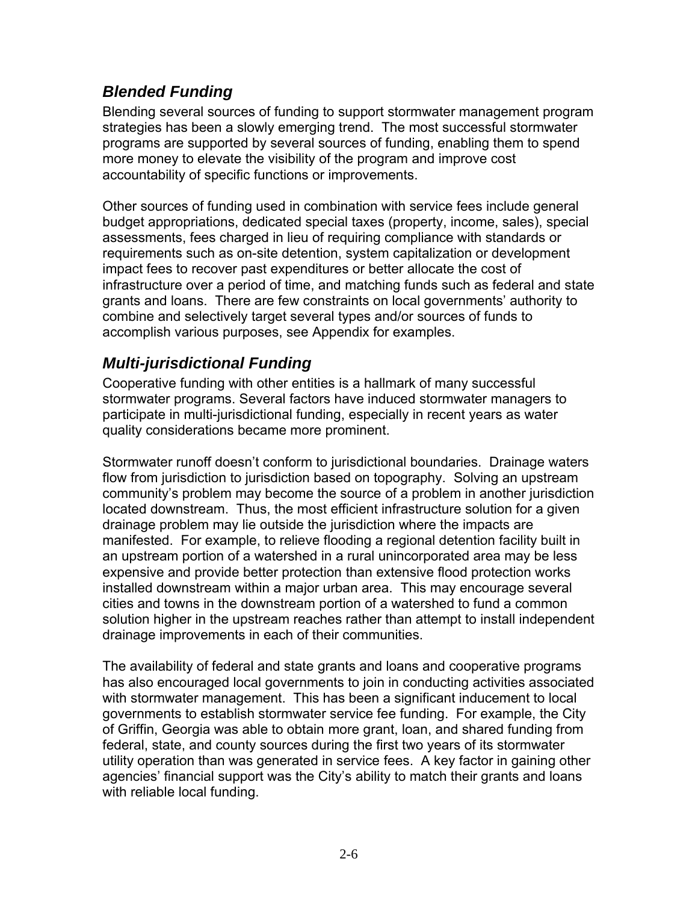## *Blended Funding*

Blending several sources of funding to support stormwater management program strategies has been a slowly emerging trend. The most successful stormwater programs are supported by several sources of funding, enabling them to spend more money to elevate the visibility of the program and improve cost accountability of specific functions or improvements.

Other sources of funding used in combination with service fees include general budget appropriations, dedicated special taxes (property, income, sales), special assessments, fees charged in lieu of requiring compliance with standards or requirements such as on-site detention, system capitalization or development impact fees to recover past expenditures or better allocate the cost of infrastructure over a period of time, and matching funds such as federal and state grants and loans. There are few constraints on local governments' authority to combine and selectively target several types and/or sources of funds to accomplish various purposes, see Appendix for examples.

## *Multi-jurisdictional Funding*

Cooperative funding with other entities is a hallmark of many successful stormwater programs. Several factors have induced stormwater managers to participate in multi-jurisdictional funding, especially in recent years as water quality considerations became more prominent.

Stormwater runoff doesn't conform to jurisdictional boundaries. Drainage waters flow from jurisdiction to jurisdiction based on topography. Solving an upstream community's problem may become the source of a problem in another jurisdiction located downstream. Thus, the most efficient infrastructure solution for a given drainage problem may lie outside the jurisdiction where the impacts are manifested. For example, to relieve flooding a regional detention facility built in an upstream portion of a watershed in a rural unincorporated area may be less expensive and provide better protection than extensive flood protection works installed downstream within a major urban area. This may encourage several cities and towns in the downstream portion of a watershed to fund a common solution higher in the upstream reaches rather than attempt to install independent drainage improvements in each of their communities.

The availability of federal and state grants and loans and cooperative programs has also encouraged local governments to join in conducting activities associated with stormwater management. This has been a significant inducement to local governments to establish stormwater service fee funding. For example, the City of Griffin, Georgia was able to obtain more grant, loan, and shared funding from federal, state, and county sources during the first two years of its stormwater utility operation than was generated in service fees. A key factor in gaining other agencies' financial support was the City's ability to match their grants and loans with reliable local funding.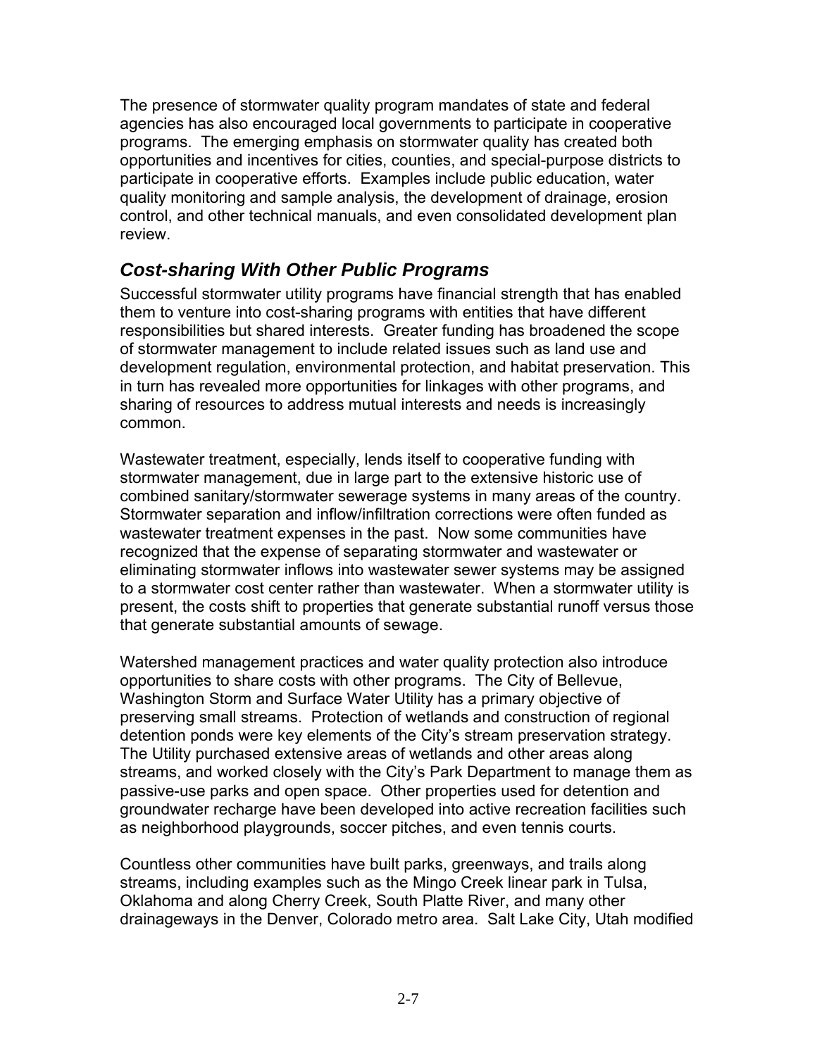The presence of stormwater quality program mandates of state and federal agencies has also encouraged local governments to participate in cooperative programs. The emerging emphasis on stormwater quality has created both opportunities and incentives for cities, counties, and special-purpose districts to participate in cooperative efforts. Examples include public education, water quality monitoring and sample analysis, the development of drainage, erosion control, and other technical manuals, and even consolidated development plan review.

## *Cost-sharing With Other Public Programs*

Successful stormwater utility programs have financial strength that has enabled them to venture into cost-sharing programs with entities that have different responsibilities but shared interests. Greater funding has broadened the scope of stormwater management to include related issues such as land use and development regulation, environmental protection, and habitat preservation. This in turn has revealed more opportunities for linkages with other programs, and sharing of resources to address mutual interests and needs is increasingly common.

Wastewater treatment, especially, lends itself to cooperative funding with stormwater management, due in large part to the extensive historic use of combined sanitary/stormwater sewerage systems in many areas of the country. Stormwater separation and inflow/infiltration corrections were often funded as wastewater treatment expenses in the past. Now some communities have recognized that the expense of separating stormwater and wastewater or eliminating stormwater inflows into wastewater sewer systems may be assigned to a stormwater cost center rather than wastewater. When a stormwater utility is present, the costs shift to properties that generate substantial runoff versus those that generate substantial amounts of sewage.

Watershed management practices and water quality protection also introduce opportunities to share costs with other programs. The City of Bellevue, Washington Storm and Surface Water Utility has a primary objective of preserving small streams. Protection of wetlands and construction of regional detention ponds were key elements of the City's stream preservation strategy. The Utility purchased extensive areas of wetlands and other areas along streams, and worked closely with the City's Park Department to manage them as passive-use parks and open space. Other properties used for detention and groundwater recharge have been developed into active recreation facilities such as neighborhood playgrounds, soccer pitches, and even tennis courts.

Countless other communities have built parks, greenways, and trails along streams, including examples such as the Mingo Creek linear park in Tulsa, Oklahoma and along Cherry Creek, South Platte River, and many other drainageways in the Denver, Colorado metro area. Salt Lake City, Utah modified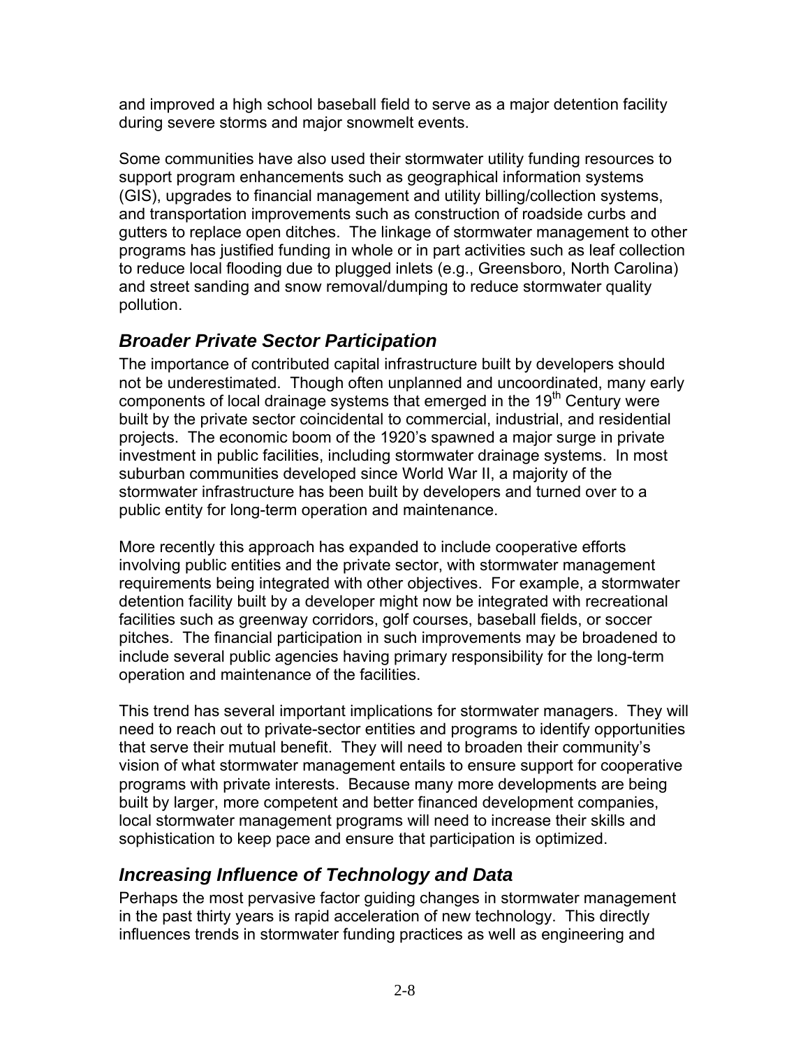and improved a high school baseball field to serve as a major detention facility during severe storms and major snowmelt events.

Some communities have also used their stormwater utility funding resources to support program enhancements such as geographical information systems (GIS), upgrades to financial management and utility billing/collection systems, and transportation improvements such as construction of roadside curbs and gutters to replace open ditches. The linkage of stormwater management to other programs has justified funding in whole or in part activities such as leaf collection to reduce local flooding due to plugged inlets (e.g., Greensboro, North Carolina) and street sanding and snow removal/dumping to reduce stormwater quality pollution.

## *Broader Private Sector Participation*

The importance of contributed capital infrastructure built by developers should not be underestimated. Though often unplanned and uncoordinated, many early components of local drainage systems that emerged in the 19th Century were built by the private sector coincidental to commercial, industrial, and residential projects. The economic boom of the 1920's spawned a major surge in private investment in public facilities, including stormwater drainage systems. In most suburban communities developed since World War II, a majority of the stormwater infrastructure has been built by developers and turned over to a public entity for long-term operation and maintenance.

More recently this approach has expanded to include cooperative efforts involving public entities and the private sector, with stormwater management requirements being integrated with other objectives. For example, a stormwater detention facility built by a developer might now be integrated with recreational facilities such as greenway corridors, golf courses, baseball fields, or soccer pitches. The financial participation in such improvements may be broadened to include several public agencies having primary responsibility for the long-term operation and maintenance of the facilities.

This trend has several important implications for stormwater managers. They will need to reach out to private-sector entities and programs to identify opportunities that serve their mutual benefit. They will need to broaden their community's vision of what stormwater management entails to ensure support for cooperative programs with private interests. Because many more developments are being built by larger, more competent and better financed development companies, local stormwater management programs will need to increase their skills and sophistication to keep pace and ensure that participation is optimized.

## *Increasing Influence of Technology and Data*

Perhaps the most pervasive factor guiding changes in stormwater management in the past thirty years is rapid acceleration of new technology. This directly influences trends in stormwater funding practices as well as engineering and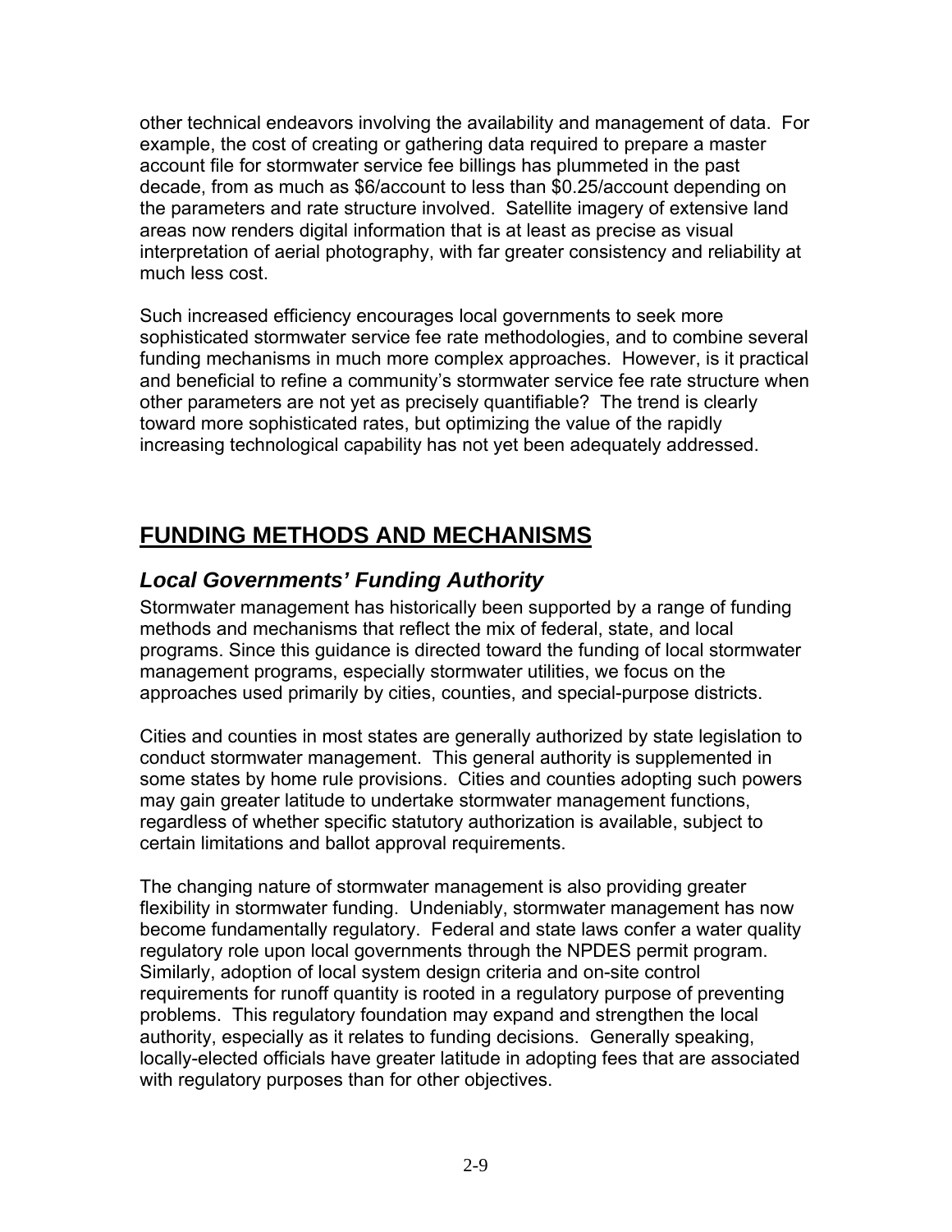other technical endeavors involving the availability and management of data. For example, the cost of creating or gathering data required to prepare a master account file for stormwater service fee billings has plummeted in the past decade, from as much as $6/account to less than $0.25/account depending on the parameters and rate structure involved. Satellite imagery of extensive land areas now renders digital information that is at least as precise as visual interpretation of aerial photography, with far greater consistency and reliability at much less cost.

Such increased efficiency encourages local governments to seek more sophisticated stormwater service fee rate methodologies, and to combine several funding mechanisms in much more complex approaches. However, is it practical and beneficial to refine a community's stormwater service fee rate structure when other parameters are not yet as precisely quantifiable? The trend is clearly toward more sophisticated rates, but optimizing the value of the rapidly increasing technological capability has not yet been adequately addressed.

## FUNDING METHODS AND MECHANISMS

### *Local Governments' Funding Authority*

Stormwater management has historically been supported by a range of funding methods and mechanisms that reflect the mix of federal, state, and local programs. Since this guidance is directed toward the funding of local stormwater management programs, especially stormwater utilities, we focus on the approaches used primarily by cities, counties, and special-purpose districts.

Cities and counties in most states are generally authorized by state legislation to conduct stormwater management. This general authority is supplemented in some states by home rule provisions. Cities and counties adopting such powers may gain greater latitude to undertake stormwater management functions, regardless of whether specific statutory authorization is available, subject to certain limitations and ballot approval requirements.

The changing nature of stormwater management is also providing greater flexibility in stormwater funding. Undeniably, stormwater management has now become fundamentally regulatory. Federal and state laws confer a water quality regulatory role upon local governments through the NPDES permit program. Similarly, adoption of local system design criteria and on-site control requirements for runoff quantity is rooted in a regulatory purpose of preventing problems. This regulatory foundation may expand and strengthen the local authority, especially as it relates to funding decisions. Generally speaking, locally-elected officials have greater latitude in adopting fees that are associated with regulatory purposes than for other objectives.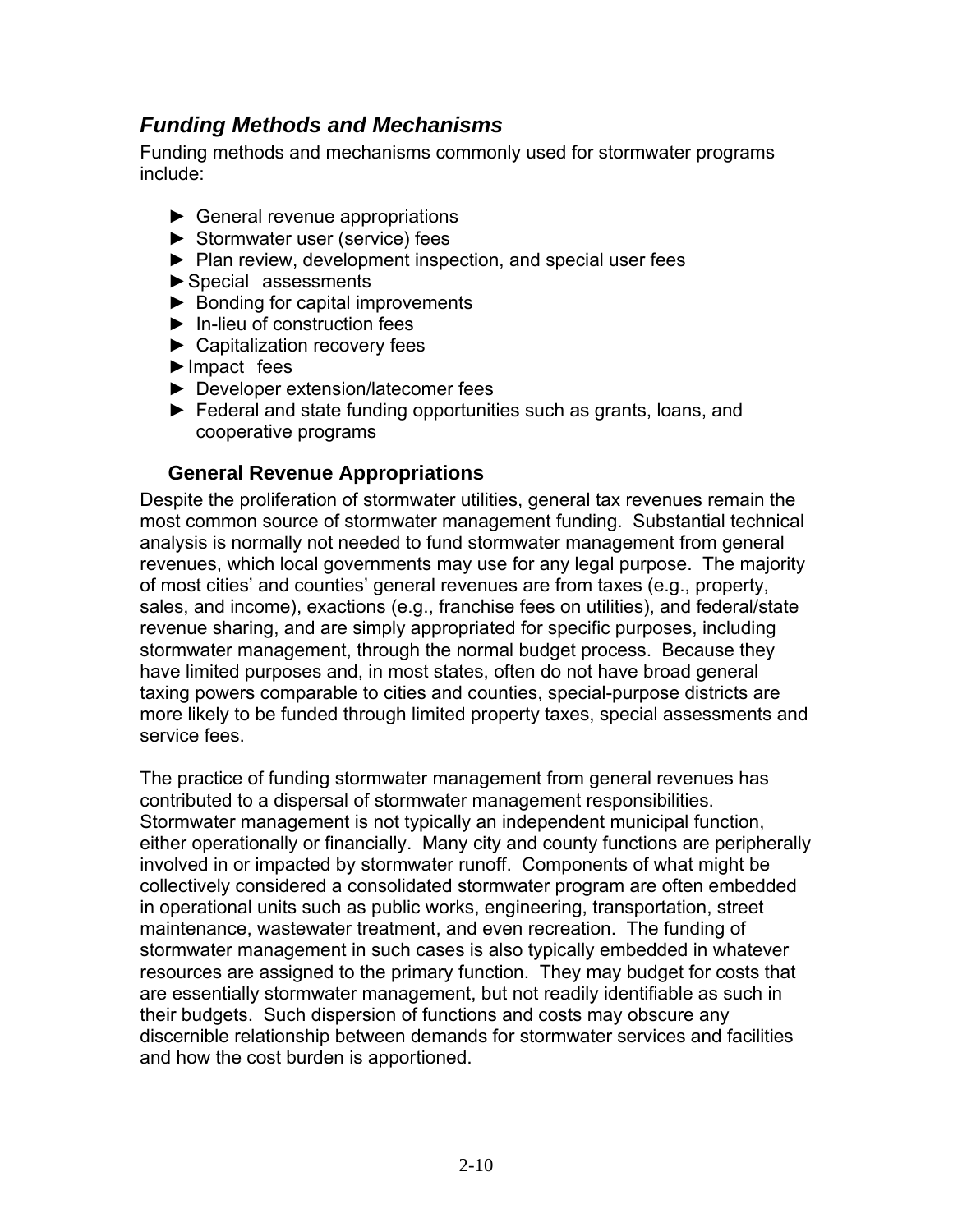## *Funding Methods and Mechanisms*

Funding methods and mechanisms commonly used for stormwater programs include:

- General revenue appropriations
- Stormwater user (service) fees
- Plan review, development inspection, and special user fees
- Special assessments
- Bonding for capital improvements
- In-lieu of construction fees
- Capitalization recovery fees
- Impact fees
- Developer extension/latecomer fees
- Federal and state funding opportunities such as grants, loans, and cooperative programs

### General Revenue Appropriations

Despite the proliferation of stormwater utilities, general tax revenues remain the most common source of stormwater management funding. Substantial technical analysis is normally not needed to fund stormwater management from general revenues, which local governments may use for any legal purpose. The majority of most cities' and counties' general revenues are from taxes (e.g., property, sales, and income), exactions (e.g., franchise fees on utilities), and federal/state revenue sharing, and are simply appropriated for specific purposes, including stormwater management, through the normal budget process. Because they have limited purposes and, in most states, often do not have broad general taxing powers comparable to cities and counties, special-purpose districts are more likely to be funded through limited property taxes, special assessments and service fees.

The practice of funding stormwater management from general revenues has contributed to a dispersal of stormwater management responsibilities. Stormwater management is not typically an independent municipal function, either operationally or financially. Many city and county functions are peripherally involved in or impacted by stormwater runoff. Components of what might be collectively considered a consolidated stormwater program are often embedded in operational units such as public works, engineering, transportation, street maintenance, wastewater treatment, and even recreation. The funding of stormwater management in such cases is also typically embedded in whatever resources are assigned to the primary function. They may budget for costs that are essentially stormwater management, but not readily identifiable as such in their budgets. Such dispersion of functions and costs may obscure any discernible relationship between demands for stormwater services and facilities and how the cost burden is apportioned.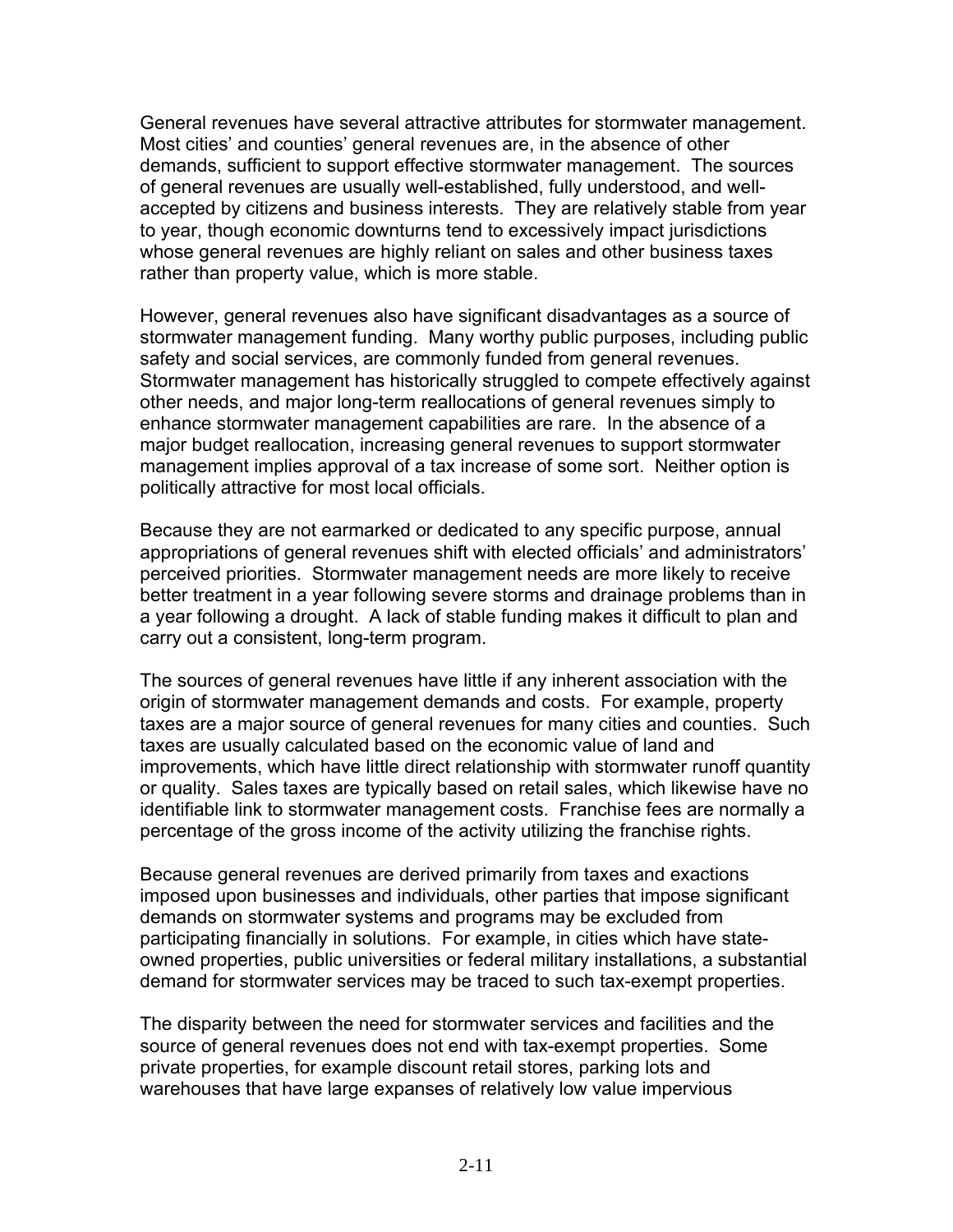General revenues have several attractive attributes for stormwater management. Most cities' and counties' general revenues are, in the absence of other demands, sufficient to support effective stormwater management. The sources of general revenues are usually well-established, fully understood, and well-accepted by citizens and business interests. They are relatively stable from year to year, though economic downturns tend to excessively impact jurisdictions whose general revenues are highly reliant on sales and other business taxes rather than property value, which is more stable.

However, general revenues also have significant disadvantages as a source of stormwater management funding. Many worthy public purposes, including public safety and social services, are commonly funded from general revenues. Stormwater management has historically struggled to compete effectively against other needs, and major long-term reallocations of general revenues simply to enhance stormwater management capabilities are rare. In the absence of a major budget reallocation, increasing general revenues to support stormwater management implies approval of a tax increase of some sort. Neither option is politically attractive for most local officials.

Because they are not earmarked or dedicated to any specific purpose, annual appropriations of general revenues shift with elected officials' and administrators' perceived priorities. Stormwater management needs are more likely to receive better treatment in a year following severe storms and drainage problems than in a year following a drought. A lack of stable funding makes it difficult to plan and carry out a consistent, long-term program.

The sources of general revenues have little if any inherent association with the origin of stormwater management demands and costs. For example, property taxes are a major source of general revenues for many cities and counties. Such taxes are usually calculated based on the economic value of land and improvements, which have little direct relationship with stormwater runoff quantity or quality. Sales taxes are typically based on retail sales, which likewise have no identifiable link to stormwater management costs. Franchise fees are normally a percentage of the gross income of the activity utilizing the franchise rights.

Because general revenues are derived primarily from taxes and exactions imposed upon businesses and individuals, other parties that impose significant demands on stormwater systems and programs may be excluded from participating financially in solutions. For example, in cities which have state-owned properties, public universities or federal military installations, a substantial demand for stormwater services may be traced to such tax-exempt properties.

The disparity between the need for stormwater services and facilities and the source of general revenues does not end with tax-exempt properties. Some private properties, for example discount retail stores, parking lots and warehouses that have large expanses of relatively low value impervious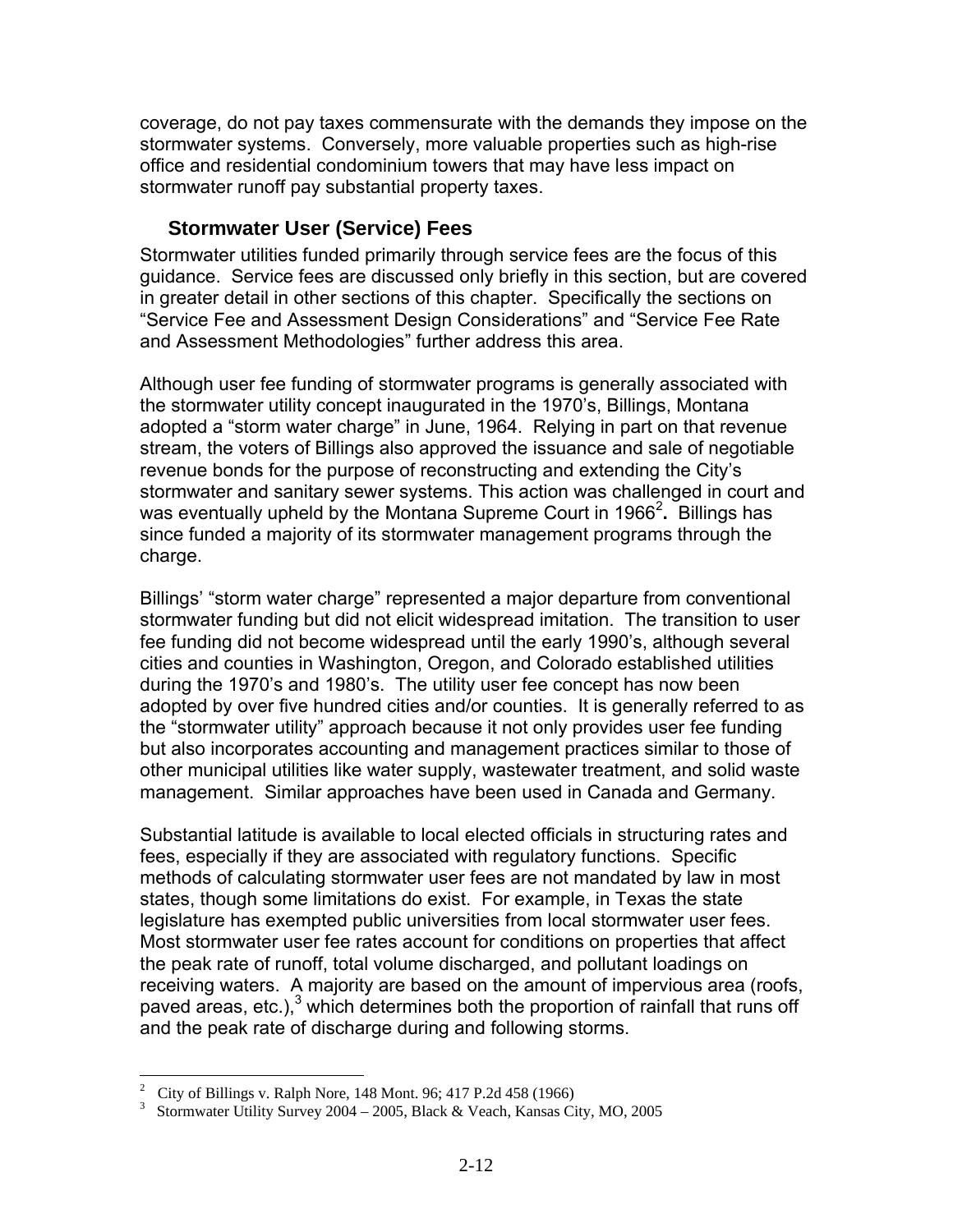coverage, do not pay taxes commensurate with the demands they impose on the stormwater systems. Conversely, more valuable properties such as high-rise office and residential condominium towers that may have less impact on stormwater runoff pay substantial property taxes.

### Stormwater User (Service) Fees

Stormwater utilities funded primarily through service fees are the focus of this guidance. Service fees are discussed only briefly in this section, but are covered in greater detail in other sections of this chapter. Specifically the sections on "Service Fee and Assessment Design Considerations" and "Service Fee Rate and Assessment Methodologies" further address this area.

Although user fee funding of stormwater programs is generally associated with the stormwater utility concept inaugurated in the 1970's, Billings, Montana adopted a "storm water charge" in June, 1964. Relying in part on that revenue stream, the voters of Billings also approved the issuance and sale of negotiable revenue bonds for the purpose of reconstructing and extending the City's stormwater and sanitary sewer systems. This action was challenged in court and was eventually upheld by the Montana Supreme Court in 1966[2]**.** Billings has since funded a majority of its stormwater management programs through the charge.

Billings' "storm water charge" represented a major departure from conventional stormwater funding but did not elicit widespread imitation. The transition to user fee funding did not become widespread until the early 1990's, although several cities and counties in Washington, Oregon, and Colorado established utilities during the 1970's and 1980's. The utility user fee concept has now been adopted by over five hundred cities and/or counties. It is generally referred to as the "stormwater utility" approach because it not only provides user fee funding but also incorporates accounting and management practices similar to those of other municipal utilities like water supply, wastewater treatment, and solid waste management. Similar approaches have been used in Canada and Germany.

Substantial latitude is available to local elected officials in structuring rates and fees, especially if they are associated with regulatory functions. Specific methods of calculating stormwater user fees are not mandated by law in most states, though some limitations do exist. For example, in Texas the state legislature has exempted public universities from local stormwater user fees. Most stormwater user fee rates account for conditions on properties that affect the peak rate of runoff, total volume discharged, and pollutant loadings on receiving waters. A majority are based on the amount of impervious area (roofs, paved areas, etc.),[3] which determines both the proportion of rainfall that runs off and the peak rate of discharge during and following storms.

---

[2] City of Billings v. Ralph Nore, 148 Mont. 96; 417 P.2d 458 (1966)

[3] Stormwater Utility Survey 2004 – 2005, Black & Veach, Kansas City, MO, 2005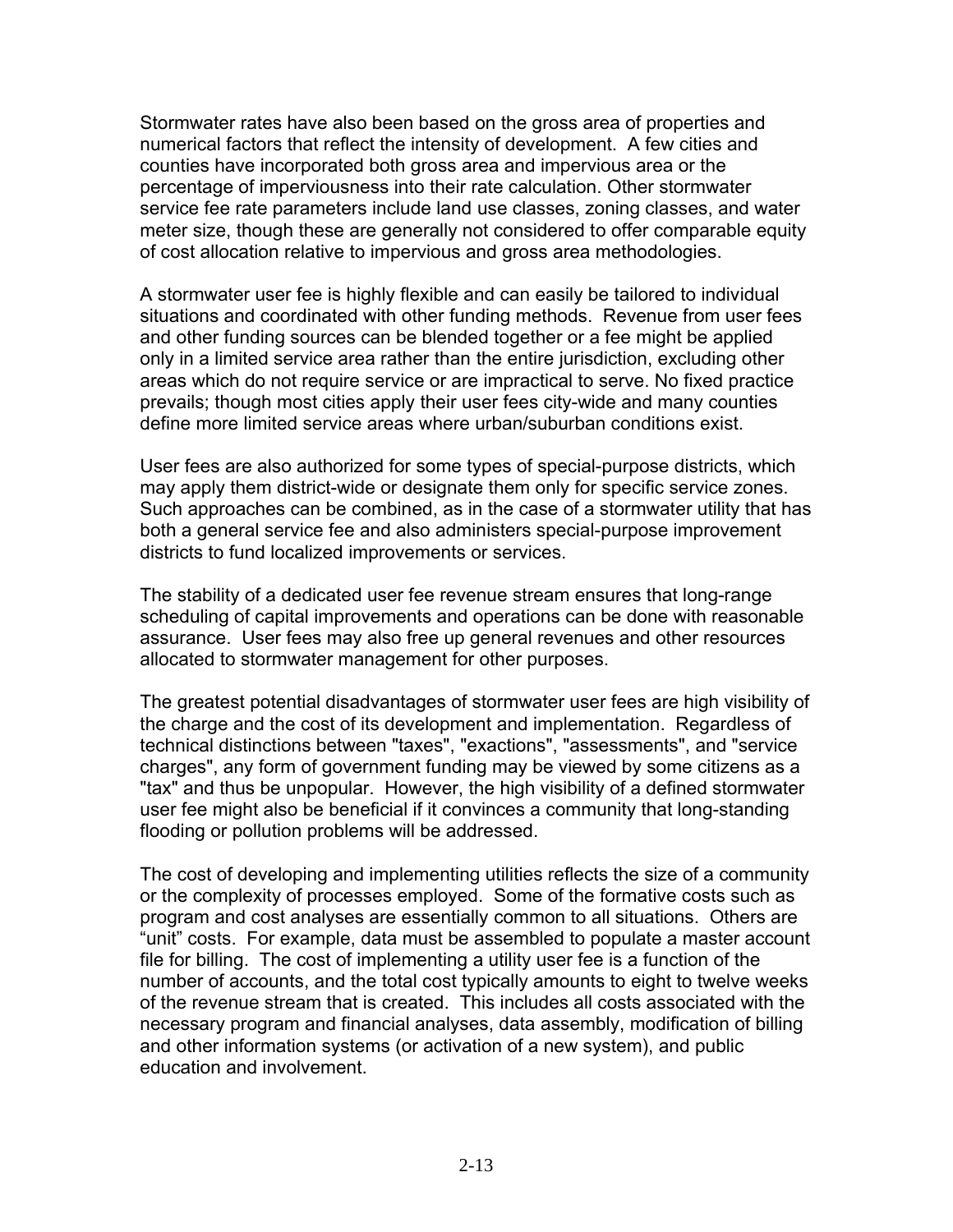Stormwater rates have also been based on the gross area of properties and numerical factors that reflect the intensity of development. A few cities and counties have incorporated both gross area and impervious area or the percentage of imperviousness into their rate calculation. Other stormwater service fee rate parameters include land use classes, zoning classes, and water meter size, though these are generally not considered to offer comparable equity of cost allocation relative to impervious and gross area methodologies.

A stormwater user fee is highly flexible and can easily be tailored to individual situations and coordinated with other funding methods. Revenue from user fees and other funding sources can be blended together or a fee might be applied only in a limited service area rather than the entire jurisdiction, excluding other areas which do not require service or are impractical to serve. No fixed practice prevails; though most cities apply their user fees city-wide and many counties define more limited service areas where urban/suburban conditions exist.

User fees are also authorized for some types of special-purpose districts, which may apply them district-wide or designate them only for specific service zones. Such approaches can be combined, as in the case of a stormwater utility that has both a general service fee and also administers special-purpose improvement districts to fund localized improvements or services.

The stability of a dedicated user fee revenue stream ensures that long-range scheduling of capital improvements and operations can be done with reasonable assurance. User fees may also free up general revenues and other resources allocated to stormwater management for other purposes.

The greatest potential disadvantages of stormwater user fees are high visibility of the charge and the cost of its development and implementation. Regardless of technical distinctions between "taxes", "exactions", "assessments", and "service charges", any form of government funding may be viewed by some citizens as a "tax" and thus be unpopular. However, the high visibility of a defined stormwater user fee might also be beneficial if it convinces a community that long-standing flooding or pollution problems will be addressed.

The cost of developing and implementing utilities reflects the size of a community or the complexity of processes employed. Some of the formative costs such as program and cost analyses are essentially common to all situations. Others are "unit" costs. For example, data must be assembled to populate a master account file for billing. The cost of implementing a utility user fee is a function of the number of accounts, and the total cost typically amounts to eight to twelve weeks of the revenue stream that is created. This includes all costs associated with the necessary program and financial analyses, data assembly, modification of billing and other information systems (or activation of a new system), and public education and involvement.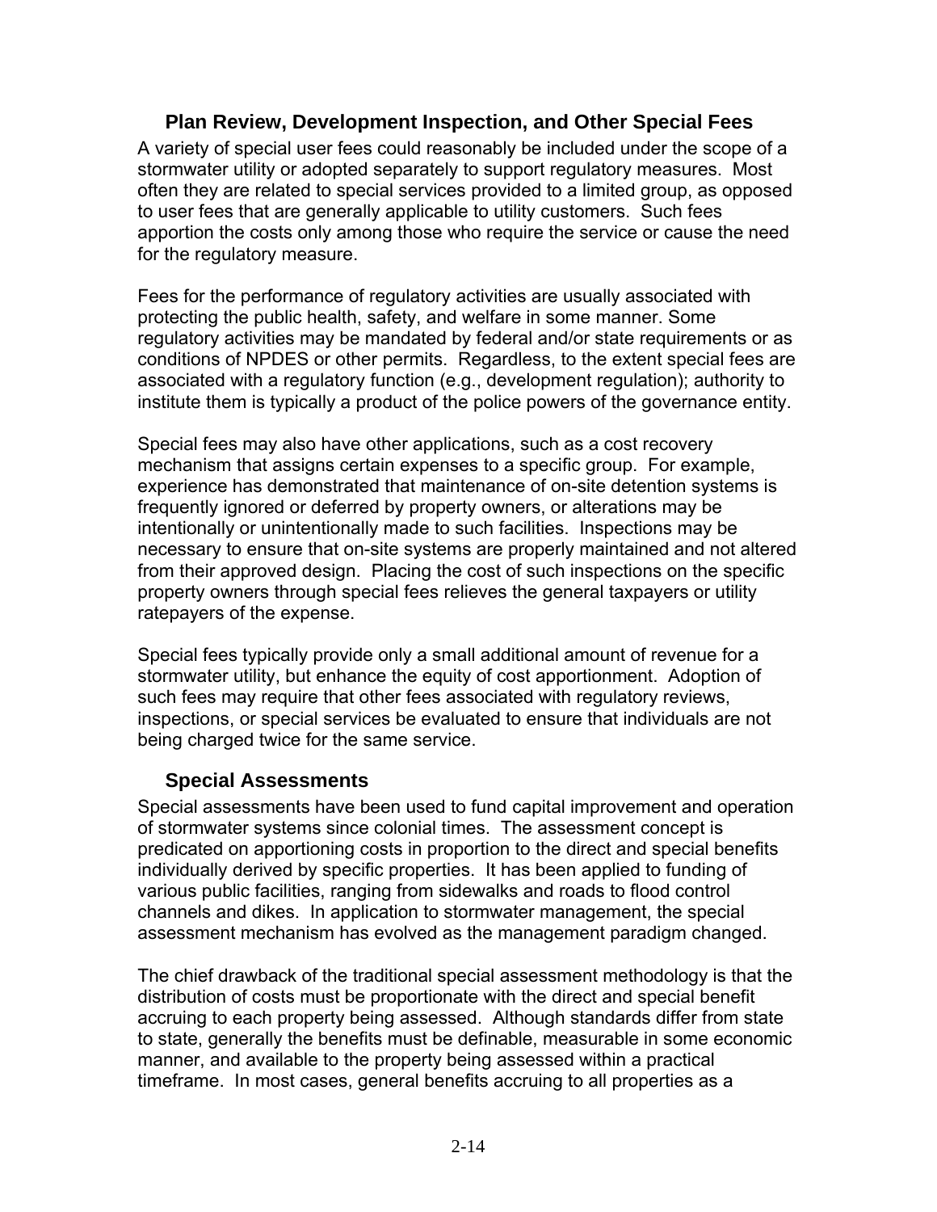### Plan Review, Development Inspection, and Other Special Fees

A variety of special user fees could reasonably be included under the scope of a stormwater utility or adopted separately to support regulatory measures. Most often they are related to special services provided to a limited group, as opposed to user fees that are generally applicable to utility customers. Such fees apportion the costs only among those who require the service or cause the need for the regulatory measure.

Fees for the performance of regulatory activities are usually associated with protecting the public health, safety, and welfare in some manner. Some regulatory activities may be mandated by federal and/or state requirements or as conditions of NPDES or other permits. Regardless, to the extent special fees are associated with a regulatory function (e.g., development regulation); authority to institute them is typically a product of the police powers of the governance entity.

Special fees may also have other applications, such as a cost recovery mechanism that assigns certain expenses to a specific group. For example, experience has demonstrated that maintenance of on-site detention systems is frequently ignored or deferred by property owners, or alterations may be intentionally or unintentionally made to such facilities. Inspections may be necessary to ensure that on-site systems are properly maintained and not altered from their approved design. Placing the cost of such inspections on the specific property owners through special fees relieves the general taxpayers or utility ratepayers of the expense.

Special fees typically provide only a small additional amount of revenue for a stormwater utility, but enhance the equity of cost apportionment. Adoption of such fees may require that other fees associated with regulatory reviews, inspections, or special services be evaluated to ensure that individuals are not being charged twice for the same service.

### Special Assessments

Special assessments have been used to fund capital improvement and operation of stormwater systems since colonial times. The assessment concept is predicated on apportioning costs in proportion to the direct and special benefits individually derived by specific properties. It has been applied to funding of various public facilities, ranging from sidewalks and roads to flood control channels and dikes. In application to stormwater management, the special assessment mechanism has evolved as the management paradigm changed.

The chief drawback of the traditional special assessment methodology is that the distribution of costs must be proportionate with the direct and special benefit accruing to each property being assessed. Although standards differ from state to state, generally the benefits must be definable, measurable in some economic manner, and available to the property being assessed within a practical timeframe. In most cases, general benefits accruing to all properties as a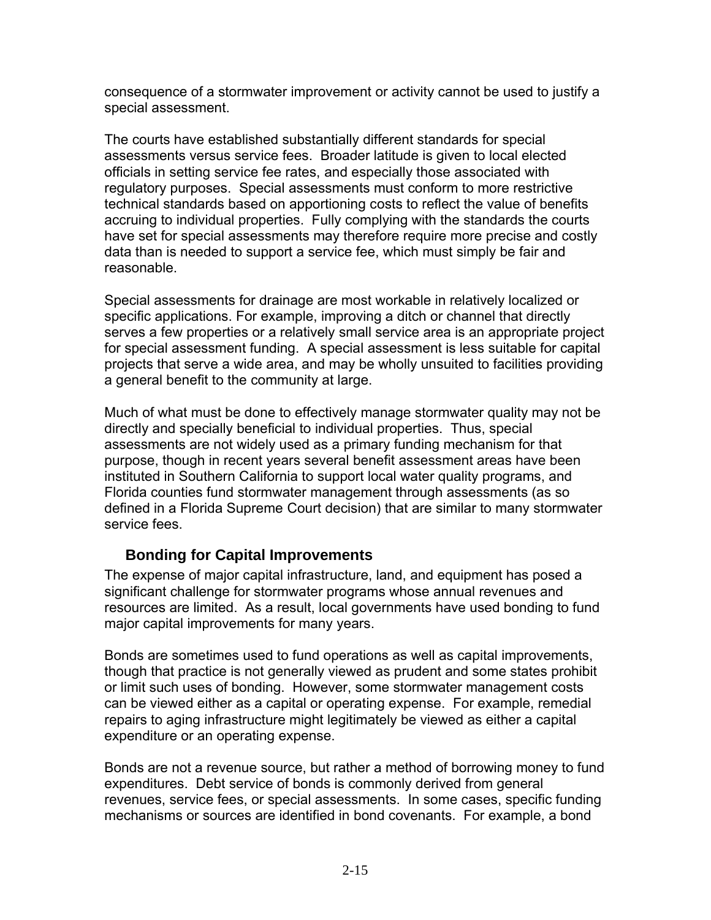consequence of a stormwater improvement or activity cannot be used to justify a special assessment.

The courts have established substantially different standards for special assessments versus service fees. Broader latitude is given to local elected officials in setting service fee rates, and especially those associated with regulatory purposes. Special assessments must conform to more restrictive technical standards based on apportioning costs to reflect the value of benefits accruing to individual properties. Fully complying with the standards the courts have set for special assessments may therefore require more precise and costly data than is needed to support a service fee, which must simply be fair and reasonable.

Special assessments for drainage are most workable in relatively localized or specific applications. For example, improving a ditch or channel that directly serves a few properties or a relatively small service area is an appropriate project for special assessment funding. A special assessment is less suitable for capital projects that serve a wide area, and may be wholly unsuited to facilities providing a general benefit to the community at large.

Much of what must be done to effectively manage stormwater quality may not be directly and specially beneficial to individual properties. Thus, special assessments are not widely used as a primary funding mechanism for that purpose, though in recent years several benefit assessment areas have been instituted in Southern California to support local water quality programs, and Florida counties fund stormwater management through assessments (as so defined in a Florida Supreme Court decision) that are similar to many stormwater service fees.

### Bonding for Capital Improvements

The expense of major capital infrastructure, land, and equipment has posed a significant challenge for stormwater programs whose annual revenues and resources are limited. As a result, local governments have used bonding to fund major capital improvements for many years.

Bonds are sometimes used to fund operations as well as capital improvements, though that practice is not generally viewed as prudent and some states prohibit or limit such uses of bonding. However, some stormwater management costs can be viewed either as a capital or operating expense. For example, remedial repairs to aging infrastructure might legitimately be viewed as either a capital expenditure or an operating expense.

Bonds are not a revenue source, but rather a method of borrowing money to fund expenditures. Debt service of bonds is commonly derived from general revenues, service fees, or special assessments. In some cases, specific funding mechanisms or sources are identified in bond covenants. For example, a bond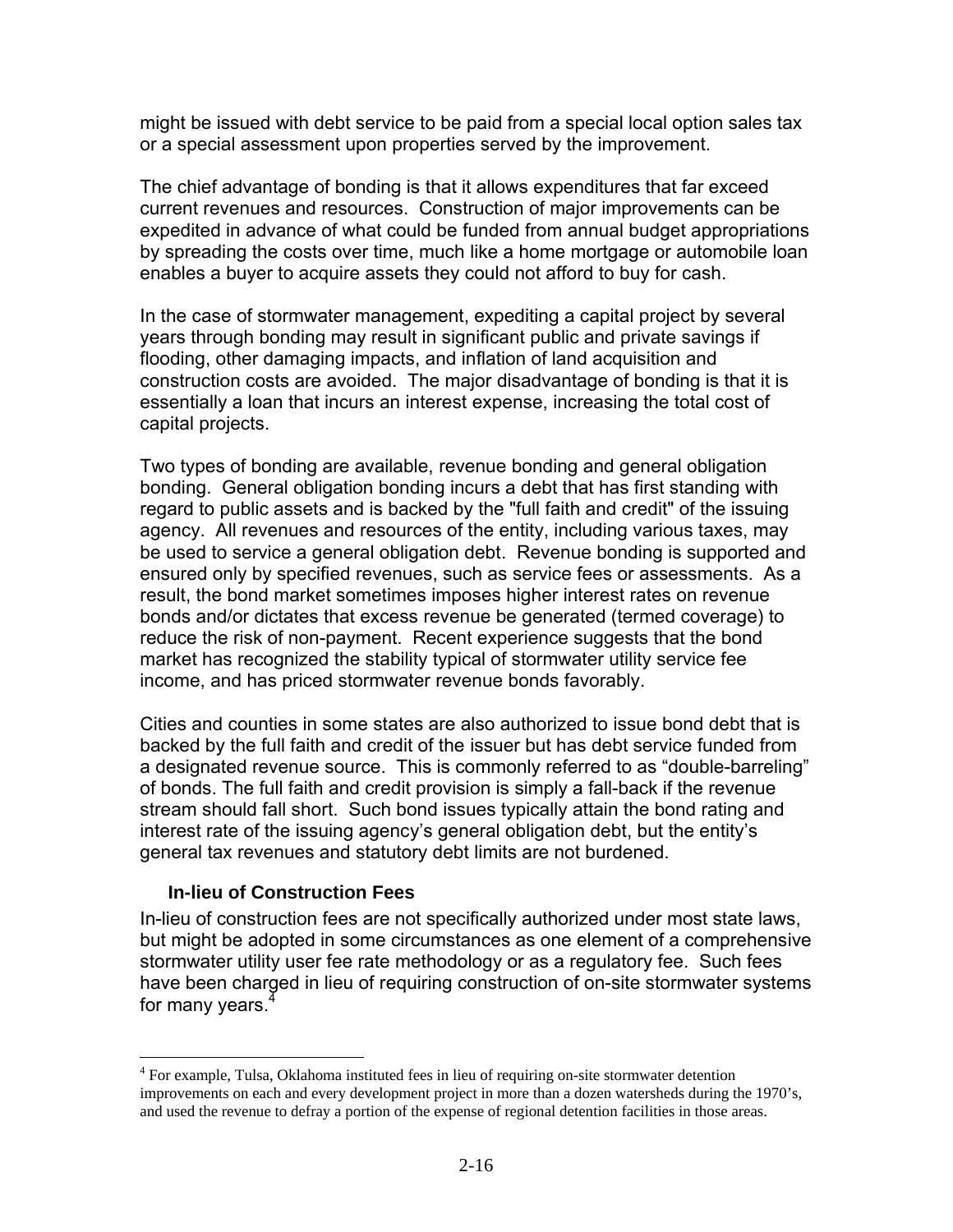might be issued with debt service to be paid from a special local option sales tax or a special assessment upon properties served by the improvement.

The chief advantage of bonding is that it allows expenditures that far exceed current revenues and resources. Construction of major improvements can be expedited in advance of what could be funded from annual budget appropriations by spreading the costs over time, much like a home mortgage or automobile loan enables a buyer to acquire assets they could not afford to buy for cash.

In the case of stormwater management, expediting a capital project by several years through bonding may result in significant public and private savings if flooding, other damaging impacts, and inflation of land acquisition and construction costs are avoided. The major disadvantage of bonding is that it is essentially a loan that incurs an interest expense, increasing the total cost of capital projects.

Two types of bonding are available, revenue bonding and general obligation bonding. General obligation bonding incurs a debt that has first standing with regard to public assets and is backed by the "full faith and credit" of the issuing agency. All revenues and resources of the entity, including various taxes, may be used to service a general obligation debt. Revenue bonding is supported and ensured only by specified revenues, such as service fees or assessments. As a result, the bond market sometimes imposes higher interest rates on revenue bonds and/or dictates that excess revenue be generated (termed coverage) to reduce the risk of non-payment. Recent experience suggests that the bond market has recognized the stability typical of stormwater utility service fee income, and has priced stormwater revenue bonds favorably.

Cities and counties in some states are also authorized to issue bond debt that is backed by the full faith and credit of the issuer but has debt service funded from a designated revenue source. This is commonly referred to as “double-barreling” of bonds. The full faith and credit provision is simply a fall-back if the revenue stream should fall short. Such bond issues typically attain the bond rating and interest rate of the issuing agency’s general obligation debt, but the entity’s general tax revenues and statutory debt limits are not burdened.

### In-lieu of Construction Fees

In-lieu of construction fees are not specifically authorized under most state laws, but might be adopted in some circumstances as one element of a comprehensive stormwater utility user fee rate methodology or as a regulatory fee. Such fees have been charged in lieu of requiring construction of on-site stormwater systems for many years.[4]

---

[4] For example, Tulsa, Oklahoma instituted fees in lieu of requiring on-site stormwater detention improvements on each and every development project in more than a dozen watersheds during the 1970’s, and used the revenue to defray a portion of the expense of regional detention facilities in those areas.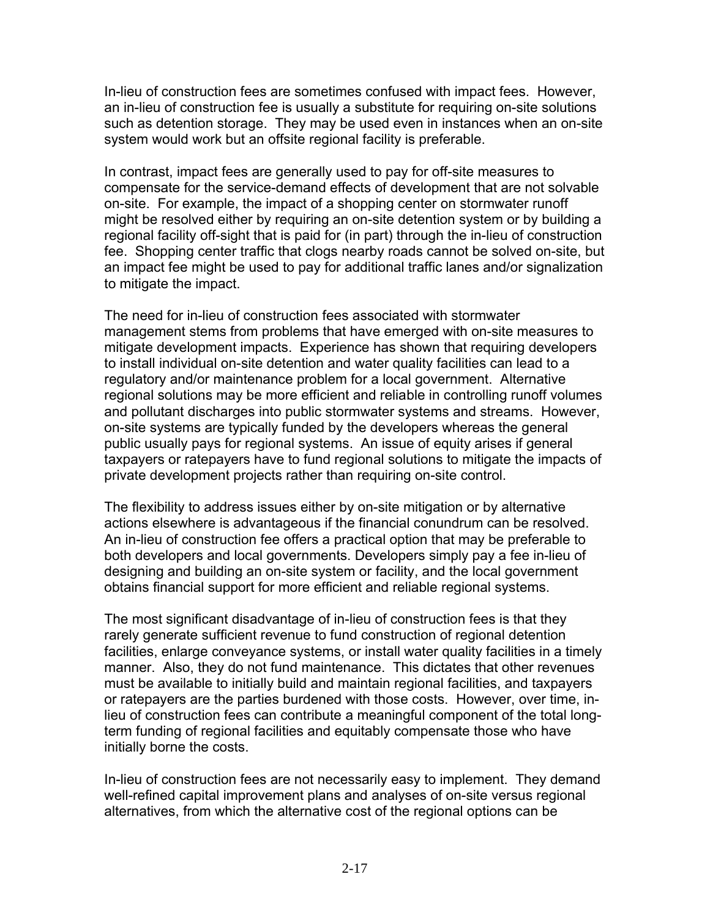In-lieu of construction fees are sometimes confused with impact fees. However, an in-lieu of construction fee is usually a substitute for requiring on-site solutions such as detention storage. They may be used even in instances when an on-site system would work but an offsite regional facility is preferable.

In contrast, impact fees are generally used to pay for off-site measures to compensate for the service-demand effects of development that are not solvable on-site. For example, the impact of a shopping center on stormwater runoff might be resolved either by requiring an on-site detention system or by building a regional facility off-sight that is paid for (in part) through the in-lieu of construction fee. Shopping center traffic that clogs nearby roads cannot be solved on-site, but an impact fee might be used to pay for additional traffic lanes and/or signalization to mitigate the impact.

The need for in-lieu of construction fees associated with stormwater management stems from problems that have emerged with on-site measures to mitigate development impacts. Experience has shown that requiring developers to install individual on-site detention and water quality facilities can lead to a regulatory and/or maintenance problem for a local government. Alternative regional solutions may be more efficient and reliable in controlling runoff volumes and pollutant discharges into public stormwater systems and streams. However, on-site systems are typically funded by the developers whereas the general public usually pays for regional systems. An issue of equity arises if general taxpayers or ratepayers have to fund regional solutions to mitigate the impacts of private development projects rather than requiring on-site control.

The flexibility to address issues either by on-site mitigation or by alternative actions elsewhere is advantageous if the financial conundrum can be resolved. An in-lieu of construction fee offers a practical option that may be preferable to both developers and local governments. Developers simply pay a fee in-lieu of designing and building an on-site system or facility, and the local government obtains financial support for more efficient and reliable regional systems.

The most significant disadvantage of in-lieu of construction fees is that they rarely generate sufficient revenue to fund construction of regional detention facilities, enlarge conveyance systems, or install water quality facilities in a timely manner. Also, they do not fund maintenance. This dictates that other revenues must be available to initially build and maintain regional facilities, and taxpayers or ratepayers are the parties burdened with those costs. However, over time, in-lieu of construction fees can contribute a meaningful component of the total long-term funding of regional facilities and equitably compensate those who have initially borne the costs.

In-lieu of construction fees are not necessarily easy to implement. They demand well-refined capital improvement plans and analyses of on-site versus regional alternatives, from which the alternative cost of the regional options can be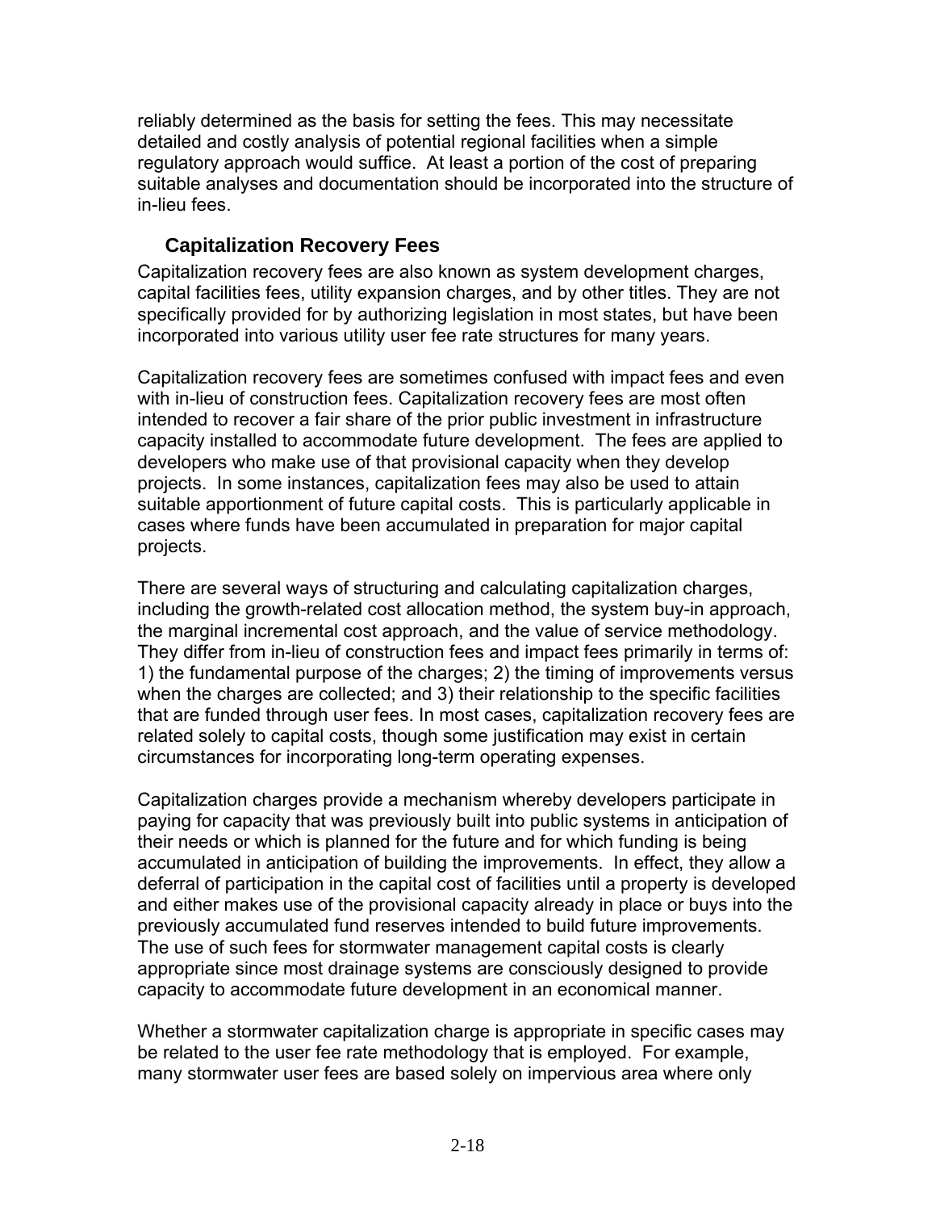reliably determined as the basis for setting the fees. This may necessitate detailed and costly analysis of potential regional facilities when a simple regulatory approach would suffice. At least a portion of the cost of preparing suitable analyses and documentation should be incorporated into the structure of in-lieu fees.

### Capitalization Recovery Fees

Capitalization recovery fees are also known as system development charges, capital facilities fees, utility expansion charges, and by other titles. They are not specifically provided for by authorizing legislation in most states, but have been incorporated into various utility user fee rate structures for many years.

Capitalization recovery fees are sometimes confused with impact fees and even with in-lieu of construction fees. Capitalization recovery fees are most often intended to recover a fair share of the prior public investment in infrastructure capacity installed to accommodate future development. The fees are applied to developers who make use of that provisional capacity when they develop projects. In some instances, capitalization fees may also be used to attain suitable apportionment of future capital costs. This is particularly applicable in cases where funds have been accumulated in preparation for major capital projects.

There are several ways of structuring and calculating capitalization charges, including the growth-related cost allocation method, the system buy-in approach, the marginal incremental cost approach, and the value of service methodology. They differ from in-lieu of construction fees and impact fees primarily in terms of: 1) the fundamental purpose of the charges; 2) the timing of improvements versus when the charges are collected; and 3) their relationship to the specific facilities that are funded through user fees. In most cases, capitalization recovery fees are related solely to capital costs, though some justification may exist in certain circumstances for incorporating long-term operating expenses.

Capitalization charges provide a mechanism whereby developers participate in paying for capacity that was previously built into public systems in anticipation of their needs or which is planned for the future and for which funding is being accumulated in anticipation of building the improvements. In effect, they allow a deferral of participation in the capital cost of facilities until a property is developed and either makes use of the provisional capacity already in place or buys into the previously accumulated fund reserves intended to build future improvements. The use of such fees for stormwater management capital costs is clearly appropriate since most drainage systems are consciously designed to provide capacity to accommodate future development in an economical manner.

Whether a stormwater capitalization charge is appropriate in specific cases may be related to the user fee rate methodology that is employed. For example, many stormwater user fees are based solely on impervious area where only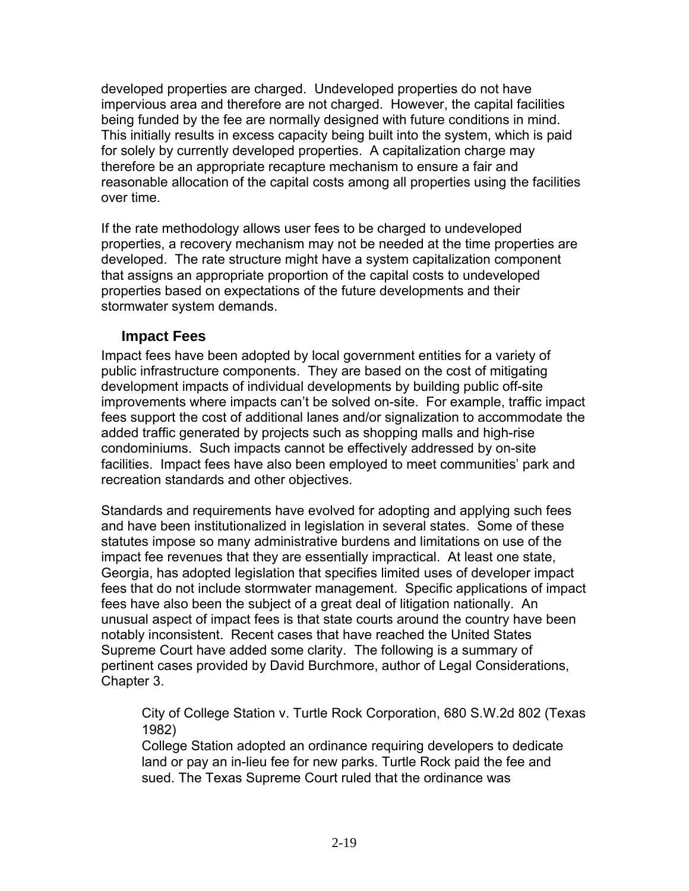developed properties are charged. Undeveloped properties do not have impervious area and therefore are not charged. However, the capital facilities being funded by the fee are normally designed with future conditions in mind. This initially results in excess capacity being built into the system, which is paid for solely by currently developed properties. A capitalization charge may therefore be an appropriate recapture mechanism to ensure a fair and reasonable allocation of the capital costs among all properties using the facilities over time.

If the rate methodology allows user fees to be charged to undeveloped properties, a recovery mechanism may not be needed at the time properties are developed. The rate structure might have a system capitalization component that assigns an appropriate proportion of the capital costs to undeveloped properties based on expectations of the future developments and their stormwater system demands.

### Impact Fees

Impact fees have been adopted by local government entities for a variety of public infrastructure components. They are based on the cost of mitigating development impacts of individual developments by building public off-site improvements where impacts can't be solved on-site. For example, traffic impact fees support the cost of additional lanes and/or signalization to accommodate the added traffic generated by projects such as shopping malls and high-rise condominiums. Such impacts cannot be effectively addressed by on-site facilities. Impact fees have also been employed to meet communities' park and recreation standards and other objectives.

Standards and requirements have evolved for adopting and applying such fees and have been institutionalized in legislation in several states. Some of these statutes impose so many administrative burdens and limitations on use of the impact fee revenues that they are essentially impractical. At least one state, Georgia, has adopted legislation that specifies limited uses of developer impact fees that do not include stormwater management. Specific applications of impact fees have also been the subject of a great deal of litigation nationally. An unusual aspect of impact fees is that state courts around the country have been notably inconsistent. Recent cases that have reached the United States Supreme Court have added some clarity. The following is a summary of pertinent cases provided by David Burchmore, author of Legal Considerations, Chapter 3.

> City of College Station v. Turtle Rock Corporation, 680 S.W.2d 802 (Texas 1982)
> College Station adopted an ordinance requiring developers to dedicate land or pay an in-lieu fee for new parks. Turtle Rock paid the fee and sued. The Texas Supreme Court ruled that the ordinance was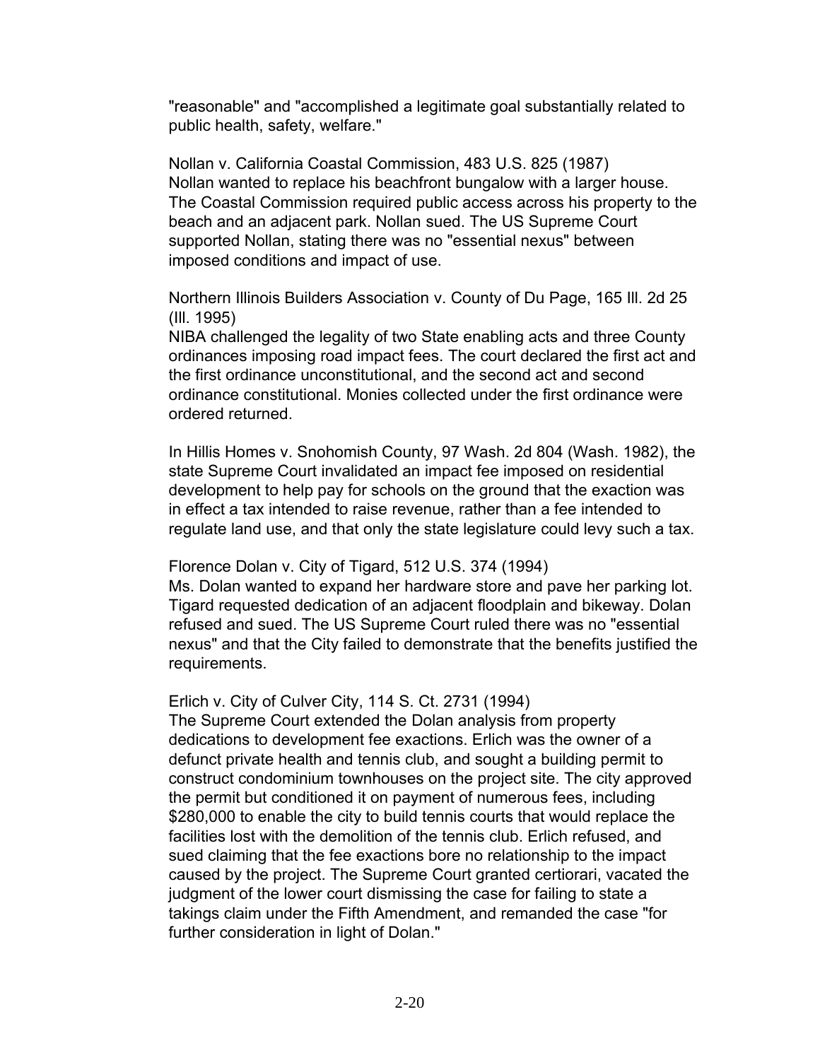"reasonable" and "accomplished a legitimate goal substantially related to public health, safety, welfare."

Nollan v. California Coastal Commission, 483 U.S. 825 (1987)
Nollan wanted to replace his beachfront bungalow with a larger house. The Coastal Commission required public access across his property to the beach and an adjacent park. Nollan sued. The US Supreme Court supported Nollan, stating there was no "essential nexus" between imposed conditions and impact of use.

Northern Illinois Builders Association v. County of Du Page, 165 Ill. 2d 25 (Ill. 1995)
NIBA challenged the legality of two State enabling acts and three County ordinances imposing road impact fees. The court declared the first act and the first ordinance unconstitutional, and the second act and second ordinance constitutional. Monies collected under the first ordinance were ordered returned.

In Hillis Homes v. Snohomish County, 97 Wash. 2d 804 (Wash. 1982), the state Supreme Court invalidated an impact fee imposed on residential development to help pay for schools on the ground that the exaction was in effect a tax intended to raise revenue, rather than a fee intended to regulate land use, and that only the state legislature could levy such a tax.

Florence Dolan v. City of Tigard, 512 U.S. 374 (1994)
Ms. Dolan wanted to expand her hardware store and pave her parking lot. Tigard requested dedication of an adjacent floodplain and bikeway. Dolan refused and sued. The US Supreme Court ruled there was no "essential nexus" and that the City failed to demonstrate that the benefits justified the requirements.

Erlich v. City of Culver City, 114 S. Ct. 2731 (1994)
The Supreme Court extended the Dolan analysis from property dedications to development fee exactions. Erlich was the owner of a defunct private health and tennis club, and sought a building permit to construct condominium townhouses on the project site. The city approved the permit but conditioned it on payment of numerous fees, including $280,000 to enable the city to build tennis courts that would replace the facilities lost with the demolition of the tennis club. Erlich refused, and sued claiming that the fee exactions bore no relationship to the impact caused by the project. The Supreme Court granted certiorari, vacated the judgment of the lower court dismissing the case for failing to state a takings claim under the Fifth Amendment, and remanded the case "for further consideration in light of Dolan."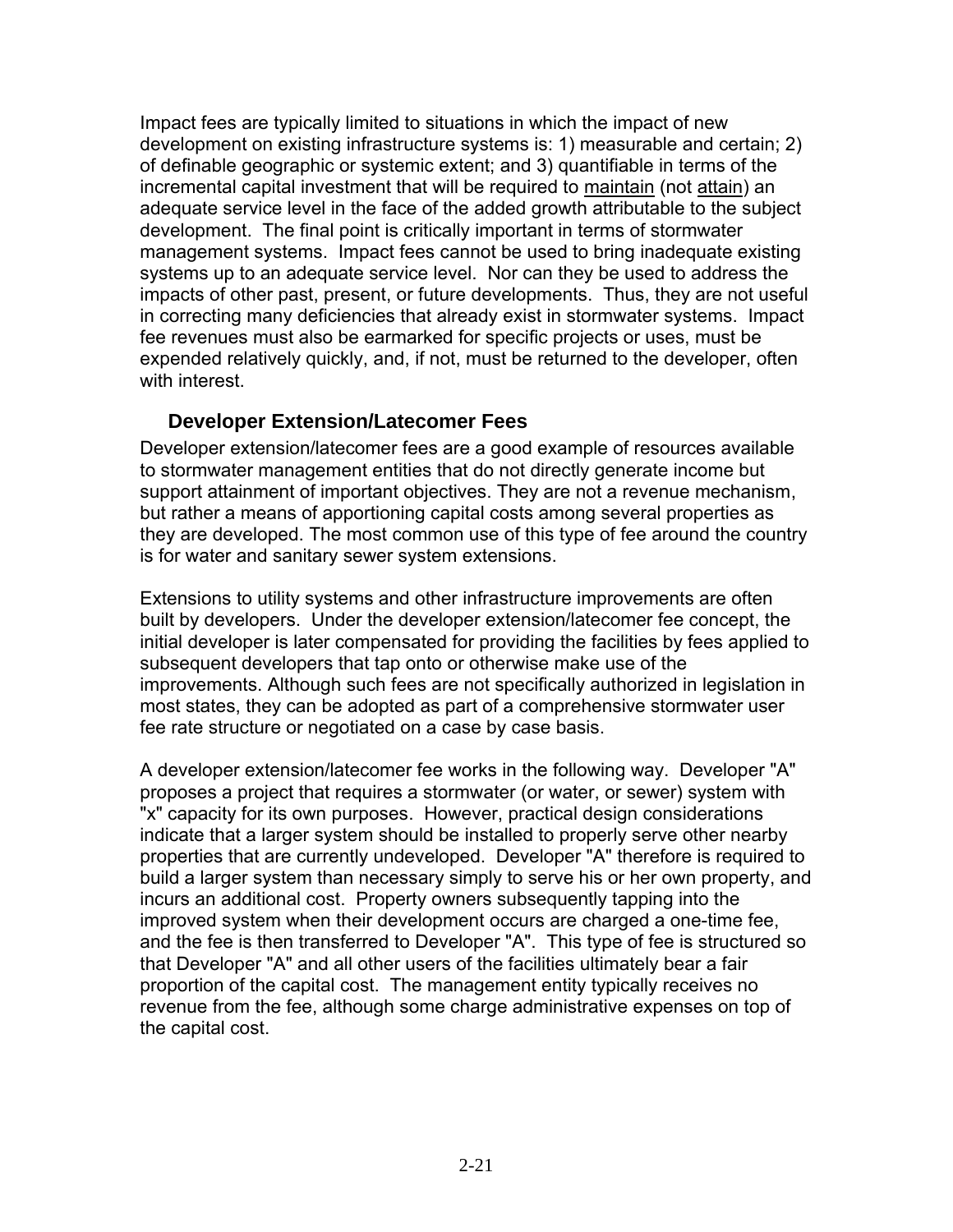Impact fees are typically limited to situations in which the impact of new development on existing infrastructure systems is: 1) measurable and certain; 2) of definable geographic or systemic extent; and 3) quantifiable in terms of the incremental capital investment that will be required to <u>maintain</u> (not <u>attain</u>) an adequate service level in the face of the added growth attributable to the subject development. The final point is critically important in terms of stormwater management systems. Impact fees cannot be used to bring inadequate existing systems up to an adequate service level. Nor can they be used to address the impacts of other past, present, or future developments. Thus, they are not useful in correcting many deficiencies that already exist in stormwater systems. Impact fee revenues must also be earmarked for specific projects or uses, must be expended relatively quickly, and, if not, must be returned to the developer, often with interest.

### Developer Extension/Latecomer Fees

Developer extension/latecomer fees are a good example of resources available to stormwater management entities that do not directly generate income but support attainment of important objectives. They are not a revenue mechanism, but rather a means of apportioning capital costs among several properties as they are developed. The most common use of this type of fee around the country is for water and sanitary sewer system extensions.

Extensions to utility systems and other infrastructure improvements are often built by developers. Under the developer extension/latecomer fee concept, the initial developer is later compensated for providing the facilities by fees applied to subsequent developers that tap onto or otherwise make use of the improvements. Although such fees are not specifically authorized in legislation in most states, they can be adopted as part of a comprehensive stormwater user fee rate structure or negotiated on a case by case basis.

A developer extension/latecomer fee works in the following way. Developer "A" proposes a project that requires a stormwater (or water, or sewer) system with "x" capacity for its own purposes. However, practical design considerations indicate that a larger system should be installed to properly serve other nearby properties that are currently undeveloped. Developer "A" therefore is required to build a larger system than necessary simply to serve his or her own property, and incurs an additional cost. Property owners subsequently tapping into the improved system when their development occurs are charged a one-time fee, and the fee is then transferred to Developer "A". This type of fee is structured so that Developer "A" and all other users of the facilities ultimately bear a fair proportion of the capital cost. The management entity typically receives no revenue from the fee, although some charge administrative expenses on top of the capital cost.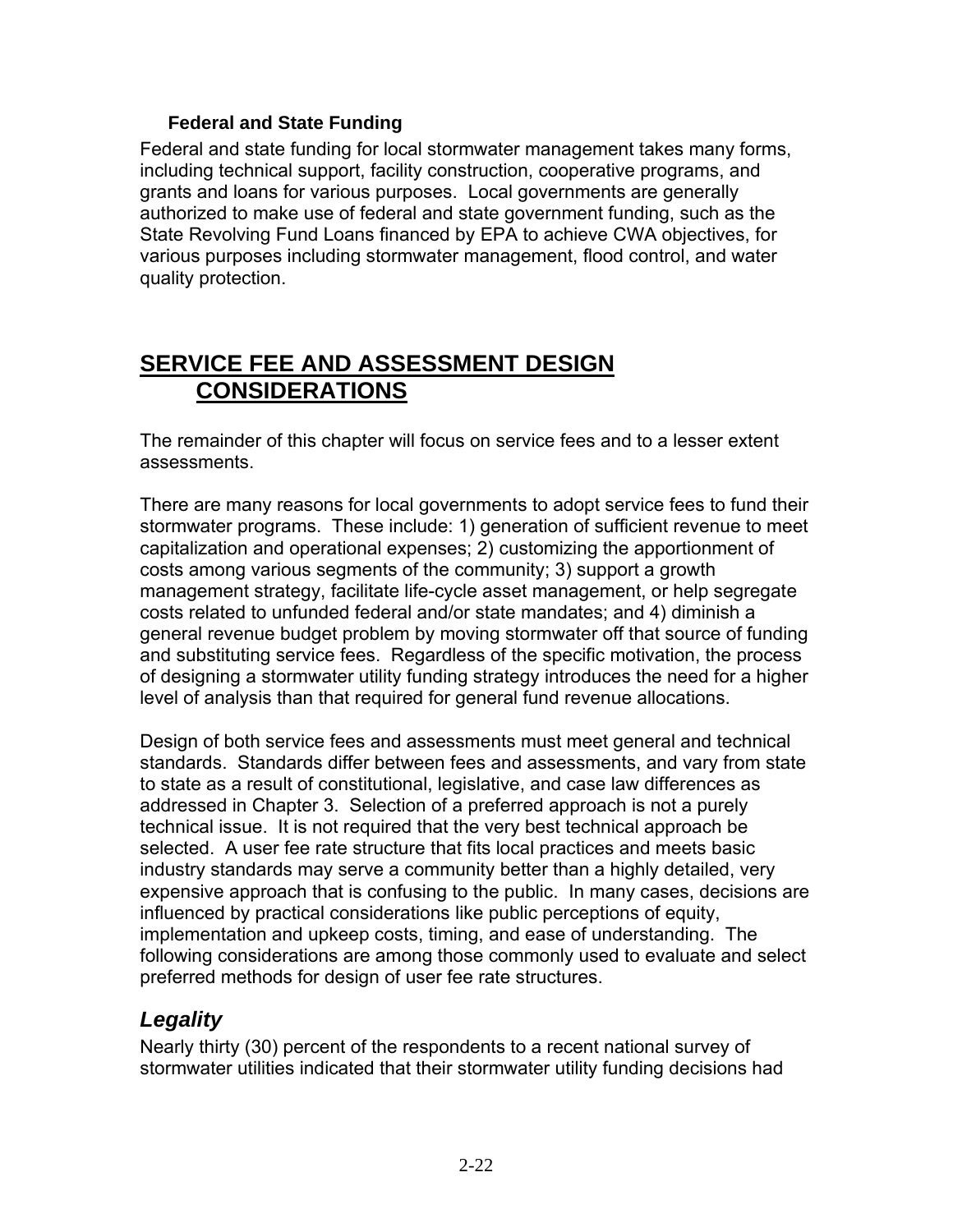### Federal and State Funding

Federal and state funding for local stormwater management takes many forms, including technical support, facility construction, cooperative programs, and grants and loans for various purposes. Local governments are generally authorized to make use of federal and state government funding, such as the State Revolving Fund Loans financed by EPA to achieve CWA objectives, for various purposes including stormwater management, flood control, and water quality protection.

## SERVICE FEE AND ASSESSMENT DESIGN CONSIDERATIONS

The remainder of this chapter will focus on service fees and to a lesser extent assessments.

There are many reasons for local governments to adopt service fees to fund their stormwater programs. These include: 1) generation of sufficient revenue to meet capitalization and operational expenses; 2) customizing the apportionment of costs among various segments of the community; 3) support a growth management strategy, facilitate life-cycle asset management, or help segregate costs related to unfunded federal and/or state mandates; and 4) diminish a general revenue budget problem by moving stormwater off that source of funding and substituting service fees. Regardless of the specific motivation, the process of designing a stormwater utility funding strategy introduces the need for a higher level of analysis than that required for general fund revenue allocations.

Design of both service fees and assessments must meet general and technical standards. Standards differ between fees and assessments, and vary from state to state as a result of constitutional, legislative, and case law differences as addressed in Chapter 3. Selection of a preferred approach is not a purely technical issue. It is not required that the very best technical approach be selected. A user fee rate structure that fits local practices and meets basic industry standards may serve a community better than a highly detailed, very expensive approach that is confusing to the public. In many cases, decisions are influenced by practical considerations like public perceptions of equity, implementation and upkeep costs, timing, and ease of understanding. The following considerations are among those commonly used to evaluate and select preferred methods for design of user fee rate structures.

### *Legality*

Nearly thirty (30) percent of the respondents to a recent national survey of stormwater utilities indicated that their stormwater utility funding decisions had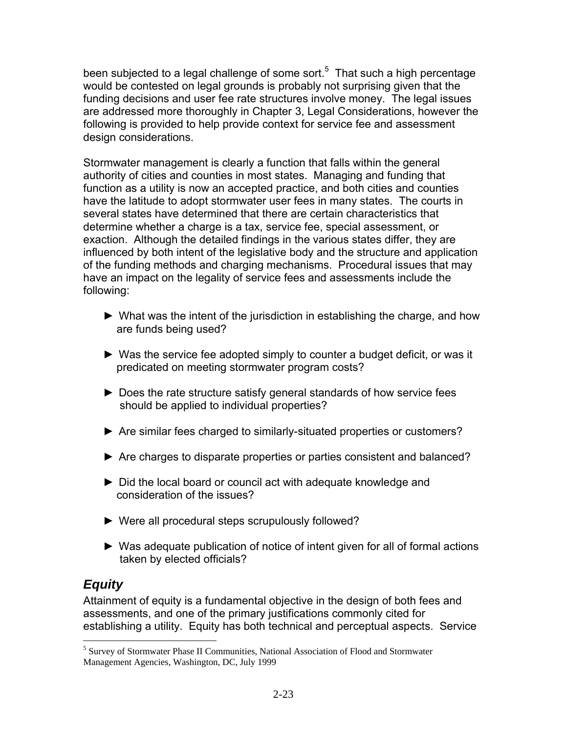been subjected to a legal challenge of some sort.[5] That such a high percentage would be contested on legal grounds is probably not surprising given that the funding decisions and user fee rate structures involve money. The legal issues are addressed more thoroughly in Chapter 3, Legal Considerations, however the following is provided to help provide context for service fee and assessment design considerations.

Stormwater management is clearly a function that falls within the general authority of cities and counties in most states. Managing and funding that function as a utility is now an accepted practice, and both cities and counties have the latitude to adopt stormwater user fees in many states. The courts in several states have determined that there are certain characteristics that determine whether a charge is a tax, service fee, special assessment, or exaction. Although the detailed findings in the various states differ, they are influenced by both intent of the legislative body and the structure and application of the funding methods and charging mechanisms. Procedural issues that may have an impact on the legality of service fees and assessments include the following:

- ► What was the intent of the jurisdiction in establishing the charge, and how are funds being used?
- ► Was the service fee adopted simply to counter a budget deficit, or was it predicated on meeting stormwater program costs?
- ► Does the rate structure satisfy general standards of how service fees should be applied to individual properties?
- ► Are similar fees charged to similarly-situated properties or customers?
- ► Are charges to disparate properties or parties consistent and balanced?
- ► Did the local board or council act with adequate knowledge and consideration of the issues?
- ► Were all procedural steps scrupulously followed?
- ► Was adequate publication of notice of intent given for all of formal actions taken by elected officials?

## *Equity*

Attainment of equity is a fundamental objective in the design of both fees and assessments, and one of the primary justifications commonly cited for establishing a utility. Equity has both technical and perceptual aspects. Service

[5] Survey of Stormwater Phase II Communities, National Association of Flood and Stormwater Management Agencies, Washington, DC, July 1999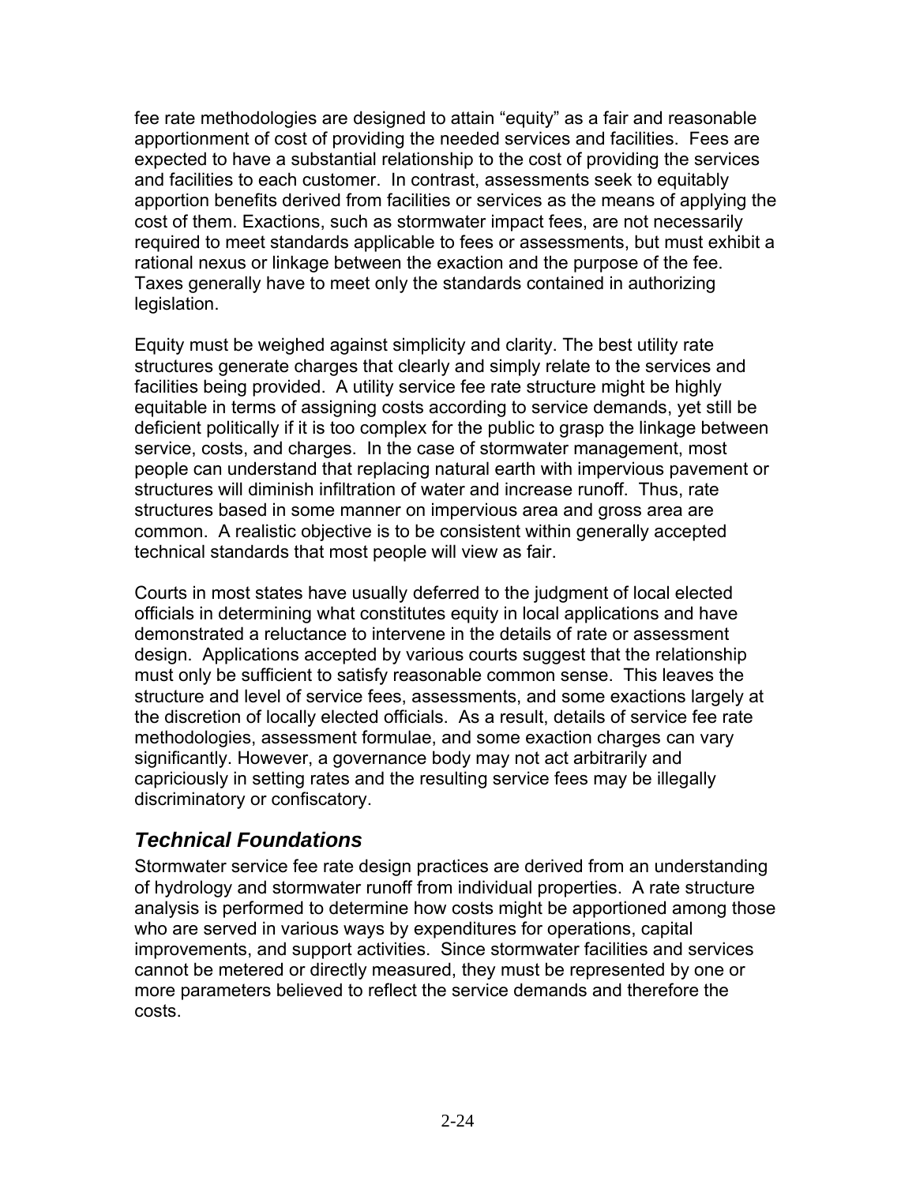fee rate methodologies are designed to attain “equity” as a fair and reasonable apportionment of cost of providing the needed services and facilities. Fees are expected to have a substantial relationship to the cost of providing the services and facilities to each customer. In contrast, assessments seek to equitably apportion benefits derived from facilities or services as the means of applying the cost of them. Exactions, such as stormwater impact fees, are not necessarily required to meet standards applicable to fees or assessments, but must exhibit a rational nexus or linkage between the exaction and the purpose of the fee. Taxes generally have to meet only the standards contained in authorizing legislation.

Equity must be weighed against simplicity and clarity. The best utility rate structures generate charges that clearly and simply relate to the services and facilities being provided. A utility service fee rate structure might be highly equitable in terms of assigning costs according to service demands, yet still be deficient politically if it is too complex for the public to grasp the linkage between service, costs, and charges. In the case of stormwater management, most people can understand that replacing natural earth with impervious pavement or structures will diminish infiltration of water and increase runoff. Thus, rate structures based in some manner on impervious area and gross area are common. A realistic objective is to be consistent within generally accepted technical standards that most people will view as fair.

Courts in most states have usually deferred to the judgment of local elected officials in determining what constitutes equity in local applications and have demonstrated a reluctance to intervene in the details of rate or assessment design. Applications accepted by various courts suggest that the relationship must only be sufficient to satisfy reasonable common sense. This leaves the structure and level of service fees, assessments, and some exactions largely at the discretion of locally elected officials. As a result, details of service fee rate methodologies, assessment formulae, and some exaction charges can vary significantly. However, a governance body may not act arbitrarily and capriciously in setting rates and the resulting service fees may be illegally discriminatory or confiscatory.

## *Technical Foundations*

Stormwater service fee rate design practices are derived from an understanding of hydrology and stormwater runoff from individual properties. A rate structure analysis is performed to determine how costs might be apportioned among those who are served in various ways by expenditures for operations, capital improvements, and support activities. Since stormwater facilities and services cannot be metered or directly measured, they must be represented by one or more parameters believed to reflect the service demands and therefore the costs.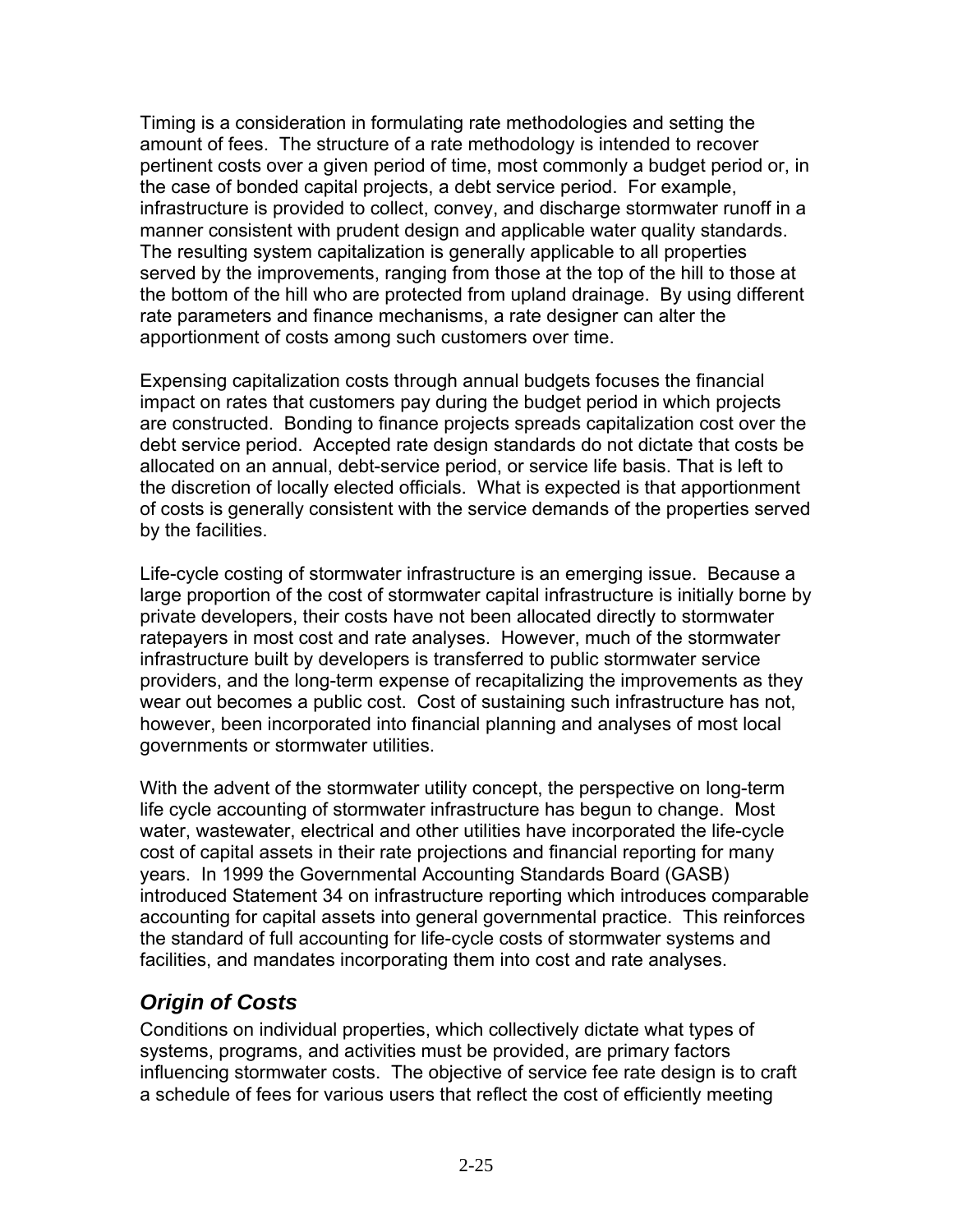Timing is a consideration in formulating rate methodologies and setting the amount of fees. The structure of a rate methodology is intended to recover pertinent costs over a given period of time, most commonly a budget period or, in the case of bonded capital projects, a debt service period. For example, infrastructure is provided to collect, convey, and discharge stormwater runoff in a manner consistent with prudent design and applicable water quality standards. The resulting system capitalization is generally applicable to all properties served by the improvements, ranging from those at the top of the hill to those at the bottom of the hill who are protected from upland drainage. By using different rate parameters and finance mechanisms, a rate designer can alter the apportionment of costs among such customers over time.

Expensing capitalization costs through annual budgets focuses the financial impact on rates that customers pay during the budget period in which projects are constructed. Bonding to finance projects spreads capitalization cost over the debt service period. Accepted rate design standards do not dictate that costs be allocated on an annual, debt-service period, or service life basis. That is left to the discretion of locally elected officials. What is expected is that apportionment of costs is generally consistent with the service demands of the properties served by the facilities.

Life-cycle costing of stormwater infrastructure is an emerging issue. Because a large proportion of the cost of stormwater capital infrastructure is initially borne by private developers, their costs have not been allocated directly to stormwater ratepayers in most cost and rate analyses. However, much of the stormwater infrastructure built by developers is transferred to public stormwater service providers, and the long-term expense of recapitalizing the improvements as they wear out becomes a public cost. Cost of sustaining such infrastructure has not, however, been incorporated into financial planning and analyses of most local governments or stormwater utilities.

With the advent of the stormwater utility concept, the perspective on long-term life cycle accounting of stormwater infrastructure has begun to change. Most water, wastewater, electrical and other utilities have incorporated the life-cycle cost of capital assets in their rate projections and financial reporting for many years. In 1999 the Governmental Accounting Standards Board (GASB) introduced Statement 34 on infrastructure reporting which introduces comparable accounting for capital assets into general governmental practice. This reinforces the standard of full accounting for life-cycle costs of stormwater systems and facilities, and mandates incorporating them into cost and rate analyses.

## *Origin of Costs*

Conditions on individual properties, which collectively dictate what types of systems, programs, and activities must be provided, are primary factors influencing stormwater costs. The objective of service fee rate design is to craft a schedule of fees for various users that reflect the cost of efficiently meeting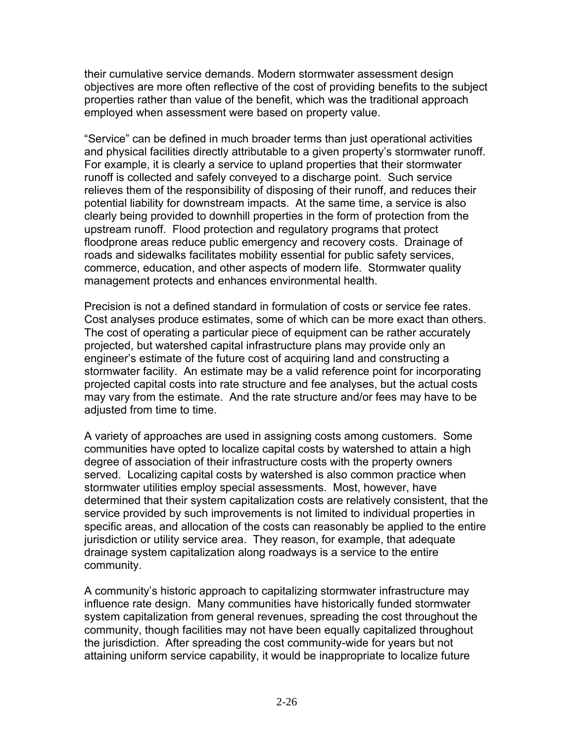their cumulative service demands. Modern stormwater assessment design objectives are more often reflective of the cost of providing benefits to the subject properties rather than value of the benefit, which was the traditional approach employed when assessment were based on property value.

"Service" can be defined in much broader terms than just operational activities and physical facilities directly attributable to a given property's stormwater runoff. For example, it is clearly a service to upland properties that their stormwater runoff is collected and safely conveyed to a discharge point. Such service relieves them of the responsibility of disposing of their runoff, and reduces their potential liability for downstream impacts. At the same time, a service is also clearly being provided to downhill properties in the form of protection from the upstream runoff. Flood protection and regulatory programs that protect floodprone areas reduce public emergency and recovery costs. Drainage of roads and sidewalks facilitates mobility essential for public safety services, commerce, education, and other aspects of modern life. Stormwater quality management protects and enhances environmental health.

Precision is not a defined standard in formulation of costs or service fee rates. Cost analyses produce estimates, some of which can be more exact than others. The cost of operating a particular piece of equipment can be rather accurately projected, but watershed capital infrastructure plans may provide only an engineer's estimate of the future cost of acquiring land and constructing a stormwater facility. An estimate may be a valid reference point for incorporating projected capital costs into rate structure and fee analyses, but the actual costs may vary from the estimate. And the rate structure and/or fees may have to be adjusted from time to time.

A variety of approaches are used in assigning costs among customers. Some communities have opted to localize capital costs by watershed to attain a high degree of association of their infrastructure costs with the property owners served. Localizing capital costs by watershed is also common practice when stormwater utilities employ special assessments. Most, however, have determined that their system capitalization costs are relatively consistent, that the service provided by such improvements is not limited to individual properties in specific areas, and allocation of the costs can reasonably be applied to the entire jurisdiction or utility service area. They reason, for example, that adequate drainage system capitalization along roadways is a service to the entire community.

A community's historic approach to capitalizing stormwater infrastructure may influence rate design. Many communities have historically funded stormwater system capitalization from general revenues, spreading the cost throughout the community, though facilities may not have been equally capitalized throughout the jurisdiction. After spreading the cost community-wide for years but not attaining uniform service capability, it would be inappropriate to localize future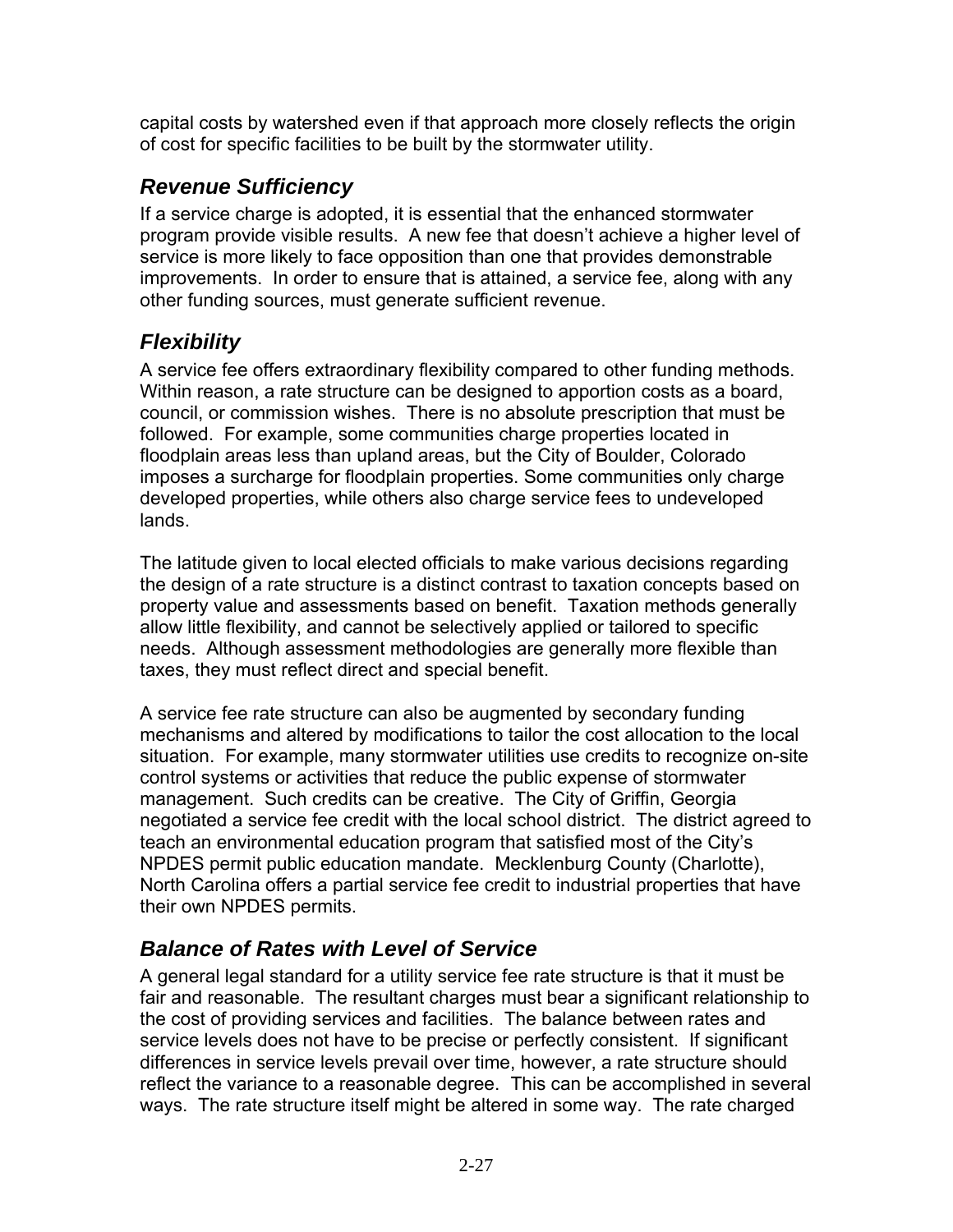capital costs by watershed even if that approach more closely reflects the origin of cost for specific facilities to be built by the stormwater utility.

## *Revenue Sufficiency*

If a service charge is adopted, it is essential that the enhanced stormwater program provide visible results. A new fee that doesn't achieve a higher level of service is more likely to face opposition than one that provides demonstrable improvements. In order to ensure that is attained, a service fee, along with any other funding sources, must generate sufficient revenue.

## *Flexibility*

A service fee offers extraordinary flexibility compared to other funding methods. Within reason, a rate structure can be designed to apportion costs as a board, council, or commission wishes. There is no absolute prescription that must be followed. For example, some communities charge properties located in floodplain areas less than upland areas, but the City of Boulder, Colorado imposes a surcharge for floodplain properties. Some communities only charge developed properties, while others also charge service fees to undeveloped lands.

The latitude given to local elected officials to make various decisions regarding the design of a rate structure is a distinct contrast to taxation concepts based on property value and assessments based on benefit. Taxation methods generally allow little flexibility, and cannot be selectively applied or tailored to specific needs. Although assessment methodologies are generally more flexible than taxes, they must reflect direct and special benefit.

A service fee rate structure can also be augmented by secondary funding mechanisms and altered by modifications to tailor the cost allocation to the local situation. For example, many stormwater utilities use credits to recognize on-site control systems or activities that reduce the public expense of stormwater management. Such credits can be creative. The City of Griffin, Georgia negotiated a service fee credit with the local school district. The district agreed to teach an environmental education program that satisfied most of the City's NPDES permit public education mandate. Mecklenburg County (Charlotte), North Carolina offers a partial service fee credit to industrial properties that have their own NPDES permits.

## *Balance of Rates with Level of Service*

A general legal standard for a utility service fee rate structure is that it must be fair and reasonable. The resultant charges must bear a significant relationship to the cost of providing services and facilities. The balance between rates and service levels does not have to be precise or perfectly consistent. If significant differences in service levels prevail over time, however, a rate structure should reflect the variance to a reasonable degree. This can be accomplished in several ways. The rate structure itself might be altered in some way. The rate charged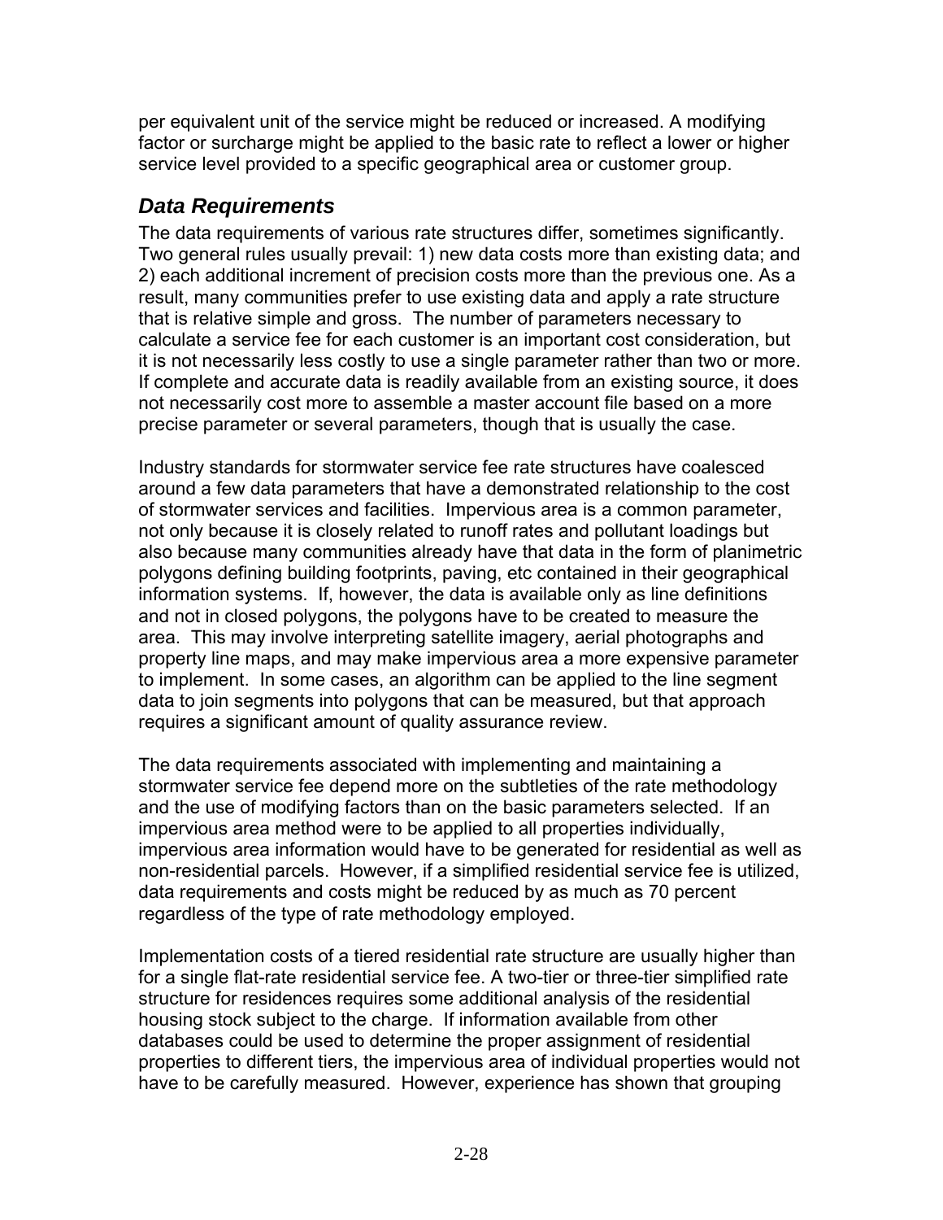per equivalent unit of the service might be reduced or increased. A modifying factor or surcharge might be applied to the basic rate to reflect a lower or higher service level provided to a specific geographical area or customer group.

### *Data Requirements*

The data requirements of various rate structures differ, sometimes significantly. Two general rules usually prevail: 1) new data costs more than existing data; and 2) each additional increment of precision costs more than the previous one. As a result, many communities prefer to use existing data and apply a rate structure that is relative simple and gross. The number of parameters necessary to calculate a service fee for each customer is an important cost consideration, but it is not necessarily less costly to use a single parameter rather than two or more. If complete and accurate data is readily available from an existing source, it does not necessarily cost more to assemble a master account file based on a more precise parameter or several parameters, though that is usually the case.

Industry standards for stormwater service fee rate structures have coalesced around a few data parameters that have a demonstrated relationship to the cost of stormwater services and facilities. Impervious area is a common parameter, not only because it is closely related to runoff rates and pollutant loadings but also because many communities already have that data in the form of planimetric polygons defining building footprints, paving, etc contained in their geographical information systems. If, however, the data is available only as line definitions and not in closed polygons, the polygons have to be created to measure the area. This may involve interpreting satellite imagery, aerial photographs and property line maps, and may make impervious area a more expensive parameter to implement. In some cases, an algorithm can be applied to the line segment data to join segments into polygons that can be measured, but that approach requires a significant amount of quality assurance review.

The data requirements associated with implementing and maintaining a stormwater service fee depend more on the subtleties of the rate methodology and the use of modifying factors than on the basic parameters selected. If an impervious area method were to be applied to all properties individually, impervious area information would have to be generated for residential as well as non-residential parcels. However, if a simplified residential service fee is utilized, data requirements and costs might be reduced by as much as 70 percent regardless of the type of rate methodology employed.

Implementation costs of a tiered residential rate structure are usually higher than for a single flat-rate residential service fee. A two-tier or three-tier simplified rate structure for residences requires some additional analysis of the residential housing stock subject to the charge. If information available from other databases could be used to determine the proper assignment of residential properties to different tiers, the impervious area of individual properties would not have to be carefully measured. However, experience has shown that grouping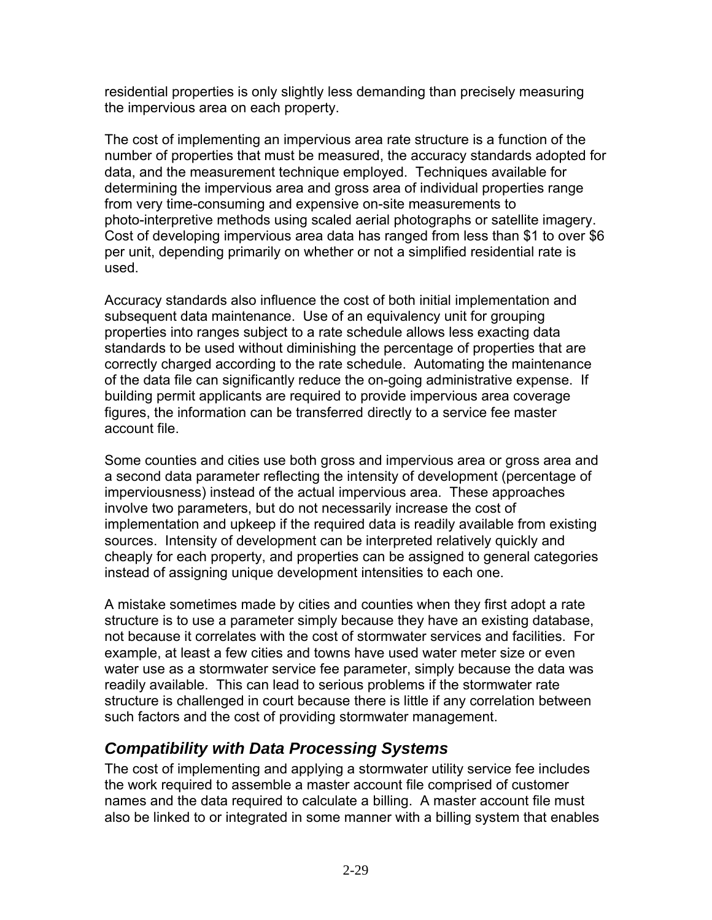residential properties is only slightly less demanding than precisely measuring the impervious area on each property.

The cost of implementing an impervious area rate structure is a function of the number of properties that must be measured, the accuracy standards adopted for data, and the measurement technique employed. Techniques available for determining the impervious area and gross area of individual properties range from very time-consuming and expensive on-site measurements to photo-interpretive methods using scaled aerial photographs or satellite imagery. Cost of developing impervious area data has ranged from less than $1 to over $6 per unit, depending primarily on whether or not a simplified residential rate is used.

Accuracy standards also influence the cost of both initial implementation and subsequent data maintenance. Use of an equivalency unit for grouping properties into ranges subject to a rate schedule allows less exacting data standards to be used without diminishing the percentage of properties that are correctly charged according to the rate schedule. Automating the maintenance of the data file can significantly reduce the on-going administrative expense. If building permit applicants are required to provide impervious area coverage figures, the information can be transferred directly to a service fee master account file.

Some counties and cities use both gross and impervious area or gross area and a second data parameter reflecting the intensity of development (percentage of imperviousness) instead of the actual impervious area. These approaches involve two parameters, but do not necessarily increase the cost of implementation and upkeep if the required data is readily available from existing sources. Intensity of development can be interpreted relatively quickly and cheaply for each property, and properties can be assigned to general categories instead of assigning unique development intensities to each one.

A mistake sometimes made by cities and counties when they first adopt a rate structure is to use a parameter simply because they have an existing database, not because it correlates with the cost of stormwater services and facilities. For example, at least a few cities and towns have used water meter size or even water use as a stormwater service fee parameter, simply because the data was readily available. This can lead to serious problems if the stormwater rate structure is challenged in court because there is little if any correlation between such factors and the cost of providing stormwater management.

### *Compatibility with Data Processing Systems*

The cost of implementing and applying a stormwater utility service fee includes the work required to assemble a master account file comprised of customer names and the data required to calculate a billing. A master account file must also be linked to or integrated in some manner with a billing system that enables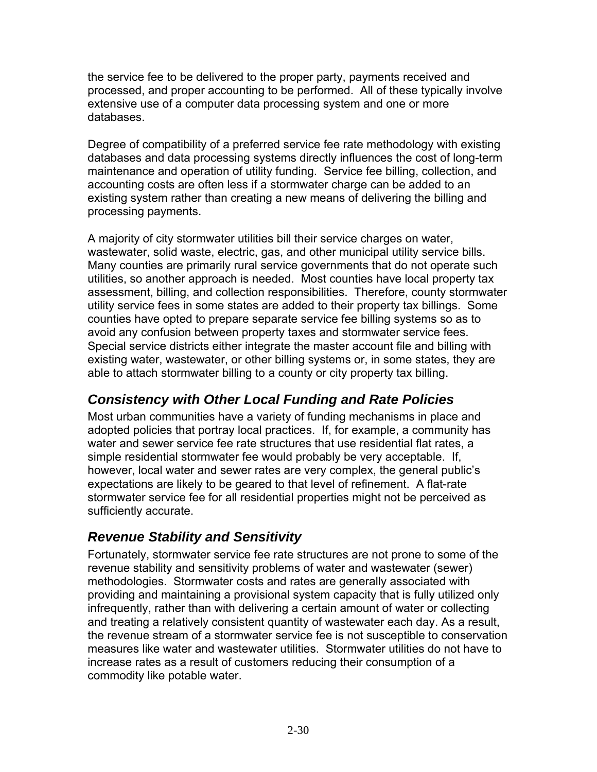the service fee to be delivered to the proper party, payments received and processed, and proper accounting to be performed. All of these typically involve extensive use of a computer data processing system and one or more databases.

Degree of compatibility of a preferred service fee rate methodology with existing databases and data processing systems directly influences the cost of long-term maintenance and operation of utility funding. Service fee billing, collection, and accounting costs are often less if a stormwater charge can be added to an existing system rather than creating a new means of delivering the billing and processing payments.

A majority of city stormwater utilities bill their service charges on water, wastewater, solid waste, electric, gas, and other municipal utility service bills. Many counties are primarily rural service governments that do not operate such utilities, so another approach is needed. Most counties have local property tax assessment, billing, and collection responsibilities. Therefore, county stormwater utility service fees in some states are added to their property tax billings. Some counties have opted to prepare separate service fee billing systems so as to avoid any confusion between property taxes and stormwater service fees. Special service districts either integrate the master account file and billing with existing water, wastewater, or other billing systems or, in some states, they are able to attach stormwater billing to a county or city property tax billing.

## *Consistency with Other Local Funding and Rate Policies*

Most urban communities have a variety of funding mechanisms in place and adopted policies that portray local practices. If, for example, a community has water and sewer service fee rate structures that use residential flat rates, a simple residential stormwater fee would probably be very acceptable. If, however, local water and sewer rates are very complex, the general public's expectations are likely to be geared to that level of refinement. A flat-rate stormwater service fee for all residential properties might not be perceived as sufficiently accurate.

## *Revenue Stability and Sensitivity*

Fortunately, stormwater service fee rate structures are not prone to some of the revenue stability and sensitivity problems of water and wastewater (sewer) methodologies. Stormwater costs and rates are generally associated with providing and maintaining a provisional system capacity that is fully utilized only infrequently, rather than with delivering a certain amount of water or collecting and treating a relatively consistent quantity of wastewater each day. As a result, the revenue stream of a stormwater service fee is not susceptible to conservation measures like water and wastewater utilities. Stormwater utilities do not have to increase rates as a result of customers reducing their consumption of a commodity like potable water.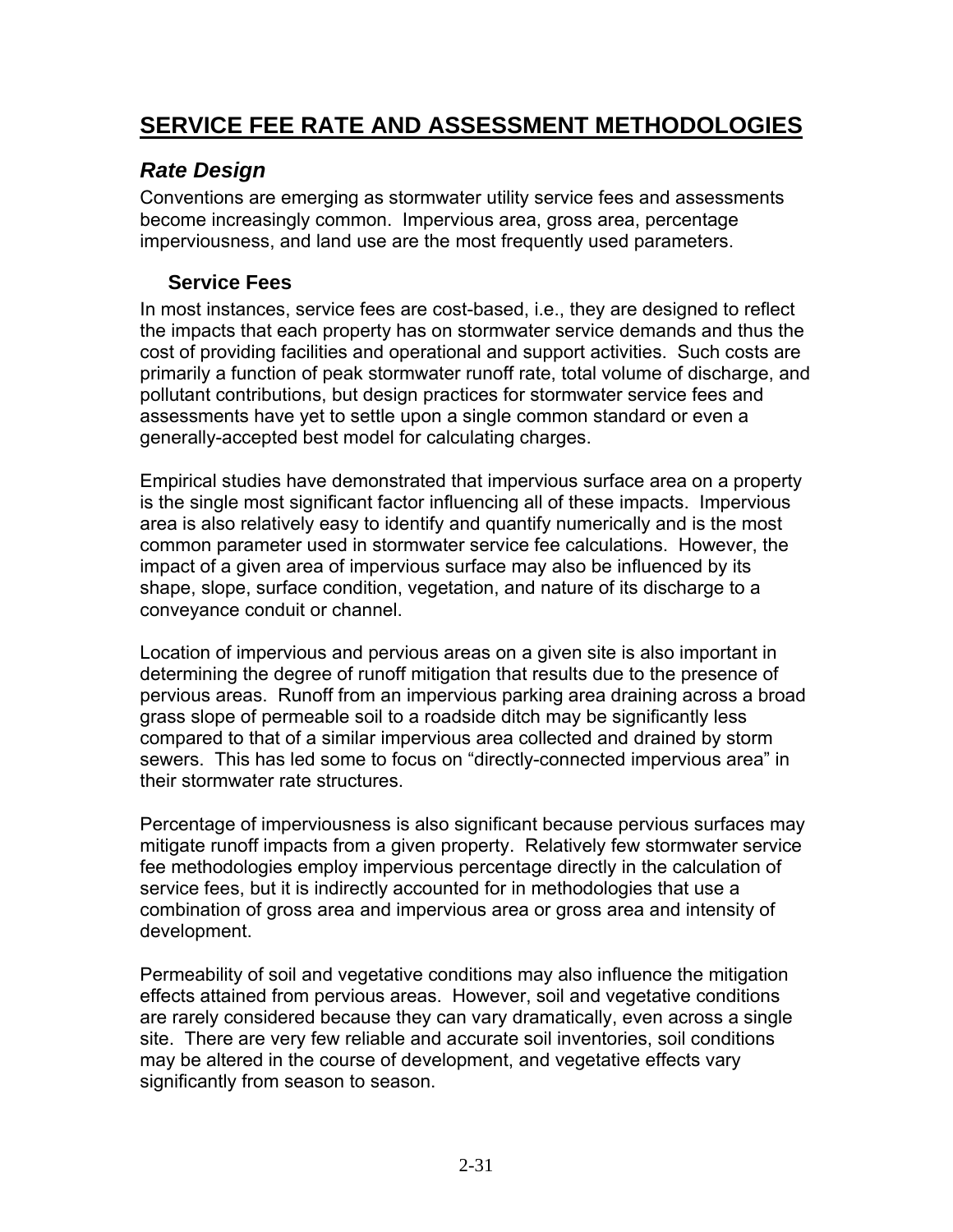# SERVICE FEE RATE AND ASSESSMENT METHODOLOGIES

## *Rate Design*

Conventions are emerging as stormwater utility service fees and assessments become increasingly common. Impervious area, gross area, percentage imperviousness, and land use are the most frequently used parameters.

### Service Fees

In most instances, service fees are cost-based, i.e., they are designed to reflect the impacts that each property has on stormwater service demands and thus the cost of providing facilities and operational and support activities. Such costs are primarily a function of peak stormwater runoff rate, total volume of discharge, and pollutant contributions, but design practices for stormwater service fees and assessments have yet to settle upon a single common standard or even a generally-accepted best model for calculating charges.

Empirical studies have demonstrated that impervious surface area on a property is the single most significant factor influencing all of these impacts. Impervious area is also relatively easy to identify and quantify numerically and is the most common parameter used in stormwater service fee calculations. However, the impact of a given area of impervious surface may also be influenced by its shape, slope, surface condition, vegetation, and nature of its discharge to a conveyance conduit or channel.

Location of impervious and pervious areas on a given site is also important in determining the degree of runoff mitigation that results due to the presence of pervious areas. Runoff from an impervious parking area draining across a broad grass slope of permeable soil to a roadside ditch may be significantly less compared to that of a similar impervious area collected and drained by storm sewers. This has led some to focus on "directly-connected impervious area" in their stormwater rate structures.

Percentage of imperviousness is also significant because pervious surfaces may mitigate runoff impacts from a given property. Relatively few stormwater service fee methodologies employ impervious percentage directly in the calculation of service fees, but it is indirectly accounted for in methodologies that use a combination of gross area and impervious area or gross area and intensity of development.

Permeability of soil and vegetative conditions may also influence the mitigation effects attained from pervious areas. However, soil and vegetative conditions are rarely considered because they can vary dramatically, even across a single site. There are very few reliable and accurate soil inventories, soil conditions may be altered in the course of development, and vegetative effects vary significantly from season to season.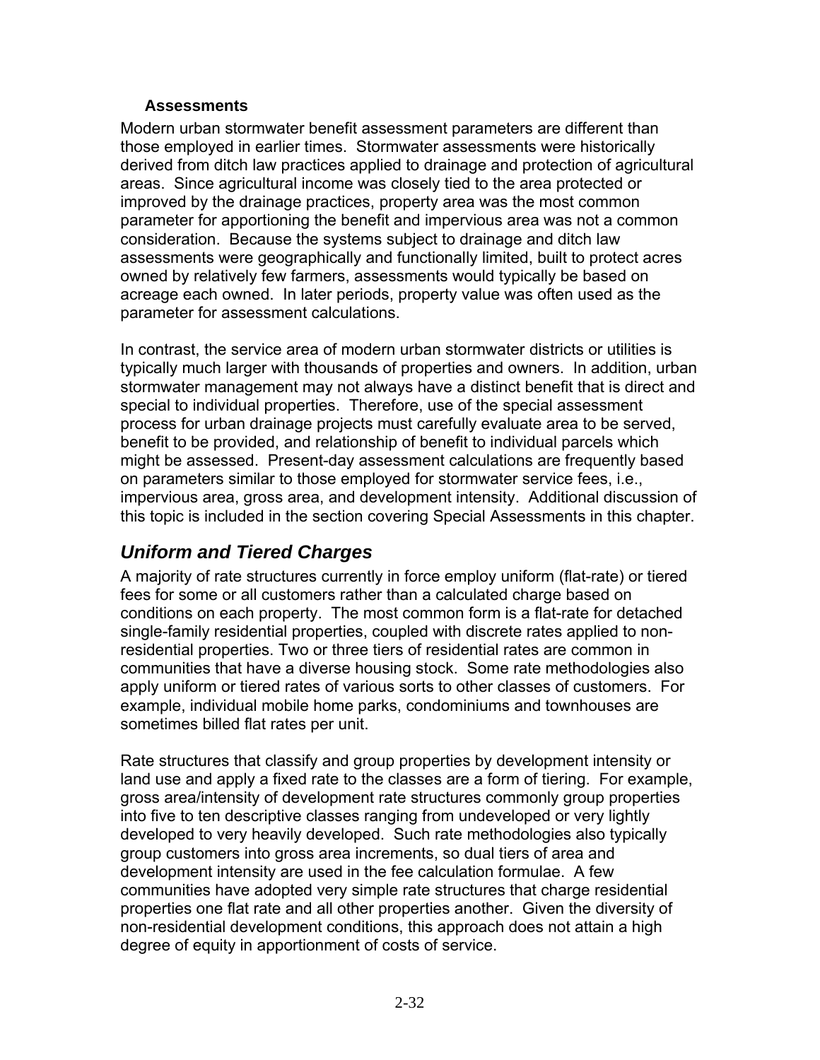#### Assessments

Modern urban stormwater benefit assessment parameters are different than those employed in earlier times. Stormwater assessments were historically derived from ditch law practices applied to drainage and protection of agricultural areas. Since agricultural income was closely tied to the area protected or improved by the drainage practices, property area was the most common parameter for apportioning the benefit and impervious area was not a common consideration. Because the systems subject to drainage and ditch law assessments were geographically and functionally limited, built to protect acres owned by relatively few farmers, assessments would typically be based on acreage each owned. In later periods, property value was often used as the parameter for assessment calculations.

In contrast, the service area of modern urban stormwater districts or utilities is typically much larger with thousands of properties and owners. In addition, urban stormwater management may not always have a distinct benefit that is direct and special to individual properties. Therefore, use of the special assessment process for urban drainage projects must carefully evaluate area to be served, benefit to be provided, and relationship of benefit to individual parcels which might be assessed. Present-day assessment calculations are frequently based on parameters similar to those employed for stormwater service fees, i.e., impervious area, gross area, and development intensity. Additional discussion of this topic is included in the section covering Special Assessments in this chapter.

### *Uniform and Tiered Charges*

A majority of rate structures currently in force employ uniform (flat-rate) or tiered fees for some or all customers rather than a calculated charge based on conditions on each property. The most common form is a flat-rate for detached single-family residential properties, coupled with discrete rates applied to non-residential properties. Two or three tiers of residential rates are common in communities that have a diverse housing stock. Some rate methodologies also apply uniform or tiered rates of various sorts to other classes of customers. For example, individual mobile home parks, condominiums and townhouses are sometimes billed flat rates per unit.

Rate structures that classify and group properties by development intensity or land use and apply a fixed rate to the classes are a form of tiering. For example, gross area/intensity of development rate structures commonly group properties into five to ten descriptive classes ranging from undeveloped or very lightly developed to very heavily developed. Such rate methodologies also typically group customers into gross area increments, so dual tiers of area and development intensity are used in the fee calculation formulae. A few communities have adopted very simple rate structures that charge residential properties one flat rate and all other properties another. Given the diversity of non-residential development conditions, this approach does not attain a high degree of equity in apportionment of costs of service.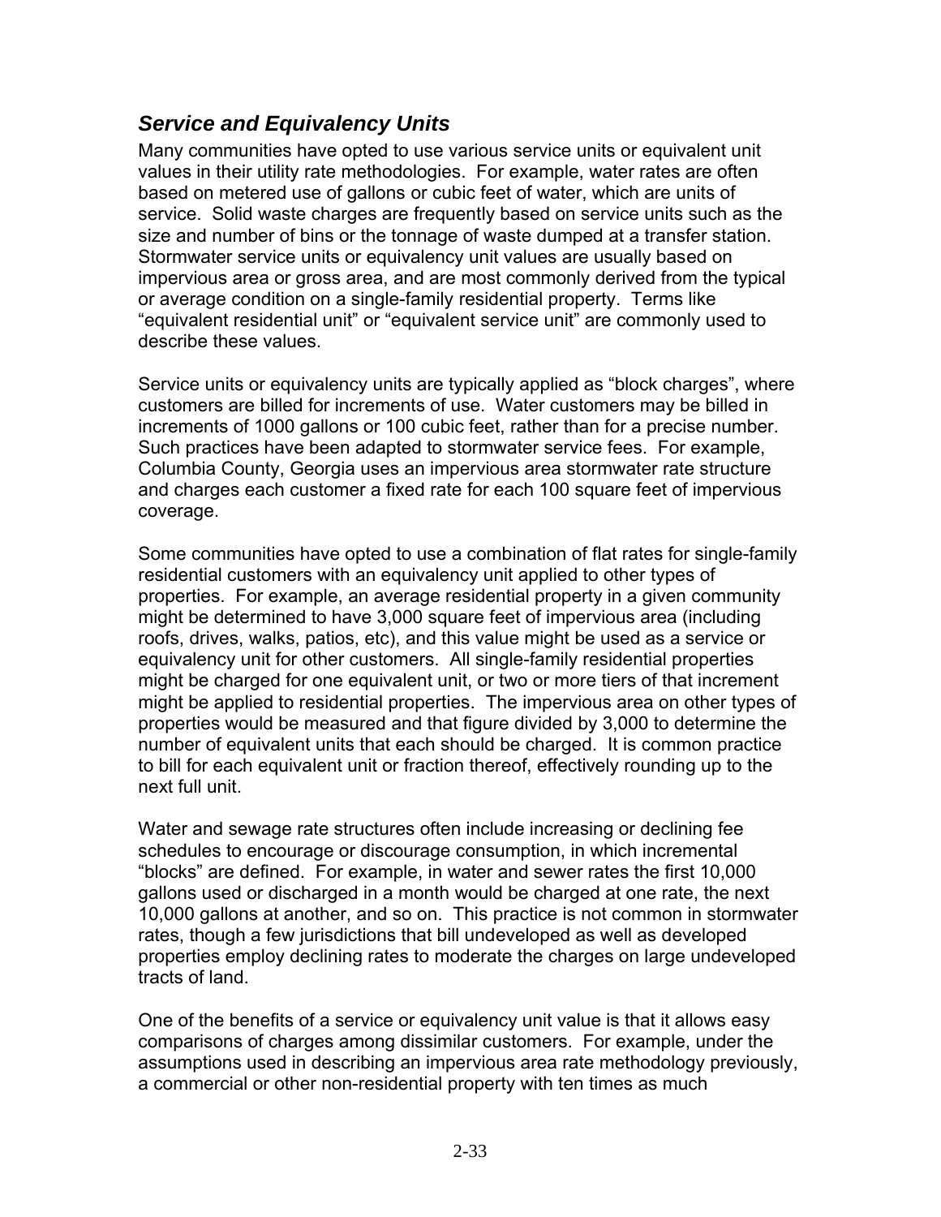## *Service and Equivalency Units*

Many communities have opted to use various service units or equivalent unit values in their utility rate methodologies. For example, water rates are often based on metered use of gallons or cubic feet of water, which are units of service. Solid waste charges are frequently based on service units such as the size and number of bins or the tonnage of waste dumped at a transfer station. Stormwater service units or equivalency unit values are usually based on impervious area or gross area, and are most commonly derived from the typical or average condition on a single-family residential property. Terms like "equivalent residential unit" or "equivalent service unit" are commonly used to describe these values.

Service units or equivalency units are typically applied as "block charges", where customers are billed for increments of use. Water customers may be billed in increments of 1000 gallons or 100 cubic feet, rather than for a precise number. Such practices have been adapted to stormwater service fees. For example, Columbia County, Georgia uses an impervious area stormwater rate structure and charges each customer a fixed rate for each 100 square feet of impervious coverage.

Some communities have opted to use a combination of flat rates for single-family residential customers with an equivalency unit applied to other types of properties. For example, an average residential property in a given community might be determined to have 3,000 square feet of impervious area (including roofs, drives, walks, patios, etc), and this value might be used as a service or equivalency unit for other customers. All single-family residential properties might be charged for one equivalent unit, or two or more tiers of that increment might be applied to residential properties. The impervious area on other types of properties would be measured and that figure divided by 3,000 to determine the number of equivalent units that each should be charged. It is common practice to bill for each equivalent unit or fraction thereof, effectively rounding up to the next full unit.

Water and sewage rate structures often include increasing or declining fee schedules to encourage or discourage consumption, in which incremental "blocks" are defined. For example, in water and sewer rates the first 10,000 gallons used or discharged in a month would be charged at one rate, the next 10,000 gallons at another, and so on. This practice is not common in stormwater rates, though a few jurisdictions that bill undeveloped as well as developed properties employ declining rates to moderate the charges on large undeveloped tracts of land.

One of the benefits of a service or equivalency unit value is that it allows easy comparisons of charges among dissimilar customers. For example, under the assumptions used in describing an impervious area rate methodology previously, a commercial or other non-residential property with ten times as much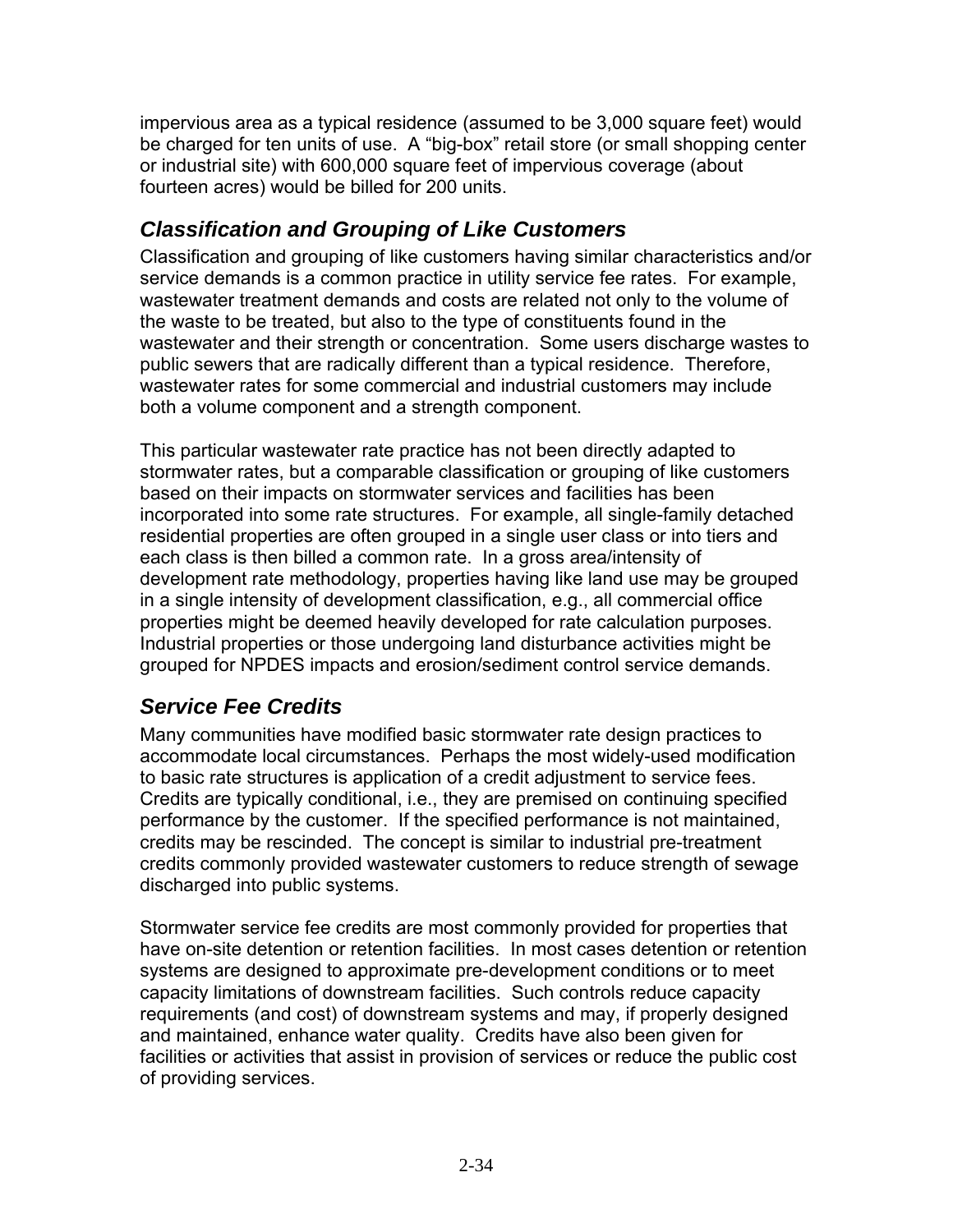impervious area as a typical residence (assumed to be 3,000 square feet) would be charged for ten units of use. A “big-box” retail store (or small shopping center or industrial site) with 600,000 square feet of impervious coverage (about fourteen acres) would be billed for 200 units.

### *Classification and Grouping of Like Customers*

Classification and grouping of like customers having similar characteristics and/or service demands is a common practice in utility service fee rates. For example, wastewater treatment demands and costs are related not only to the volume of the waste to be treated, but also to the type of constituents found in the wastewater and their strength or concentration. Some users discharge wastes to public sewers that are radically different than a typical residence. Therefore, wastewater rates for some commercial and industrial customers may include both a volume component and a strength component.

This particular wastewater rate practice has not been directly adapted to stormwater rates, but a comparable classification or grouping of like customers based on their impacts on stormwater services and facilities has been incorporated into some rate structures. For example, all single-family detached residential properties are often grouped in a single user class or into tiers and each class is then billed a common rate. In a gross area/intensity of development rate methodology, properties having like land use may be grouped in a single intensity of development classification, e.g., all commercial office properties might be deemed heavily developed for rate calculation purposes. Industrial properties or those undergoing land disturbance activities might be grouped for NPDES impacts and erosion/sediment control service demands.

### *Service Fee Credits*

Many communities have modified basic stormwater rate design practices to accommodate local circumstances. Perhaps the most widely-used modification to basic rate structures is application of a credit adjustment to service fees. Credits are typically conditional, i.e., they are premised on continuing specified performance by the customer. If the specified performance is not maintained, credits may be rescinded. The concept is similar to industrial pre-treatment credits commonly provided wastewater customers to reduce strength of sewage discharged into public systems.

Stormwater service fee credits are most commonly provided for properties that have on-site detention or retention facilities. In most cases detention or retention systems are designed to approximate pre-development conditions or to meet capacity limitations of downstream facilities. Such controls reduce capacity requirements (and cost) of downstream systems and may, if properly designed and maintained, enhance water quality. Credits have also been given for facilities or activities that assist in provision of services or reduce the public cost of providing services.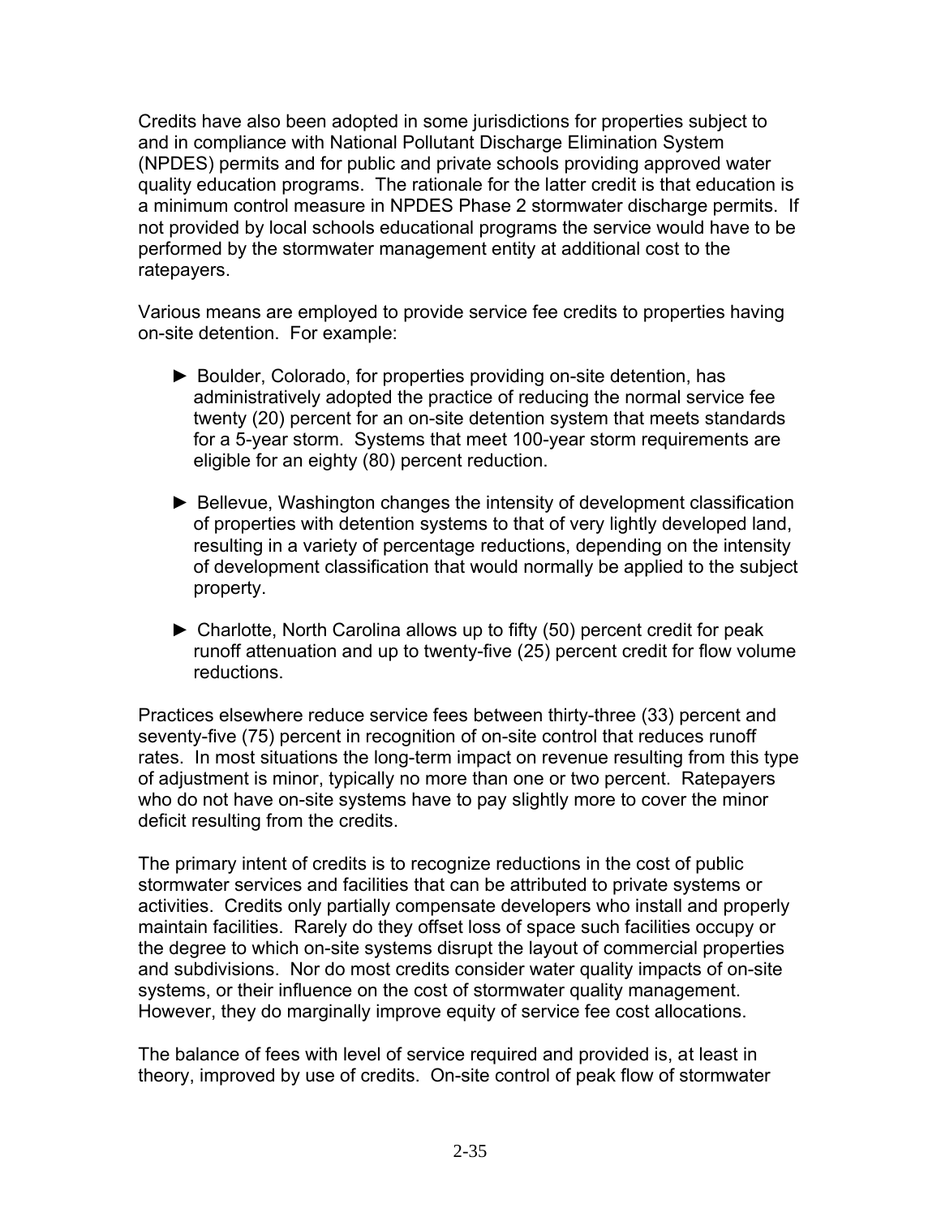Credits have also been adopted in some jurisdictions for properties subject to and in compliance with National Pollutant Discharge Elimination System (NPDES) permits and for public and private schools providing approved water quality education programs. The rationale for the latter credit is that education is a minimum control measure in NPDES Phase 2 stormwater discharge permits. If not provided by local schools educational programs the service would have to be performed by the stormwater management entity at additional cost to the ratepayers.

Various means are employed to provide service fee credits to properties having on-site detention. For example:

- ► Boulder, Colorado, for properties providing on-site detention, has administratively adopted the practice of reducing the normal service fee twenty (20) percent for an on-site detention system that meets standards for a 5-year storm. Systems that meet 100-year storm requirements are eligible for an eighty (80) percent reduction.

- ► Bellevue, Washington changes the intensity of development classification of properties with detention systems to that of very lightly developed land, resulting in a variety of percentage reductions, depending on the intensity of development classification that would normally be applied to the subject property.

- ► Charlotte, North Carolina allows up to fifty (50) percent credit for peak runoff attenuation and up to twenty-five (25) percent credit for flow volume reductions.

Practices elsewhere reduce service fees between thirty-three (33) percent and seventy-five (75) percent in recognition of on-site control that reduces runoff rates. In most situations the long-term impact on revenue resulting from this type of adjustment is minor, typically no more than one or two percent. Ratepayers who do not have on-site systems have to pay slightly more to cover the minor deficit resulting from the credits.

The primary intent of credits is to recognize reductions in the cost of public stormwater services and facilities that can be attributed to private systems or activities. Credits only partially compensate developers who install and properly maintain facilities. Rarely do they offset loss of space such facilities occupy or the degree to which on-site systems disrupt the layout of commercial properties and subdivisions. Nor do most credits consider water quality impacts of on-site systems, or their influence on the cost of stormwater quality management. However, they do marginally improve equity of service fee cost allocations.

The balance of fees with level of service required and provided is, at least in theory, improved by use of credits. On-site control of peak flow of stormwater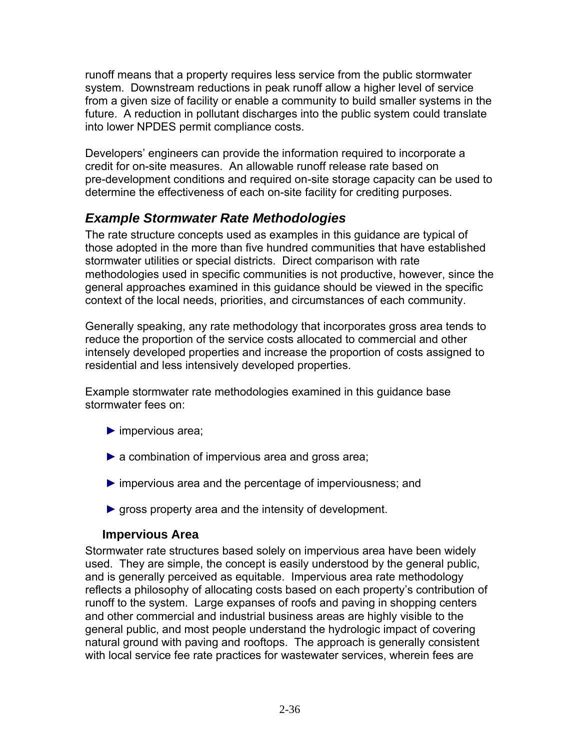runoff means that a property requires less service from the public stormwater system. Downstream reductions in peak runoff allow a higher level of service from a given size of facility or enable a community to build smaller systems in the future. A reduction in pollutant discharges into the public system could translate into lower NPDES permit compliance costs.

Developers' engineers can provide the information required to incorporate a credit for on-site measures. An allowable runoff release rate based on pre-development conditions and required on-site storage capacity can be used to determine the effectiveness of each on-site facility for crediting purposes.

## *Example Stormwater Rate Methodologies*

The rate structure concepts used as examples in this guidance are typical of those adopted in the more than five hundred communities that have established stormwater utilities or special districts. Direct comparison with rate methodologies used in specific communities is not productive, however, since the general approaches examined in this guidance should be viewed in the specific context of the local needs, priorities, and circumstances of each community.

Generally speaking, any rate methodology that incorporates gross area tends to reduce the proportion of the service costs allocated to commercial and other intensely developed properties and increase the proportion of costs assigned to residential and less intensively developed properties.

Example stormwater rate methodologies examined in this guidance base stormwater fees on:

- impervious area;
- a combination of impervious area and gross area;
- impervious area and the percentage of imperviousness; and
- gross property area and the intensity of development.

### Impervious Area

Stormwater rate structures based solely on impervious area have been widely used. They are simple, the concept is easily understood by the general public, and is generally perceived as equitable. Impervious area rate methodology reflects a philosophy of allocating costs based on each property's contribution of runoff to the system. Large expanses of roofs and paving in shopping centers and other commercial and industrial business areas are highly visible to the general public, and most people understand the hydrologic impact of covering natural ground with paving and rooftops. The approach is generally consistent with local service fee rate practices for wastewater services, wherein fees are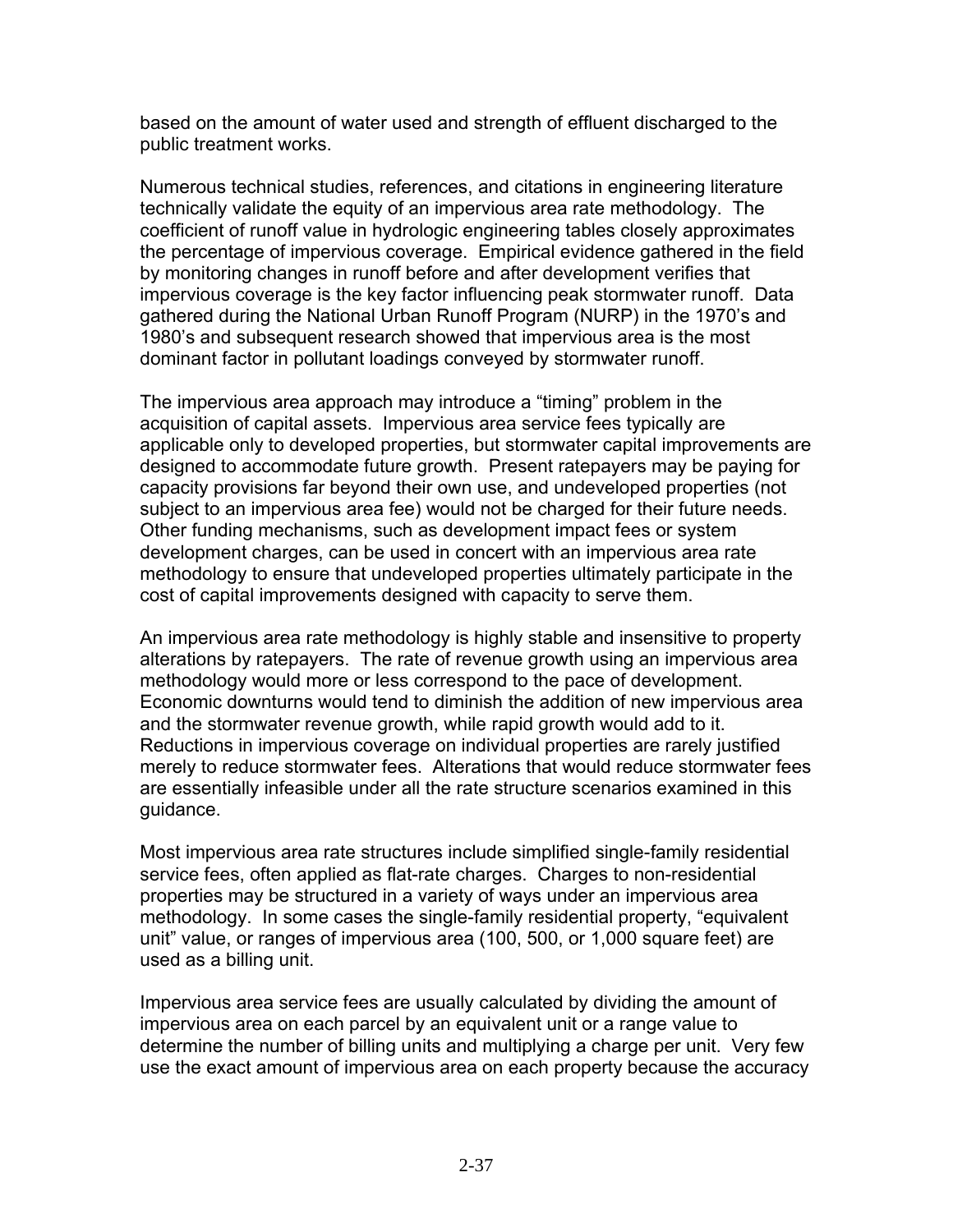based on the amount of water used and strength of effluent discharged to the public treatment works.

Numerous technical studies, references, and citations in engineering literature technically validate the equity of an impervious area rate methodology. The coefficient of runoff value in hydrologic engineering tables closely approximates the percentage of impervious coverage. Empirical evidence gathered in the field by monitoring changes in runoff before and after development verifies that impervious coverage is the key factor influencing peak stormwater runoff. Data gathered during the National Urban Runoff Program (NURP) in the 1970's and 1980's and subsequent research showed that impervious area is the most dominant factor in pollutant loadings conveyed by stormwater runoff.

The impervious area approach may introduce a "timing" problem in the acquisition of capital assets. Impervious area service fees typically are applicable only to developed properties, but stormwater capital improvements are designed to accommodate future growth. Present ratepayers may be paying for capacity provisions far beyond their own use, and undeveloped properties (not subject to an impervious area fee) would not be charged for their future needs. Other funding mechanisms, such as development impact fees or system development charges, can be used in concert with an impervious area rate methodology to ensure that undeveloped properties ultimately participate in the cost of capital improvements designed with capacity to serve them.

An impervious area rate methodology is highly stable and insensitive to property alterations by ratepayers. The rate of revenue growth using an impervious area methodology would more or less correspond to the pace of development. Economic downturns would tend to diminish the addition of new impervious area and the stormwater revenue growth, while rapid growth would add to it. Reductions in impervious coverage on individual properties are rarely justified merely to reduce stormwater fees. Alterations that would reduce stormwater fees are essentially infeasible under all the rate structure scenarios examined in this guidance.

Most impervious area rate structures include simplified single-family residential service fees, often applied as flat-rate charges. Charges to non-residential properties may be structured in a variety of ways under an impervious area methodology. In some cases the single-family residential property, "equivalent unit" value, or ranges of impervious area (100, 500, or 1,000 square feet) are used as a billing unit.

Impervious area service fees are usually calculated by dividing the amount of impervious area on each parcel by an equivalent unit or a range value to determine the number of billing units and multiplying a charge per unit. Very few use the exact amount of impervious area on each property because the accuracy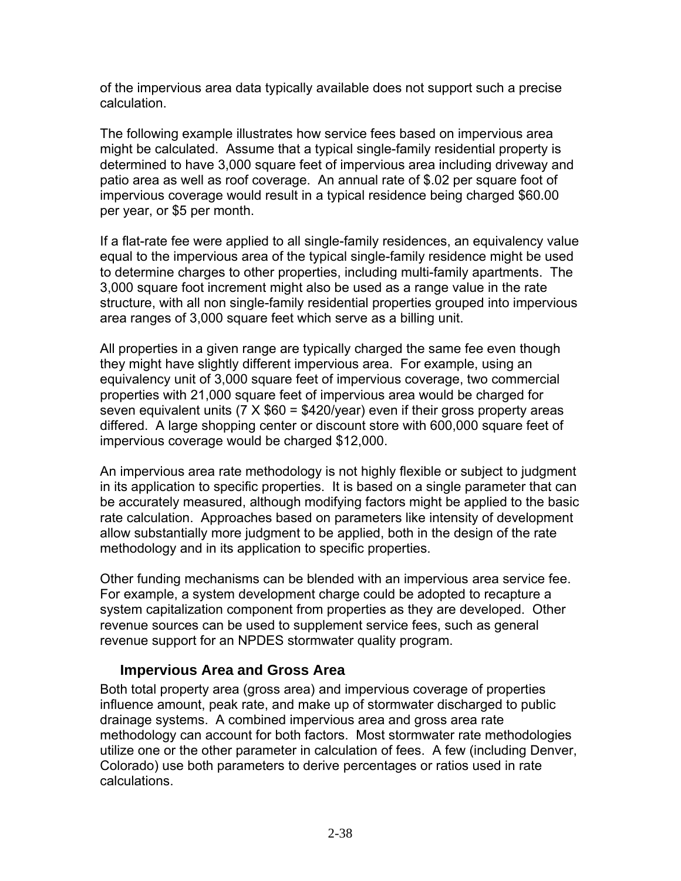of the impervious area data typically available does not support such a precise calculation.

The following example illustrates how service fees based on impervious area might be calculated. Assume that a typical single-family residential property is determined to have 3,000 square feet of impervious area including driveway and patio area as well as roof coverage. An annual rate of $.02 per square foot of impervious coverage would result in a typical residence being charged $60.00 per year, or $5 per month.

If a flat-rate fee were applied to all single-family residences, an equivalency value equal to the impervious area of the typical single-family residence might be used to determine charges to other properties, including multi-family apartments. The 3,000 square foot increment might also be used as a range value in the rate structure, with all non single-family residential properties grouped into impervious area ranges of 3,000 square feet which serve as a billing unit.

All properties in a given range are typically charged the same fee even though they might have slightly different impervious area. For example, using an equivalency unit of 3,000 square feet of impervious coverage, two commercial properties with 21,000 square feet of impervious area would be charged for seven equivalent units (7 X $60 = $420/year) even if their gross property areas differed. A large shopping center or discount store with 600,000 square feet of impervious coverage would be charged $12,000.

An impervious area rate methodology is not highly flexible or subject to judgment in its application to specific properties. It is based on a single parameter that can be accurately measured, although modifying factors might be applied to the basic rate calculation. Approaches based on parameters like intensity of development allow substantially more judgment to be applied, both in the design of the rate methodology and in its application to specific properties.

Other funding mechanisms can be blended with an impervious area service fee. For example, a system development charge could be adopted to recapture a system capitalization component from properties as they are developed. Other revenue sources can be used to supplement service fees, such as general revenue support for an NPDES stormwater quality program.

### Impervious Area and Gross Area

Both total property area (gross area) and impervious coverage of properties influence amount, peak rate, and make up of stormwater discharged to public drainage systems. A combined impervious area and gross area rate methodology can account for both factors. Most stormwater rate methodologies utilize one or the other parameter in calculation of fees. A few (including Denver, Colorado) use both parameters to derive percentages or ratios used in rate calculations.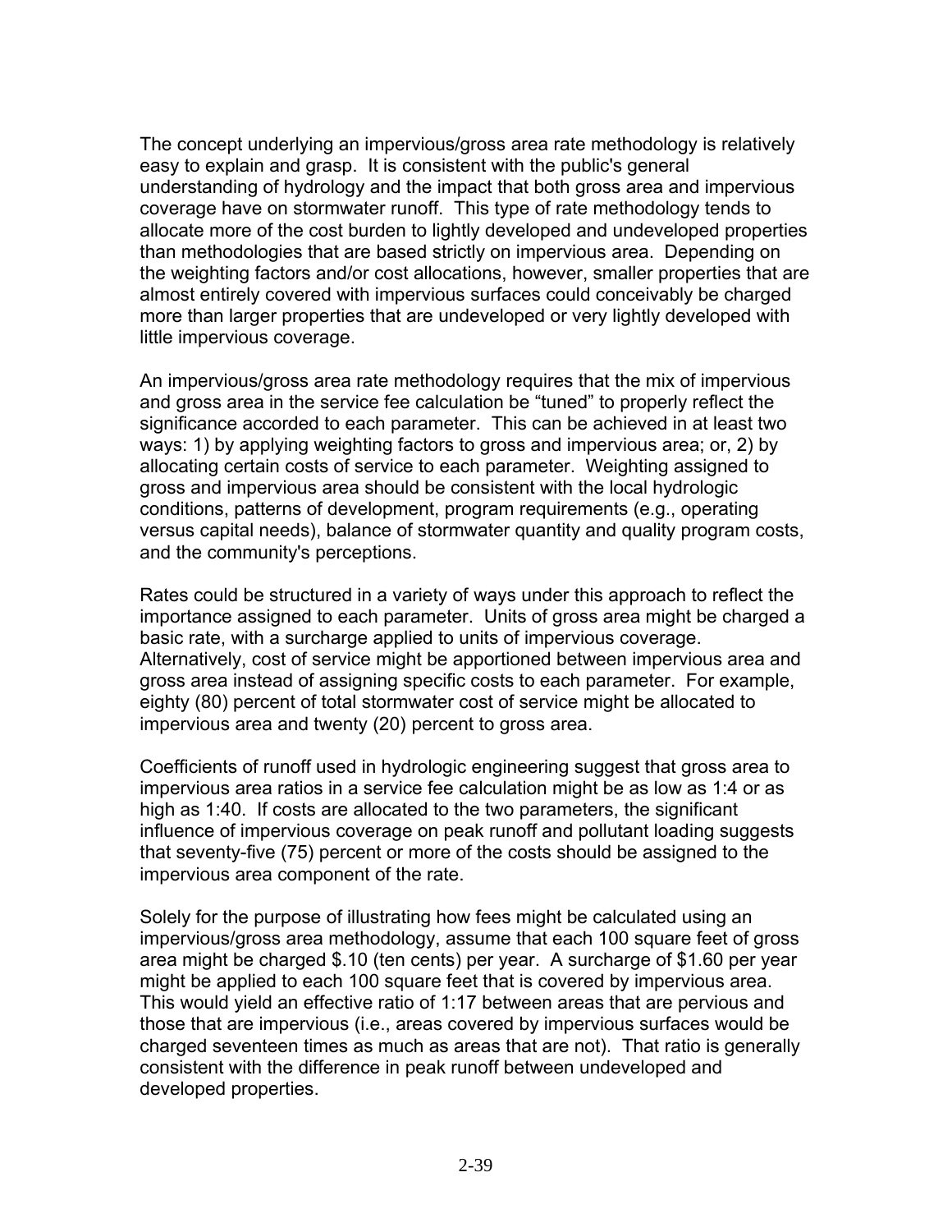The concept underlying an impervious/gross area rate methodology is relatively easy to explain and grasp. It is consistent with the public's general understanding of hydrology and the impact that both gross area and impervious coverage have on stormwater runoff. This type of rate methodology tends to allocate more of the cost burden to lightly developed and undeveloped properties than methodologies that are based strictly on impervious area. Depending on the weighting factors and/or cost allocations, however, smaller properties that are almost entirely covered with impervious surfaces could conceivably be charged more than larger properties that are undeveloped or very lightly developed with little impervious coverage.

An impervious/gross area rate methodology requires that the mix of impervious and gross area in the service fee calculation be "tuned" to properly reflect the significance accorded to each parameter. This can be achieved in at least two ways: 1) by applying weighting factors to gross and impervious area; or, 2) by allocating certain costs of service to each parameter. Weighting assigned to gross and impervious area should be consistent with the local hydrologic conditions, patterns of development, program requirements (e.g., operating versus capital needs), balance of stormwater quantity and quality program costs, and the community's perceptions.

Rates could be structured in a variety of ways under this approach to reflect the importance assigned to each parameter. Units of gross area might be charged a basic rate, with a surcharge applied to units of impervious coverage. Alternatively, cost of service might be apportioned between impervious area and gross area instead of assigning specific costs to each parameter. For example, eighty (80) percent of total stormwater cost of service might be allocated to impervious area and twenty (20) percent to gross area.

Coefficients of runoff used in hydrologic engineering suggest that gross area to impervious area ratios in a service fee calculation might be as low as 1:4 or as high as 1:40. If costs are allocated to the two parameters, the significant influence of impervious coverage on peak runoff and pollutant loading suggests that seventy-five (75) percent or more of the costs should be assigned to the impervious area component of the rate.

Solely for the purpose of illustrating how fees might be calculated using an impervious/gross area methodology, assume that each 100 square feet of gross area might be charged $.10 (ten cents) per year. A surcharge of $1.60 per year might be applied to each 100 square feet that is covered by impervious area. This would yield an effective ratio of 1:17 between areas that are pervious and those that are impervious (i.e., areas covered by impervious surfaces would be charged seventeen times as much as areas that are not). That ratio is generally consistent with the difference in peak runoff between undeveloped and developed properties.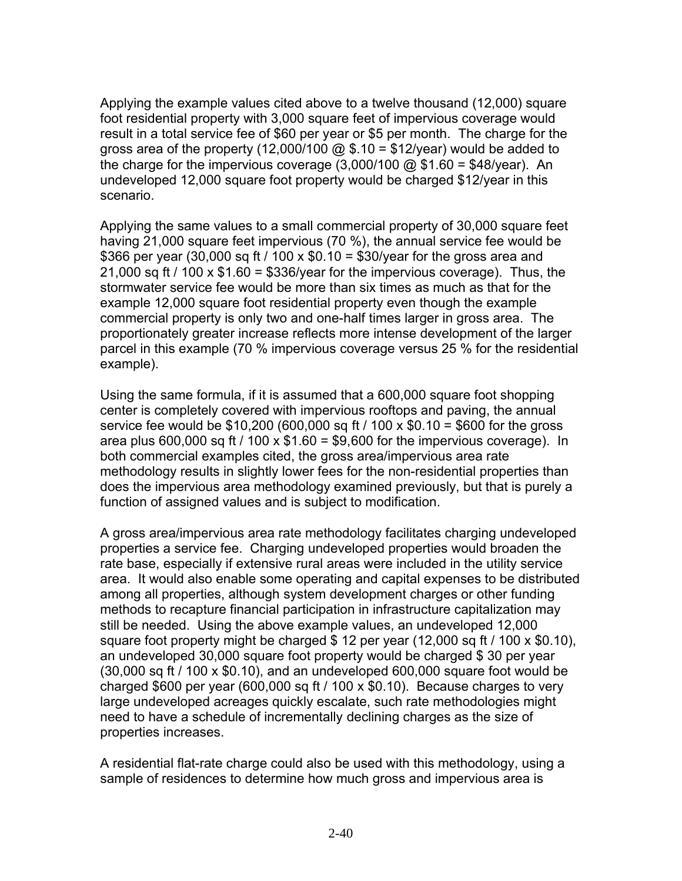Applying the example values cited above to a twelve thousand (12,000) square foot residential property with 3,000 square feet of impervious coverage would result in a total service fee of $60 per year or $5 per month. The charge for the gross area of the property (12,000/100 @ $.10 = $12/year) would be added to the charge for the impervious coverage (3,000/100 @ $1.60 = $48/year). An undeveloped 12,000 square foot property would be charged $12/year in this scenario.

Applying the same values to a small commercial property of 30,000 square feet having 21,000 square feet impervious (70 %), the annual service fee would be $366 per year (30,000 sq ft / 100 x $0.10 = $30/year for the gross area and 21,000 sq ft / 100 x $1.60 = $336/year for the impervious coverage). Thus, the stormwater service fee would be more than six times as much as that for the example 12,000 square foot residential property even though the example commercial property is only two and one-half times larger in gross area. The proportionately greater increase reflects more intense development of the larger parcel in this example (70 % impervious coverage versus 25 % for the residential example).

Using the same formula, if it is assumed that a 600,000 square foot shopping center is completely covered with impervious rooftops and paving, the annual service fee would be $10,200 (600,000 sq ft / 100 x $0.10 = $600 for the gross area plus 600,000 sq ft / 100 x $1.60 = $9,600 for the impervious coverage). In both commercial examples cited, the gross area/impervious area rate methodology results in slightly lower fees for the non-residential properties than does the impervious area methodology examined previously, but that is purely a function of assigned values and is subject to modification.

A gross area/impervious area rate methodology facilitates charging undeveloped properties a service fee. Charging undeveloped properties would broaden the rate base, especially if extensive rural areas were included in the utility service area. It would also enable some operating and capital expenses to be distributed among all properties, although system development charges or other funding methods to recapture financial participation in infrastructure capitalization may still be needed. Using the above example values, an undeveloped 12,000 square foot property might be charged $ 12 per year (12,000 sq ft / 100 x $0.10), an undeveloped 30,000 square foot property would be charged $ 30 per year (30,000 sq ft / 100 x $0.10), and an undeveloped 600,000 square foot would be charged $600 per year (600,000 sq ft / 100 x $0.10). Because charges to very large undeveloped acreages quickly escalate, such rate methodologies might need to have a schedule of incrementally declining charges as the size of properties increases.

A residential flat-rate charge could also be used with this methodology, using a sample of residences to determine how much gross and impervious area is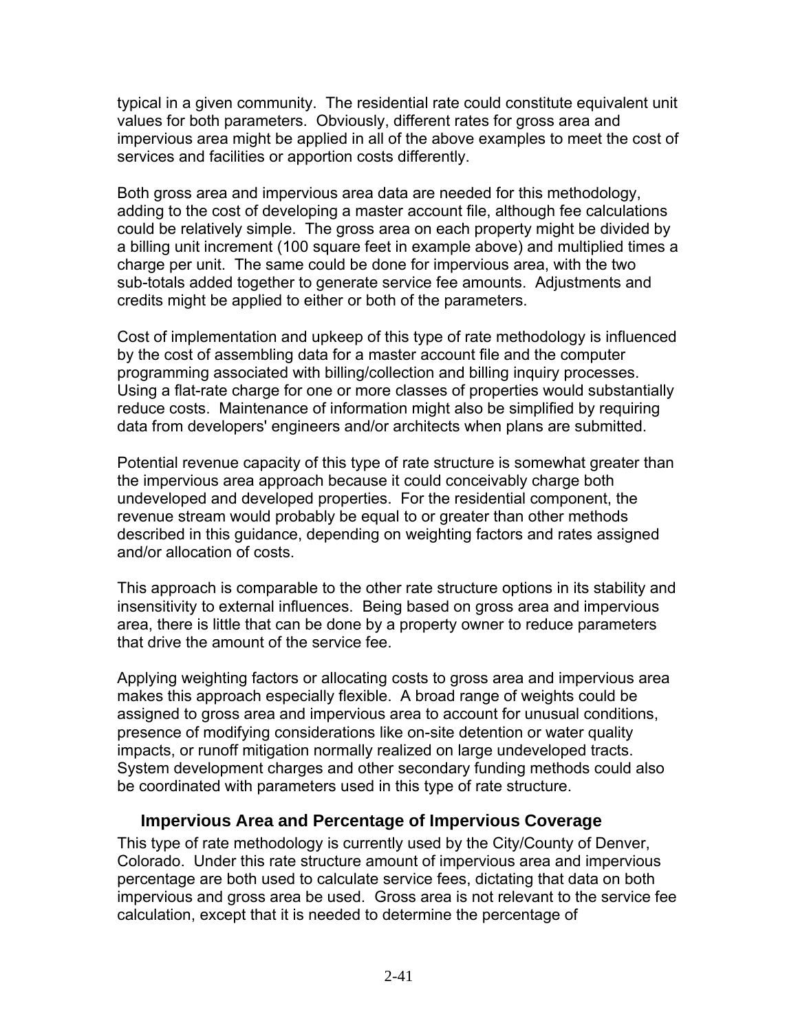typical in a given community. The residential rate could constitute equivalent unit values for both parameters. Obviously, different rates for gross area and impervious area might be applied in all of the above examples to meet the cost of services and facilities or apportion costs differently.

Both gross area and impervious area data are needed for this methodology, adding to the cost of developing a master account file, although fee calculations could be relatively simple. The gross area on each property might be divided by a billing unit increment (100 square feet in example above) and multiplied times a charge per unit. The same could be done for impervious area, with the two sub-totals added together to generate service fee amounts. Adjustments and credits might be applied to either or both of the parameters.

Cost of implementation and upkeep of this type of rate methodology is influenced by the cost of assembling data for a master account file and the computer programming associated with billing/collection and billing inquiry processes. Using a flat-rate charge for one or more classes of properties would substantially reduce costs. Maintenance of information might also be simplified by requiring data from developers' engineers and/or architects when plans are submitted.

Potential revenue capacity of this type of rate structure is somewhat greater than the impervious area approach because it could conceivably charge both undeveloped and developed properties. For the residential component, the revenue stream would probably be equal to or greater than other methods described in this guidance, depending on weighting factors and rates assigned and/or allocation of costs.

This approach is comparable to the other rate structure options in its stability and insensitivity to external influences. Being based on gross area and impervious area, there is little that can be done by a property owner to reduce parameters that drive the amount of the service fee.

Applying weighting factors or allocating costs to gross area and impervious area makes this approach especially flexible. A broad range of weights could be assigned to gross area and impervious area to account for unusual conditions, presence of modifying considerations like on-site detention or water quality impacts, or runoff mitigation normally realized on large undeveloped tracts. System development charges and other secondary funding methods could also be coordinated with parameters used in this type of rate structure.

### Impervious Area and Percentage of Impervious Coverage

This type of rate methodology is currently used by the City/County of Denver, Colorado. Under this rate structure amount of impervious area and impervious percentage are both used to calculate service fees, dictating that data on both impervious and gross area be used. Gross area is not relevant to the service fee calculation, except that it is needed to determine the percentage of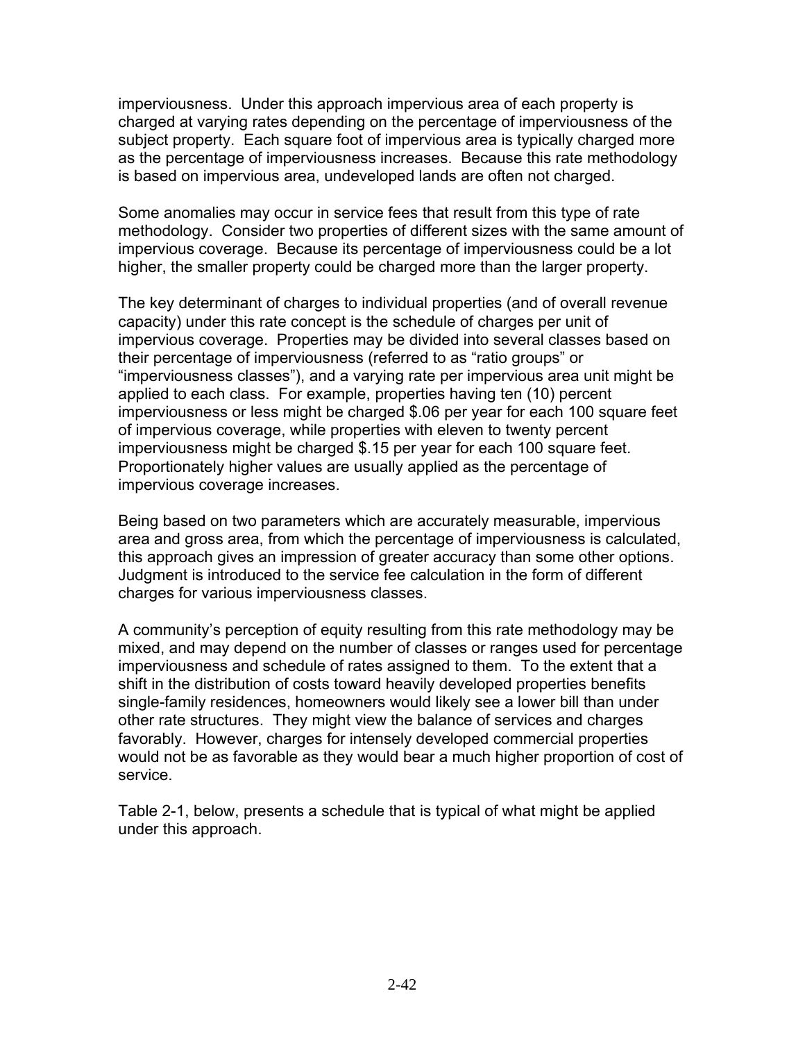imperviousness. Under this approach impervious area of each property is charged at varying rates depending on the percentage of imperviousness of the subject property. Each square foot of impervious area is typically charged more as the percentage of imperviousness increases. Because this rate methodology is based on impervious area, undeveloped lands are often not charged.

Some anomalies may occur in service fees that result from this type of rate methodology. Consider two properties of different sizes with the same amount of impervious coverage. Because its percentage of imperviousness could be a lot higher, the smaller property could be charged more than the larger property.

The key determinant of charges to individual properties (and of overall revenue capacity) under this rate concept is the schedule of charges per unit of impervious coverage. Properties may be divided into several classes based on their percentage of imperviousness (referred to as "ratio groups" or "imperviousness classes"), and a varying rate per impervious area unit might be applied to each class. For example, properties having ten (10) percent imperviousness or less might be charged $.06 per year for each 100 square feet of impervious coverage, while properties with eleven to twenty percent imperviousness might be charged $.15 per year for each 100 square feet. Proportionately higher values are usually applied as the percentage of impervious coverage increases.

Being based on two parameters which are accurately measurable, impervious area and gross area, from which the percentage of imperviousness is calculated, this approach gives an impression of greater accuracy than some other options. Judgment is introduced to the service fee calculation in the form of different charges for various imperviousness classes.

A community's perception of equity resulting from this rate methodology may be mixed, and may depend on the number of classes or ranges used for percentage imperviousness and schedule of rates assigned to them. To the extent that a shift in the distribution of costs toward heavily developed properties benefits single-family residences, homeowners would likely see a lower bill than under other rate structures. They might view the balance of services and charges favorably. However, charges for intensely developed commercial properties would not be as favorable as they would bear a much higher proportion of cost of service.

Table 2-1, below, presents a schedule that is typical of what might be applied under this approach.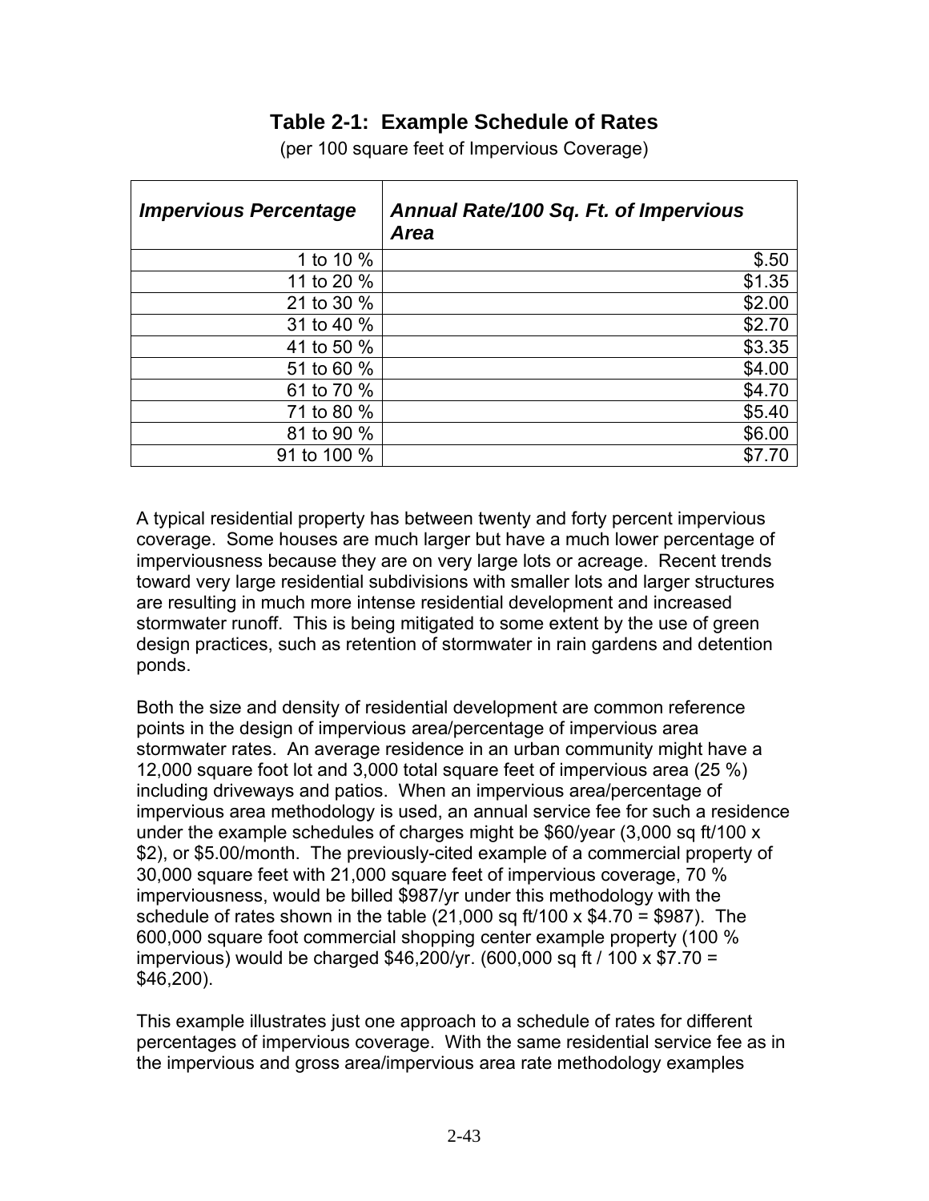## Table 2-1: Example Schedule of Rates

(per 100 square feet of Impervious Coverage)

| *Impervious Percentage* | *Annual Rate/100 Sq. Ft. of Impervious Area* |
|---:|---:|
| 1 to 10 % | $.50 |
| 11 to 20 % | $1.35 |
| 21 to 30 % | $2.00 |
| 31 to 40 % | $2.70 |
| 41 to 50 % | $3.35 |
| 51 to 60 % | $4.00 |
| 61 to 70 % | $4.70 |
| 71 to 80 % | $5.40 |
| 81 to 90 % | $6.00 |
| 91 to 100 % | $7.70 |

A typical residential property has between twenty and forty percent impervious coverage. Some houses are much larger but have a much lower percentage of imperviousness because they are on very large lots or acreage. Recent trends toward very large residential subdivisions with smaller lots and larger structures are resulting in much more intense residential development and increased stormwater runoff. This is being mitigated to some extent by the use of green design practices, such as retention of stormwater in rain gardens and detention ponds.

Both the size and density of residential development are common reference points in the design of impervious area/percentage of impervious area stormwater rates. An average residence in an urban community might have a 12,000 square foot lot and 3,000 total square feet of impervious area (25 %) including driveways and patios. When an impervious area/percentage of impervious area methodology is used, an annual service fee for such a residence under the example schedules of charges might be $60/year (3,000 sq ft/100 x $2), or $5.00/month. The previously-cited example of a commercial property of 30,000 square feet with 21,000 square feet of impervious coverage, 70 % imperviousness, would be billed $987/yr under this methodology with the schedule of rates shown in the table (21,000 sq ft/100 x $4.70 = $987). The 600,000 square foot commercial shopping center example property (100 % impervious) would be charged $46,200/yr. (600,000 sq ft / 100 x $7.70 = $46,200).

This example illustrates just one approach to a schedule of rates for different percentages of impervious coverage. With the same residential service fee as in the impervious and gross area/impervious area rate methodology examples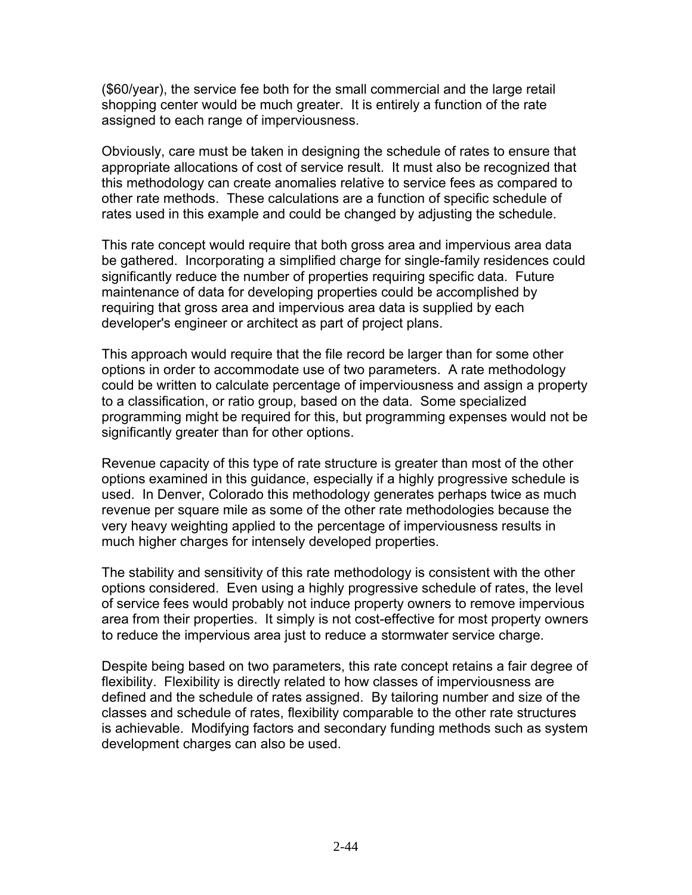($60/year), the service fee both for the small commercial and the large retail shopping center would be much greater. It is entirely a function of the rate assigned to each range of imperviousness.

Obviously, care must be taken in designing the schedule of rates to ensure that appropriate allocations of cost of service result. It must also be recognized that this methodology can create anomalies relative to service fees as compared to other rate methods. These calculations are a function of specific schedule of rates used in this example and could be changed by adjusting the schedule.

This rate concept would require that both gross area and impervious area data be gathered. Incorporating a simplified charge for single-family residences could significantly reduce the number of properties requiring specific data. Future maintenance of data for developing properties could be accomplished by requiring that gross area and impervious area data is supplied by each developer's engineer or architect as part of project plans.

This approach would require that the file record be larger than for some other options in order to accommodate use of two parameters. A rate methodology could be written to calculate percentage of imperviousness and assign a property to a classification, or ratio group, based on the data. Some specialized programming might be required for this, but programming expenses would not be significantly greater than for other options.

Revenue capacity of this type of rate structure is greater than most of the other options examined in this guidance, especially if a highly progressive schedule is used. In Denver, Colorado this methodology generates perhaps twice as much revenue per square mile as some of the other rate methodologies because the very heavy weighting applied to the percentage of imperviousness results in much higher charges for intensely developed properties.

The stability and sensitivity of this rate methodology is consistent with the other options considered. Even using a highly progressive schedule of rates, the level of service fees would probably not induce property owners to remove impervious area from their properties. It simply is not cost-effective for most property owners to reduce the impervious area just to reduce a stormwater service charge.

Despite being based on two parameters, this rate concept retains a fair degree of flexibility. Flexibility is directly related to how classes of imperviousness are defined and the schedule of rates assigned. By tailoring number and size of the classes and schedule of rates, flexibility comparable to the other rate structures is achievable. Modifying factors and secondary funding methods such as system development charges can also be used.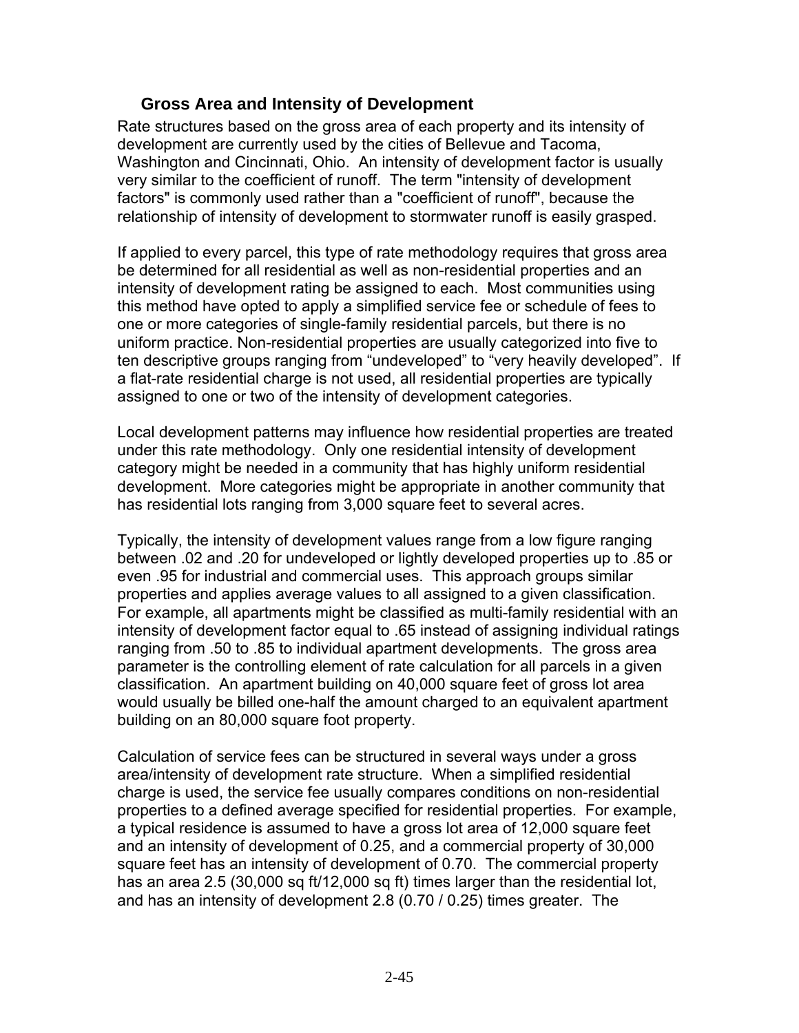### Gross Area and Intensity of Development

Rate structures based on the gross area of each property and its intensity of development are currently used by the cities of Bellevue and Tacoma, Washington and Cincinnati, Ohio. An intensity of development factor is usually very similar to the coefficient of runoff. The term "intensity of development factors" is commonly used rather than a "coefficient of runoff", because the relationship of intensity of development to stormwater runoff is easily grasped.

If applied to every parcel, this type of rate methodology requires that gross area be determined for all residential as well as non-residential properties and an intensity of development rating be assigned to each. Most communities using this method have opted to apply a simplified service fee or schedule of fees to one or more categories of single-family residential parcels, but there is no uniform practice. Non-residential properties are usually categorized into five to ten descriptive groups ranging from "undeveloped" to "very heavily developed". If a flat-rate residential charge is not used, all residential properties are typically assigned to one or two of the intensity of development categories.

Local development patterns may influence how residential properties are treated under this rate methodology. Only one residential intensity of development category might be needed in a community that has highly uniform residential development. More categories might be appropriate in another community that has residential lots ranging from 3,000 square feet to several acres.

Typically, the intensity of development values range from a low figure ranging between .02 and .20 for undeveloped or lightly developed properties up to .85 or even .95 for industrial and commercial uses. This approach groups similar properties and applies average values to all assigned to a given classification. For example, all apartments might be classified as multi-family residential with an intensity of development factor equal to .65 instead of assigning individual ratings ranging from .50 to .85 to individual apartment developments. The gross area parameter is the controlling element of rate calculation for all parcels in a given classification. An apartment building on 40,000 square feet of gross lot area would usually be billed one-half the amount charged to an equivalent apartment building on an 80,000 square foot property.

Calculation of service fees can be structured in several ways under a gross area/intensity of development rate structure. When a simplified residential charge is used, the service fee usually compares conditions on non-residential properties to a defined average specified for residential properties. For example, a typical residence is assumed to have a gross lot area of 12,000 square feet and an intensity of development of 0.25, and a commercial property of 30,000 square feet has an intensity of development of 0.70. The commercial property has an area 2.5 (30,000 sq ft/12,000 sq ft) times larger than the residential lot, and has an intensity of development 2.8 (0.70 / 0.25) times greater. The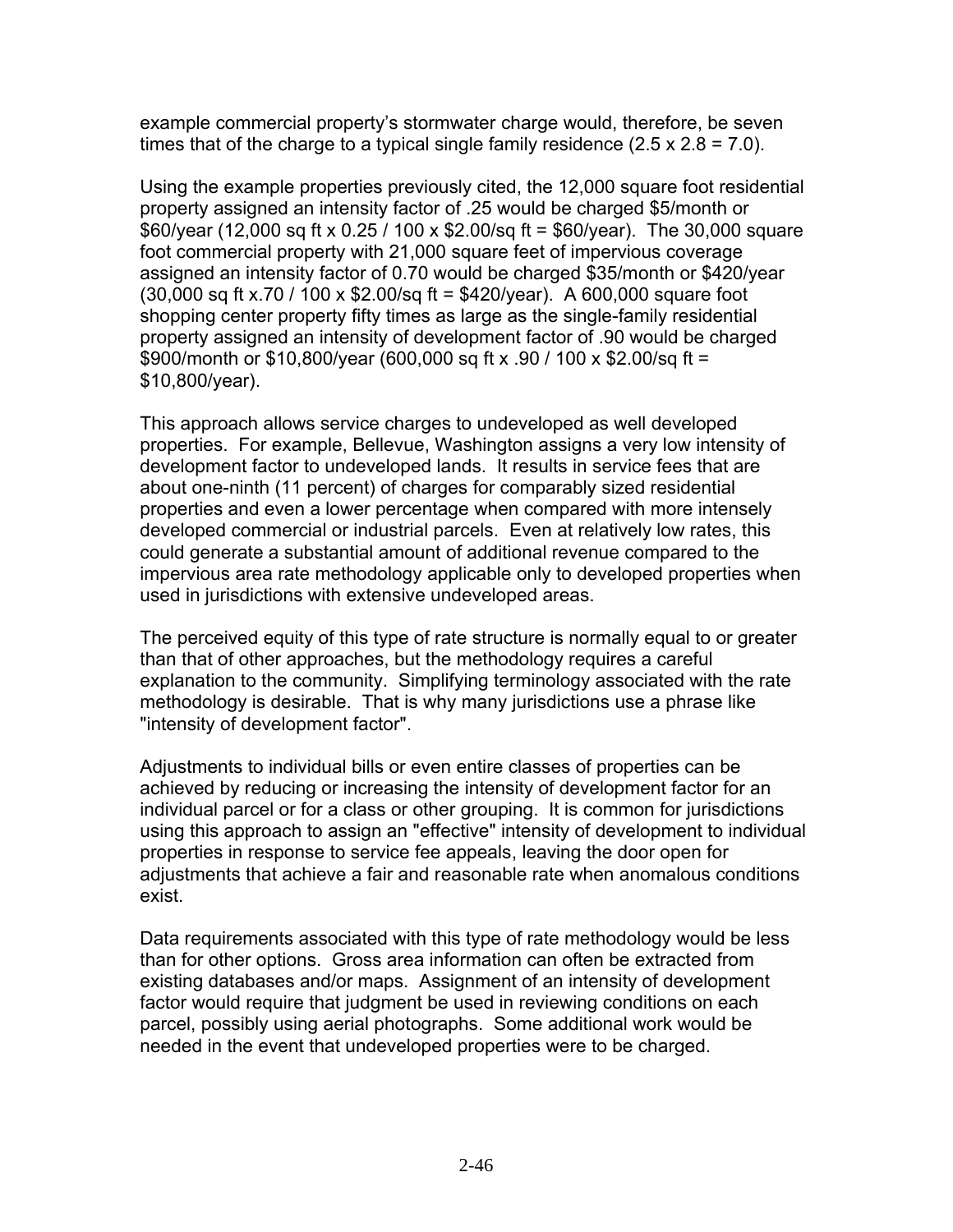example commercial property's stormwater charge would, therefore, be seven times that of the charge to a typical single family residence (2.5 x 2.8 = 7.0).

Using the example properties previously cited, the 12,000 square foot residential property assigned an intensity factor of .25 would be charged $5/month or $60/year (12,000 sq ft x 0.25 / 100 x $2.00/sq ft = $60/year). The 30,000 square foot commercial property with 21,000 square feet of impervious coverage assigned an intensity factor of 0.70 would be charged $35/month or $420/year (30,000 sq ft x.70 / 100 x $2.00/sq ft = $420/year). A 600,000 square foot shopping center property fifty times as large as the single-family residential property assigned an intensity of development factor of .90 would be charged $900/month or $10,800/year (600,000 sq ft x .90 / 100 x $2.00/sq ft = $10,800/year).

This approach allows service charges to undeveloped as well developed properties. For example, Bellevue, Washington assigns a very low intensity of development factor to undeveloped lands. It results in service fees that are about one-ninth (11 percent) of charges for comparably sized residential properties and even a lower percentage when compared with more intensely developed commercial or industrial parcels. Even at relatively low rates, this could generate a substantial amount of additional revenue compared to the impervious area rate methodology applicable only to developed properties when used in jurisdictions with extensive undeveloped areas.

The perceived equity of this type of rate structure is normally equal to or greater than that of other approaches, but the methodology requires a careful explanation to the community. Simplifying terminology associated with the rate methodology is desirable. That is why many jurisdictions use a phrase like "intensity of development factor".

Adjustments to individual bills or even entire classes of properties can be achieved by reducing or increasing the intensity of development factor for an individual parcel or for a class or other grouping. It is common for jurisdictions using this approach to assign an "effective" intensity of development to individual properties in response to service fee appeals, leaving the door open for adjustments that achieve a fair and reasonable rate when anomalous conditions exist.

Data requirements associated with this type of rate methodology would be less than for other options. Gross area information can often be extracted from existing databases and/or maps. Assignment of an intensity of development factor would require that judgment be used in reviewing conditions on each parcel, possibly using aerial photographs. Some additional work would be needed in the event that undeveloped properties were to be charged.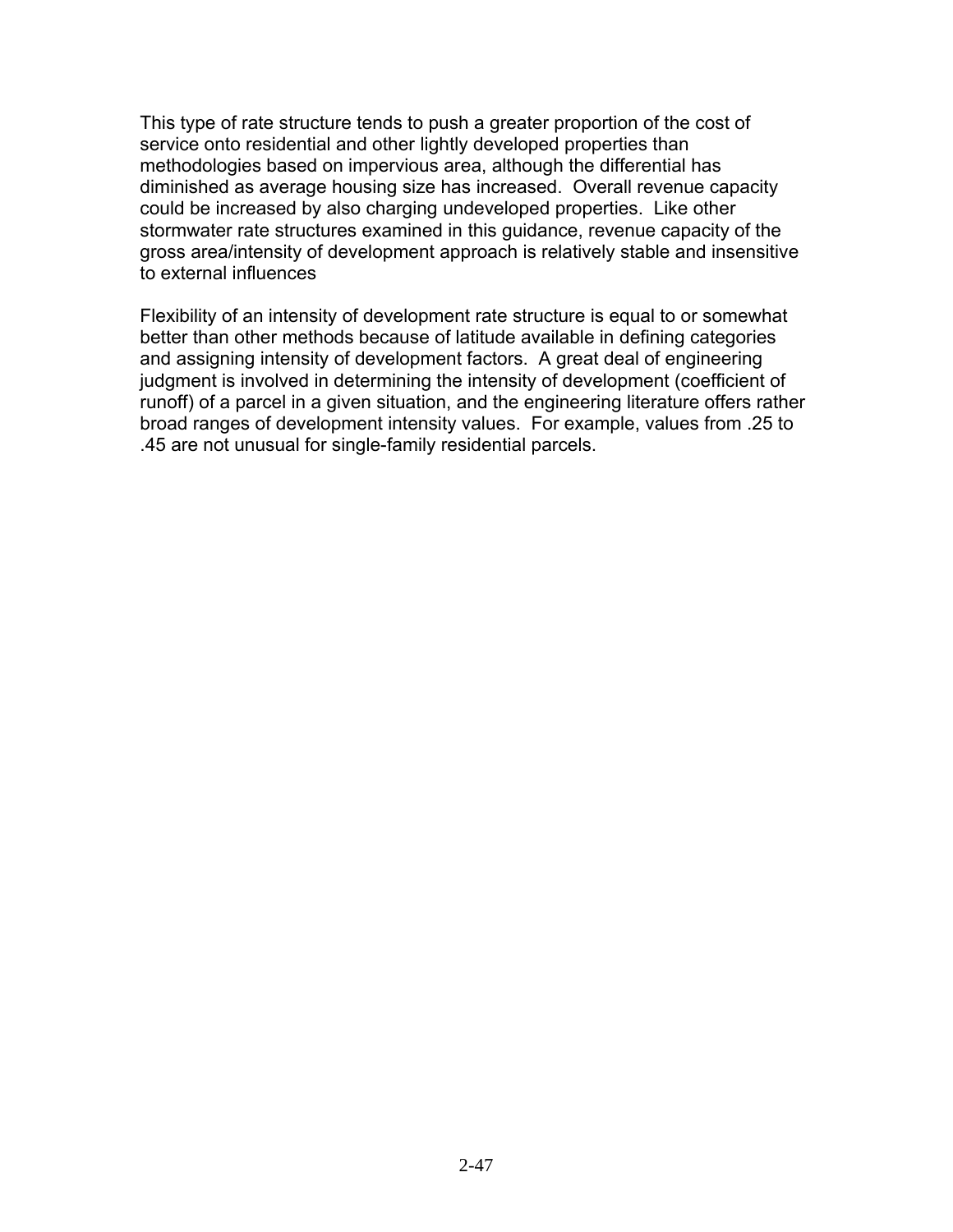This type of rate structure tends to push a greater proportion of the cost of service onto residential and other lightly developed properties than methodologies based on impervious area, although the differential has diminished as average housing size has increased. Overall revenue capacity could be increased by also charging undeveloped properties. Like other stormwater rate structures examined in this guidance, revenue capacity of the gross area/intensity of development approach is relatively stable and insensitive to external influences

Flexibility of an intensity of development rate structure is equal to or somewhat better than other methods because of latitude available in defining categories and assigning intensity of development factors. A great deal of engineering judgment is involved in determining the intensity of development (coefficient of runoff) of a parcel in a given situation, and the engineering literature offers rather broad ranges of development intensity values. For example, values from .25 to .45 are not unusual for single-family residential parcels.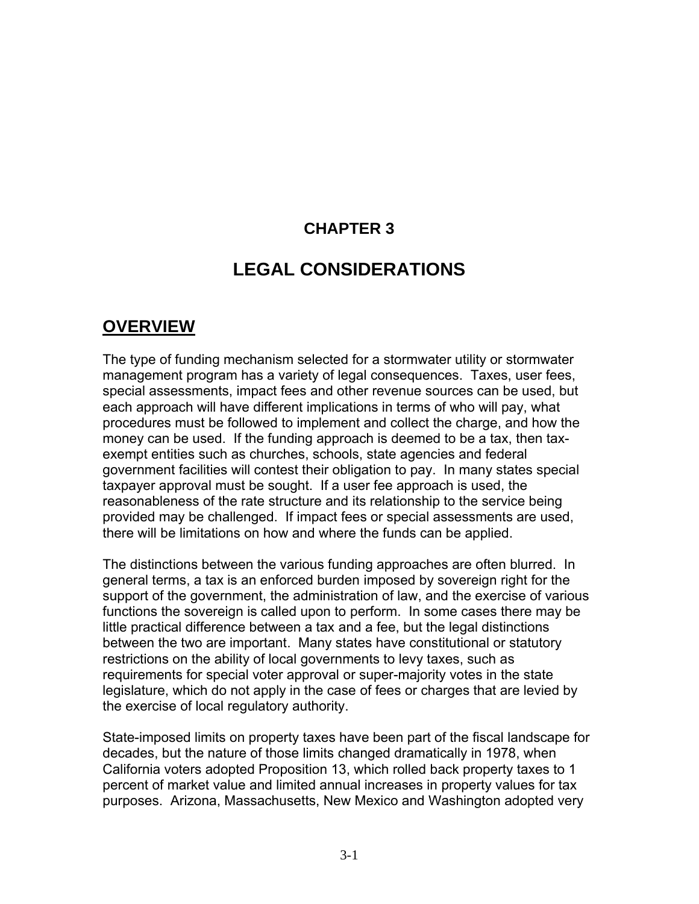# CHAPTER 3

# LEGAL CONSIDERATIONS

## OVERVIEW

The type of funding mechanism selected for a stormwater utility or stormwater management program has a variety of legal consequences. Taxes, user fees, special assessments, impact fees and other revenue sources can be used, but each approach will have different implications in terms of who will pay, what procedures must be followed to implement and collect the charge, and how the money can be used. If the funding approach is deemed to be a tax, then tax-exempt entities such as churches, schools, state agencies and federal government facilities will contest their obligation to pay. In many states special taxpayer approval must be sought. If a user fee approach is used, the reasonableness of the rate structure and its relationship to the service being provided may be challenged. If impact fees or special assessments are used, there will be limitations on how and where the funds can be applied.

The distinctions between the various funding approaches are often blurred. In general terms, a tax is an enforced burden imposed by sovereign right for the support of the government, the administration of law, and the exercise of various functions the sovereign is called upon to perform. In some cases there may be little practical difference between a tax and a fee, but the legal distinctions between the two are important. Many states have constitutional or statutory restrictions on the ability of local governments to levy taxes, such as requirements for special voter approval or super-majority votes in the state legislature, which do not apply in the case of fees or charges that are levied by the exercise of local regulatory authority.

State-imposed limits on property taxes have been part of the fiscal landscape for decades, but the nature of those limits changed dramatically in 1978, when California voters adopted Proposition 13, which rolled back property taxes to 1 percent of market value and limited annual increases in property values for tax purposes. Arizona, Massachusetts, New Mexico and Washington adopted very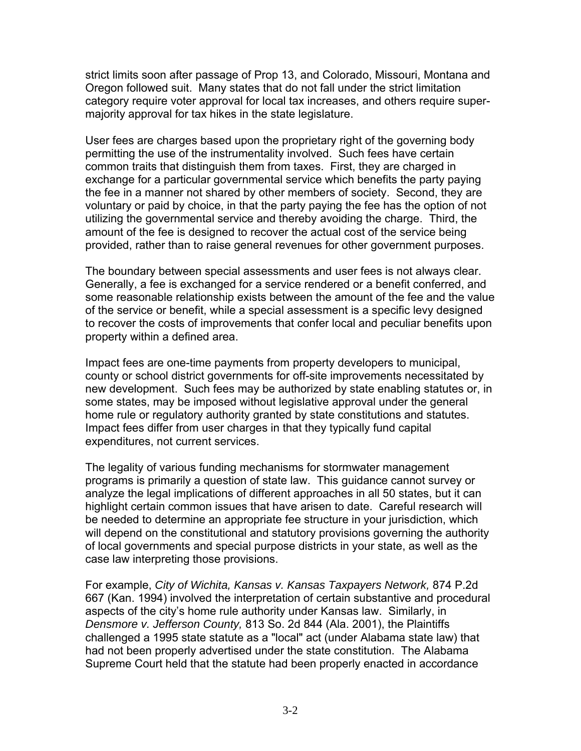strict limits soon after passage of Prop 13, and Colorado, Missouri, Montana and Oregon followed suit. Many states that do not fall under the strict limitation category require voter approval for local tax increases, and others require super-majority approval for tax hikes in the state legislature.

User fees are charges based upon the proprietary right of the governing body permitting the use of the instrumentality involved. Such fees have certain common traits that distinguish them from taxes. First, they are charged in exchange for a particular governmental service which benefits the party paying the fee in a manner not shared by other members of society. Second, they are voluntary or paid by choice, in that the party paying the fee has the option of not utilizing the governmental service and thereby avoiding the charge. Third, the amount of the fee is designed to recover the actual cost of the service being provided, rather than to raise general revenues for other government purposes.

The boundary between special assessments and user fees is not always clear. Generally, a fee is exchanged for a service rendered or a benefit conferred, and some reasonable relationship exists between the amount of the fee and the value of the service or benefit, while a special assessment is a specific levy designed to recover the costs of improvements that confer local and peculiar benefits upon property within a defined area.

Impact fees are one-time payments from property developers to municipal, county or school district governments for off-site improvements necessitated by new development. Such fees may be authorized by state enabling statutes or, in some states, may be imposed without legislative approval under the general home rule or regulatory authority granted by state constitutions and statutes. Impact fees differ from user charges in that they typically fund capital expenditures, not current services.

The legality of various funding mechanisms for stormwater management programs is primarily a question of state law. This guidance cannot survey or analyze the legal implications of different approaches in all 50 states, but it can highlight certain common issues that have arisen to date. Careful research will be needed to determine an appropriate fee structure in your jurisdiction, which will depend on the constitutional and statutory provisions governing the authority of local governments and special purpose districts in your state, as well as the case law interpreting those provisions.

For example, *City of Wichita, Kansas v. Kansas Taxpayers Network,* 874 P.2d 667 (Kan. 1994) involved the interpretation of certain substantive and procedural aspects of the city's home rule authority under Kansas law. Similarly, in *Densmore v. Jefferson County,* 813 So. 2d 844 (Ala. 2001), the Plaintiffs challenged a 1995 state statute as a "local" act (under Alabama state law) that had not been properly advertised under the state constitution. The Alabama Supreme Court held that the statute had been properly enacted in accordance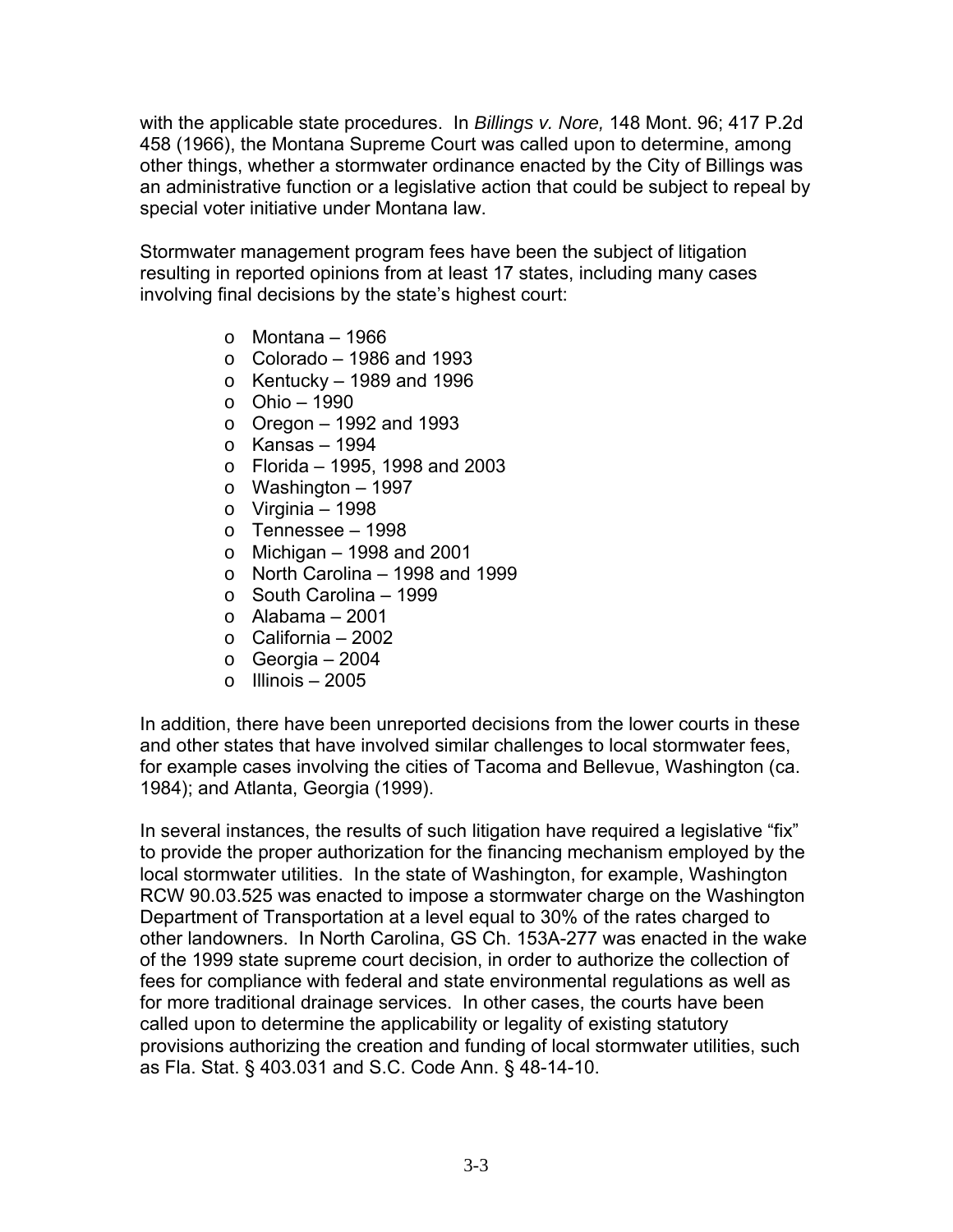with the applicable state procedures. In *Billings v. Nore,* 148 Mont. 96; 417 P.2d 458 (1966), the Montana Supreme Court was called upon to determine, among other things, whether a stormwater ordinance enacted by the City of Billings was an administrative function or a legislative action that could be subject to repeal by special voter initiative under Montana law.

Stormwater management program fees have been the subject of litigation resulting in reported opinions from at least 17 states, including many cases involving final decisions by the state's highest court:

- Montana – 1966
- Colorado – 1986 and 1993
- Kentucky – 1989 and 1996
- Ohio – 1990
- Oregon – 1992 and 1993
- Kansas – 1994
- Florida – 1995, 1998 and 2003
- Washington – 1997
- Virginia – 1998
- Tennessee – 1998
- Michigan – 1998 and 2001
- North Carolina – 1998 and 1999
- South Carolina – 1999
- Alabama – 2001
- California – 2002
- Georgia – 2004
- Illinois – 2005

In addition, there have been unreported decisions from the lower courts in these and other states that have involved similar challenges to local stormwater fees, for example cases involving the cities of Tacoma and Bellevue, Washington (ca. 1984); and Atlanta, Georgia (1999).

In several instances, the results of such litigation have required a legislative "fix" to provide the proper authorization for the financing mechanism employed by the local stormwater utilities. In the state of Washington, for example, Washington RCW 90.03.525 was enacted to impose a stormwater charge on the Washington Department of Transportation at a level equal to 30% of the rates charged to other landowners. In North Carolina, GS Ch. 153A-277 was enacted in the wake of the 1999 state supreme court decision, in order to authorize the collection of fees for compliance with federal and state environmental regulations as well as for more traditional drainage services. In other cases, the courts have been called upon to determine the applicability or legality of existing statutory provisions authorizing the creation and funding of local stormwater utilities, such as Fla. Stat. § 403.031 and S.C. Code Ann. § 48-14-10.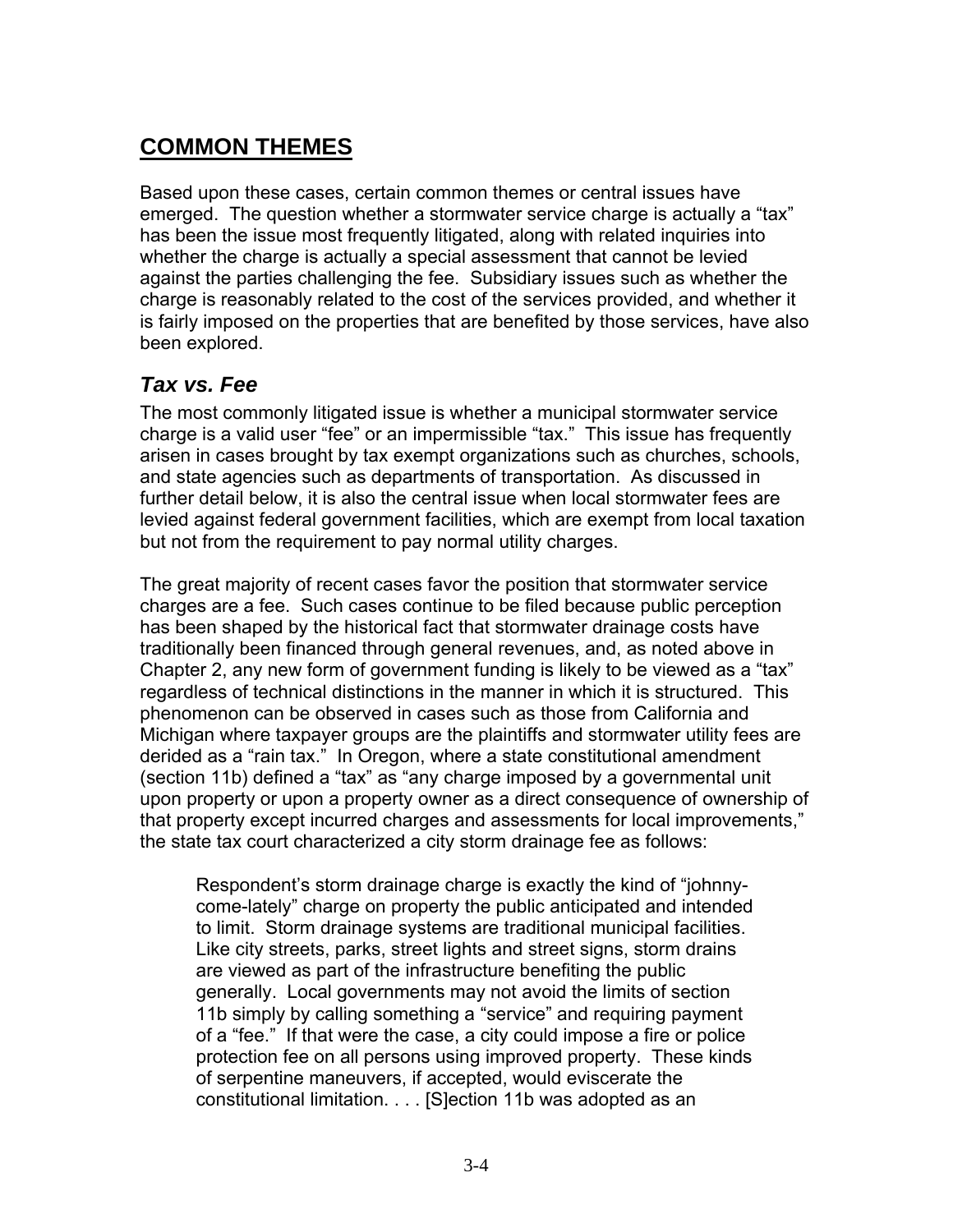## COMMON THEMES

Based upon these cases, certain common themes or central issues have emerged. The question whether a stormwater service charge is actually a "tax" has been the issue most frequently litigated, along with related inquiries into whether the charge is actually a special assessment that cannot be levied against the parties challenging the fee. Subsidiary issues such as whether the charge is reasonably related to the cost of the services provided, and whether it is fairly imposed on the properties that are benefited by those services, have also been explored.

### *Tax vs. Fee*

The most commonly litigated issue is whether a municipal stormwater service charge is a valid user "fee" or an impermissible "tax." This issue has frequently arisen in cases brought by tax exempt organizations such as churches, schools, and state agencies such as departments of transportation. As discussed in further detail below, it is also the central issue when local stormwater fees are levied against federal government facilities, which are exempt from local taxation but not from the requirement to pay normal utility charges.

The great majority of recent cases favor the position that stormwater service charges are a fee. Such cases continue to be filed because public perception has been shaped by the historical fact that stormwater drainage costs have traditionally been financed through general revenues, and, as noted above in Chapter 2, any new form of government funding is likely to be viewed as a "tax" regardless of technical distinctions in the manner in which it is structured. This phenomenon can be observed in cases such as those from California and Michigan where taxpayer groups are the plaintiffs and stormwater utility fees are derided as a "rain tax." In Oregon, where a state constitutional amendment (section 11b) defined a "tax" as "any charge imposed by a governmental unit upon property or upon a property owner as a direct consequence of ownership of that property except incurred charges and assessments for local improvements," the state tax court characterized a city storm drainage fee as follows:

> Respondent's storm drainage charge is exactly the kind of "johnny-come-lately" charge on property the public anticipated and intended to limit. Storm drainage systems are traditional municipal facilities. Like city streets, parks, street lights and street signs, storm drains are viewed as part of the infrastructure benefiting the public generally. Local governments may not avoid the limits of section 11b simply by calling something a "service" and requiring payment of a "fee." If that were the case, a city could impose a fire or police protection fee on all persons using improved property. These kinds of serpentine maneuvers, if accepted, would eviscerate the constitutional limitation. . . . [S]ection 11b was adopted as an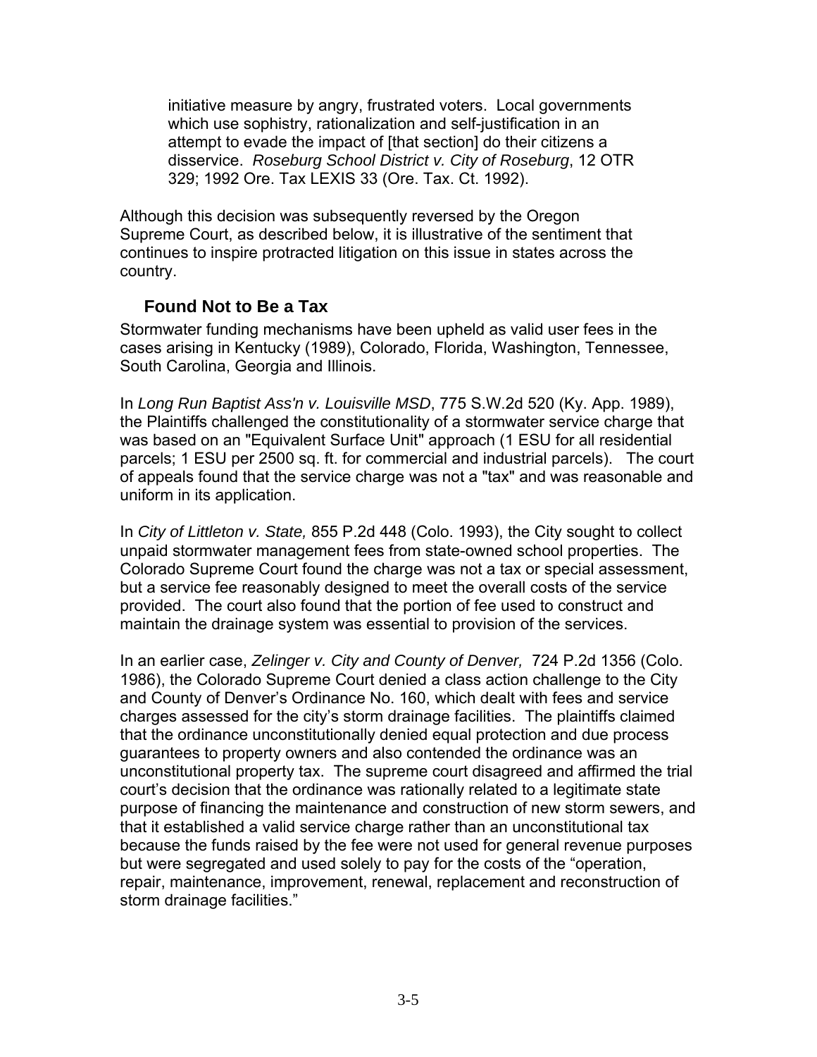> initiative measure by angry, frustrated voters. Local governments which use sophistry, rationalization and self-justification in an attempt to evade the impact of [that section] do their citizens a disservice. *Roseburg School District v. City of Roseburg*, 12 OTR 329; 1992 Ore. Tax LEXIS 33 (Ore. Tax. Ct. 1992).

Although this decision was subsequently reversed by the Oregon Supreme Court, as described below, it is illustrative of the sentiment that continues to inspire protracted litigation on this issue in states across the country.

### Found Not to Be a Tax

Stormwater funding mechanisms have been upheld as valid user fees in the cases arising in Kentucky (1989), Colorado, Florida, Washington, Tennessee, South Carolina, Georgia and Illinois.

In *Long Run Baptist Ass'n v. Louisville MSD*, 775 S.W.2d 520 (Ky. App. 1989), the Plaintiffs challenged the constitutionality of a stormwater service charge that was based on an "Equivalent Surface Unit" approach (1 ESU for all residential parcels; 1 ESU per 2500 sq. ft. for commercial and industrial parcels). The court of appeals found that the service charge was not a "tax" and was reasonable and uniform in its application.

In *City of Littleton v. State,* 855 P.2d 448 (Colo. 1993), the City sought to collect unpaid stormwater management fees from state-owned school properties. The Colorado Supreme Court found the charge was not a tax or special assessment, but a service fee reasonably designed to meet the overall costs of the service provided. The court also found that the portion of fee used to construct and maintain the drainage system was essential to provision of the services.

In an earlier case, *Zelinger v. City and County of Denver,* 724 P.2d 1356 (Colo. 1986), the Colorado Supreme Court denied a class action challenge to the City and County of Denver's Ordinance No. 160, which dealt with fees and service charges assessed for the city's storm drainage facilities. The plaintiffs claimed that the ordinance unconstitutionally denied equal protection and due process guarantees to property owners and also contended the ordinance was an unconstitutional property tax. The supreme court disagreed and affirmed the trial court's decision that the ordinance was rationally related to a legitimate state purpose of financing the maintenance and construction of new storm sewers, and that it established a valid service charge rather than an unconstitutional tax because the funds raised by the fee were not used for general revenue purposes but were segregated and used solely to pay for the costs of the "operation, repair, maintenance, improvement, renewal, replacement and reconstruction of storm drainage facilities."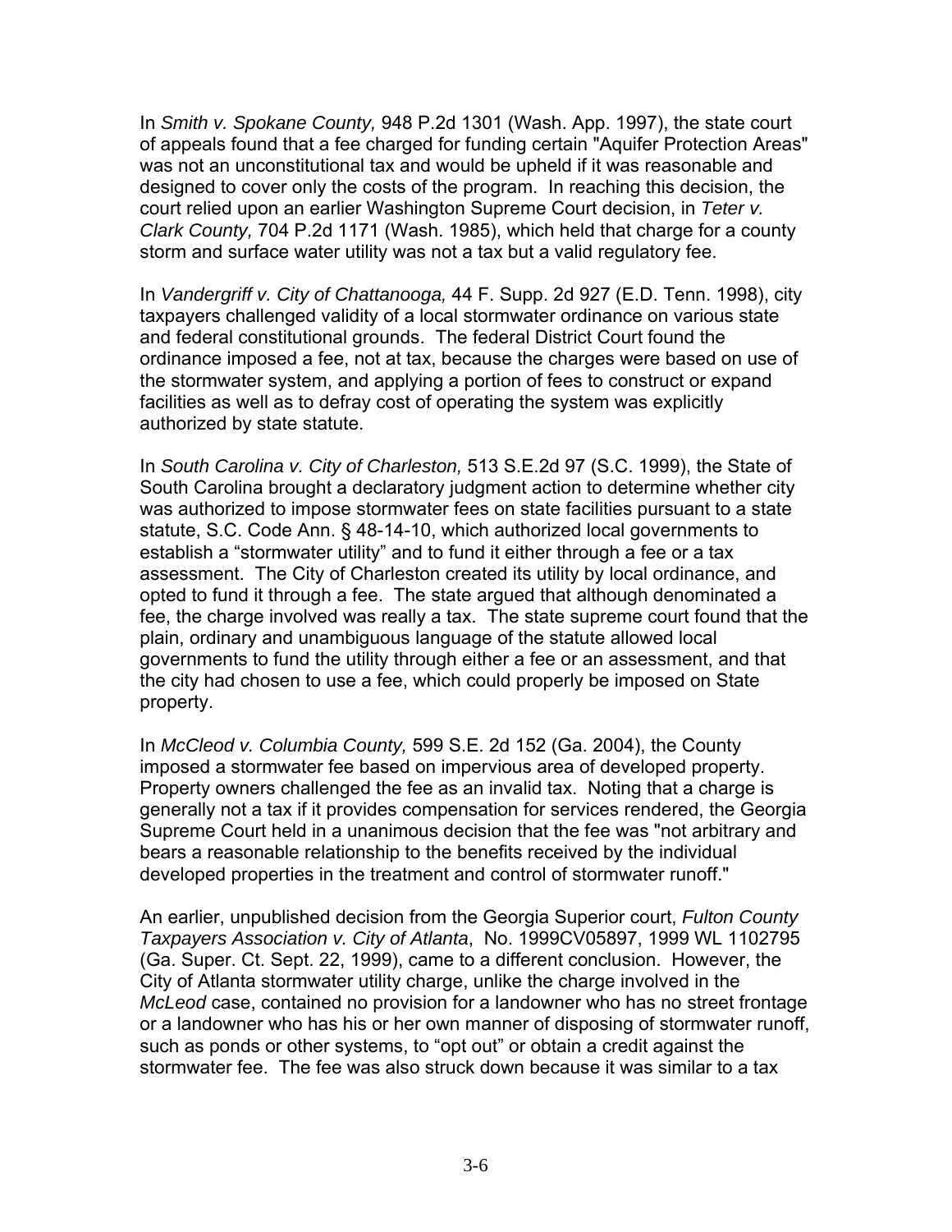In *Smith v. Spokane County,* 948 P.2d 1301 (Wash. App. 1997), the state court of appeals found that a fee charged for funding certain "Aquifer Protection Areas" was not an unconstitutional tax and would be upheld if it was reasonable and designed to cover only the costs of the program. In reaching this decision, the court relied upon an earlier Washington Supreme Court decision, in *Teter v. Clark County,* 704 P.2d 1171 (Wash. 1985), which held that charge for a county storm and surface water utility was not a tax but a valid regulatory fee.

In *Vandergriff v. City of Chattanooga,* 44 F. Supp. 2d 927 (E.D. Tenn. 1998), city taxpayers challenged validity of a local stormwater ordinance on various state and federal constitutional grounds. The federal District Court found the ordinance imposed a fee, not at tax, because the charges were based on use of the stormwater system, and applying a portion of fees to construct or expand facilities as well as to defray cost of operating the system was explicitly authorized by state statute.

In *South Carolina v. City of Charleston,* 513 S.E.2d 97 (S.C. 1999), the State of South Carolina brought a declaratory judgment action to determine whether city was authorized to impose stormwater fees on state facilities pursuant to a state statute, S.C. Code Ann. § 48-14-10, which authorized local governments to establish a "stormwater utility" and to fund it either through a fee or a tax assessment. The City of Charleston created its utility by local ordinance, and opted to fund it through a fee. The state argued that although denominated a fee, the charge involved was really a tax. The state supreme court found that the plain, ordinary and unambiguous language of the statute allowed local governments to fund the utility through either a fee or an assessment, and that the city had chosen to use a fee, which could properly be imposed on State property.

In *McCleod v. Columbia County,* 599 S.E. 2d 152 (Ga. 2004), the County imposed a stormwater fee based on impervious area of developed property. Property owners challenged the fee as an invalid tax. Noting that a charge is generally not a tax if it provides compensation for services rendered, the Georgia Supreme Court held in a unanimous decision that the fee was "not arbitrary and bears a reasonable relationship to the benefits received by the individual developed properties in the treatment and control of stormwater runoff."

An earlier, unpublished decision from the Georgia Superior court, *Fulton County Taxpayers Association v. City of Atlanta*, No. 1999CV05897, 1999 WL 1102795 (Ga. Super. Ct. Sept. 22, 1999), came to a different conclusion. However, the City of Atlanta stormwater utility charge, unlike the charge involved in the *McLeod* case, contained no provision for a landowner who has no street frontage or a landowner who has his or her own manner of disposing of stormwater runoff, such as ponds or other systems, to "opt out" or obtain a credit against the stormwater fee. The fee was also struck down because it was similar to a tax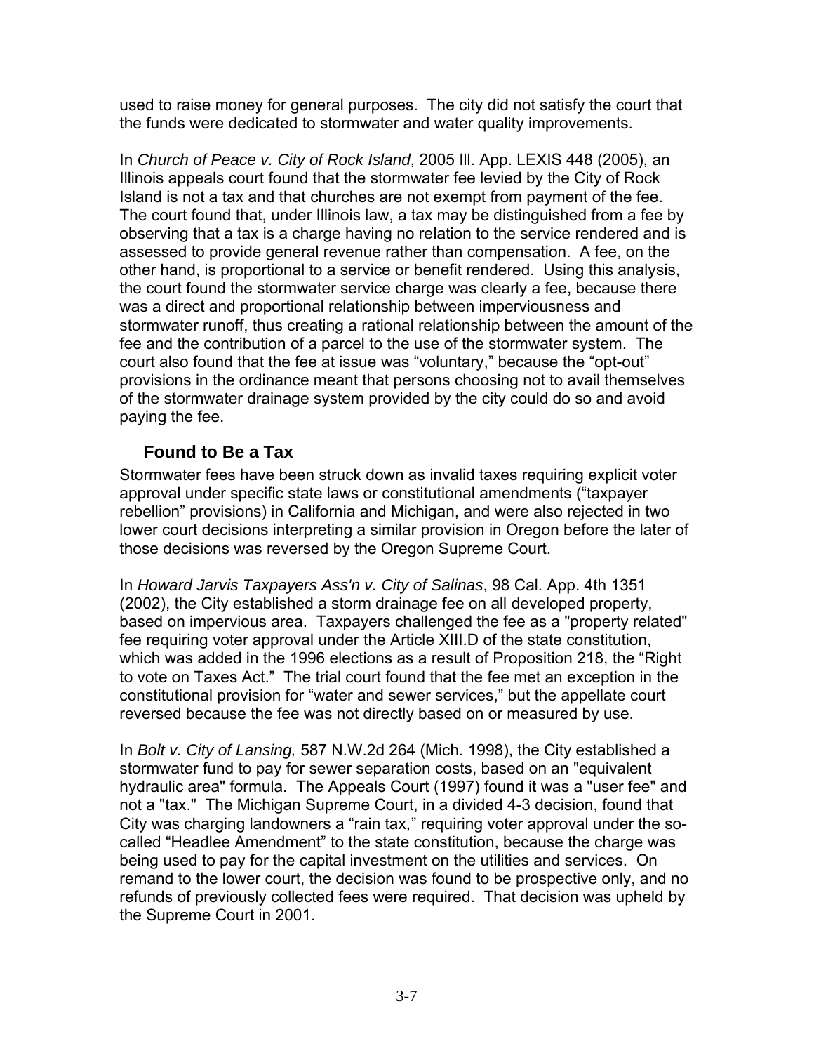used to raise money for general purposes. The city did not satisfy the court that the funds were dedicated to stormwater and water quality improvements.

In *Church of Peace v. City of Rock Island*, 2005 Ill. App. LEXIS 448 (2005), an Illinois appeals court found that the stormwater fee levied by the City of Rock Island is not a tax and that churches are not exempt from payment of the fee. The court found that, under Illinois law, a tax may be distinguished from a fee by observing that a tax is a charge having no relation to the service rendered and is assessed to provide general revenue rather than compensation. A fee, on the other hand, is proportional to a service or benefit rendered. Using this analysis, the court found the stormwater service charge was clearly a fee, because there was a direct and proportional relationship between imperviousness and stormwater runoff, thus creating a rational relationship between the amount of the fee and the contribution of a parcel to the use of the stormwater system. The court also found that the fee at issue was "voluntary," because the "opt-out" provisions in the ordinance meant that persons choosing not to avail themselves of the stormwater drainage system provided by the city could do so and avoid paying the fee.

### Found to Be a Tax

Stormwater fees have been struck down as invalid taxes requiring explicit voter approval under specific state laws or constitutional amendments ("taxpayer rebellion" provisions) in California and Michigan, and were also rejected in two lower court decisions interpreting a similar provision in Oregon before the later of those decisions was reversed by the Oregon Supreme Court.

In *Howard Jarvis Taxpayers Ass'n v. City of Salinas*, 98 Cal. App. 4th 1351 (2002), the City established a storm drainage fee on all developed property, based on impervious area. Taxpayers challenged the fee as a "property related" fee requiring voter approval under the Article XIII.D of the state constitution, which was added in the 1996 elections as a result of Proposition 218, the "Right to vote on Taxes Act." The trial court found that the fee met an exception in the constitutional provision for "water and sewer services," but the appellate court reversed because the fee was not directly based on or measured by use.

In *Bolt v. City of Lansing,* 587 N.W.2d 264 (Mich. 1998), the City established a stormwater fund to pay for sewer separation costs, based on an "equivalent hydraulic area" formula. The Appeals Court (1997) found it was a "user fee" and not a "tax." The Michigan Supreme Court, in a divided 4-3 decision, found that City was charging landowners a "rain tax," requiring voter approval under the so-called "Headlee Amendment" to the state constitution, because the charge was being used to pay for the capital investment on the utilities and services. On remand to the lower court, the decision was found to be prospective only, and no refunds of previously collected fees were required. That decision was upheld by the Supreme Court in 2001.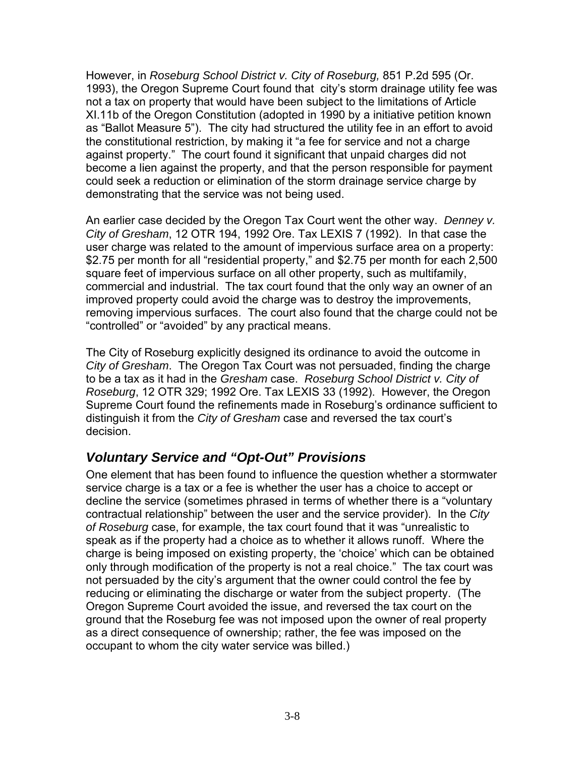However, in *Roseburg School District v. City of Roseburg,* 851 P.2d 595 (Or. 1993), the Oregon Supreme Court found that city's storm drainage utility fee was not a tax on property that would have been subject to the limitations of Article XI.11b of the Oregon Constitution (adopted in 1990 by a initiative petition known as "Ballot Measure 5"). The city had structured the utility fee in an effort to avoid the constitutional restriction, by making it "a fee for service and not a charge against property." The court found it significant that unpaid charges did not become a lien against the property, and that the person responsible for payment could seek a reduction or elimination of the storm drainage service charge by demonstrating that the service was not being used.

An earlier case decided by the Oregon Tax Court went the other way. *Denney v. City of Gresham*, 12 OTR 194, 1992 Ore. Tax LEXIS 7 (1992). In that case the user charge was related to the amount of impervious surface area on a property: $2.75 per month for all "residential property," and $2.75 per month for each 2,500 square feet of impervious surface on all other property, such as multifamily, commercial and industrial. The tax court found that the only way an owner of an improved property could avoid the charge was to destroy the improvements, removing impervious surfaces. The court also found that the charge could not be "controlled" or "avoided" by any practical means.

The City of Roseburg explicitly designed its ordinance to avoid the outcome in *City of Gresham*. The Oregon Tax Court was not persuaded, finding the charge to be a tax as it had in the *Gresham* case. *Roseburg School District v. City of Roseburg*, 12 OTR 329; 1992 Ore. Tax LEXIS 33 (1992). However, the Oregon Supreme Court found the refinements made in Roseburg's ordinance sufficient to distinguish it from the *City of Gresham* case and reversed the tax court's decision.

## *Voluntary Service and "Opt-Out" Provisions*

One element that has been found to influence the question whether a stormwater service charge is a tax or a fee is whether the user has a choice to accept or decline the service (sometimes phrased in terms of whether there is a "voluntary contractual relationship" between the user and the service provider). In the *City of Roseburg* case, for example, the tax court found that it was "unrealistic to speak as if the property had a choice as to whether it allows runoff. Where the charge is being imposed on existing property, the 'choice' which can be obtained only through modification of the property is not a real choice." The tax court was not persuaded by the city's argument that the owner could control the fee by reducing or eliminating the discharge or water from the subject property. (The Oregon Supreme Court avoided the issue, and reversed the tax court on the ground that the Roseburg fee was not imposed upon the owner of real property as a direct consequence of ownership; rather, the fee was imposed on the occupant to whom the city water service was billed.)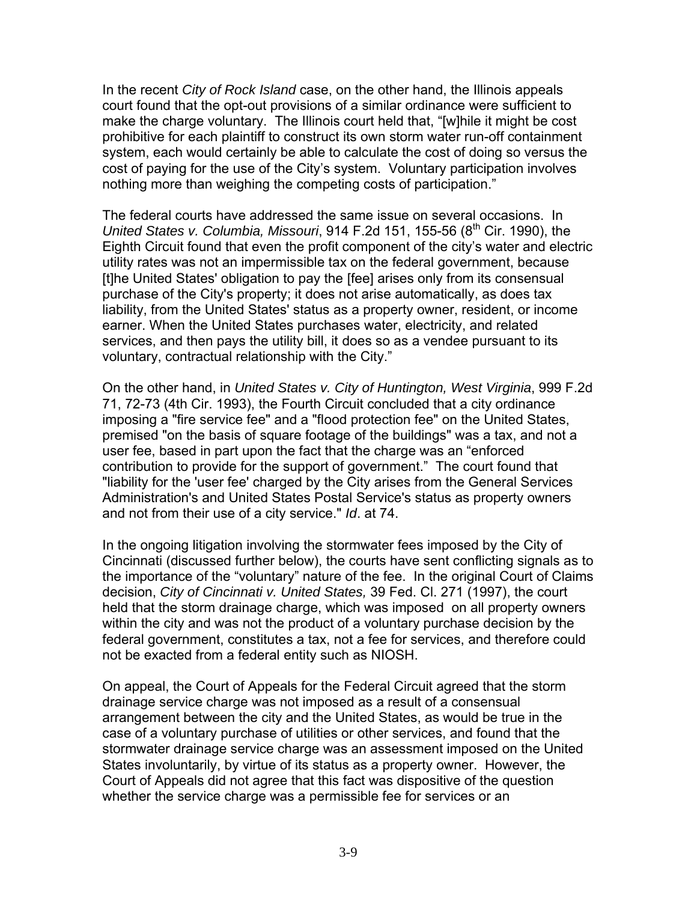In the recent *City of Rock Island* case, on the other hand, the Illinois appeals court found that the opt-out provisions of a similar ordinance were sufficient to make the charge voluntary. The Illinois court held that, "[w]hile it might be cost prohibitive for each plaintiff to construct its own storm water run-off containment system, each would certainly be able to calculate the cost of doing so versus the cost of paying for the use of the City's system. Voluntary participation involves nothing more than weighing the competing costs of participation."

The federal courts have addressed the same issue on several occasions. In *United States v. Columbia, Missouri*, 914 F.2d 151, 155-56 (8th Cir. 1990), the Eighth Circuit found that even the profit component of the city's water and electric utility rates was not an impermissible tax on the federal government, because [t]he United States' obligation to pay the [fee] arises only from its consensual purchase of the City's property; it does not arise automatically, as does tax liability, from the United States' status as a property owner, resident, or income earner. When the United States purchases water, electricity, and related services, and then pays the utility bill, it does so as a vendee pursuant to its voluntary, contractual relationship with the City."

On the other hand, in *United States v. City of Huntington, West Virginia*, 999 F.2d 71, 72-73 (4th Cir. 1993), the Fourth Circuit concluded that a city ordinance imposing a "fire service fee" and a "flood protection fee" on the United States, premised "on the basis of square footage of the buildings" was a tax, and not a user fee, based in part upon the fact that the charge was an "enforced contribution to provide for the support of government." The court found that "liability for the 'user fee' charged by the City arises from the General Services Administration's and United States Postal Service's status as property owners and not from their use of a city service." *Id*. at 74.

In the ongoing litigation involving the stormwater fees imposed by the City of Cincinnati (discussed further below), the courts have sent conflicting signals as to the importance of the "voluntary" nature of the fee. In the original Court of Claims decision, *City of Cincinnati v. United States,* 39 Fed. Cl. 271 (1997), the court held that the storm drainage charge, which was imposed on all property owners within the city and was not the product of a voluntary purchase decision by the federal government, constitutes a tax, not a fee for services, and therefore could not be exacted from a federal entity such as NIOSH.

On appeal, the Court of Appeals for the Federal Circuit agreed that the storm drainage service charge was not imposed as a result of a consensual arrangement between the city and the United States, as would be true in the case of a voluntary purchase of utilities or other services, and found that the stormwater drainage service charge was an assessment imposed on the United States involuntarily, by virtue of its status as a property owner. However, the Court of Appeals did not agree that this fact was dispositive of the question whether the service charge was a permissible fee for services or an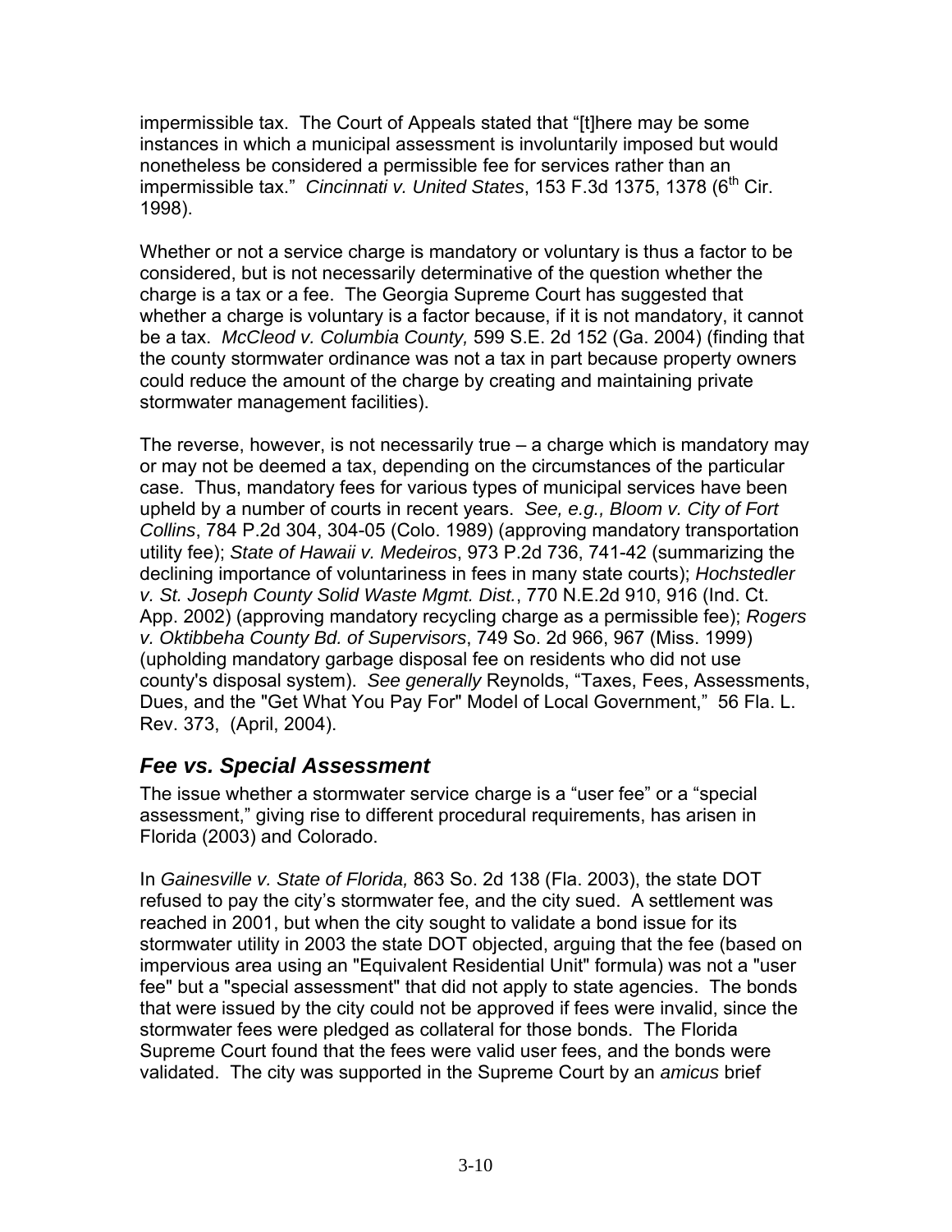impermissible tax. The Court of Appeals stated that "[t]here may be some instances in which a municipal assessment is involuntarily imposed but would nonetheless be considered a permissible fee for services rather than an impermissible tax." *Cincinnati v. United States*, 153 F.3d 1375, 1378 (6th Cir. 1998).

Whether or not a service charge is mandatory or voluntary is thus a factor to be considered, but is not necessarily determinative of the question whether the charge is a tax or a fee. The Georgia Supreme Court has suggested that whether a charge is voluntary is a factor because, if it is not mandatory, it cannot be a tax. *McCleod v. Columbia County,* 599 S.E. 2d 152 (Ga. 2004) (finding that the county stormwater ordinance was not a tax in part because property owners could reduce the amount of the charge by creating and maintaining private stormwater management facilities).

The reverse, however, is not necessarily true – a charge which is mandatory may or may not be deemed a tax, depending on the circumstances of the particular case. Thus, mandatory fees for various types of municipal services have been upheld by a number of courts in recent years. *See, e.g., Bloom v. City of Fort Collins*, 784 P.2d 304, 304-05 (Colo. 1989) (approving mandatory transportation utility fee); *State of Hawaii v. Medeiros*, 973 P.2d 736, 741-42 (summarizing the declining importance of voluntariness in fees in many state courts); *Hochstedler v. St. Joseph County Solid Waste Mgmt. Dist.*, 770 N.E.2d 910, 916 (Ind. Ct. App. 2002) (approving mandatory recycling charge as a permissible fee); *Rogers v. Oktibbeha County Bd. of Supervisors*, 749 So. 2d 966, 967 (Miss. 1999) (upholding mandatory garbage disposal fee on residents who did not use county's disposal system). *See generally* Reynolds, "Taxes, Fees, Assessments, Dues, and the "Get What You Pay For" Model of Local Government," 56 Fla. L. Rev. 373, (April, 2004).

## *Fee vs. Special Assessment*

The issue whether a stormwater service charge is a "user fee" or a "special assessment," giving rise to different procedural requirements, has arisen in Florida (2003) and Colorado.

In *Gainesville v. State of Florida,* 863 So. 2d 138 (Fla. 2003), the state DOT refused to pay the city's stormwater fee, and the city sued. A settlement was reached in 2001, but when the city sought to validate a bond issue for its stormwater utility in 2003 the state DOT objected, arguing that the fee (based on impervious area using an "Equivalent Residential Unit" formula) was not a "user fee" but a "special assessment" that did not apply to state agencies. The bonds that were issued by the city could not be approved if fees were invalid, since the stormwater fees were pledged as collateral for those bonds. The Florida Supreme Court found that the fees were valid user fees, and the bonds were validated. The city was supported in the Supreme Court by an *amicus* brief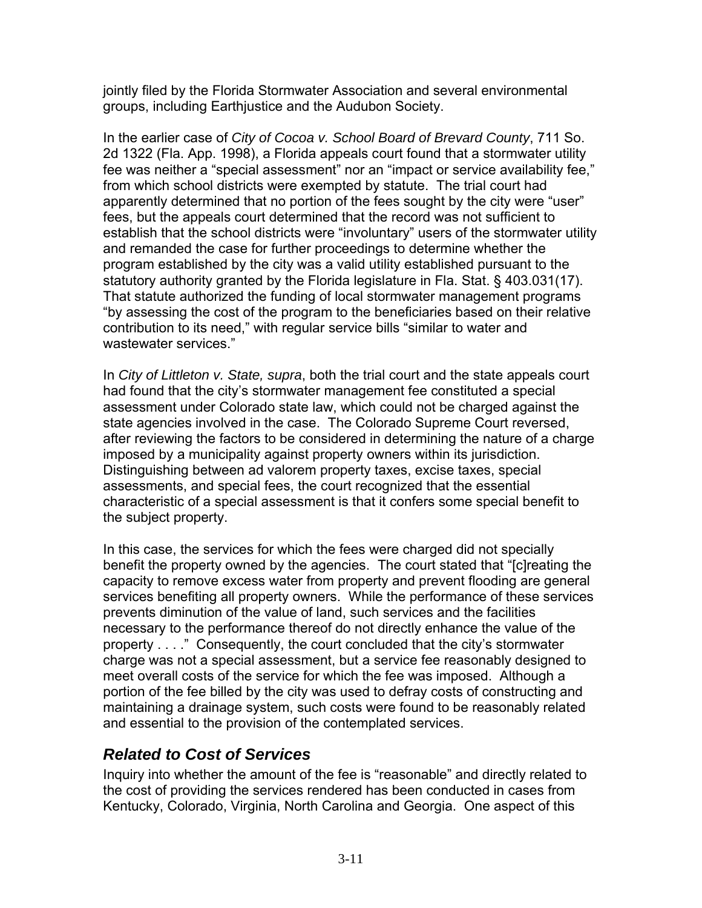jointly filed by the Florida Stormwater Association and several environmental groups, including Earthjustice and the Audubon Society.

In the earlier case of *City of Cocoa v. School Board of Brevard County*, 711 So. 2d 1322 (Fla. App. 1998), a Florida appeals court found that a stormwater utility fee was neither a "special assessment" nor an "impact or service availability fee," from which school districts were exempted by statute. The trial court had apparently determined that no portion of the fees sought by the city were "user" fees, but the appeals court determined that the record was not sufficient to establish that the school districts were "involuntary" users of the stormwater utility and remanded the case for further proceedings to determine whether the program established by the city was a valid utility established pursuant to the statutory authority granted by the Florida legislature in Fla. Stat. § 403.031(17). That statute authorized the funding of local stormwater management programs "by assessing the cost of the program to the beneficiaries based on their relative contribution to its need," with regular service bills "similar to water and wastewater services."

In *City of Littleton v. State, supra*, both the trial court and the state appeals court had found that the city's stormwater management fee constituted a special assessment under Colorado state law, which could not be charged against the state agencies involved in the case. The Colorado Supreme Court reversed, after reviewing the factors to be considered in determining the nature of a charge imposed by a municipality against property owners within its jurisdiction. Distinguishing between ad valorem property taxes, excise taxes, special assessments, and special fees, the court recognized that the essential characteristic of a special assessment is that it confers some special benefit to the subject property.

In this case, the services for which the fees were charged did not specially benefit the property owned by the agencies. The court stated that "[c]reating the capacity to remove excess water from property and prevent flooding are general services benefiting all property owners. While the performance of these services prevents diminution of the value of land, such services and the facilities necessary to the performance thereof do not directly enhance the value of the property . . . ." Consequently, the court concluded that the city's stormwater charge was not a special assessment, but a service fee reasonably designed to meet overall costs of the service for which the fee was imposed. Although a portion of the fee billed by the city was used to defray costs of constructing and maintaining a drainage system, such costs were found to be reasonably related and essential to the provision of the contemplated services.

## *Related to Cost of Services*

Inquiry into whether the amount of the fee is "reasonable" and directly related to the cost of providing the services rendered has been conducted in cases from Kentucky, Colorado, Virginia, North Carolina and Georgia. One aspect of this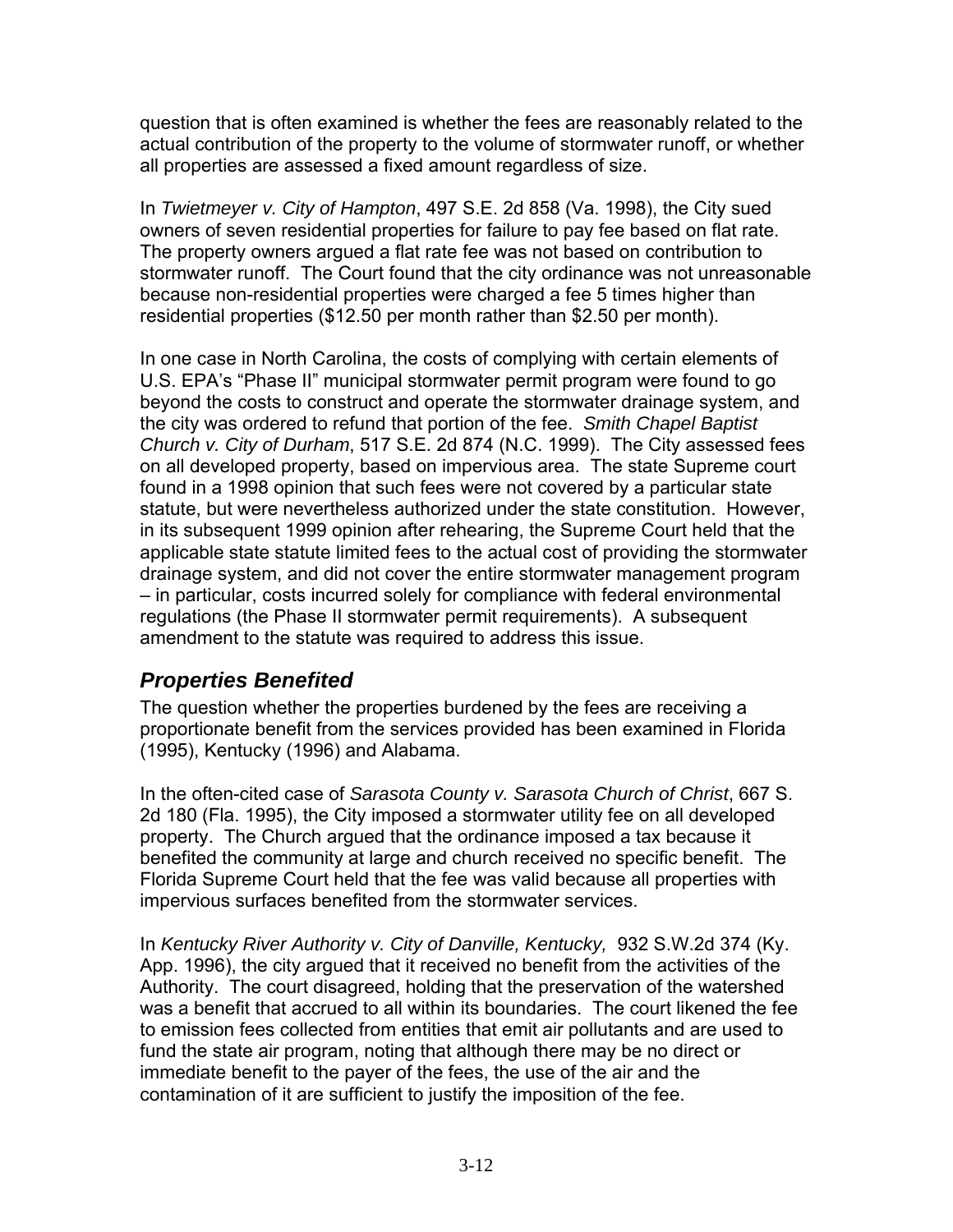question that is often examined is whether the fees are reasonably related to the actual contribution of the property to the volume of stormwater runoff, or whether all properties are assessed a fixed amount regardless of size.

In *Twietmeyer v. City of Hampton*, 497 S.E. 2d 858 (Va. 1998), the City sued owners of seven residential properties for failure to pay fee based on flat rate. The property owners argued a flat rate fee was not based on contribution to stormwater runoff. The Court found that the city ordinance was not unreasonable because non-residential properties were charged a fee 5 times higher than residential properties ($12.50 per month rather than $2.50 per month).

In one case in North Carolina, the costs of complying with certain elements of U.S. EPA's "Phase II" municipal stormwater permit program were found to go beyond the costs to construct and operate the stormwater drainage system, and the city was ordered to refund that portion of the fee. *Smith Chapel Baptist Church v. City of Durham*, 517 S.E. 2d 874 (N.C. 1999). The City assessed fees on all developed property, based on impervious area. The state Supreme court found in a 1998 opinion that such fees were not covered by a particular state statute, but were nevertheless authorized under the state constitution. However, in its subsequent 1999 opinion after rehearing, the Supreme Court held that the applicable state statute limited fees to the actual cost of providing the stormwater drainage system, and did not cover the entire stormwater management program – in particular, costs incurred solely for compliance with federal environmental regulations (the Phase II stormwater permit requirements). A subsequent amendment to the statute was required to address this issue.

## *Properties Benefited*

The question whether the properties burdened by the fees are receiving a proportionate benefit from the services provided has been examined in Florida (1995), Kentucky (1996) and Alabama.

In the often-cited case of *Sarasota County v. Sarasota Church of Christ*, 667 S. 2d 180 (Fla. 1995), the City imposed a stormwater utility fee on all developed property. The Church argued that the ordinance imposed a tax because it benefited the community at large and church received no specific benefit. The Florida Supreme Court held that the fee was valid because all properties with impervious surfaces benefited from the stormwater services.

In *Kentucky River Authority v. City of Danville, Kentucky,* 932 S.W.2d 374 (Ky. App. 1996), the city argued that it received no benefit from the activities of the Authority. The court disagreed, holding that the preservation of the watershed was a benefit that accrued to all within its boundaries. The court likened the fee to emission fees collected from entities that emit air pollutants and are used to fund the state air program, noting that although there may be no direct or immediate benefit to the payer of the fees, the use of the air and the contamination of it are sufficient to justify the imposition of the fee.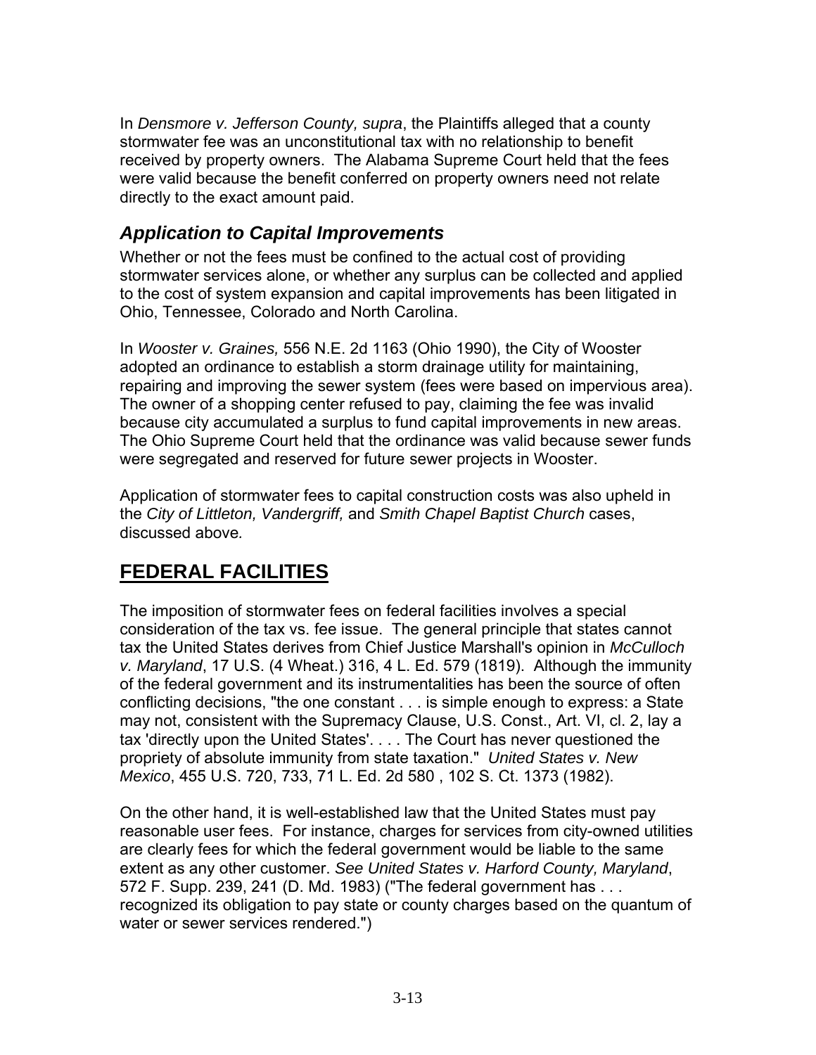In *Densmore v. Jefferson County, supra*, the Plaintiffs alleged that a county stormwater fee was an unconstitutional tax with no relationship to benefit received by property owners. The Alabama Supreme Court held that the fees were valid because the benefit conferred on property owners need not relate directly to the exact amount paid.

### *Application to Capital Improvements*

Whether or not the fees must be confined to the actual cost of providing stormwater services alone, or whether any surplus can be collected and applied to the cost of system expansion and capital improvements has been litigated in Ohio, Tennessee, Colorado and North Carolina.

In *Wooster v. Graines,* 556 N.E. 2d 1163 (Ohio 1990), the City of Wooster adopted an ordinance to establish a storm drainage utility for maintaining, repairing and improving the sewer system (fees were based on impervious area). The owner of a shopping center refused to pay, claiming the fee was invalid because city accumulated a surplus to fund capital improvements in new areas. The Ohio Supreme Court held that the ordinance was valid because sewer funds were segregated and reserved for future sewer projects in Wooster.

Application of stormwater fees to capital construction costs was also upheld in the *City of Littleton, Vandergriff,* and *Smith Chapel Baptist Church* cases, discussed above.

## **FEDERAL FACILITIES**

The imposition of stormwater fees on federal facilities involves a special consideration of the tax vs. fee issue. The general principle that states cannot tax the United States derives from Chief Justice Marshall's opinion in *McCulloch v. Maryland*, 17 U.S. (4 Wheat.) 316, 4 L. Ed. 579 (1819). Although the immunity of the federal government and its instrumentalities has been the source of often conflicting decisions, "the one constant . . . is simple enough to express: a State may not, consistent with the Supremacy Clause, U.S. Const., Art. VI, cl. 2, lay a tax 'directly upon the United States'. . . . The Court has never questioned the propriety of absolute immunity from state taxation." *United States v. New Mexico*, 455 U.S. 720, 733, 71 L. Ed. 2d 580 , 102 S. Ct. 1373 (1982).

On the other hand, it is well-established law that the United States must pay reasonable user fees. For instance, charges for services from city-owned utilities are clearly fees for which the federal government would be liable to the same extent as any other customer. *See United States v. Harford County, Maryland*, 572 F. Supp. 239, 241 (D. Md. 1983) ("The federal government has . . . recognized its obligation to pay state or county charges based on the quantum of water or sewer services rendered.")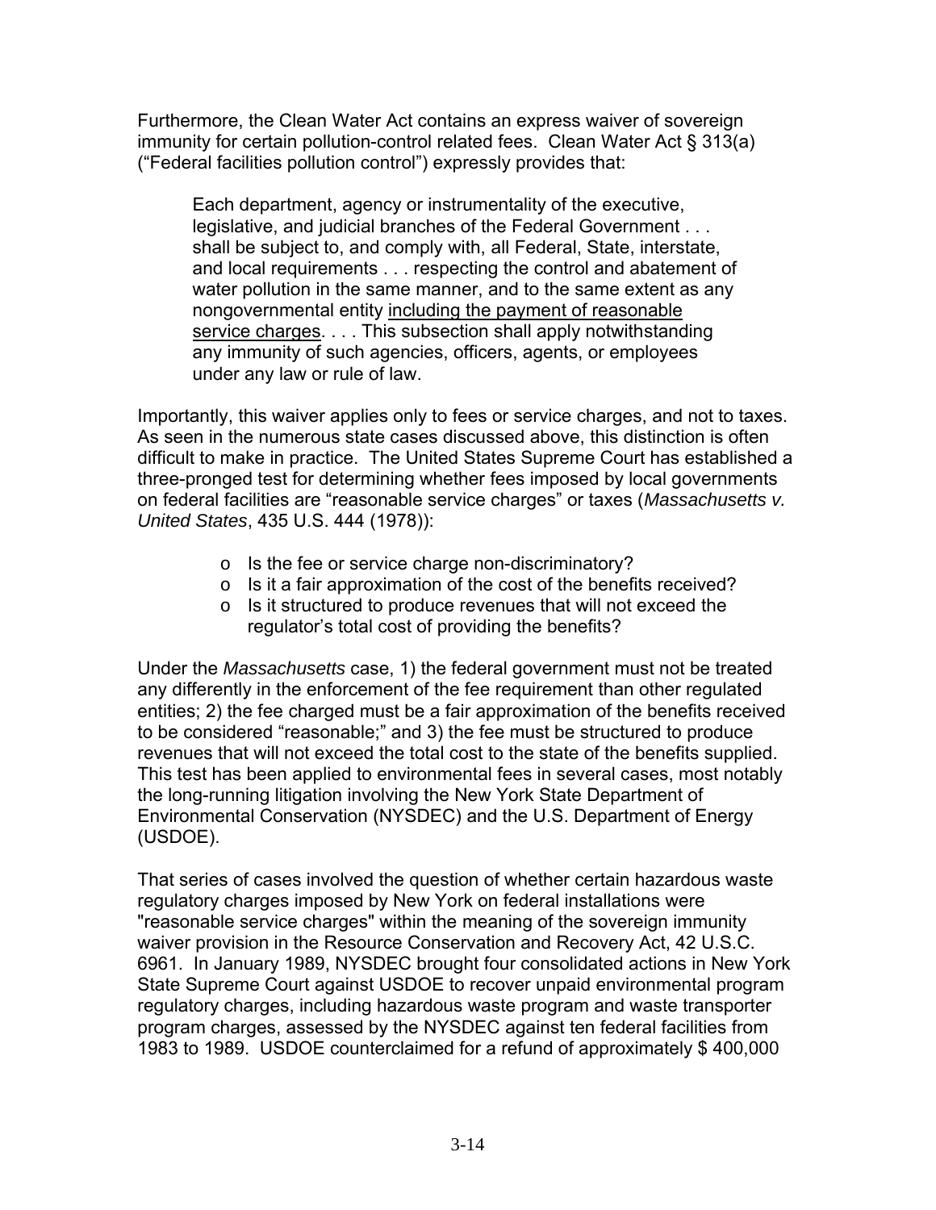Furthermore, the Clean Water Act contains an express waiver of sovereign immunity for certain pollution-control related fees. Clean Water Act § 313(a) ("Federal facilities pollution control") expressly provides that:

> Each department, agency or instrumentality of the executive, legislative, and judicial branches of the Federal Government . . . shall be subject to, and comply with, all Federal, State, interstate, and local requirements . . . respecting the control and abatement of water pollution in the same manner, and to the same extent as any nongovernmental entity <u>including the payment of reasonable service charges</u>. . . . This subsection shall apply notwithstanding any immunity of such agencies, officers, agents, or employees under any law or rule of law.

Importantly, this waiver applies only to fees or service charges, and not to taxes. As seen in the numerous state cases discussed above, this distinction is often difficult to make in practice. The United States Supreme Court has established a three-pronged test for determining whether fees imposed by local governments on federal facilities are "reasonable service charges" or taxes (*Massachusetts v. United States*, 435 U.S. 444 (1978)):

- Is the fee or service charge non-discriminatory?
- Is it a fair approximation of the cost of the benefits received?
- Is it structured to produce revenues that will not exceed the regulator's total cost of providing the benefits?

Under the *Massachusetts* case, 1) the federal government must not be treated any differently in the enforcement of the fee requirement than other regulated entities; 2) the fee charged must be a fair approximation of the benefits received to be considered "reasonable;" and 3) the fee must be structured to produce revenues that will not exceed the total cost to the state of the benefits supplied. This test has been applied to environmental fees in several cases, most notably the long-running litigation involving the New York State Department of Environmental Conservation (NYSDEC) and the U.S. Department of Energy (USDOE).

That series of cases involved the question of whether certain hazardous waste regulatory charges imposed by New York on federal installations were "reasonable service charges" within the meaning of the sovereign immunity waiver provision in the Resource Conservation and Recovery Act, 42 U.S.C. 6961. In January 1989, NYSDEC brought four consolidated actions in New York State Supreme Court against USDOE to recover unpaid environmental program regulatory charges, including hazardous waste program and waste transporter program charges, assessed by the NYSDEC against ten federal facilities from 1983 to 1989. USDOE counterclaimed for a refund of approximately $ 400,000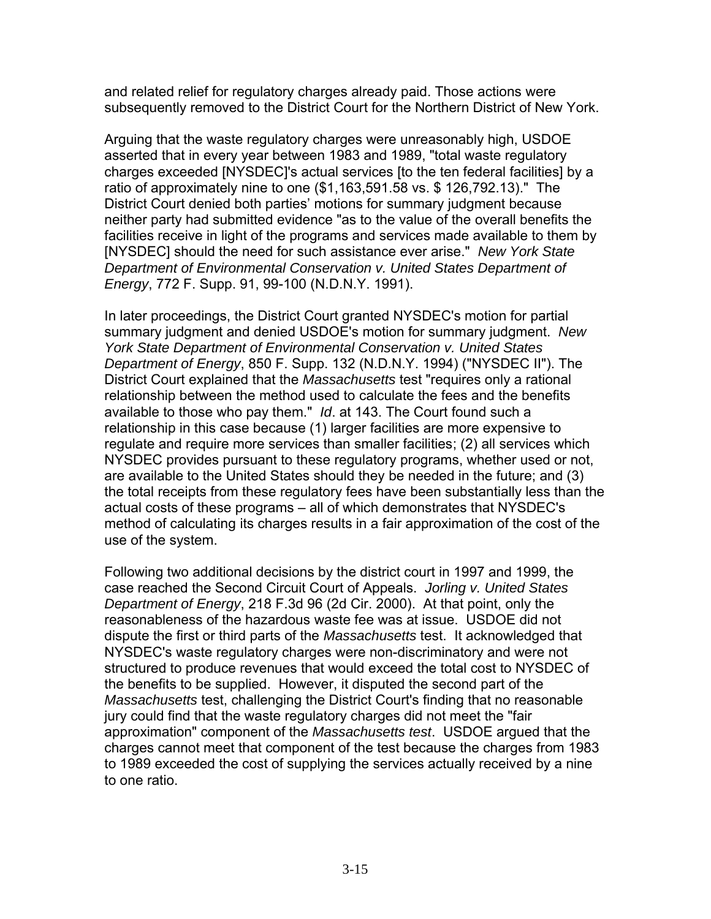and related relief for regulatory charges already paid. Those actions were subsequently removed to the District Court for the Northern District of New York.

Arguing that the waste regulatory charges were unreasonably high, USDOE asserted that in every year between 1983 and 1989, "total waste regulatory charges exceeded [NYSDEC]'s actual services [to the ten federal facilities] by a ratio of approximately nine to one ($1,163,591.58 vs. $ 126,792.13)." The District Court denied both parties' motions for summary judgment because neither party had submitted evidence "as to the value of the overall benefits the facilities receive in light of the programs and services made available to them by [NYSDEC] should the need for such assistance ever arise." *New York State Department of Environmental Conservation v. United States Department of Energy*, 772 F. Supp. 91, 99-100 (N.D.N.Y. 1991).

In later proceedings, the District Court granted NYSDEC's motion for partial summary judgment and denied USDOE's motion for summary judgment. *New York State Department of Environmental Conservation v. United States Department of Energy*, 850 F. Supp. 132 (N.D.N.Y. 1994) ("NYSDEC II"). The District Court explained that the *Massachusetts* test "requires only a rational relationship between the method used to calculate the fees and the benefits available to those who pay them." *Id*. at 143. The Court found such a relationship in this case because (1) larger facilities are more expensive to regulate and require more services than smaller facilities; (2) all services which NYSDEC provides pursuant to these regulatory programs, whether used or not, are available to the United States should they be needed in the future; and (3) the total receipts from these regulatory fees have been substantially less than the actual costs of these programs – all of which demonstrates that NYSDEC's method of calculating its charges results in a fair approximation of the cost of the use of the system.

Following two additional decisions by the district court in 1997 and 1999, the case reached the Second Circuit Court of Appeals. *Jorling v. United States Department of Energy*, 218 F.3d 96 (2d Cir. 2000). At that point, only the reasonableness of the hazardous waste fee was at issue. USDOE did not dispute the first or third parts of the *Massachusetts* test. It acknowledged that NYSDEC's waste regulatory charges were non-discriminatory and were not structured to produce revenues that would exceed the total cost to NYSDEC of the benefits to be supplied. However, it disputed the second part of the *Massachusetts* test, challenging the District Court's finding that no reasonable jury could find that the waste regulatory charges did not meet the "fair approximation" component of the *Massachusetts test*. USDOE argued that the charges cannot meet that component of the test because the charges from 1983 to 1989 exceeded the cost of supplying the services actually received by a nine to one ratio.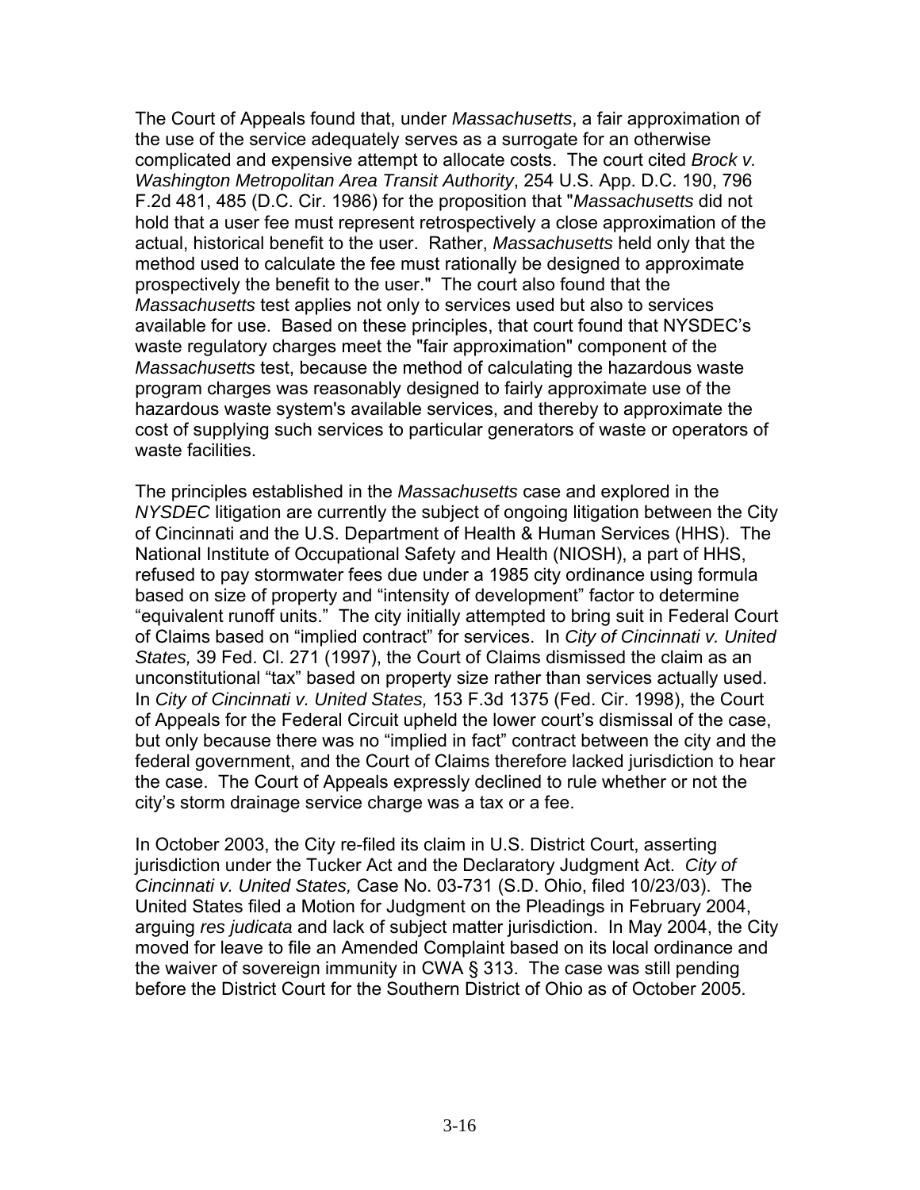The Court of Appeals found that, under *Massachusetts*, a fair approximation of the use of the service adequately serves as a surrogate for an otherwise complicated and expensive attempt to allocate costs. The court cited *Brock v. Washington Metropolitan Area Transit Authority*, 254 U.S. App. D.C. 190, 796 F.2d 481, 485 (D.C. Cir. 1986) for the proposition that "*Massachusetts* did not hold that a user fee must represent retrospectively a close approximation of the actual, historical benefit to the user. Rather, *Massachusetts* held only that the method used to calculate the fee must rationally be designed to approximate prospectively the benefit to the user." The court also found that the *Massachusetts* test applies not only to services used but also to services available for use. Based on these principles, that court found that NYSDEC's waste regulatory charges meet the "fair approximation" component of the *Massachusetts* test, because the method of calculating the hazardous waste program charges was reasonably designed to fairly approximate use of the hazardous waste system's available services, and thereby to approximate the cost of supplying such services to particular generators of waste or operators of waste facilities.

The principles established in the *Massachusetts* case and explored in the *NYSDEC* litigation are currently the subject of ongoing litigation between the City of Cincinnati and the U.S. Department of Health & Human Services (HHS). The National Institute of Occupational Safety and Health (NIOSH), a part of HHS, refused to pay stormwater fees due under a 1985 city ordinance using formula based on size of property and "intensity of development" factor to determine "equivalent runoff units." The city initially attempted to bring suit in Federal Court of Claims based on "implied contract" for services. In *City of Cincinnati v. United States,* 39 Fed. Cl. 271 (1997), the Court of Claims dismissed the claim as an unconstitutional "tax" based on property size rather than services actually used. In *City of Cincinnati v. United States,* 153 F.3d 1375 (Fed. Cir. 1998), the Court of Appeals for the Federal Circuit upheld the lower court's dismissal of the case, but only because there was no "implied in fact" contract between the city and the federal government, and the Court of Claims therefore lacked jurisdiction to hear the case. The Court of Appeals expressly declined to rule whether or not the city's storm drainage service charge was a tax or a fee.

In October 2003, the City re-filed its claim in U.S. District Court, asserting jurisdiction under the Tucker Act and the Declaratory Judgment Act. *City of Cincinnati v. United States,* Case No. 03-731 (S.D. Ohio, filed 10/23/03). The United States filed a Motion for Judgment on the Pleadings in February 2004, arguing *res judicata* and lack of subject matter jurisdiction. In May 2004, the City moved for leave to file an Amended Complaint based on its local ordinance and the waiver of sovereign immunity in CWA § 313. The case was still pending before the District Court for the Southern District of Ohio as of October 2005.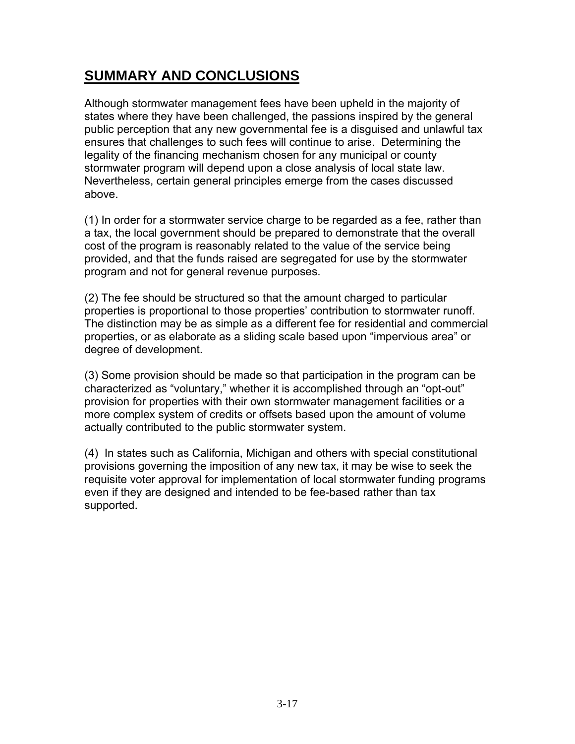## SUMMARY AND CONCLUSIONS

Although stormwater management fees have been upheld in the majority of states where they have been challenged, the passions inspired by the general public perception that any new governmental fee is a disguised and unlawful tax ensures that challenges to such fees will continue to arise. Determining the legality of the financing mechanism chosen for any municipal or county stormwater program will depend upon a close analysis of local state law. Nevertheless, certain general principles emerge from the cases discussed above.

(1) In order for a stormwater service charge to be regarded as a fee, rather than a tax, the local government should be prepared to demonstrate that the overall cost of the program is reasonably related to the value of the service being provided, and that the funds raised are segregated for use by the stormwater program and not for general revenue purposes.

(2) The fee should be structured so that the amount charged to particular properties is proportional to those properties' contribution to stormwater runoff. The distinction may be as simple as a different fee for residential and commercial properties, or as elaborate as a sliding scale based upon "impervious area" or degree of development.

(3) Some provision should be made so that participation in the program can be characterized as "voluntary," whether it is accomplished through an "opt-out" provision for properties with their own stormwater management facilities or a more complex system of credits or offsets based upon the amount of volume actually contributed to the public stormwater system.

(4) In states such as California, Michigan and others with special constitutional provisions governing the imposition of any new tax, it may be wise to seek the requisite voter approval for implementation of local stormwater funding programs even if they are designed and intended to be fee-based rather than tax supported.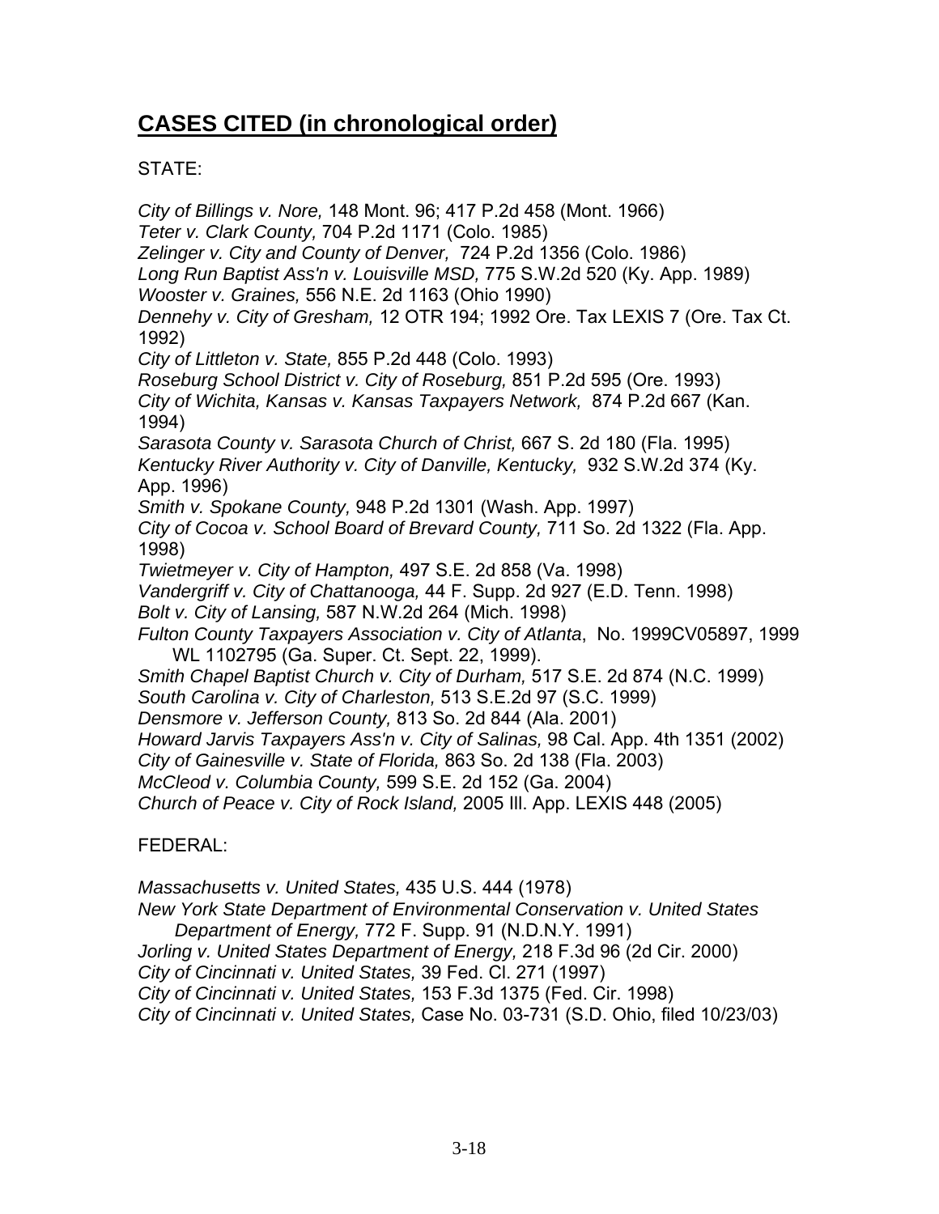## **CASES CITED (in chronological order)**

STATE:

*City of Billings v. Nore,* 148 Mont. 96; 417 P.2d 458 (Mont. 1966)
*Teter v. Clark County,* 704 P.2d 1171 (Colo. 1985)
*Zelinger v. City and County of Denver,* 724 P.2d 1356 (Colo. 1986)
*Long Run Baptist Ass'n v. Louisville MSD,* 775 S.W.2d 520 (Ky. App. 1989)
*Wooster v. Graines,* 556 N.E. 2d 1163 (Ohio 1990)
*Dennehy v. City of Gresham,* 12 OTR 194; 1992 Ore. Tax LEXIS 7 (Ore. Tax Ct. 1992)
*City of Littleton v. State,* 855 P.2d 448 (Colo. 1993)
*Roseburg School District v. City of Roseburg,* 851 P.2d 595 (Ore. 1993)
*City of Wichita, Kansas v. Kansas Taxpayers Network,* 874 P.2d 667 (Kan. 1994)
*Sarasota County v. Sarasota Church of Christ,* 667 S. 2d 180 (Fla. 1995)
*Kentucky River Authority v. City of Danville, Kentucky,* 932 S.W.2d 374 (Ky. App. 1996)
*Smith v. Spokane County,* 948 P.2d 1301 (Wash. App. 1997)
*City of Cocoa v. School Board of Brevard County,* 711 So. 2d 1322 (Fla. App. 1998)
*Twietmeyer v. City of Hampton,* 497 S.E. 2d 858 (Va. 1998)
*Vandergriff v. City of Chattanooga,* 44 F. Supp. 2d 927 (E.D. Tenn. 1998)
*Bolt v. City of Lansing,* 587 N.W.2d 264 (Mich. 1998)
*Fulton County Taxpayers Association v. City of Atlanta*, No. 1999CV05897, 1999 WL 1102795 (Ga. Super. Ct. Sept. 22, 1999).
*Smith Chapel Baptist Church v. City of Durham,* 517 S.E. 2d 874 (N.C. 1999)
*South Carolina v. City of Charleston,* 513 S.E.2d 97 (S.C. 1999)
*Densmore v. Jefferson County,* 813 So. 2d 844 (Ala. 2001)
*Howard Jarvis Taxpayers Ass'n v. City of Salinas,* 98 Cal. App. 4th 1351 (2002)
*City of Gainesville v. State of Florida,* 863 So. 2d 138 (Fla. 2003)
*McCleod v. Columbia County,* 599 S.E. 2d 152 (Ga. 2004)
*Church of Peace v. City of Rock Island,* 2005 Ill. App. LEXIS 448 (2005)

FEDERAL:

*Massachusetts v. United States,* 435 U.S. 444 (1978)
*New York State Department of Environmental Conservation v. United States Department of Energy,* 772 F. Supp. 91 (N.D.N.Y. 1991)
*Jorling v. United States Department of Energy,* 218 F.3d 96 (2d Cir. 2000)
*City of Cincinnati v. United States,* 39 Fed. Cl. 271 (1997)
*City of Cincinnati v. United States,* 153 F.3d 1375 (Fed. Cir. 1998)
*City of Cincinnati v. United States,* Case No. 03-731 (S.D. Ohio, filed 10/23/03)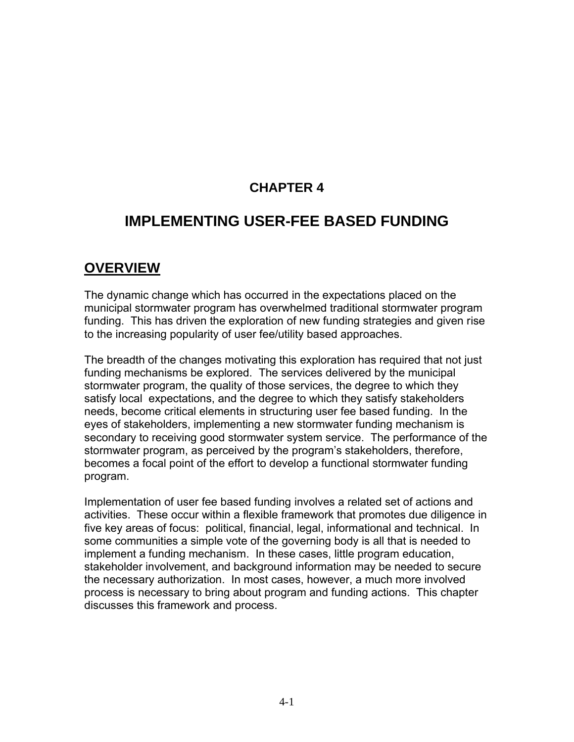# CHAPTER 4

# IMPLEMENTING USER-FEE BASED FUNDING

## OVERVIEW

The dynamic change which has occurred in the expectations placed on the municipal stormwater program has overwhelmed traditional stormwater program funding. This has driven the exploration of new funding strategies and given rise to the increasing popularity of user fee/utility based approaches.

The breadth of the changes motivating this exploration has required that not just funding mechanisms be explored. The services delivered by the municipal stormwater program, the quality of those services, the degree to which they satisfy local expectations, and the degree to which they satisfy stakeholders needs, become critical elements in structuring user fee based funding. In the eyes of stakeholders, implementing a new stormwater funding mechanism is secondary to receiving good stormwater system service. The performance of the stormwater program, as perceived by the program's stakeholders, therefore, becomes a focal point of the effort to develop a functional stormwater funding program.

Implementation of user fee based funding involves a related set of actions and activities. These occur within a flexible framework that promotes due diligence in five key areas of focus: political, financial, legal, informational and technical. In some communities a simple vote of the governing body is all that is needed to implement a funding mechanism. In these cases, little program education, stakeholder involvement, and background information may be needed to secure the necessary authorization. In most cases, however, a much more involved process is necessary to bring about program and funding actions. This chapter discusses this framework and process.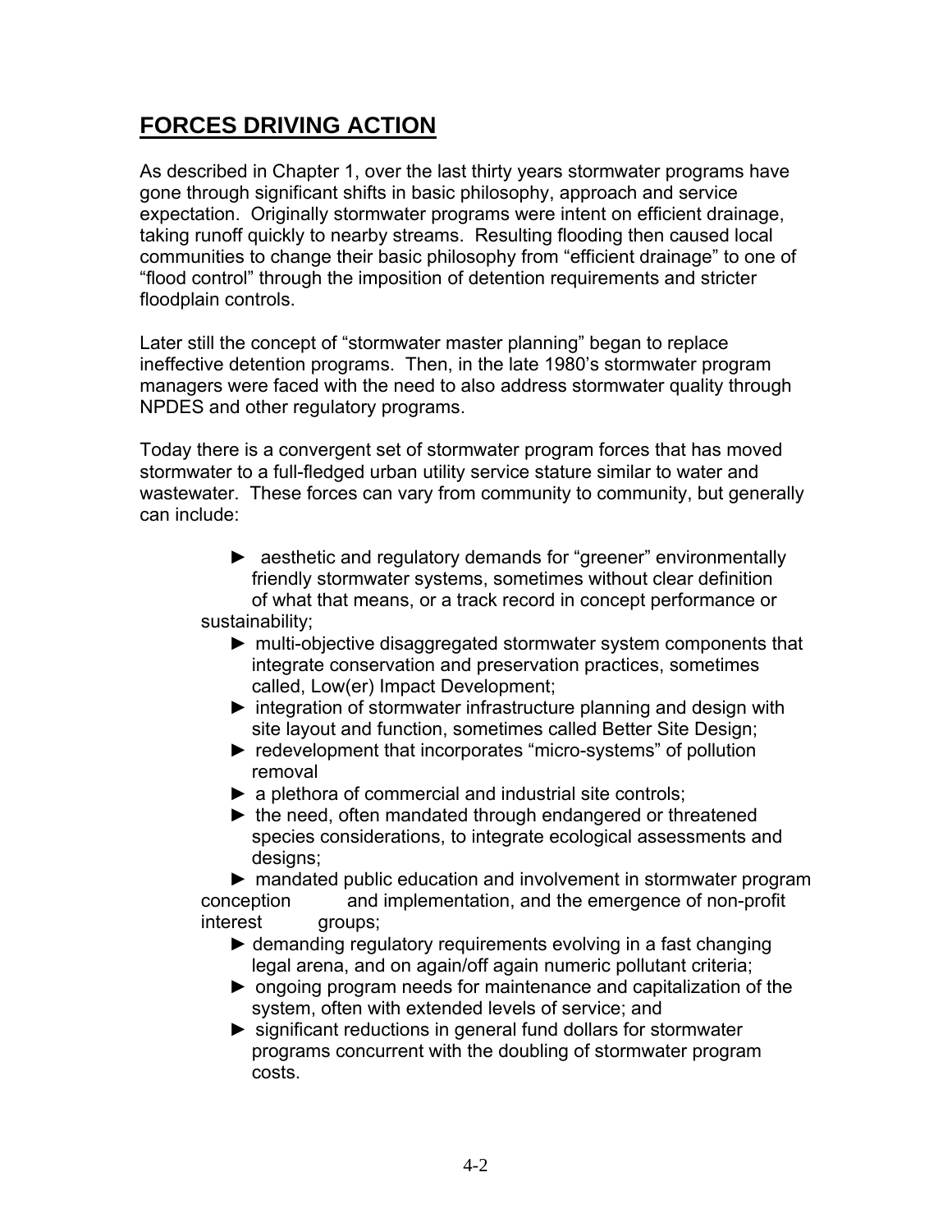## FORCES DRIVING ACTION

As described in Chapter 1, over the last thirty years stormwater programs have gone through significant shifts in basic philosophy, approach and service expectation. Originally stormwater programs were intent on efficient drainage, taking runoff quickly to nearby streams. Resulting flooding then caused local communities to change their basic philosophy from "efficient drainage" to one of "flood control" through the imposition of detention requirements and stricter floodplain controls.

Later still the concept of "stormwater master planning" began to replace ineffective detention programs. Then, in the late 1980's stormwater program managers were faced with the need to also address stormwater quality through NPDES and other regulatory programs.

Today there is a convergent set of stormwater program forces that has moved stormwater to a full-fledged urban utility service stature similar to water and wastewater. These forces can vary from community to community, but generally can include:

- ► aesthetic and regulatory demands for "greener" environmentally friendly stormwater systems, sometimes without clear definition of what that means, or a track record in concept performance or sustainability;
- ► multi-objective disaggregated stormwater system components that integrate conservation and preservation practices, sometimes called, Low(er) Impact Development;
- ► integration of stormwater infrastructure planning and design with site layout and function, sometimes called Better Site Design;
- ► redevelopment that incorporates "micro-systems" of pollution removal
- ► a plethora of commercial and industrial site controls;
- ► the need, often mandated through endangered or threatened species considerations, to integrate ecological assessments and designs;
- ► mandated public education and involvement in stormwater program conception and implementation, and the emergence of non-profit interest groups;
- ► demanding regulatory requirements evolving in a fast changing legal arena, and on again/off again numeric pollutant criteria;
- ► ongoing program needs for maintenance and capitalization of the system, often with extended levels of service; and
- ► significant reductions in general fund dollars for stormwater programs concurrent with the doubling of stormwater program costs.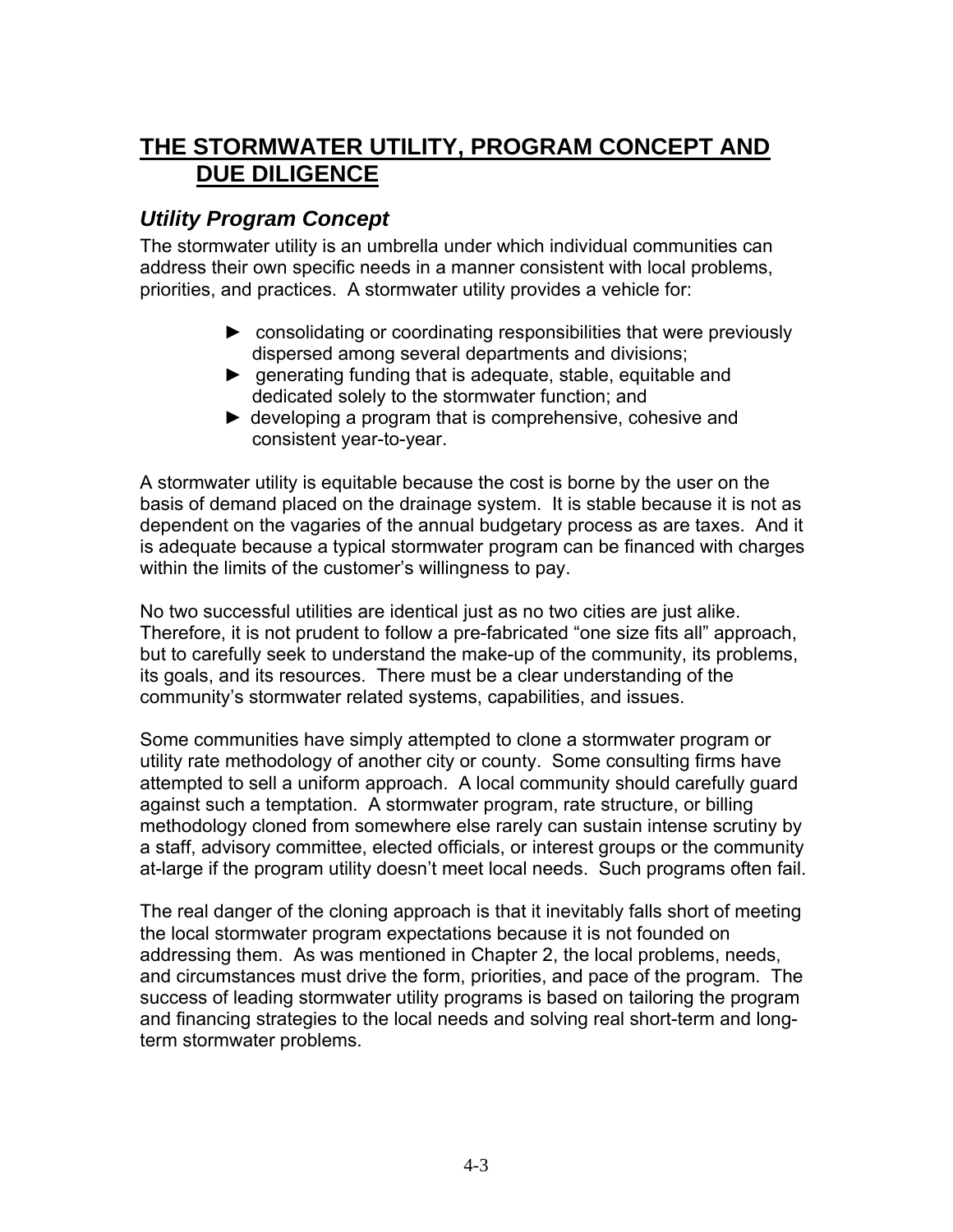# THE STORMWATER UTILITY, PROGRAM CONCEPT AND DUE DILIGENCE

## *Utility Program Concept*

The stormwater utility is an umbrella under which individual communities can address their own specific needs in a manner consistent with local problems, priorities, and practices. A stormwater utility provides a vehicle for:

- ► consolidating or coordinating responsibilities that were previously dispersed among several departments and divisions;
- ► generating funding that is adequate, stable, equitable and dedicated solely to the stormwater function; and
- ► developing a program that is comprehensive, cohesive and consistent year-to-year.

A stormwater utility is equitable because the cost is borne by the user on the basis of demand placed on the drainage system. It is stable because it is not as dependent on the vagaries of the annual budgetary process as are taxes. And it is adequate because a typical stormwater program can be financed with charges within the limits of the customer's willingness to pay.

No two successful utilities are identical just as no two cities are just alike. Therefore, it is not prudent to follow a pre-fabricated "one size fits all" approach, but to carefully seek to understand the make-up of the community, its problems, its goals, and its resources. There must be a clear understanding of the community's stormwater related systems, capabilities, and issues.

Some communities have simply attempted to clone a stormwater program or utility rate methodology of another city or county. Some consulting firms have attempted to sell a uniform approach. A local community should carefully guard against such a temptation. A stormwater program, rate structure, or billing methodology cloned from somewhere else rarely can sustain intense scrutiny by a staff, advisory committee, elected officials, or interest groups or the community at-large if the program utility doesn't meet local needs. Such programs often fail.

The real danger of the cloning approach is that it inevitably falls short of meeting the local stormwater program expectations because it is not founded on addressing them. As was mentioned in Chapter 2, the local problems, needs, and circumstances must drive the form, priorities, and pace of the program. The success of leading stormwater utility programs is based on tailoring the program and financing strategies to the local needs and solving real short-term and long-term stormwater problems.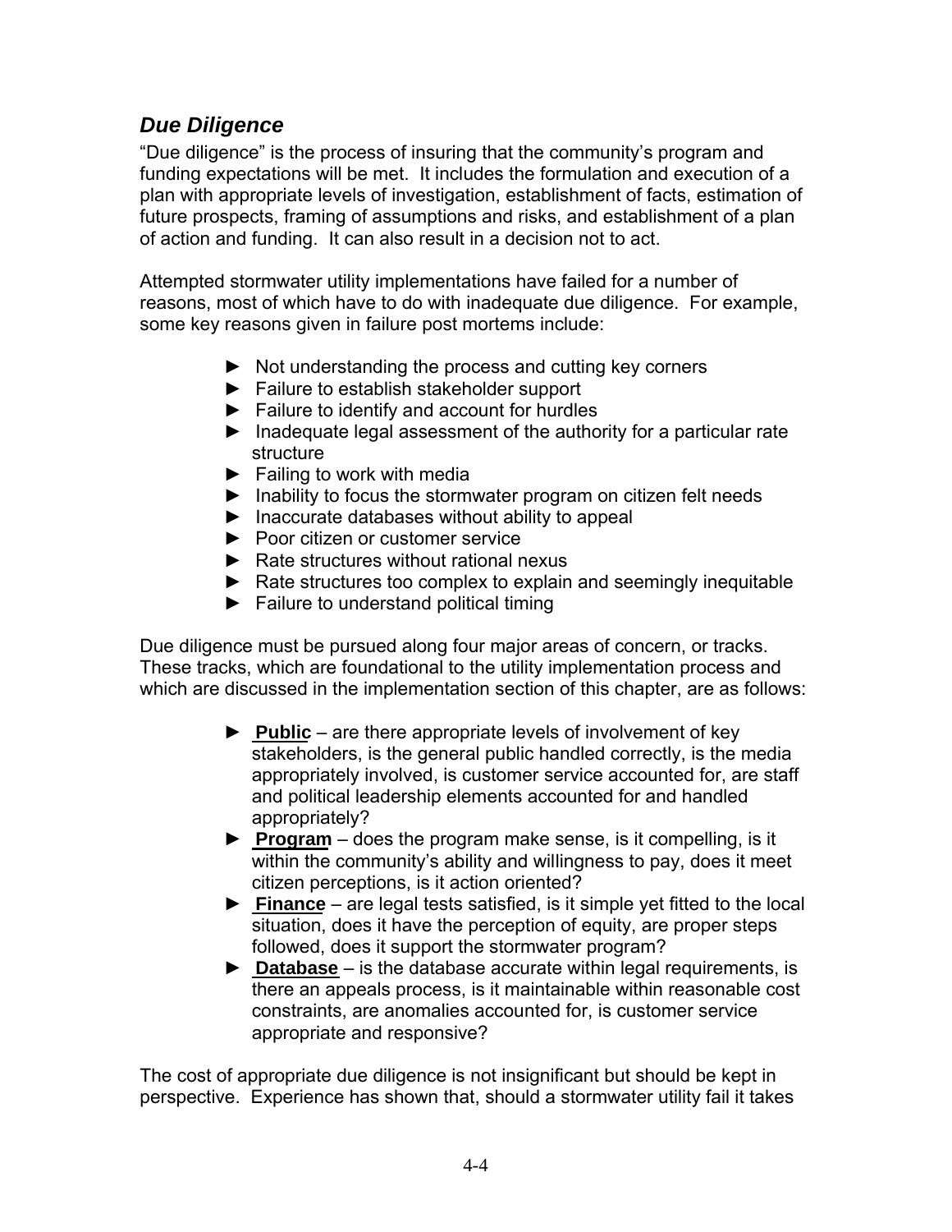## *Due Diligence*

"Due diligence" is the process of insuring that the community's program and funding expectations will be met. It includes the formulation and execution of a plan with appropriate levels of investigation, establishment of facts, estimation of future prospects, framing of assumptions and risks, and establishment of a plan of action and funding. It can also result in a decision not to act.

Attempted stormwater utility implementations have failed for a number of reasons, most of which have to do with inadequate due diligence. For example, some key reasons given in failure post mortems include:

- ► Not understanding the process and cutting key corners
- ► Failure to establish stakeholder support
- ► Failure to identify and account for hurdles
- ► Inadequate legal assessment of the authority for a particular rate structure
- ► Failing to work with media
- ► Inability to focus the stormwater program on citizen felt needs
- ► Inaccurate databases without ability to appeal
- ► Poor citizen or customer service
- ► Rate structures without rational nexus
- ► Rate structures too complex to explain and seemingly inequitable
- ► Failure to understand political timing

Due diligence must be pursued along four major areas of concern, or tracks. These tracks, which are foundational to the utility implementation process and which are discussed in the implementation section of this chapter, are as follows:

- ► **Public** – are there appropriate levels of involvement of key stakeholders, is the general public handled correctly, is the media appropriately involved, is customer service accounted for, are staff and political leadership elements accounted for and handled appropriately?
- ► **Program** – does the program make sense, is it compelling, is it within the community's ability and willingness to pay, does it meet citizen perceptions, is it action oriented?
- ► **Finance** – are legal tests satisfied, is it simple yet fitted to the local situation, does it have the perception of equity, are proper steps followed, does it support the stormwater program?
- ► **Database** – is the database accurate within legal requirements, is there an appeals process, is it maintainable within reasonable cost constraints, are anomalies accounted for, is customer service appropriate and responsive?

The cost of appropriate due diligence is not insignificant but should be kept in perspective. Experience has shown that, should a stormwater utility fail it takes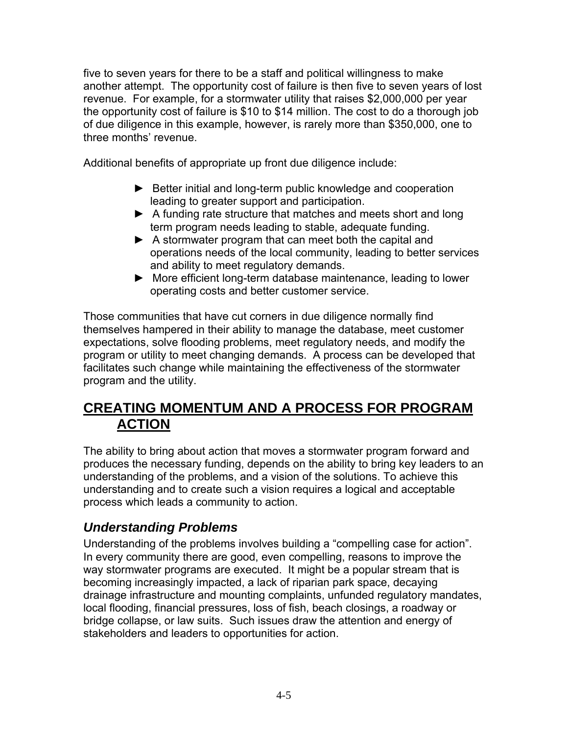five to seven years for there to be a staff and political willingness to make another attempt. The opportunity cost of failure is then five to seven years of lost revenue. For example, for a stormwater utility that raises $2,000,000 per year the opportunity cost of failure is $10 to $14 million. The cost to do a thorough job of due diligence in this example, however, is rarely more than $350,000, one to three months' revenue.

Additional benefits of appropriate up front due diligence include:

- Better initial and long-term public knowledge and cooperation leading to greater support and participation.
- A funding rate structure that matches and meets short and long term program needs leading to stable, adequate funding.
- A stormwater program that can meet both the capital and operations needs of the local community, leading to better services and ability to meet regulatory demands.
- More efficient long-term database maintenance, leading to lower operating costs and better customer service.

Those communities that have cut corners in due diligence normally find themselves hampered in their ability to manage the database, meet customer expectations, solve flooding problems, meet regulatory needs, and modify the program or utility to meet changing demands. A process can be developed that facilitates such change while maintaining the effectiveness of the stormwater program and the utility.

## CREATING MOMENTUM AND A PROCESS FOR PROGRAM ACTION

The ability to bring about action that moves a stormwater program forward and produces the necessary funding, depends on the ability to bring key leaders to an understanding of the problems, and a vision of the solutions. To achieve this understanding and to create such a vision requires a logical and acceptable process which leads a community to action.

### *Understanding Problems*

Understanding of the problems involves building a "compelling case for action". In every community there are good, even compelling, reasons to improve the way stormwater programs are executed. It might be a popular stream that is becoming increasingly impacted, a lack of riparian park space, decaying drainage infrastructure and mounting complaints, unfunded regulatory mandates, local flooding, financial pressures, loss of fish, beach closings, a roadway or bridge collapse, or law suits. Such issues draw the attention and energy of stakeholders and leaders to opportunities for action.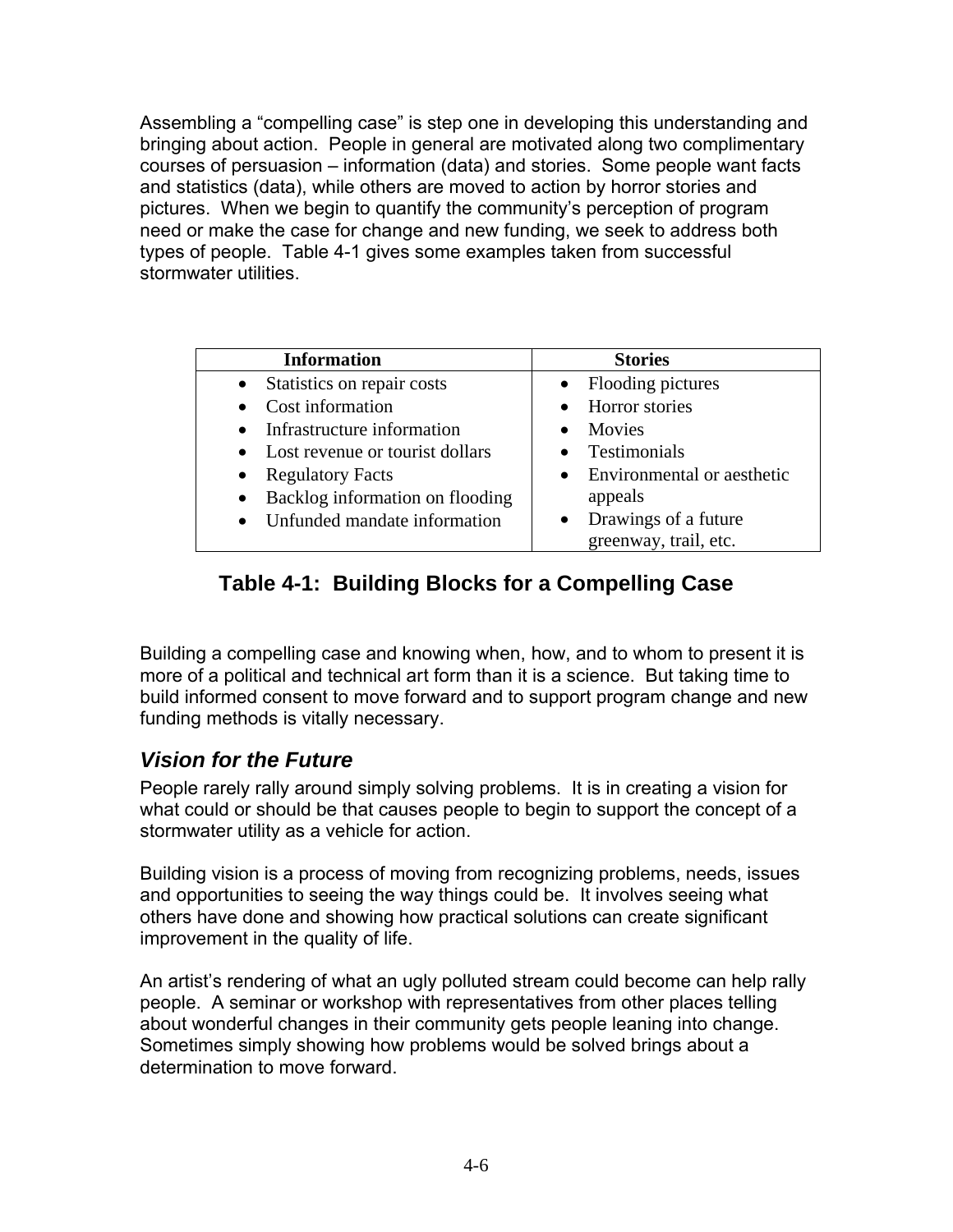Assembling a "compelling case" is step one in developing this understanding and bringing about action. People in general are motivated along two complimentary courses of persuasion – information (data) and stories. Some people want facts and statistics (data), while others are moved to action by horror stories and pictures. When we begin to quantify the community's perception of program need or make the case for change and new funding, we seek to address both types of people. Table 4-1 gives some examples taken from successful stormwater utilities.

| Information | Stories |
| --- | --- |
| • Statistics on repair costs<br>• Cost information<br>• Infrastructure information<br>• Lost revenue or tourist dollars<br>• Regulatory Facts<br>• Backlog information on flooding<br>• Unfunded mandate information | • Flooding pictures<br>• Horror stories<br>• Movies<br>• Testimonials<br>• Environmental or aesthetic appeals<br>• Drawings of a future greenway, trail, etc. |

**Table 4-1: Building Blocks for a Compelling Case**

Building a compelling case and knowing when, how, and to whom to present it is more of a political and technical art form than it is a science. But taking time to build informed consent to move forward and to support program change and new funding methods is vitally necessary.

## *Vision for the Future*

People rarely rally around simply solving problems. It is in creating a vision for what could or should be that causes people to begin to support the concept of a stormwater utility as a vehicle for action.

Building vision is a process of moving from recognizing problems, needs, issues and opportunities to seeing the way things could be. It involves seeing what others have done and showing how practical solutions can create significant improvement in the quality of life.

An artist's rendering of what an ugly polluted stream could become can help rally people. A seminar or workshop with representatives from other places telling about wonderful changes in their community gets people leaning into change. Sometimes simply showing how problems would be solved brings about a determination to move forward.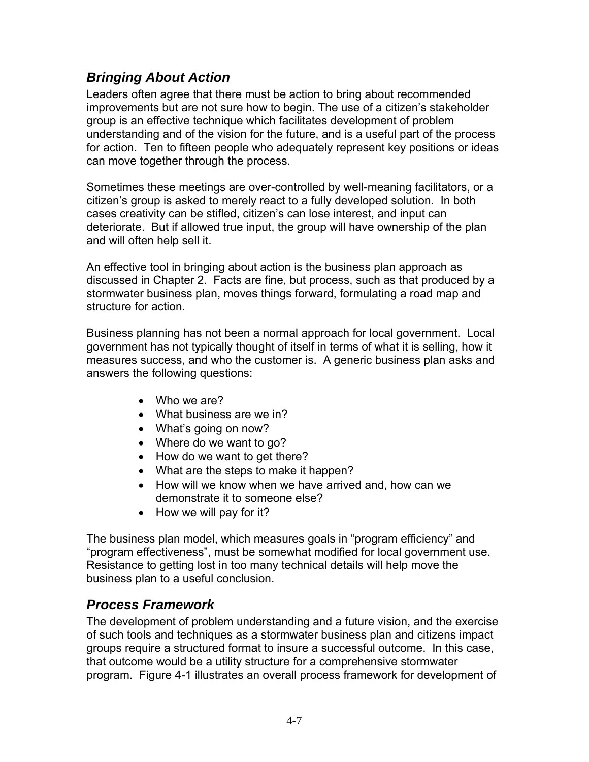## *Bringing About Action*

Leaders often agree that there must be action to bring about recommended improvements but are not sure how to begin. The use of a citizen's stakeholder group is an effective technique which facilitates development of problem understanding and of the vision for the future, and is a useful part of the process for action. Ten to fifteen people who adequately represent key positions or ideas can move together through the process.

Sometimes these meetings are over-controlled by well-meaning facilitators, or a citizen's group is asked to merely react to a fully developed solution. In both cases creativity can be stifled, citizen's can lose interest, and input can deteriorate. But if allowed true input, the group will have ownership of the plan and will often help sell it.

An effective tool in bringing about action is the business plan approach as discussed in Chapter 2. Facts are fine, but process, such as that produced by a stormwater business plan, moves things forward, formulating a road map and structure for action.

Business planning has not been a normal approach for local government. Local government has not typically thought of itself in terms of what it is selling, how it measures success, and who the customer is. A generic business plan asks and answers the following questions:

- Who we are?
- What business are we in?
- What's going on now?
- Where do we want to go?
- How do we want to get there?
- What are the steps to make it happen?
- How will we know when we have arrived and, how can we demonstrate it to someone else?
- How we will pay for it?

The business plan model, which measures goals in "program efficiency" and "program effectiveness", must be somewhat modified for local government use. Resistance to getting lost in too many technical details will help move the business plan to a useful conclusion.

## *Process Framework*

The development of problem understanding and a future vision, and the exercise of such tools and techniques as a stormwater business plan and citizens impact groups require a structured format to insure a successful outcome. In this case, that outcome would be a utility structure for a comprehensive stormwater program. Figure 4-1 illustrates an overall process framework for development of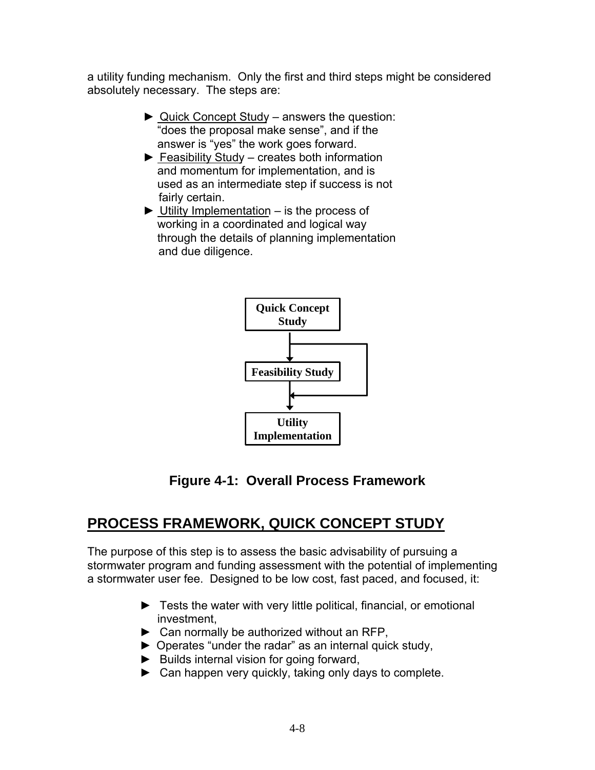a utility funding mechanism. Only the first and third steps might be considered absolutely necessary. The steps are:

- ► Quick Concept Study – answers the question: "does the proposal make sense", and if the answer is "yes" the work goes forward.
- ► Feasibility Study – creates both information and momentum for implementation, and is used as an intermediate step if success is not fairly certain.
- ► Utility Implementation – is the process of working in a coordinated and logical way through the details of planning implementation and due diligence.

**Quick Concept Study**

**Feasibility Study**

**Utility Implementation**

**Figure 4-1: Overall Process Framework**

## PROCESS FRAMEWORK, QUICK CONCEPT STUDY

The purpose of this step is to assess the basic advisability of pursuing a stormwater program and funding assessment with the potential of implementing a stormwater user fee. Designed to be low cost, fast paced, and focused, it:

- ► Tests the water with very little political, financial, or emotional investment,
- ► Can normally be authorized without an RFP,
- ► Operates "under the radar" as an internal quick study,
- ► Builds internal vision for going forward,
- ► Can happen very quickly, taking only days to complete.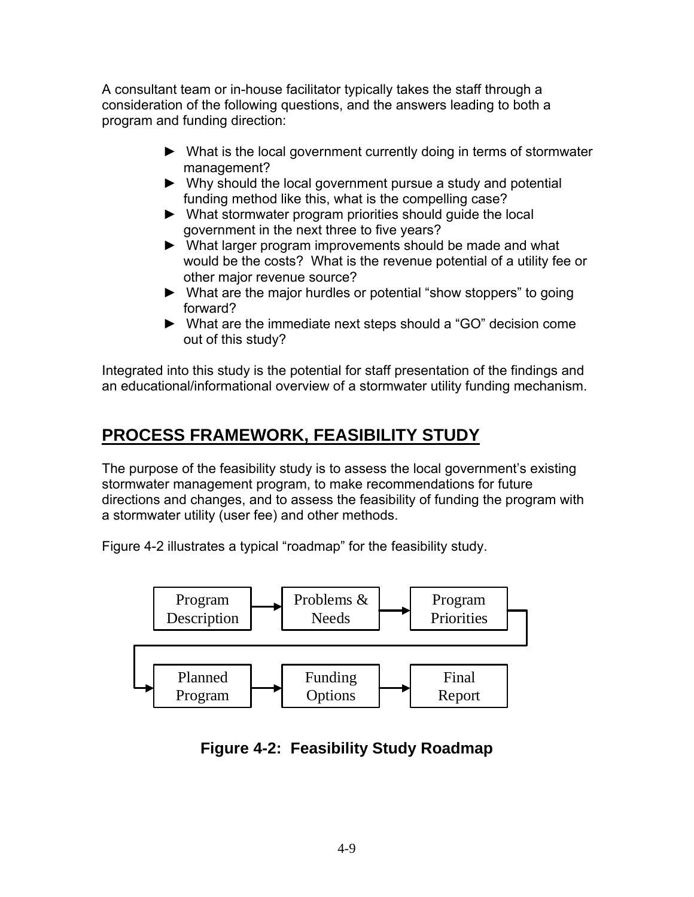A consultant team or in-house facilitator typically takes the staff through a consideration of the following questions, and the answers leading to both a program and funding direction:

- ► What is the local government currently doing in terms of stormwater management?
- ► Why should the local government pursue a study and potential funding method like this, what is the compelling case?
- ► What stormwater program priorities should guide the local government in the next three to five years?
- ► What larger program improvements should be made and what would be the costs? What is the revenue potential of a utility fee or other major revenue source?
- ► What are the major hurdles or potential "show stoppers" to going forward?
- ► What are the immediate next steps should a "GO" decision come out of this study?

Integrated into this study is the potential for staff presentation of the findings and an educational/informational overview of a stormwater utility funding mechanism.

## PROCESS FRAMEWORK, FEASIBILITY STUDY

The purpose of the feasibility study is to assess the local government's existing stormwater management program, to make recommendations for future directions and changes, and to assess the feasibility of funding the program with a stormwater utility (user fee) and other methods.

Figure 4-2 illustrates a typical "roadmap" for the feasibility study.

Program Description → Problems & Needs → Program Priorities → Planned Program → Funding Options → Final Report

**Figure 4-2: Feasibility Study Roadmap**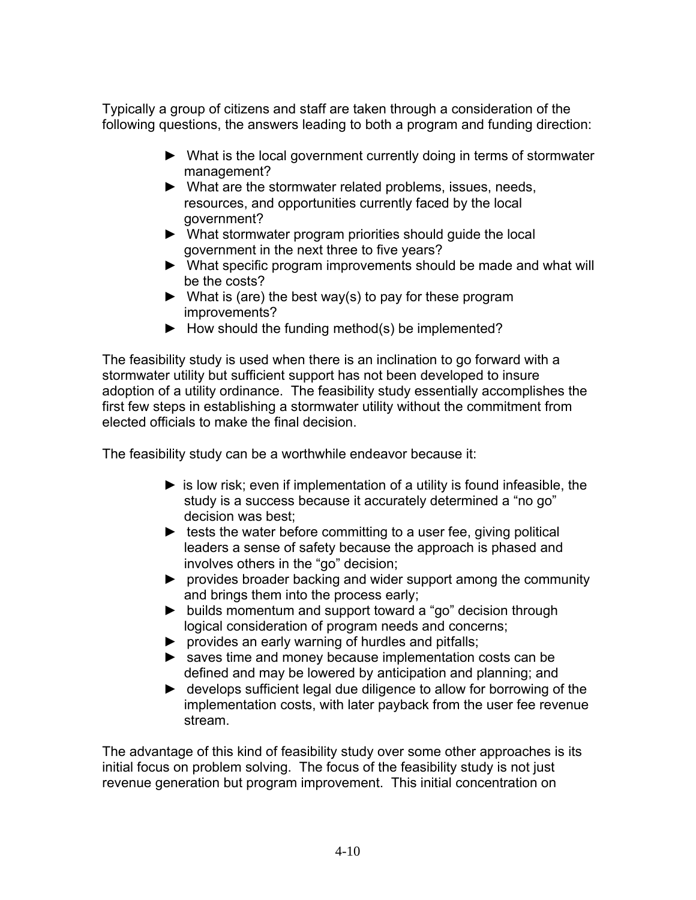Typically a group of citizens and staff are taken through a consideration of the following questions, the answers leading to both a program and funding direction:

- What is the local government currently doing in terms of stormwater management?
- What are the stormwater related problems, issues, needs, resources, and opportunities currently faced by the local government?
- What stormwater program priorities should guide the local government in the next three to five years?
- What specific program improvements should be made and what will be the costs?
- What is (are) the best way(s) to pay for these program improvements?
- How should the funding method(s) be implemented?

The feasibility study is used when there is an inclination to go forward with a stormwater utility but sufficient support has not been developed to insure adoption of a utility ordinance. The feasibility study essentially accomplishes the first few steps in establishing a stormwater utility without the commitment from elected officials to make the final decision.

The feasibility study can be a worthwhile endeavor because it:

- is low risk; even if implementation of a utility is found infeasible, the study is a success because it accurately determined a "no go" decision was best;
- tests the water before committing to a user fee, giving political leaders a sense of safety because the approach is phased and involves others in the "go" decision;
- provides broader backing and wider support among the community and brings them into the process early;
- builds momentum and support toward a "go" decision through logical consideration of program needs and concerns;
- provides an early warning of hurdles and pitfalls;
- saves time and money because implementation costs can be defined and may be lowered by anticipation and planning; and
- develops sufficient legal due diligence to allow for borrowing of the implementation costs, with later payback from the user fee revenue stream.

The advantage of this kind of feasibility study over some other approaches is its initial focus on problem solving. The focus of the feasibility study is not just revenue generation but program improvement. This initial concentration on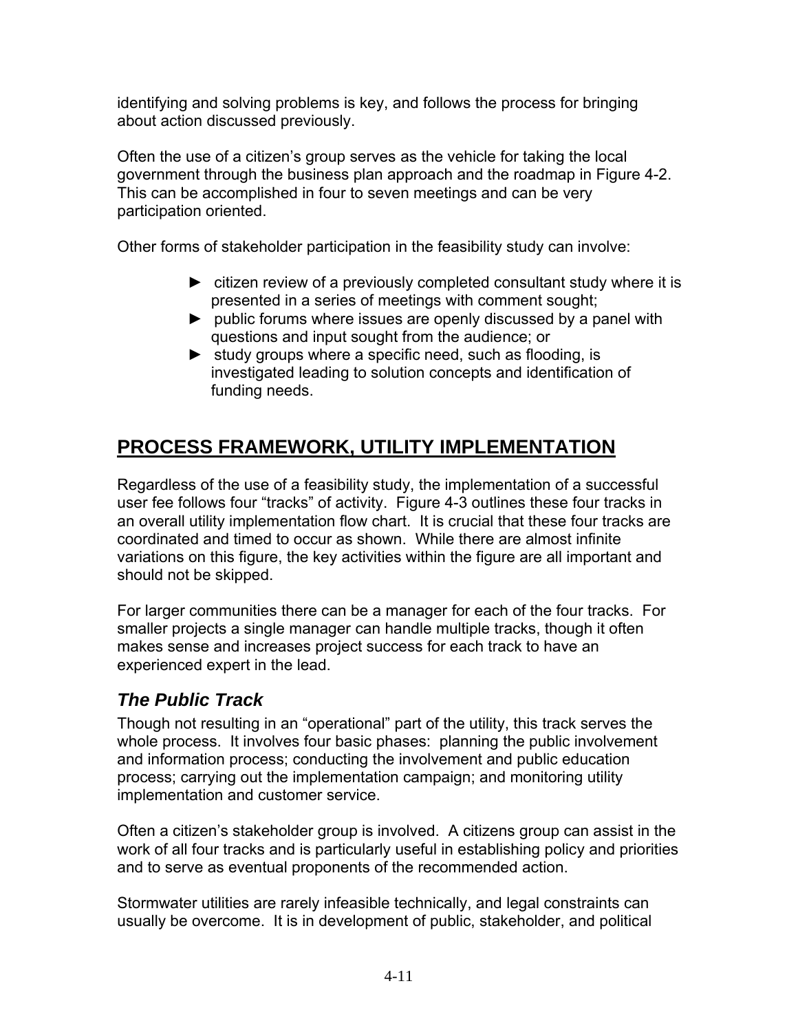identifying and solving problems is key, and follows the process for bringing about action discussed previously.

Often the use of a citizen's group serves as the vehicle for taking the local government through the business plan approach and the roadmap in Figure 4-2. This can be accomplished in four to seven meetings and can be very participation oriented.

Other forms of stakeholder participation in the feasibility study can involve:

- citizen review of a previously completed consultant study where it is presented in a series of meetings with comment sought;
- public forums where issues are openly discussed by a panel with questions and input sought from the audience; or
- study groups where a specific need, such as flooding, is investigated leading to solution concepts and identification of funding needs.

## PROCESS FRAMEWORK, UTILITY IMPLEMENTATION

Regardless of the use of a feasibility study, the implementation of a successful user fee follows four "tracks" of activity. Figure 4-3 outlines these four tracks in an overall utility implementation flow chart. It is crucial that these four tracks are coordinated and timed to occur as shown. While there are almost infinite variations on this figure, the key activities within the figure are all important and should not be skipped.

For larger communities there can be a manager for each of the four tracks. For smaller projects a single manager can handle multiple tracks, though it often makes sense and increases project success for each track to have an experienced expert in the lead.

### *The Public Track*

Though not resulting in an "operational" part of the utility, this track serves the whole process. It involves four basic phases: planning the public involvement and information process; conducting the involvement and public education process; carrying out the implementation campaign; and monitoring utility implementation and customer service.

Often a citizen's stakeholder group is involved. A citizens group can assist in the work of all four tracks and is particularly useful in establishing policy and priorities and to serve as eventual proponents of the recommended action.

Stormwater utilities are rarely infeasible technically, and legal constraints can usually be overcome. It is in development of public, stakeholder, and political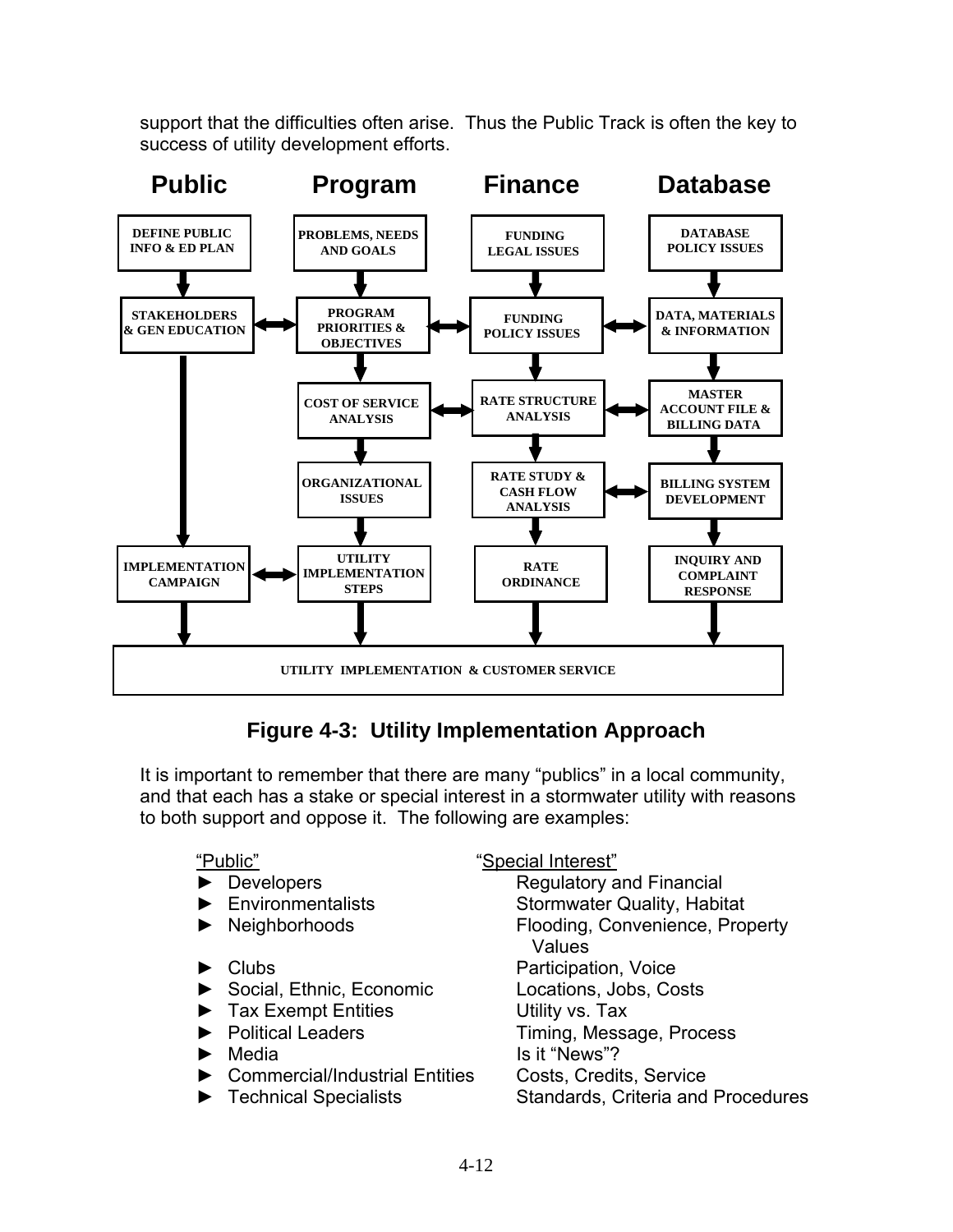support that the difficulties often arise. Thus the Public Track is often the key to success of utility development efforts.

| Public | Program | Finance | Database |
|---|---|---|---|
| DEFINE PUBLIC INFO & ED PLAN | PROBLEMS, NEEDS AND GOALS | FUNDING LEGAL ISSUES | DATABASE POLICY ISSUES |
| STAKEHOLDERS & GEN EDUCATION | PROGRAM PRIORITIES & OBJECTIVES | FUNDING POLICY ISSUES | DATA, MATERIALS & INFORMATION |
| | COST OF SERVICE ANALYSIS | RATE STRUCTURE ANALYSIS | MASTER ACCOUNT FILE & BILLING DATA |
| | ORGANIZATIONAL ISSUES | RATE STUDY & CASH FLOW ANALYSIS | BILLING SYSTEM DEVELOPMENT |
| IMPLEMENTATION CAMPAIGN | UTILITY IMPLEMENTATION STEPS | RATE ORDINANCE | INQUIRY AND COMPLAINT RESPONSE |

UTILITY IMPLEMENTATION & CUSTOMER SERVICE

**Figure 4-3: Utility Implementation Approach**

It is important to remember that there are many "publics" in a local community, and that each has a stake or special interest in a stormwater utility with reasons to both support and oppose it. The following are examples:

| "Public" | "Special Interest" |
|---|---|
| ► Developers | Regulatory and Financial |
| ► Environmentalists | Stormwater Quality, Habitat |
| ► Neighborhoods | Flooding, Convenience, Property Values |
| ► Clubs | Participation, Voice |
| ► Social, Ethnic, Economic | Locations, Jobs, Costs |
| ► Tax Exempt Entities | Utility vs. Tax |
| ► Political Leaders | Timing, Message, Process |
| ► Media | Is it "News"? |
| ► Commercial/Industrial Entities | Costs, Credits, Service |
| ► Technical Specialists | Standards, Criteria and Procedures |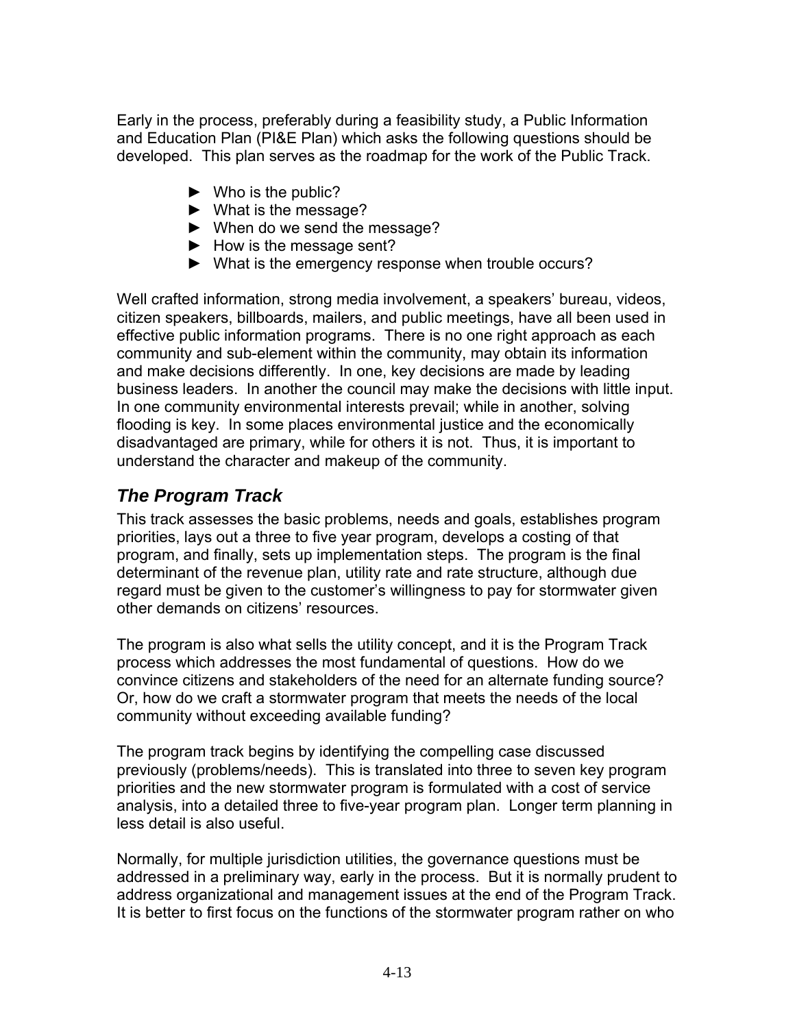Early in the process, preferably during a feasibility study, a Public Information and Education Plan (PI&E Plan) which asks the following questions should be developed. This plan serves as the roadmap for the work of the Public Track.

- ► Who is the public?
- ► What is the message?
- ► When do we send the message?
- ► How is the message sent?
- ► What is the emergency response when trouble occurs?

Well crafted information, strong media involvement, a speakers' bureau, videos, citizen speakers, billboards, mailers, and public meetings, have all been used in effective public information programs. There is no one right approach as each community and sub-element within the community, may obtain its information and make decisions differently. In one, key decisions are made by leading business leaders. In another the council may make the decisions with little input. In one community environmental interests prevail; while in another, solving flooding is key. In some places environmental justice and the economically disadvantaged are primary, while for others it is not. Thus, it is important to understand the character and makeup of the community.

## *The Program Track*

This track assesses the basic problems, needs and goals, establishes program priorities, lays out a three to five year program, develops a costing of that program, and finally, sets up implementation steps. The program is the final determinant of the revenue plan, utility rate and rate structure, although due regard must be given to the customer's willingness to pay for stormwater given other demands on citizens' resources.

The program is also what sells the utility concept, and it is the Program Track process which addresses the most fundamental of questions. How do we convince citizens and stakeholders of the need for an alternate funding source? Or, how do we craft a stormwater program that meets the needs of the local community without exceeding available funding?

The program track begins by identifying the compelling case discussed previously (problems/needs). This is translated into three to seven key program priorities and the new stormwater program is formulated with a cost of service analysis, into a detailed three to five-year program plan. Longer term planning in less detail is also useful.

Normally, for multiple jurisdiction utilities, the governance questions must be addressed in a preliminary way, early in the process. But it is normally prudent to address organizational and management issues at the end of the Program Track. It is better to first focus on the functions of the stormwater program rather on who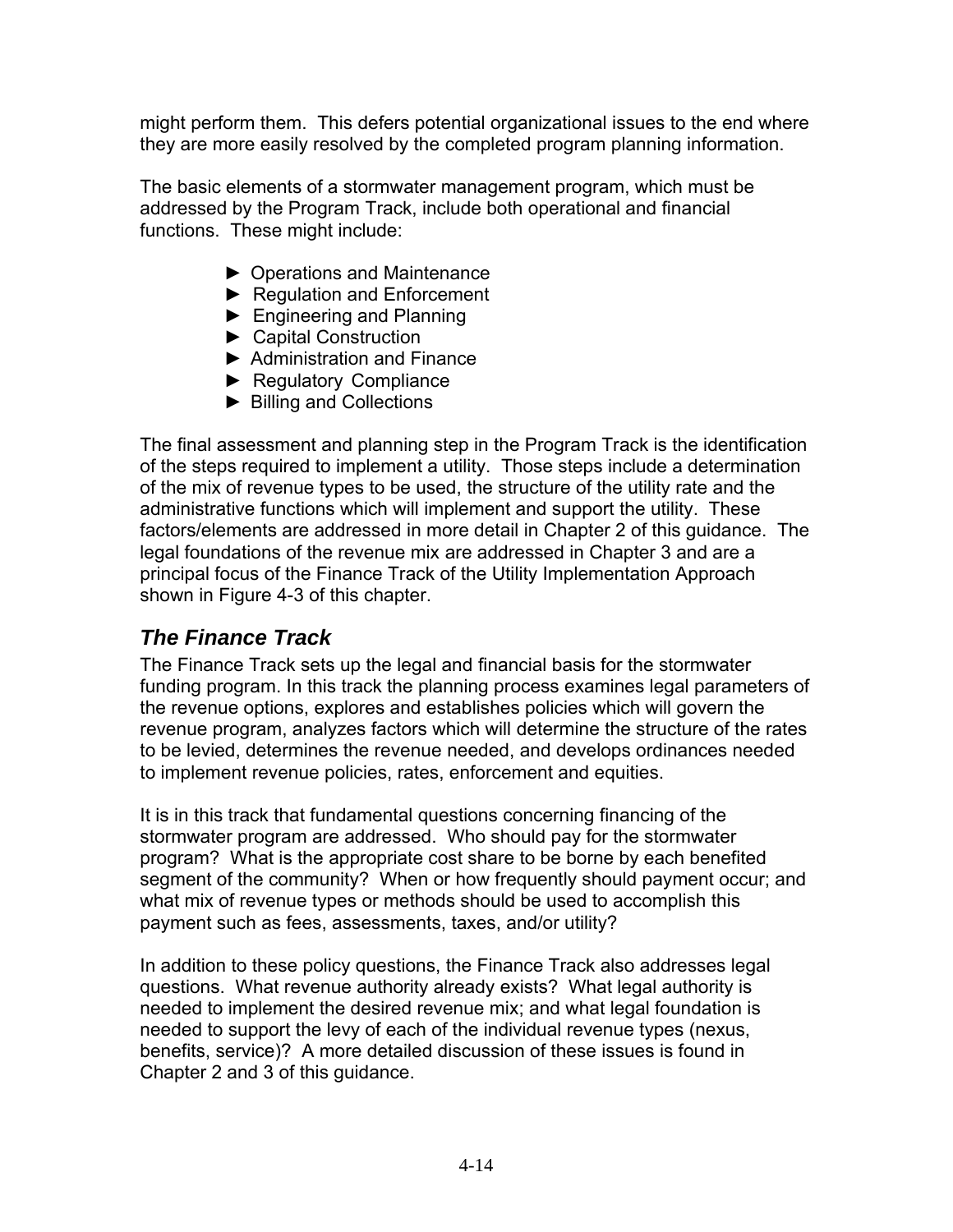might perform them. This defers potential organizational issues to the end where they are more easily resolved by the completed program planning information.

The basic elements of a stormwater management program, which must be addressed by the Program Track, include both operational and financial functions. These might include:

- ► Operations and Maintenance
- ► Regulation and Enforcement
- ► Engineering and Planning
- ► Capital Construction
- ► Administration and Finance
- ► Regulatory Compliance
- ► Billing and Collections

The final assessment and planning step in the Program Track is the identification of the steps required to implement a utility. Those steps include a determination of the mix of revenue types to be used, the structure of the utility rate and the administrative functions which will implement and support the utility. These factors/elements are addressed in more detail in Chapter 2 of this guidance. The legal foundations of the revenue mix are addressed in Chapter 3 and are a principal focus of the Finance Track of the Utility Implementation Approach shown in Figure 4-3 of this chapter.

## *The Finance Track*

The Finance Track sets up the legal and financial basis for the stormwater funding program. In this track the planning process examines legal parameters of the revenue options, explores and establishes policies which will govern the revenue program, analyzes factors which will determine the structure of the rates to be levied, determines the revenue needed, and develops ordinances needed to implement revenue policies, rates, enforcement and equities.

It is in this track that fundamental questions concerning financing of the stormwater program are addressed. Who should pay for the stormwater program? What is the appropriate cost share to be borne by each benefited segment of the community? When or how frequently should payment occur; and what mix of revenue types or methods should be used to accomplish this payment such as fees, assessments, taxes, and/or utility?

In addition to these policy questions, the Finance Track also addresses legal questions. What revenue authority already exists? What legal authority is needed to implement the desired revenue mix; and what legal foundation is needed to support the levy of each of the individual revenue types (nexus, benefits, service)? A more detailed discussion of these issues is found in Chapter 2 and 3 of this guidance.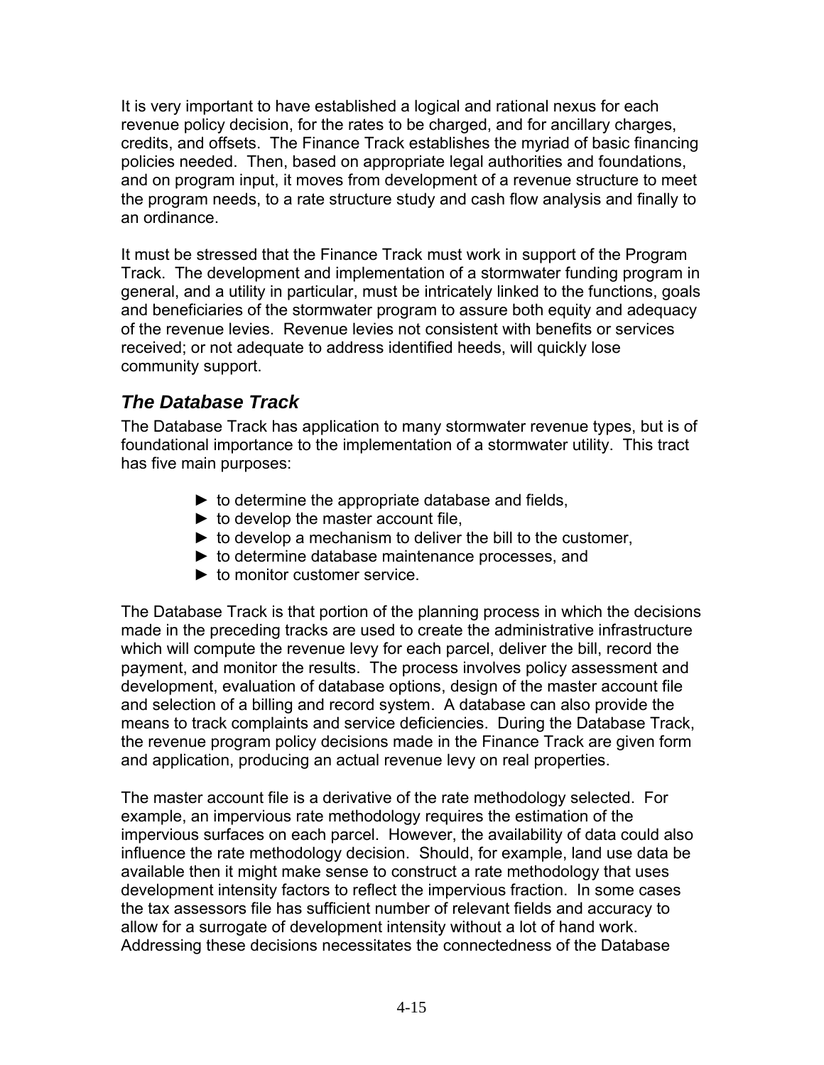It is very important to have established a logical and rational nexus for each revenue policy decision, for the rates to be charged, and for ancillary charges, credits, and offsets. The Finance Track establishes the myriad of basic financing policies needed. Then, based on appropriate legal authorities and foundations, and on program input, it moves from development of a revenue structure to meet the program needs, to a rate structure study and cash flow analysis and finally to an ordinance.

It must be stressed that the Finance Track must work in support of the Program Track. The development and implementation of a stormwater funding program in general, and a utility in particular, must be intricately linked to the functions, goals and beneficiaries of the stormwater program to assure both equity and adequacy of the revenue levies. Revenue levies not consistent with benefits or services received; or not adequate to address identified heeds, will quickly lose community support.

### *The Database Track*

The Database Track has application to many stormwater revenue types, but is of foundational importance to the implementation of a stormwater utility. This tract has five main purposes:

- ► to determine the appropriate database and fields,
- ► to develop the master account file,
- ► to develop a mechanism to deliver the bill to the customer,
- ► to determine database maintenance processes, and
- ► to monitor customer service.

The Database Track is that portion of the planning process in which the decisions made in the preceding tracks are used to create the administrative infrastructure which will compute the revenue levy for each parcel, deliver the bill, record the payment, and monitor the results. The process involves policy assessment and development, evaluation of database options, design of the master account file and selection of a billing and record system. A database can also provide the means to track complaints and service deficiencies. During the Database Track, the revenue program policy decisions made in the Finance Track are given form and application, producing an actual revenue levy on real properties.

The master account file is a derivative of the rate methodology selected. For example, an impervious rate methodology requires the estimation of the impervious surfaces on each parcel. However, the availability of data could also influence the rate methodology decision. Should, for example, land use data be available then it might make sense to construct a rate methodology that uses development intensity factors to reflect the impervious fraction. In some cases the tax assessors file has sufficient number of relevant fields and accuracy to allow for a surrogate of development intensity without a lot of hand work. Addressing these decisions necessitates the connectedness of the Database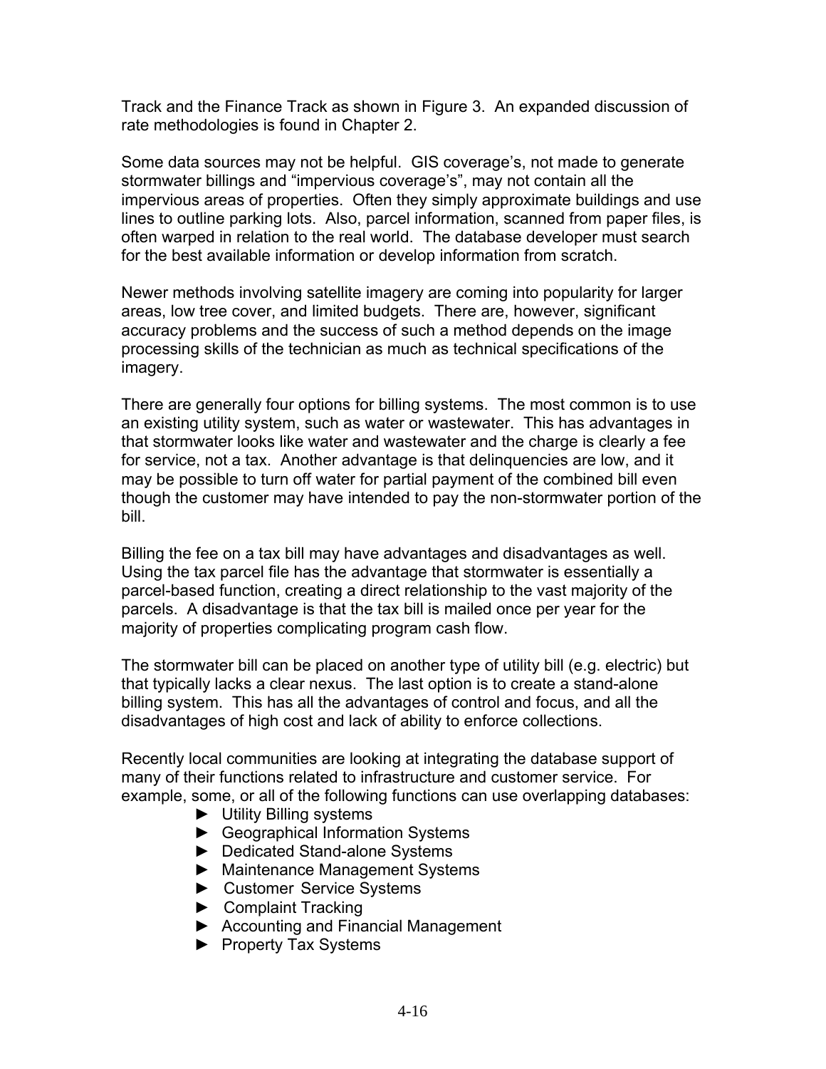Track and the Finance Track as shown in Figure 3. An expanded discussion of rate methodologies is found in Chapter 2.

Some data sources may not be helpful. GIS coverage's, not made to generate stormwater billings and "impervious coverage's", may not contain all the impervious areas of properties. Often they simply approximate buildings and use lines to outline parking lots. Also, parcel information, scanned from paper files, is often warped in relation to the real world. The database developer must search for the best available information or develop information from scratch.

Newer methods involving satellite imagery are coming into popularity for larger areas, low tree cover, and limited budgets. There are, however, significant accuracy problems and the success of such a method depends on the image processing skills of the technician as much as technical specifications of the imagery.

There are generally four options for billing systems. The most common is to use an existing utility system, such as water or wastewater. This has advantages in that stormwater looks like water and wastewater and the charge is clearly a fee for service, not a tax. Another advantage is that delinquencies are low, and it may be possible to turn off water for partial payment of the combined bill even though the customer may have intended to pay the non-stormwater portion of the bill.

Billing the fee on a tax bill may have advantages and disadvantages as well. Using the tax parcel file has the advantage that stormwater is essentially a parcel-based function, creating a direct relationship to the vast majority of the parcels. A disadvantage is that the tax bill is mailed once per year for the majority of properties complicating program cash flow.

The stormwater bill can be placed on another type of utility bill (e.g. electric) but that typically lacks a clear nexus. The last option is to create a stand-alone billing system. This has all the advantages of control and focus, and all the disadvantages of high cost and lack of ability to enforce collections.

Recently local communities are looking at integrating the database support of many of their functions related to infrastructure and customer service. For example, some, or all of the following functions can use overlapping databases:

- Utility Billing systems
- Geographical Information Systems
- Dedicated Stand-alone Systems
- Maintenance Management Systems
- Customer Service Systems
- Complaint Tracking
- Accounting and Financial Management
- Property Tax Systems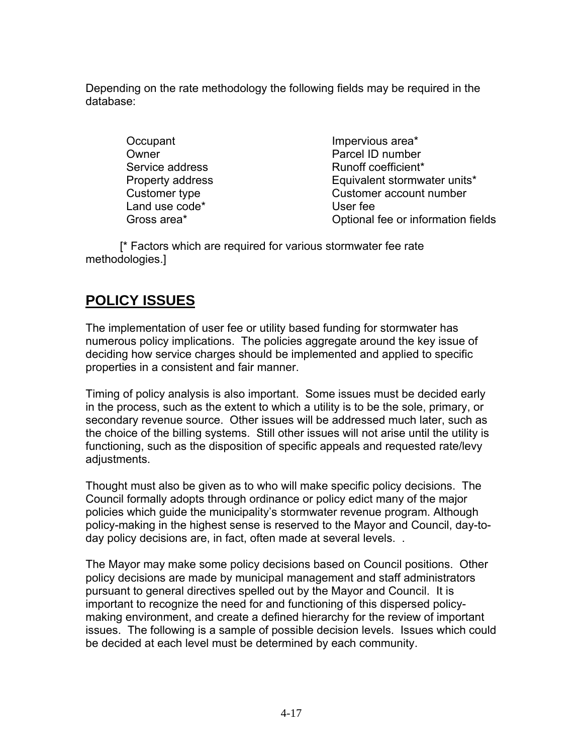Depending on the rate methodology the following fields may be required in the database:

- Occupant
- Owner
- Service address
- Property address
- Customer type
- Land use code*
- Gross area*
- Impervious area*
- Parcel ID number
- Runoff coefficient*
- Equivalent stormwater units*
- Customer account number
- User fee
- Optional fee or information fields

[* Factors which are required for various stormwater fee rate methodologies.]

## POLICY ISSUES

The implementation of user fee or utility based funding for stormwater has numerous policy implications. The policies aggregate around the key issue of deciding how service charges should be implemented and applied to specific properties in a consistent and fair manner.

Timing of policy analysis is also important. Some issues must be decided early in the process, such as the extent to which a utility is to be the sole, primary, or secondary revenue source. Other issues will be addressed much later, such as the choice of the billing systems. Still other issues will not arise until the utility is functioning, such as the disposition of specific appeals and requested rate/levy adjustments.

Thought must also be given as to who will make specific policy decisions. The Council formally adopts through ordinance or policy edict many of the major policies which guide the municipality's stormwater revenue program. Although policy-making in the highest sense is reserved to the Mayor and Council, day-to-day policy decisions are, in fact, often made at several levels. .

The Mayor may make some policy decisions based on Council positions. Other policy decisions are made by municipal management and staff administrators pursuant to general directives spelled out by the Mayor and Council. It is important to recognize the need for and functioning of this dispersed policy-making environment, and create a defined hierarchy for the review of important issues. The following is a sample of possible decision levels. Issues which could be decided at each level must be determined by each community.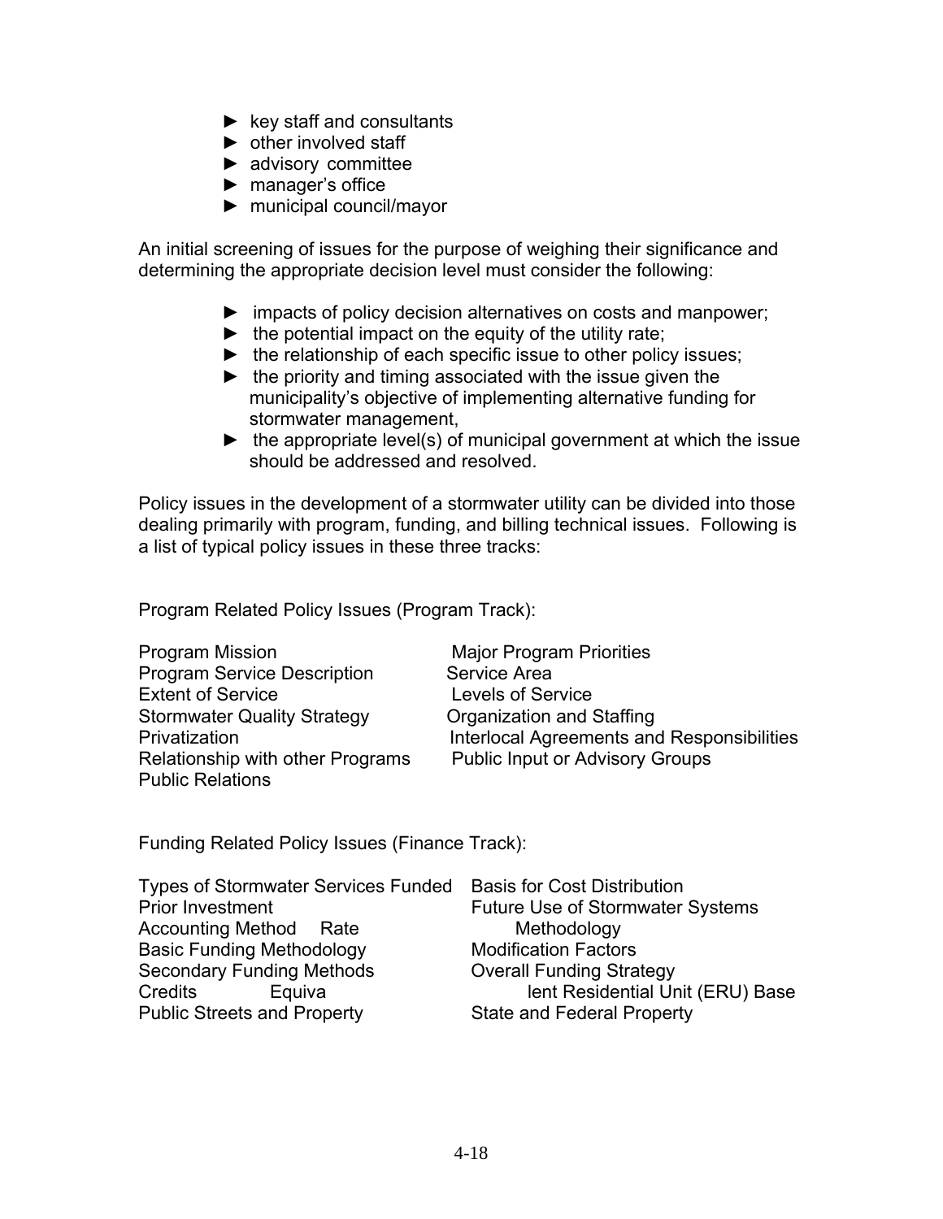- ► key staff and consultants
- ► other involved staff
- ► advisory committee
- ► manager's office
- ► municipal council/mayor

An initial screening of issues for the purpose of weighing their significance and determining the appropriate decision level must consider the following:

- ► impacts of policy decision alternatives on costs and manpower;
- ► the potential impact on the equity of the utility rate;
- ► the relationship of each specific issue to other policy issues;
- ► the priority and timing associated with the issue given the municipality's objective of implementing alternative funding for stormwater management,
- ► the appropriate level(s) of municipal government at which the issue should be addressed and resolved.

Policy issues in the development of a stormwater utility can be divided into those dealing primarily with program, funding, and billing technical issues. Following is a list of typical policy issues in these three tracks:

Program Related Policy Issues (Program Track):

| | |
|---|---|
| Program Mission | Major Program Priorities |
| Program Service Description | Service Area |
| Extent of Service | Levels of Service |
| Stormwater Quality Strategy | Organization and Staffing |
| Privatization | Interlocal Agreements and Responsibilities |
| Relationship with other Programs | Public Input or Advisory Groups |
| Public Relations | |

Funding Related Policy Issues (Finance Track):

| | |
|---|---|
| Types of Stormwater Services Funded | Basis for Cost Distribution |
| Prior Investment | Future Use of Stormwater Systems |
| Accounting Method | Rate Methodology |
| Basic Funding Methodology | Modification Factors |
| Secondary Funding Methods | Overall Funding Strategy |
| Credits | Equivalent Residential Unit (ERU) Base |
| Public Streets and Property | State and Federal Property |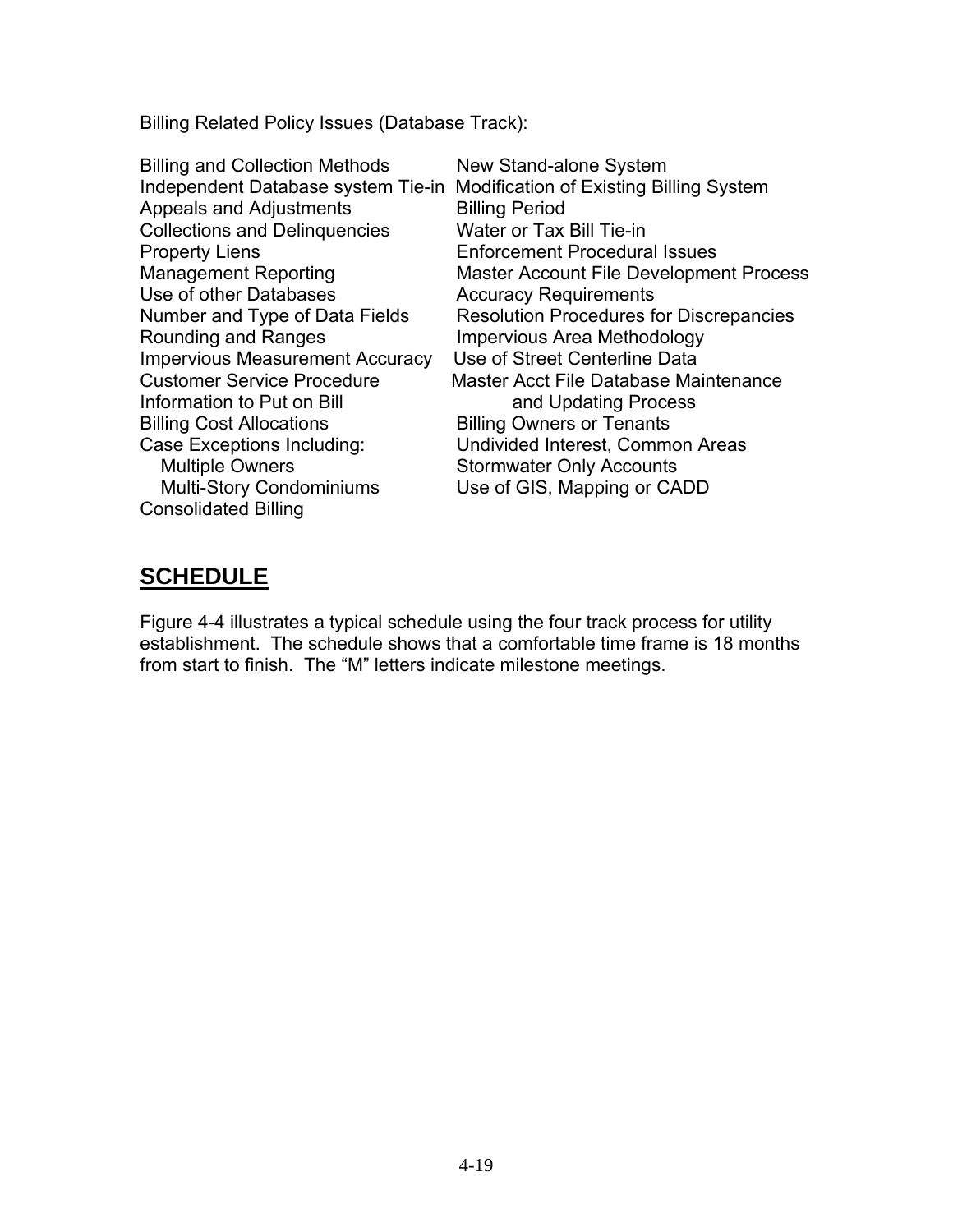Billing Related Policy Issues (Database Track):

- Billing and Collection Methods
- Independent Database system Tie-in
- Appeals and Adjustments
- Collections and Delinquencies
- Property Liens
- Management Reporting
- Use of other Databases
- Number and Type of Data Fields
- Rounding and Ranges
- Impervious Measurement Accuracy
- Customer Service Procedure
- Information to Put on Bill
- Billing Cost Allocations
- Case Exceptions Including:
  - Multiple Owners
  - Multi-Story Condominiums
- Consolidated Billing
- New Stand-alone System
- Modification of Existing Billing System
- Billing Period
- Water or Tax Bill Tie-in
- Enforcement Procedural Issues
- Master Account File Development Process
- Accuracy Requirements
- Resolution Procedures for Discrepancies
- Impervious Area Methodology
- Use of Street Centerline Data
- Master Acct File Database Maintenance and Updating Process
- Billing Owners or Tenants
- Undivided Interest, Common Areas
- Stormwater Only Accounts
- Use of GIS, Mapping or CADD

## SCHEDULE

Figure 4-4 illustrates a typical schedule using the four track process for utility establishment. The schedule shows that a comfortable time frame is 18 months from start to finish. The "M" letters indicate milestone meetings.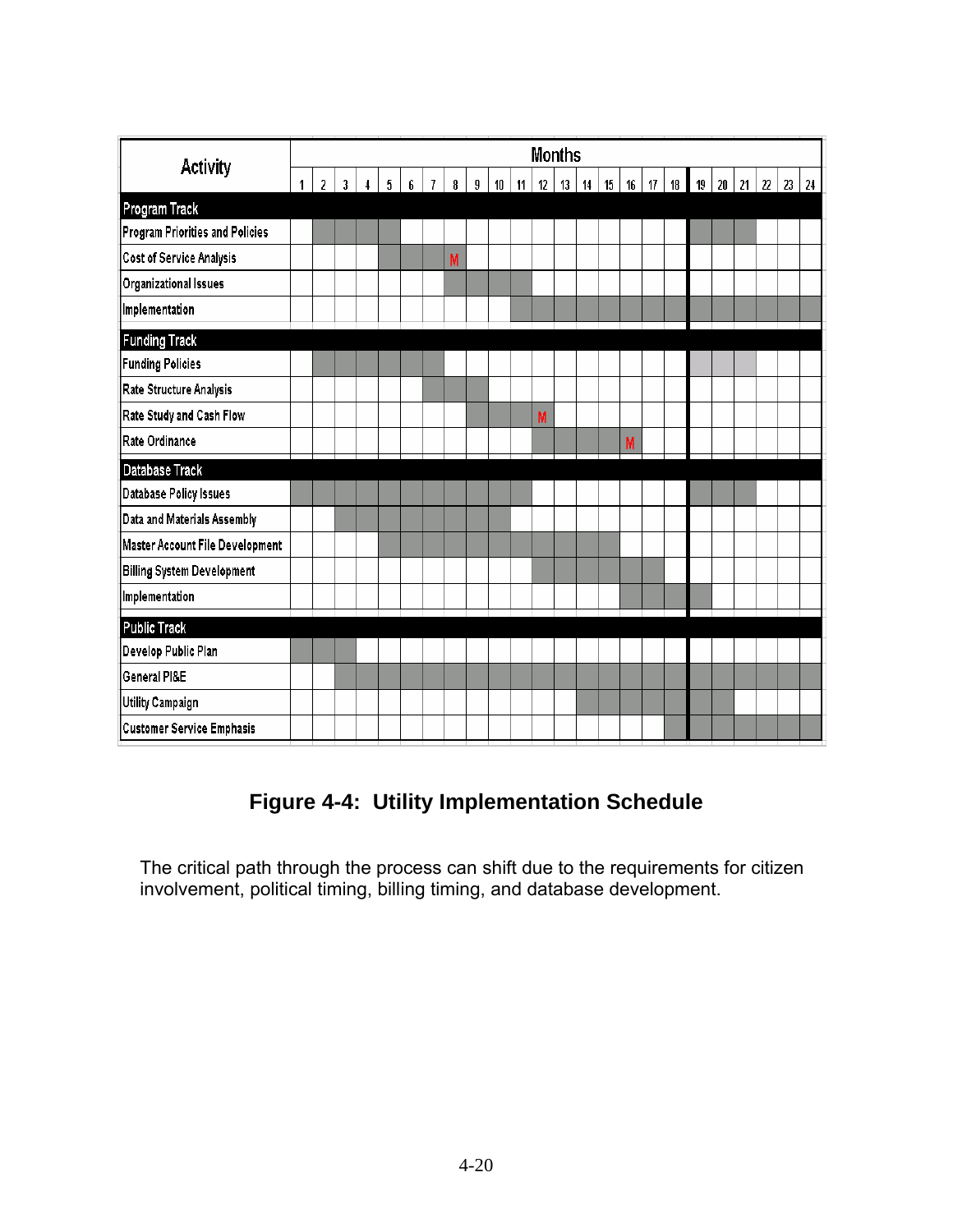| Activity | 1 | 2 | 3 | 4 | 5 | 6 | 7 | 8 | 9 | 10 | 11 | 12 | 13 | 14 | 15 | 16 | 17 | 18 | 19 | 20 | 21 | 22 | 23 | 24 |
|---|---|---|---|---|---|---|---|---|---|---|---|---|---|---|---|---|---|---|---|---|---|---|---|---|
| **Program Track** | | | | | | | | | | | | | | | | | | | | | | | | |
| Program Priorities and Policies | | ■ | ■ | ■ | ■ | | | | | | | | | | | | | | ■ | ■ | ■ | | | |
| Cost of Service Analysis | | | | | ■ | ■ | ■ | M | | | | | | | | | | | | | | | | |
| Organizational Issues | | | | | | | | ■ | ■ | ■ | ■ | | | | | | | | | | | | | |
| Implementation | | | | | | | | | | | ■ | ■ | ■ | ■ | ■ | ■ | ■ | ■ | ■ | ■ | ■ | ■ | ■ | ■ |
| **Funding Track** | | | | | | | | | | | | | | | | | | | | | | | | |
| Funding Policies | | ■ | ■ | ■ | ■ | ■ | ■ | | | | | | | | | | | | □ | □ | □ | | | |
| Rate Structure Analysis | | | | | | | ■ | ■ | ■ | | | | | | | | | | | | | | | |
| Rate Study and Cash Flow | | | | | | | | | ■ | ■ | ■ | M | | | | | | | | | | | | |
| Rate Ordinance | | | | | | | | | | | | ■ | ■ | ■ | ■ | M | | | | | | | | |
| **Database Track** | | | | | | | | | | | | | | | | | | | | | | | | |
| Database Policy Issues | ■ | ■ | ■ | ■ | ■ | ■ | ■ | ■ | ■ | ■ | ■ | | | | | | | | ■ | ■ | ■ | | | |
| Data and Materials Assembly | | | ■ | ■ | ■ | ■ | ■ | ■ | ■ | ■ | | | | | | | | | | | | | | |
| Master Account File Development | | | | | ■ | ■ | ■ | ■ | ■ | ■ | ■ | ■ | ■ | ■ | ■ | | | | | | | | | |
| Billing System Development | | | | | | | | | | | | ■ | ■ | ■ | ■ | ■ | ■ | | | | | | | |
| Implementation | | | | | | | | | | | | | | | | ■ | ■ | ■ | ■ | | | | | |
| **Public Track** | | | | | | | | | | | | | | | | | | | | | | | | |
| Develop Public Plan | ■ | ■ | ■ | | | | | | | | | | | | | | | | | | | | | |
| General PI&E | | | ■ | ■ | ■ | ■ | ■ | ■ | ■ | ■ | ■ | ■ | ■ | ■ | ■ | ■ | ■ | ■ | ■ | ■ | ■ | ■ | ■ | ■ |
| Utility Campaign | | | | | | | | | | | | | | ■ | ■ | ■ | ■ | ■ | ■ | ■ | | | | |
| Customer Service Emphasis | | | | | | | | | | | | | | | | | | ■ | ■ | ■ | ■ | ■ | ■ | ■ |

**Figure 4-4: Utility Implementation Schedule**

The critical path through the process can shift due to the requirements for citizen involvement, political timing, billing timing, and database development.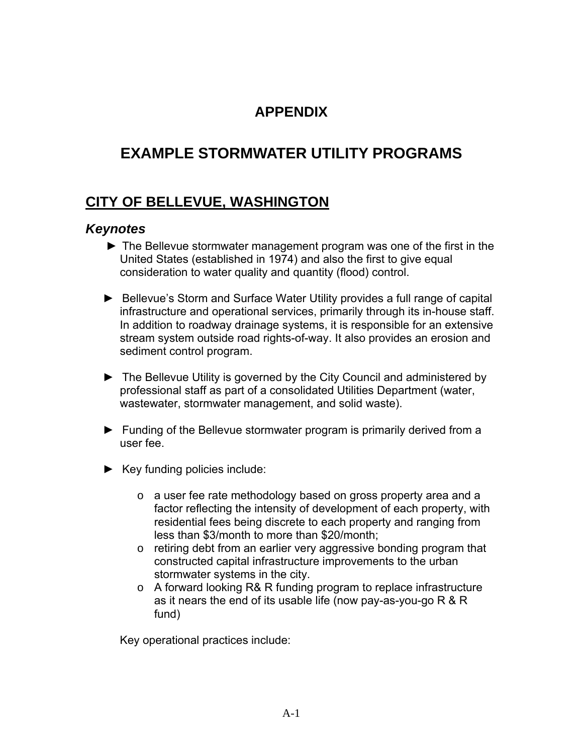# APPENDIX

# EXAMPLE STORMWATER UTILITY PROGRAMS

## CITY OF BELLEVUE, WASHINGTON

### *Keynotes*

- ► The Bellevue stormwater management program was one of the first in the United States (established in 1974) and also the first to give equal consideration to water quality and quantity (flood) control.

- ► Bellevue's Storm and Surface Water Utility provides a full range of capital infrastructure and operational services, primarily through its in-house staff. In addition to roadway drainage systems, it is responsible for an extensive stream system outside road rights-of-way. It also provides an erosion and sediment control program.

- ► The Bellevue Utility is governed by the City Council and administered by professional staff as part of a consolidated Utilities Department (water, wastewater, stormwater management, and solid waste).

- ► Funding of the Bellevue stormwater program is primarily derived from a user fee.

- ► Key funding policies include:

  - o a user fee rate methodology based on gross property area and a factor reflecting the intensity of development of each property, with residential fees being discrete to each property and ranging from less than $3/month to more than $20/month;
  - o retiring debt from an earlier very aggressive bonding program that constructed capital infrastructure improvements to the urban stormwater systems in the city.
  - o A forward looking R& R funding program to replace infrastructure as it nears the end of its usable life (now pay-as-you-go R & R fund)

  Key operational practices include: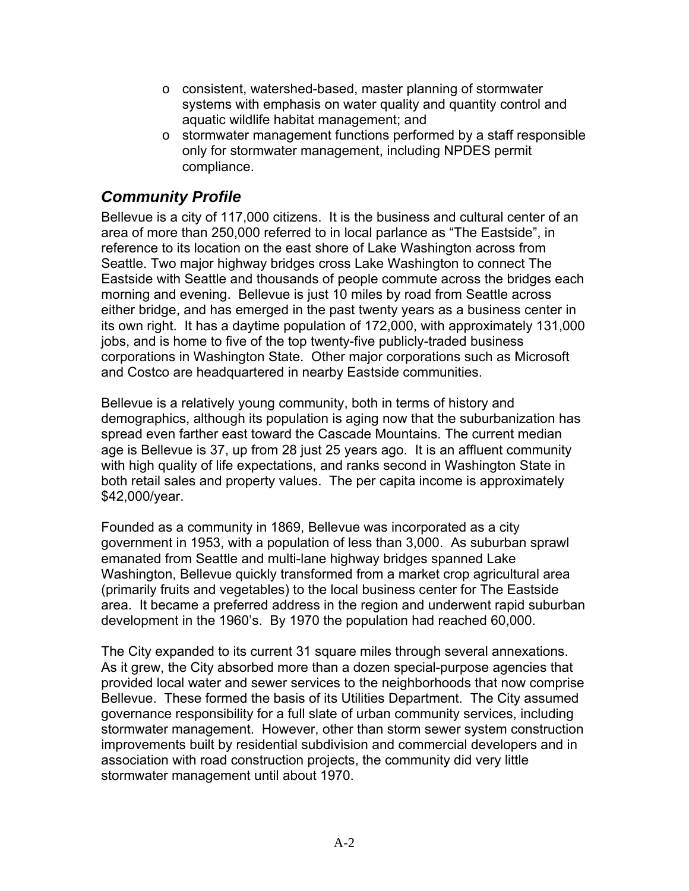- consistent, watershed-based, master planning of stormwater systems with emphasis on water quality and quantity control and aquatic wildlife habitat management; and
- stormwater management functions performed by a staff responsible only for stormwater management, including NPDES permit compliance.

## *Community Profile*

Bellevue is a city of 117,000 citizens. It is the business and cultural center of an area of more than 250,000 referred to in local parlance as "The Eastside", in reference to its location on the east shore of Lake Washington across from Seattle. Two major highway bridges cross Lake Washington to connect The Eastside with Seattle and thousands of people commute across the bridges each morning and evening. Bellevue is just 10 miles by road from Seattle across either bridge, and has emerged in the past twenty years as a business center in its own right. It has a daytime population of 172,000, with approximately 131,000 jobs, and is home to five of the top twenty-five publicly-traded business corporations in Washington State. Other major corporations such as Microsoft and Costco are headquartered in nearby Eastside communities.

Bellevue is a relatively young community, both in terms of history and demographics, although its population is aging now that the suburbanization has spread even farther east toward the Cascade Mountains. The current median age is Bellevue is 37, up from 28 just 25 years ago. It is an affluent community with high quality of life expectations, and ranks second in Washington State in both retail sales and property values. The per capita income is approximately $42,000/year.

Founded as a community in 1869, Bellevue was incorporated as a city government in 1953, with a population of less than 3,000. As suburban sprawl emanated from Seattle and multi-lane highway bridges spanned Lake Washington, Bellevue quickly transformed from a market crop agricultural area (primarily fruits and vegetables) to the local business center for The Eastside area. It became a preferred address in the region and underwent rapid suburban development in the 1960's. By 1970 the population had reached 60,000.

The City expanded to its current 31 square miles through several annexations. As it grew, the City absorbed more than a dozen special-purpose agencies that provided local water and sewer services to the neighborhoods that now comprise Bellevue. These formed the basis of its Utilities Department. The City assumed governance responsibility for a full slate of urban community services, including stormwater management. However, other than storm sewer system construction improvements built by residential subdivision and commercial developers and in association with road construction projects, the community did very little stormwater management until about 1970.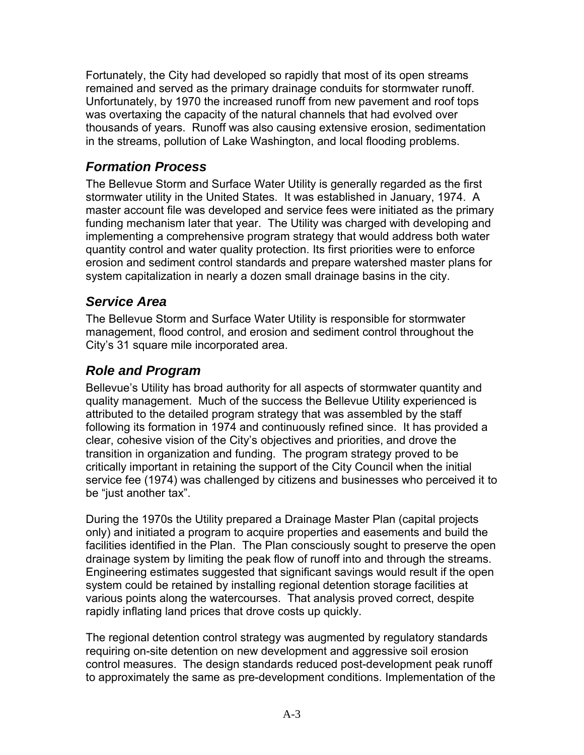Fortunately, the City had developed so rapidly that most of its open streams remained and served as the primary drainage conduits for stormwater runoff. Unfortunately, by 1970 the increased runoff from new pavement and roof tops was overtaxing the capacity of the natural channels that had evolved over thousands of years. Runoff was also causing extensive erosion, sedimentation in the streams, pollution of Lake Washington, and local flooding problems.

## *Formation Process*

The Bellevue Storm and Surface Water Utility is generally regarded as the first stormwater utility in the United States. It was established in January, 1974. A master account file was developed and service fees were initiated as the primary funding mechanism later that year. The Utility was charged with developing and implementing a comprehensive program strategy that would address both water quantity control and water quality protection. Its first priorities were to enforce erosion and sediment control standards and prepare watershed master plans for system capitalization in nearly a dozen small drainage basins in the city.

## *Service Area*

The Bellevue Storm and Surface Water Utility is responsible for stormwater management, flood control, and erosion and sediment control throughout the City's 31 square mile incorporated area.

## *Role and Program*

Bellevue's Utility has broad authority for all aspects of stormwater quantity and quality management. Much of the success the Bellevue Utility experienced is attributed to the detailed program strategy that was assembled by the staff following its formation in 1974 and continuously refined since. It has provided a clear, cohesive vision of the City's objectives and priorities, and drove the transition in organization and funding. The program strategy proved to be critically important in retaining the support of the City Council when the initial service fee (1974) was challenged by citizens and businesses who perceived it to be "just another tax".

During the 1970s the Utility prepared a Drainage Master Plan (capital projects only) and initiated a program to acquire properties and easements and build the facilities identified in the Plan. The Plan consciously sought to preserve the open drainage system by limiting the peak flow of runoff into and through the streams. Engineering estimates suggested that significant savings would result if the open system could be retained by installing regional detention storage facilities at various points along the watercourses. That analysis proved correct, despite rapidly inflating land prices that drove costs up quickly.

The regional detention control strategy was augmented by regulatory standards requiring on-site detention on new development and aggressive soil erosion control measures. The design standards reduced post-development peak runoff to approximately the same as pre-development conditions. Implementation of the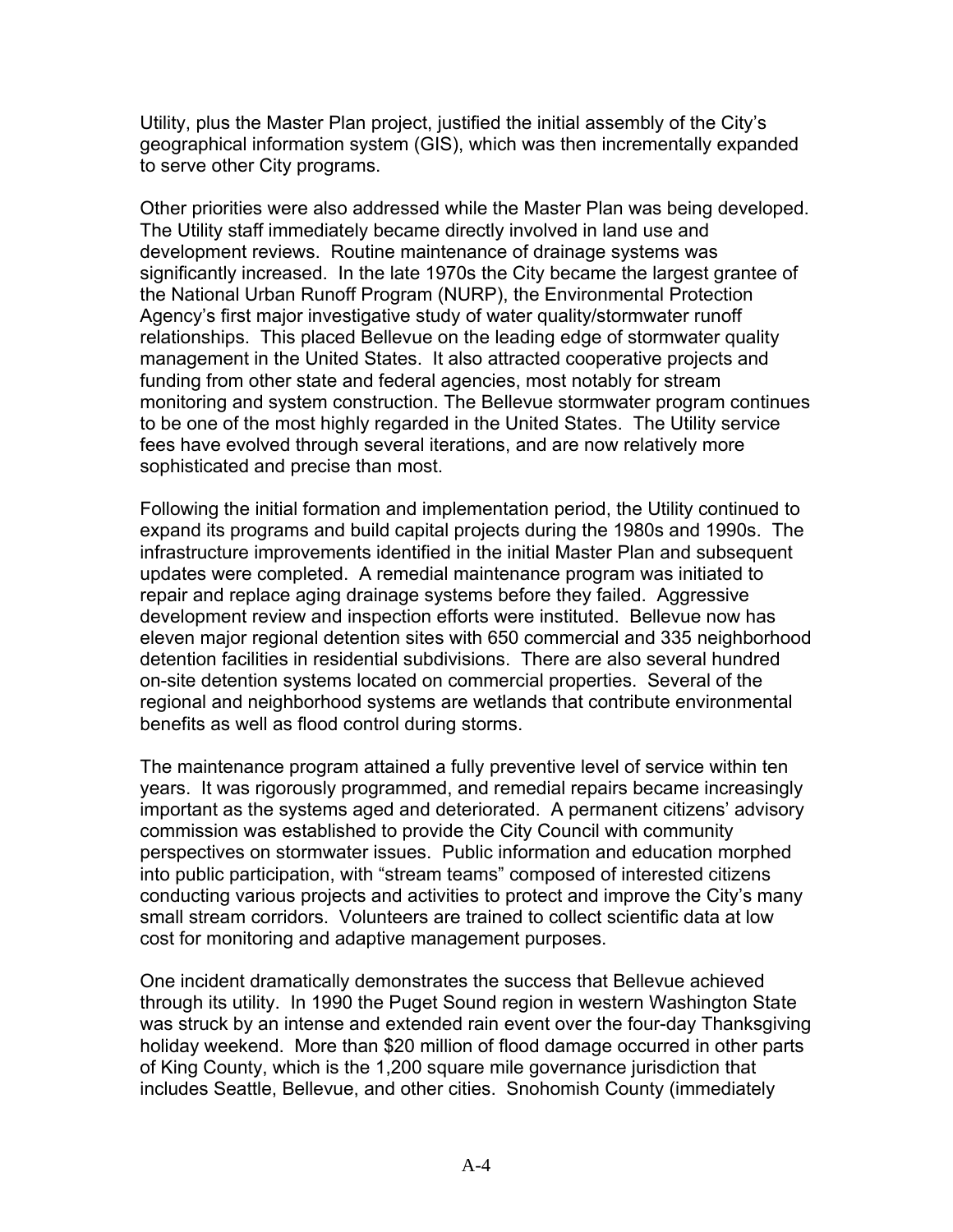Utility, plus the Master Plan project, justified the initial assembly of the City's geographical information system (GIS), which was then incrementally expanded to serve other City programs.

Other priorities were also addressed while the Master Plan was being developed. The Utility staff immediately became directly involved in land use and development reviews. Routine maintenance of drainage systems was significantly increased. In the late 1970s the City became the largest grantee of the National Urban Runoff Program (NURP), the Environmental Protection Agency's first major investigative study of water quality/stormwater runoff relationships. This placed Bellevue on the leading edge of stormwater quality management in the United States. It also attracted cooperative projects and funding from other state and federal agencies, most notably for stream monitoring and system construction. The Bellevue stormwater program continues to be one of the most highly regarded in the United States. The Utility service fees have evolved through several iterations, and are now relatively more sophisticated and precise than most.

Following the initial formation and implementation period, the Utility continued to expand its programs and build capital projects during the 1980s and 1990s. The infrastructure improvements identified in the initial Master Plan and subsequent updates were completed. A remedial maintenance program was initiated to repair and replace aging drainage systems before they failed. Aggressive development review and inspection efforts were instituted. Bellevue now has eleven major regional detention sites with 650 commercial and 335 neighborhood detention facilities in residential subdivisions. There are also several hundred on-site detention systems located on commercial properties. Several of the regional and neighborhood systems are wetlands that contribute environmental benefits as well as flood control during storms.

The maintenance program attained a fully preventive level of service within ten years. It was rigorously programmed, and remedial repairs became increasingly important as the systems aged and deteriorated. A permanent citizens' advisory commission was established to provide the City Council with community perspectives on stormwater issues. Public information and education morphed into public participation, with "stream teams" composed of interested citizens conducting various projects and activities to protect and improve the City's many small stream corridors. Volunteers are trained to collect scientific data at low cost for monitoring and adaptive management purposes.

One incident dramatically demonstrates the success that Bellevue achieved through its utility. In 1990 the Puget Sound region in western Washington State was struck by an intense and extended rain event over the four-day Thanksgiving holiday weekend. More than $20 million of flood damage occurred in other parts of King County, which is the 1,200 square mile governance jurisdiction that includes Seattle, Bellevue, and other cities. Snohomish County (immediately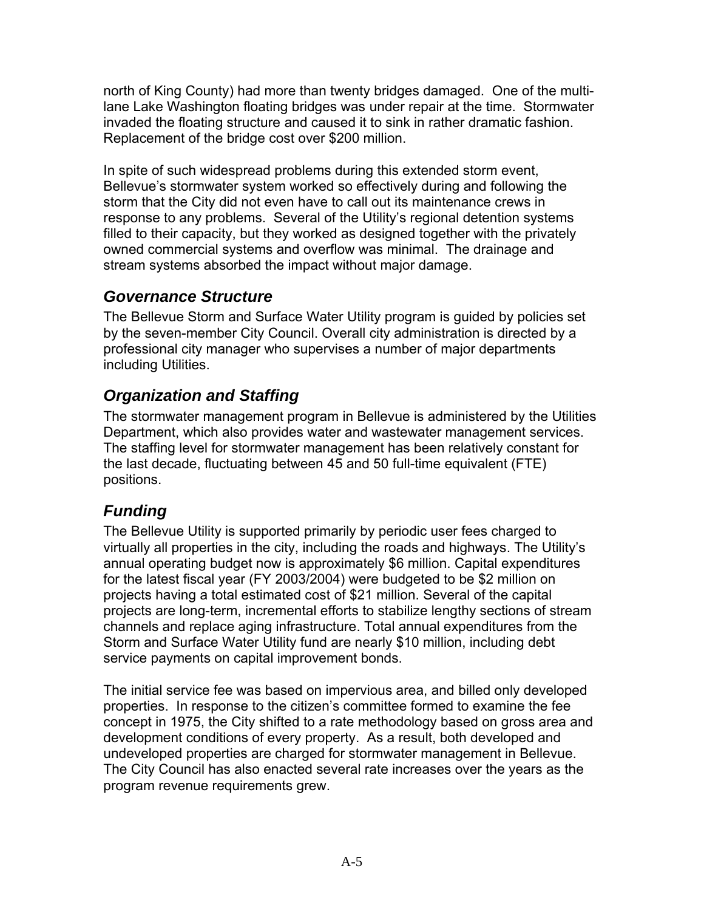north of King County) had more than twenty bridges damaged. One of the multi-lane Lake Washington floating bridges was under repair at the time. Stormwater invaded the floating structure and caused it to sink in rather dramatic fashion. Replacement of the bridge cost over $200 million.

In spite of such widespread problems during this extended storm event, Bellevue's stormwater system worked so effectively during and following the storm that the City did not even have to call out its maintenance crews in response to any problems. Several of the Utility's regional detention systems filled to their capacity, but they worked as designed together with the privately owned commercial systems and overflow was minimal. The drainage and stream systems absorbed the impact without major damage.

### *Governance Structure*

The Bellevue Storm and Surface Water Utility program is guided by policies set by the seven-member City Council. Overall city administration is directed by a professional city manager who supervises a number of major departments including Utilities.

### *Organization and Staffing*

The stormwater management program in Bellevue is administered by the Utilities Department, which also provides water and wastewater management services. The staffing level for stormwater management has been relatively constant for the last decade, fluctuating between 45 and 50 full-time equivalent (FTE) positions.

### *Funding*

The Bellevue Utility is supported primarily by periodic user fees charged to virtually all properties in the city, including the roads and highways. The Utility's annual operating budget now is approximately $6 million. Capital expenditures for the latest fiscal year (FY 2003/2004) were budgeted to be $2 million on projects having a total estimated cost of $21 million. Several of the capital projects are long-term, incremental efforts to stabilize lengthy sections of stream channels and replace aging infrastructure. Total annual expenditures from the Storm and Surface Water Utility fund are nearly $10 million, including debt service payments on capital improvement bonds.

The initial service fee was based on impervious area, and billed only developed properties. In response to the citizen's committee formed to examine the fee concept in 1975, the City shifted to a rate methodology based on gross area and development conditions of every property. As a result, both developed and undeveloped properties are charged for stormwater management in Bellevue. The City Council has also enacted several rate increases over the years as the program revenue requirements grew.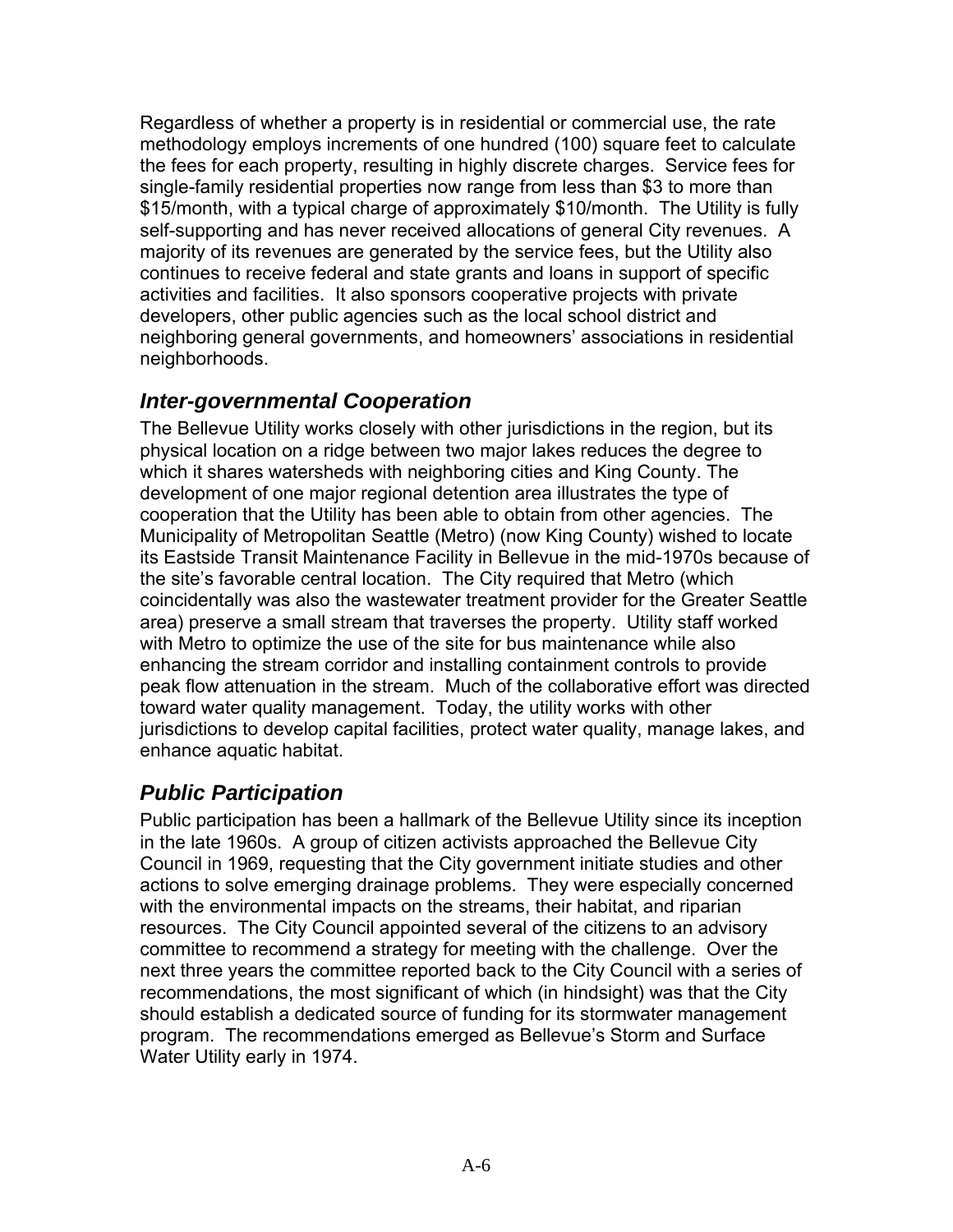Regardless of whether a property is in residential or commercial use, the rate methodology employs increments of one hundred (100) square feet to calculate the fees for each property, resulting in highly discrete charges. Service fees for single-family residential properties now range from less than \$3 to more than \$15/month, with a typical charge of approximately \$10/month. The Utility is fully self-supporting and has never received allocations of general City revenues. A majority of its revenues are generated by the service fees, but the Utility also continues to receive federal and state grants and loans in support of specific activities and facilities. It also sponsors cooperative projects with private developers, other public agencies such as the local school district and neighboring general governments, and homeowners' associations in residential neighborhoods.

## *Inter-governmental Cooperation*

The Bellevue Utility works closely with other jurisdictions in the region, but its physical location on a ridge between two major lakes reduces the degree to which it shares watersheds with neighboring cities and King County. The development of one major regional detention area illustrates the type of cooperation that the Utility has been able to obtain from other agencies. The Municipality of Metropolitan Seattle (Metro) (now King County) wished to locate its Eastside Transit Maintenance Facility in Bellevue in the mid-1970s because of the site's favorable central location. The City required that Metro (which coincidentally was also the wastewater treatment provider for the Greater Seattle area) preserve a small stream that traverses the property. Utility staff worked with Metro to optimize the use of the site for bus maintenance while also enhancing the stream corridor and installing containment controls to provide peak flow attenuation in the stream. Much of the collaborative effort was directed toward water quality management. Today, the utility works with other jurisdictions to develop capital facilities, protect water quality, manage lakes, and enhance aquatic habitat.

## *Public Participation*

Public participation has been a hallmark of the Bellevue Utility since its inception in the late 1960s. A group of citizen activists approached the Bellevue City Council in 1969, requesting that the City government initiate studies and other actions to solve emerging drainage problems. They were especially concerned with the environmental impacts on the streams, their habitat, and riparian resources. The City Council appointed several of the citizens to an advisory committee to recommend a strategy for meeting with the challenge. Over the next three years the committee reported back to the City Council with a series of recommendations, the most significant of which (in hindsight) was that the City should establish a dedicated source of funding for its stormwater management program. The recommendations emerged as Bellevue's Storm and Surface Water Utility early in 1974.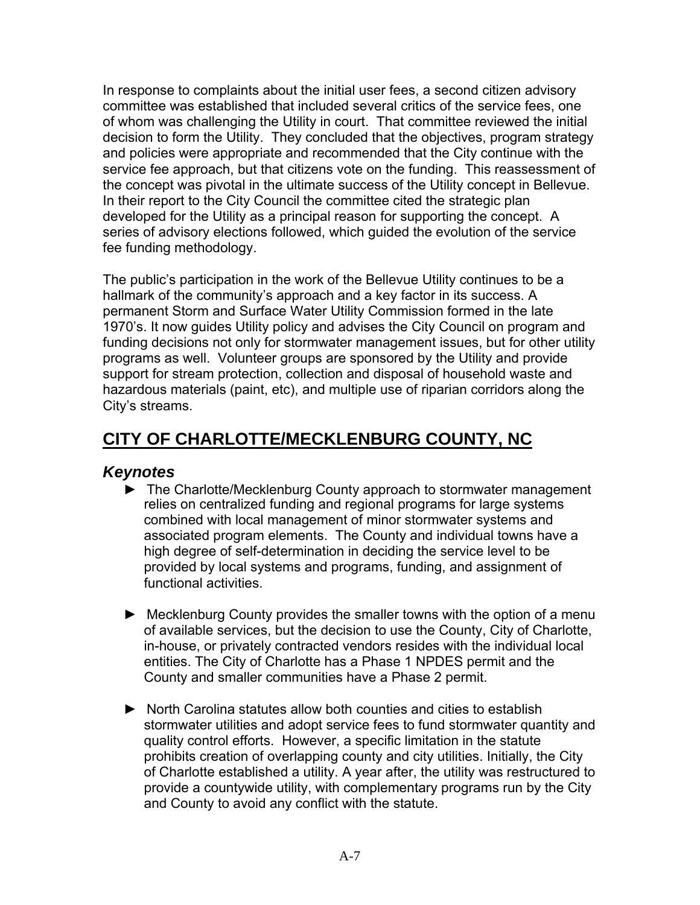In response to complaints about the initial user fees, a second citizen advisory committee was established that included several critics of the service fees, one of whom was challenging the Utility in court. That committee reviewed the initial decision to form the Utility. They concluded that the objectives, program strategy and policies were appropriate and recommended that the City continue with the service fee approach, but that citizens vote on the funding. This reassessment of the concept was pivotal in the ultimate success of the Utility concept in Bellevue. In their report to the City Council the committee cited the strategic plan developed for the Utility as a principal reason for supporting the concept. A series of advisory elections followed, which guided the evolution of the service fee funding methodology.

The public's participation in the work of the Bellevue Utility continues to be a hallmark of the community's approach and a key factor in its success. A permanent Storm and Surface Water Utility Commission formed in the late 1970's. It now guides Utility policy and advises the City Council on program and funding decisions not only for stormwater management issues, but for other utility programs as well. Volunteer groups are sponsored by the Utility and provide support for stream protection, collection and disposal of household waste and hazardous materials (paint, etc), and multiple use of riparian corridors along the City's streams.

## CITY OF CHARLOTTE/MECKLENBURG COUNTY, NC

### *Keynotes*

- ► The Charlotte/Mecklenburg County approach to stormwater management relies on centralized funding and regional programs for large systems combined with local management of minor stormwater systems and associated program elements. The County and individual towns have a high degree of self-determination in deciding the service level to be provided by local systems and programs, funding, and assignment of functional activities.

- ► Mecklenburg County provides the smaller towns with the option of a menu of available services, but the decision to use the County, City of Charlotte, in-house, or privately contracted vendors resides with the individual local entities. The City of Charlotte has a Phase 1 NPDES permit and the County and smaller communities have a Phase 2 permit.

- ► North Carolina statutes allow both counties and cities to establish stormwater utilities and adopt service fees to fund stormwater quantity and quality control efforts. However, a specific limitation in the statute prohibits creation of overlapping county and city utilities. Initially, the City of Charlotte established a utility. A year after, the utility was restructured to provide a countywide utility, with complementary programs run by the City and County to avoid any conflict with the statute.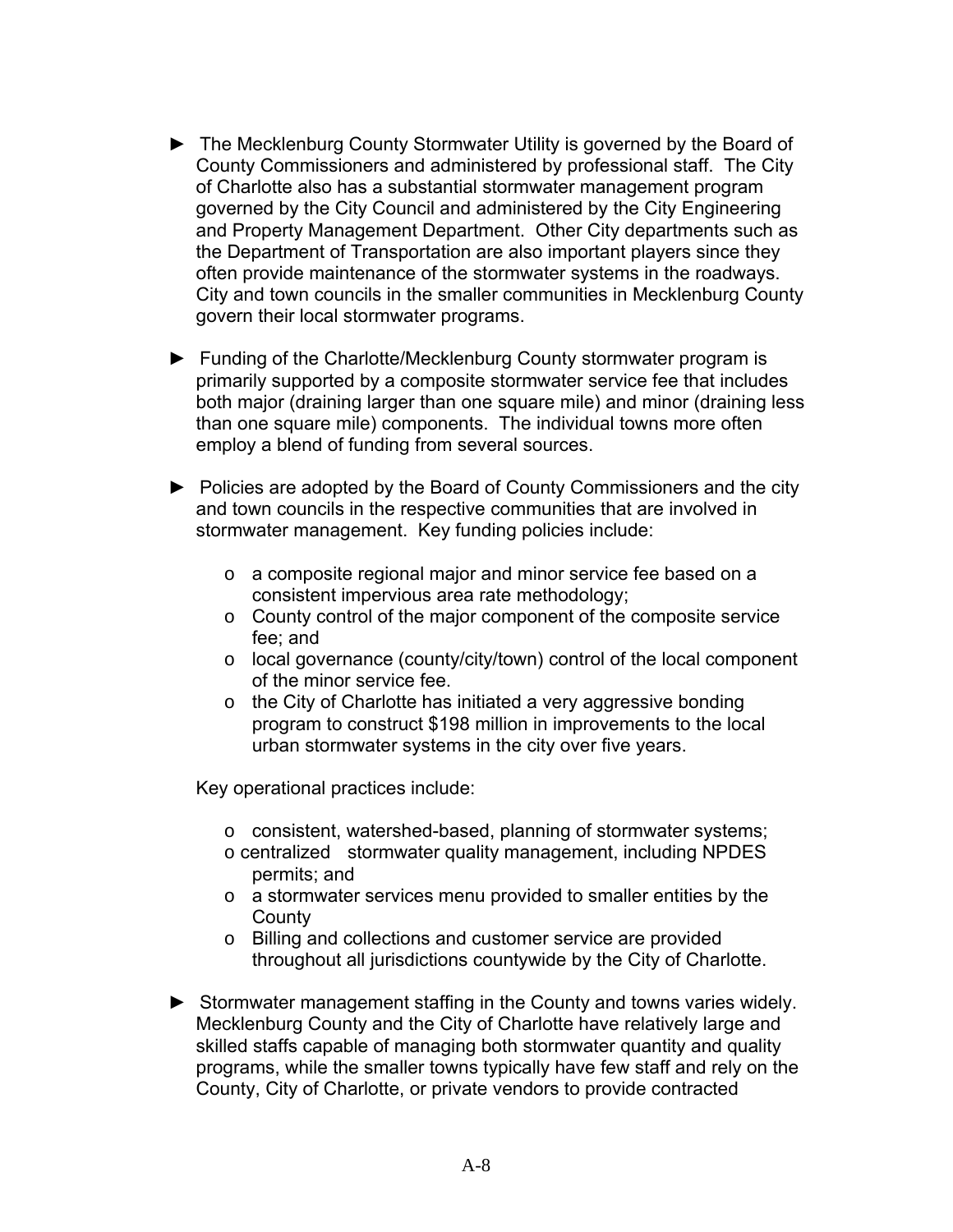- ► The Mecklenburg County Stormwater Utility is governed by the Board of County Commissioners and administered by professional staff. The City of Charlotte also has a substantial stormwater management program governed by the City Council and administered by the City Engineering and Property Management Department. Other City departments such as the Department of Transportation are also important players since they often provide maintenance of the stormwater systems in the roadways. City and town councils in the smaller communities in Mecklenburg County govern their local stormwater programs.

- ► Funding of the Charlotte/Mecklenburg County stormwater program is primarily supported by a composite stormwater service fee that includes both major (draining larger than one square mile) and minor (draining less than one square mile) components. The individual towns more often employ a blend of funding from several sources.

- ► Policies are adopted by the Board of County Commissioners and the city and town councils in the respective communities that are involved in stormwater management. Key funding policies include:

  - a composite regional major and minor service fee based on a consistent impervious area rate methodology;
  - County control of the major component of the composite service fee; and
  - local governance (county/city/town) control of the local component of the minor service fee.
  - the City of Charlotte has initiated a very aggressive bonding program to construct $198 million in improvements to the local urban stormwater systems in the city over five years.

  Key operational practices include:

  - consistent, watershed-based, planning of stormwater systems;
  - centralized stormwater quality management, including NPDES permits; and
  - a stormwater services menu provided to smaller entities by the County
  - Billing and collections and customer service are provided throughout all jurisdictions countywide by the City of Charlotte.

- ► Stormwater management staffing in the County and towns varies widely. Mecklenburg County and the City of Charlotte have relatively large and skilled staffs capable of managing both stormwater quantity and quality programs, while the smaller towns typically have few staff and rely on the County, City of Charlotte, or private vendors to provide contracted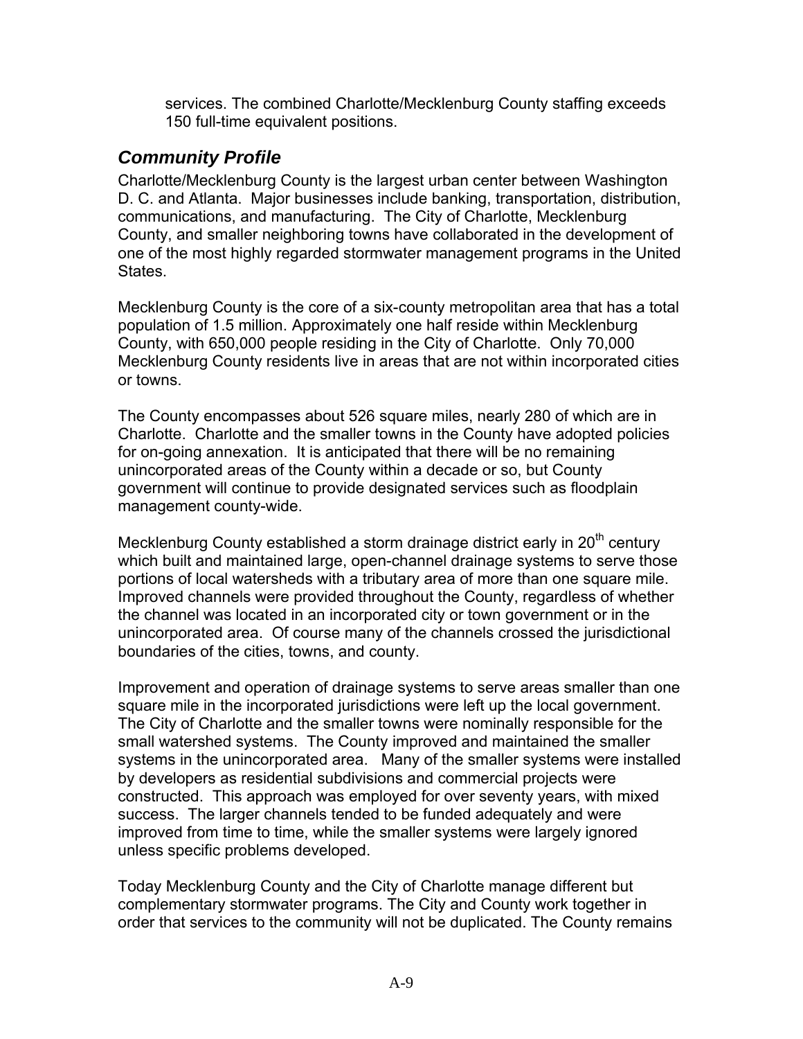services. The combined Charlotte/Mecklenburg County staffing exceeds 150 full-time equivalent positions.

## *Community Profile*

Charlotte/Mecklenburg County is the largest urban center between Washington D. C. and Atlanta. Major businesses include banking, transportation, distribution, communications, and manufacturing. The City of Charlotte, Mecklenburg County, and smaller neighboring towns have collaborated in the development of one of the most highly regarded stormwater management programs in the United States.

Mecklenburg County is the core of a six-county metropolitan area that has a total population of 1.5 million. Approximately one half reside within Mecklenburg County, with 650,000 people residing in the City of Charlotte. Only 70,000 Mecklenburg County residents live in areas that are not within incorporated cities or towns.

The County encompasses about 526 square miles, nearly 280 of which are in Charlotte. Charlotte and the smaller towns in the County have adopted policies for on-going annexation. It is anticipated that there will be no remaining unincorporated areas of the County within a decade or so, but County government will continue to provide designated services such as floodplain management county-wide.

Mecklenburg County established a storm drainage district early in 20th century which built and maintained large, open-channel drainage systems to serve those portions of local watersheds with a tributary area of more than one square mile. Improved channels were provided throughout the County, regardless of whether the channel was located in an incorporated city or town government or in the unincorporated area. Of course many of the channels crossed the jurisdictional boundaries of the cities, towns, and county.

Improvement and operation of drainage systems to serve areas smaller than one square mile in the incorporated jurisdictions were left up the local government. The City of Charlotte and the smaller towns were nominally responsible for the small watershed systems. The County improved and maintained the smaller systems in the unincorporated area. Many of the smaller systems were installed by developers as residential subdivisions and commercial projects were constructed. This approach was employed for over seventy years, with mixed success. The larger channels tended to be funded adequately and were improved from time to time, while the smaller systems were largely ignored unless specific problems developed.

Today Mecklenburg County and the City of Charlotte manage different but complementary stormwater programs. The City and County work together in order that services to the community will not be duplicated. The County remains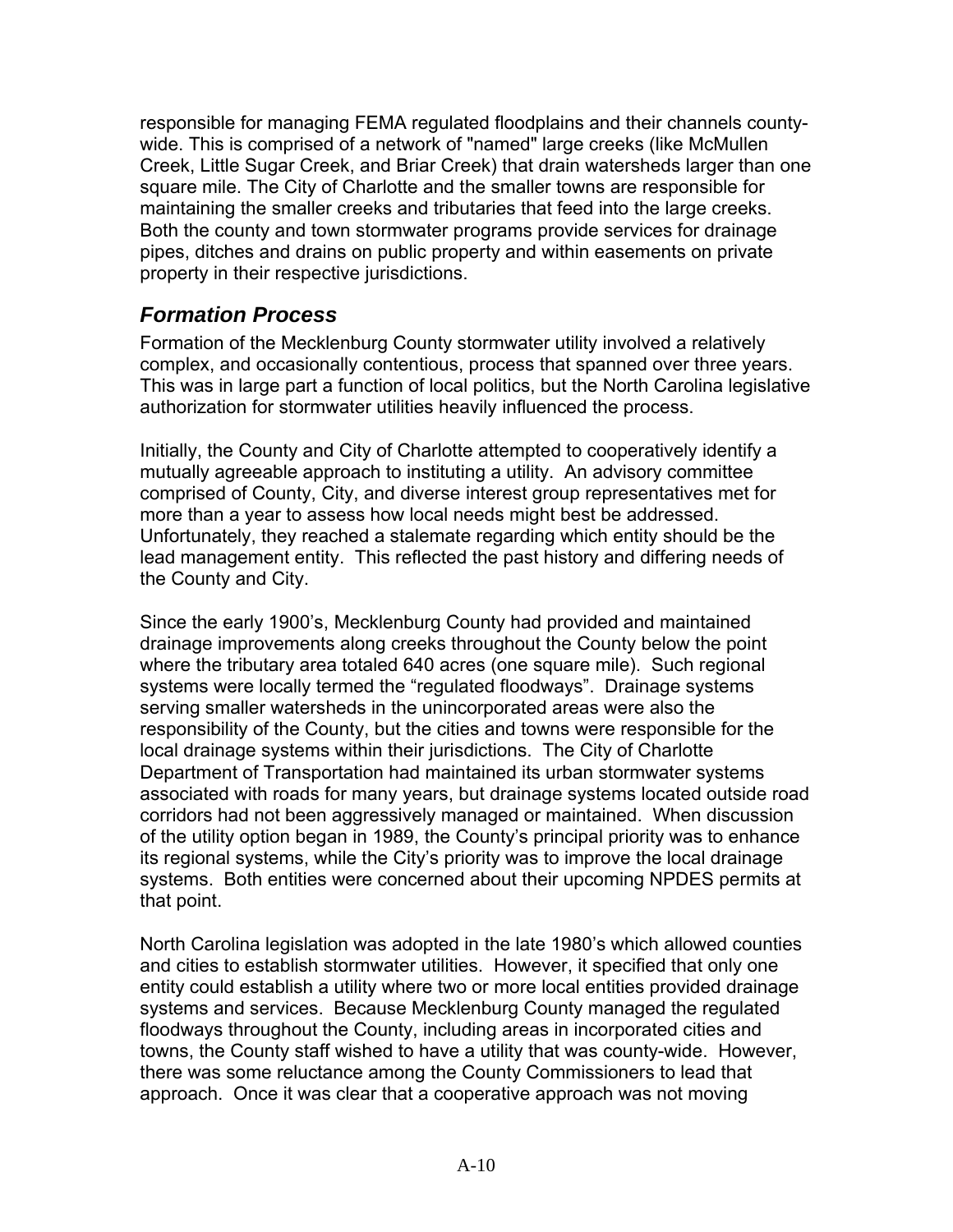responsible for managing FEMA regulated floodplains and their channels county-wide. This is comprised of a network of "named" large creeks (like McMullen Creek, Little Sugar Creek, and Briar Creek) that drain watersheds larger than one square mile. The City of Charlotte and the smaller towns are responsible for maintaining the smaller creeks and tributaries that feed into the large creeks. Both the county and town stormwater programs provide services for drainage pipes, ditches and drains on public property and within easements on private property in their respective jurisdictions.

## *Formation Process*

Formation of the Mecklenburg County stormwater utility involved a relatively complex, and occasionally contentious, process that spanned over three years. This was in large part a function of local politics, but the North Carolina legislative authorization for stormwater utilities heavily influenced the process.

Initially, the County and City of Charlotte attempted to cooperatively identify a mutually agreeable approach to instituting a utility. An advisory committee comprised of County, City, and diverse interest group representatives met for more than a year to assess how local needs might best be addressed. Unfortunately, they reached a stalemate regarding which entity should be the lead management entity. This reflected the past history and differing needs of the County and City.

Since the early 1900's, Mecklenburg County had provided and maintained drainage improvements along creeks throughout the County below the point where the tributary area totaled 640 acres (one square mile). Such regional systems were locally termed the "regulated floodways". Drainage systems serving smaller watersheds in the unincorporated areas were also the responsibility of the County, but the cities and towns were responsible for the local drainage systems within their jurisdictions. The City of Charlotte Department of Transportation had maintained its urban stormwater systems associated with roads for many years, but drainage systems located outside road corridors had not been aggressively managed or maintained. When discussion of the utility option began in 1989, the County's principal priority was to enhance its regional systems, while the City's priority was to improve the local drainage systems. Both entities were concerned about their upcoming NPDES permits at that point.

North Carolina legislation was adopted in the late 1980's which allowed counties and cities to establish stormwater utilities. However, it specified that only one entity could establish a utility where two or more local entities provided drainage systems and services. Because Mecklenburg County managed the regulated floodways throughout the County, including areas in incorporated cities and towns, the County staff wished to have a utility that was county-wide. However, there was some reluctance among the County Commissioners to lead that approach. Once it was clear that a cooperative approach was not moving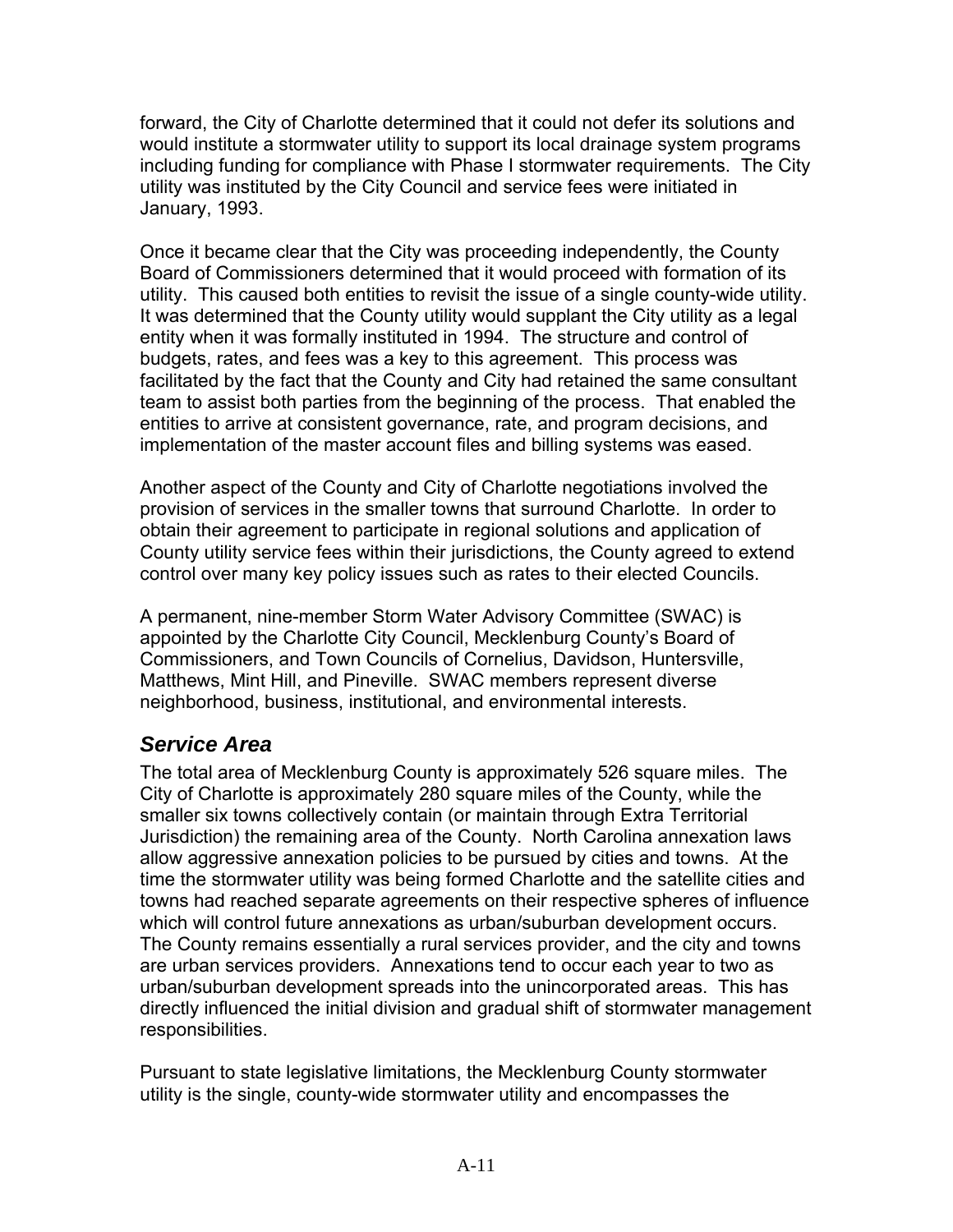forward, the City of Charlotte determined that it could not defer its solutions and would institute a stormwater utility to support its local drainage system programs including funding for compliance with Phase I stormwater requirements. The City utility was instituted by the City Council and service fees were initiated in January, 1993.

Once it became clear that the City was proceeding independently, the County Board of Commissioners determined that it would proceed with formation of its utility. This caused both entities to revisit the issue of a single county-wide utility. It was determined that the County utility would supplant the City utility as a legal entity when it was formally instituted in 1994. The structure and control of budgets, rates, and fees was a key to this agreement. This process was facilitated by the fact that the County and City had retained the same consultant team to assist both parties from the beginning of the process. That enabled the entities to arrive at consistent governance, rate, and program decisions, and implementation of the master account files and billing systems was eased.

Another aspect of the County and City of Charlotte negotiations involved the provision of services in the smaller towns that surround Charlotte. In order to obtain their agreement to participate in regional solutions and application of County utility service fees within their jurisdictions, the County agreed to extend control over many key policy issues such as rates to their elected Councils.

A permanent, nine-member Storm Water Advisory Committee (SWAC) is appointed by the Charlotte City Council, Mecklenburg County's Board of Commissioners, and Town Councils of Cornelius, Davidson, Huntersville, Matthews, Mint Hill, and Pineville. SWAC members represent diverse neighborhood, business, institutional, and environmental interests.

## *Service Area*

The total area of Mecklenburg County is approximately 526 square miles. The City of Charlotte is approximately 280 square miles of the County, while the smaller six towns collectively contain (or maintain through Extra Territorial Jurisdiction) the remaining area of the County. North Carolina annexation laws allow aggressive annexation policies to be pursued by cities and towns. At the time the stormwater utility was being formed Charlotte and the satellite cities and towns had reached separate agreements on their respective spheres of influence which will control future annexations as urban/suburban development occurs. The County remains essentially a rural services provider, and the city and towns are urban services providers. Annexations tend to occur each year to two as urban/suburban development spreads into the unincorporated areas. This has directly influenced the initial division and gradual shift of stormwater management responsibilities.

Pursuant to state legislative limitations, the Mecklenburg County stormwater utility is the single, county-wide stormwater utility and encompasses the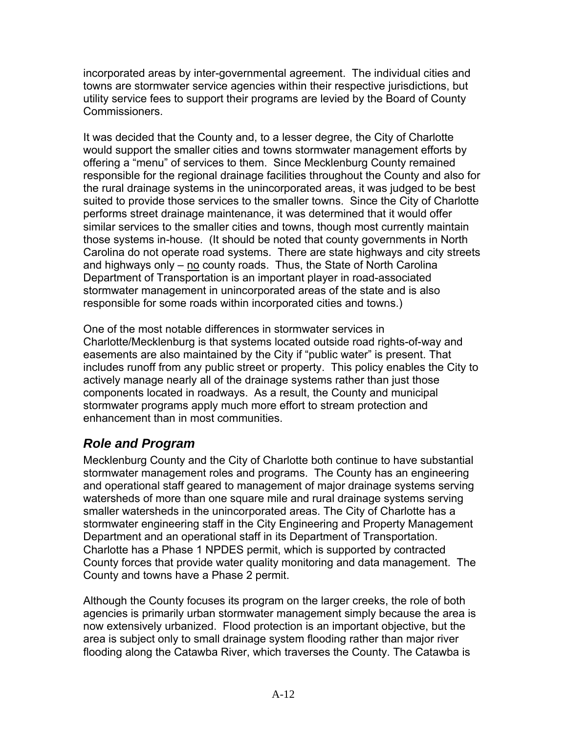incorporated areas by inter-governmental agreement. The individual cities and towns are stormwater service agencies within their respective jurisdictions, but utility service fees to support their programs are levied by the Board of County Commissioners.

It was decided that the County and, to a lesser degree, the City of Charlotte would support the smaller cities and towns stormwater management efforts by offering a "menu" of services to them. Since Mecklenburg County remained responsible for the regional drainage facilities throughout the County and also for the rural drainage systems in the unincorporated areas, it was judged to be best suited to provide those services to the smaller towns. Since the City of Charlotte performs street drainage maintenance, it was determined that it would offer similar services to the smaller cities and towns, though most currently maintain those systems in-house. (It should be noted that county governments in North Carolina do not operate road systems. There are state highways and city streets and highways only – no county roads. Thus, the State of North Carolina Department of Transportation is an important player in road-associated stormwater management in unincorporated areas of the state and is also responsible for some roads within incorporated cities and towns.)

One of the most notable differences in stormwater services in Charlotte/Mecklenburg is that systems located outside road rights-of-way and easements are also maintained by the City if "public water" is present. That includes runoff from any public street or property. This policy enables the City to actively manage nearly all of the drainage systems rather than just those components located in roadways. As a result, the County and municipal stormwater programs apply much more effort to stream protection and enhancement than in most communities.

## *Role and Program*

Mecklenburg County and the City of Charlotte both continue to have substantial stormwater management roles and programs. The County has an engineering and operational staff geared to management of major drainage systems serving watersheds of more than one square mile and rural drainage systems serving smaller watersheds in the unincorporated areas. The City of Charlotte has a stormwater engineering staff in the City Engineering and Property Management Department and an operational staff in its Department of Transportation. Charlotte has a Phase 1 NPDES permit, which is supported by contracted County forces that provide water quality monitoring and data management. The County and towns have a Phase 2 permit.

Although the County focuses its program on the larger creeks, the role of both agencies is primarily urban stormwater management simply because the area is now extensively urbanized. Flood protection is an important objective, but the area is subject only to small drainage system flooding rather than major river flooding along the Catawba River, which traverses the County. The Catawba is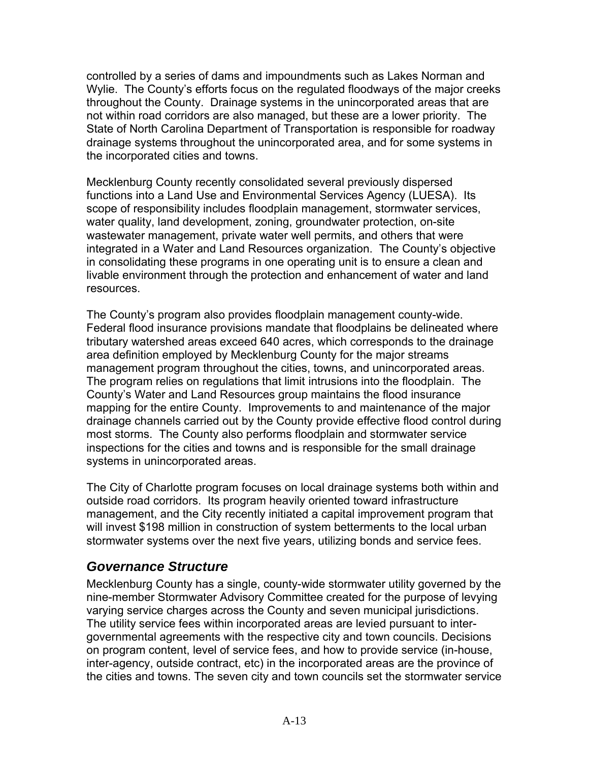controlled by a series of dams and impoundments such as Lakes Norman and Wylie. The County's efforts focus on the regulated floodways of the major creeks throughout the County. Drainage systems in the unincorporated areas that are not within road corridors are also managed, but these are a lower priority. The State of North Carolina Department of Transportation is responsible for roadway drainage systems throughout the unincorporated area, and for some systems in the incorporated cities and towns.

Mecklenburg County recently consolidated several previously dispersed functions into a Land Use and Environmental Services Agency (LUESA). Its scope of responsibility includes floodplain management, stormwater services, water quality, land development, zoning, groundwater protection, on-site wastewater management, private water well permits, and others that were integrated in a Water and Land Resources organization. The County's objective in consolidating these programs in one operating unit is to ensure a clean and livable environment through the protection and enhancement of water and land resources.

The County's program also provides floodplain management county-wide. Federal flood insurance provisions mandate that floodplains be delineated where tributary watershed areas exceed 640 acres, which corresponds to the drainage area definition employed by Mecklenburg County for the major streams management program throughout the cities, towns, and unincorporated areas. The program relies on regulations that limit intrusions into the floodplain. The County's Water and Land Resources group maintains the flood insurance mapping for the entire County. Improvements to and maintenance of the major drainage channels carried out by the County provide effective flood control during most storms. The County also performs floodplain and stormwater service inspections for the cities and towns and is responsible for the small drainage systems in unincorporated areas.

The City of Charlotte program focuses on local drainage systems both within and outside road corridors. Its program heavily oriented toward infrastructure management, and the City recently initiated a capital improvement program that will invest $198 million in construction of system betterments to the local urban stormwater systems over the next five years, utilizing bonds and service fees.

## *Governance Structure*

Mecklenburg County has a single, county-wide stormwater utility governed by the nine-member Stormwater Advisory Committee created for the purpose of levying varying service charges across the County and seven municipal jurisdictions. The utility service fees within incorporated areas are levied pursuant to inter-governmental agreements with the respective city and town councils. Decisions on program content, level of service fees, and how to provide service (in-house, inter-agency, outside contract, etc) in the incorporated areas are the province of the cities and towns. The seven city and town councils set the stormwater service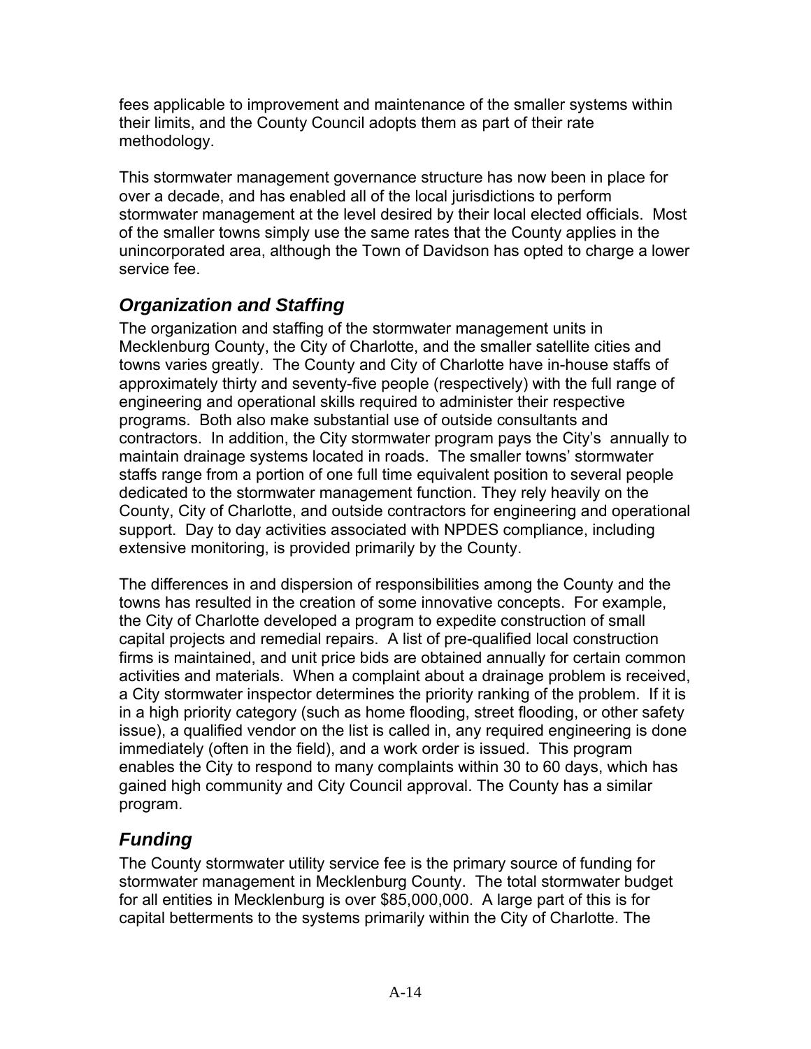fees applicable to improvement and maintenance of the smaller systems within their limits, and the County Council adopts them as part of their rate methodology.

This stormwater management governance structure has now been in place for over a decade, and has enabled all of the local jurisdictions to perform stormwater management at the level desired by their local elected officials. Most of the smaller towns simply use the same rates that the County applies in the unincorporated area, although the Town of Davidson has opted to charge a lower service fee.

## *Organization and Staffing*

The organization and staffing of the stormwater management units in Mecklenburg County, the City of Charlotte, and the smaller satellite cities and towns varies greatly. The County and City of Charlotte have in-house staffs of approximately thirty and seventy-five people (respectively) with the full range of engineering and operational skills required to administer their respective programs. Both also make substantial use of outside consultants and contractors. In addition, the City stormwater program pays the City's annually to maintain drainage systems located in roads. The smaller towns' stormwater staffs range from a portion of one full time equivalent position to several people dedicated to the stormwater management function. They rely heavily on the County, City of Charlotte, and outside contractors for engineering and operational support. Day to day activities associated with NPDES compliance, including extensive monitoring, is provided primarily by the County.

The differences in and dispersion of responsibilities among the County and the towns has resulted in the creation of some innovative concepts. For example, the City of Charlotte developed a program to expedite construction of small capital projects and remedial repairs. A list of pre-qualified local construction firms is maintained, and unit price bids are obtained annually for certain common activities and materials. When a complaint about a drainage problem is received, a City stormwater inspector determines the priority ranking of the problem. If it is in a high priority category (such as home flooding, street flooding, or other safety issue), a qualified vendor on the list is called in, any required engineering is done immediately (often in the field), and a work order is issued. This program enables the City to respond to many complaints within 30 to 60 days, which has gained high community and City Council approval. The County has a similar program.

## *Funding*

The County stormwater utility service fee is the primary source of funding for stormwater management in Mecklenburg County. The total stormwater budget for all entities in Mecklenburg is over $85,000,000. A large part of this is for capital betterments to the systems primarily within the City of Charlotte. The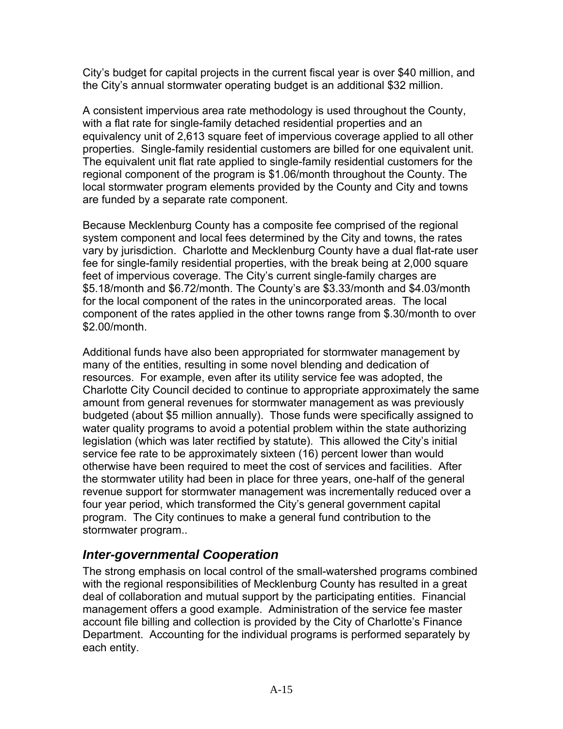City's budget for capital projects in the current fiscal year is over $40 million, and the City's annual stormwater operating budget is an additional $32 million.

A consistent impervious area rate methodology is used throughout the County, with a flat rate for single-family detached residential properties and an equivalency unit of 2,613 square feet of impervious coverage applied to all other properties. Single-family residential customers are billed for one equivalent unit. The equivalent unit flat rate applied to single-family residential customers for the regional component of the program is $1.06/month throughout the County. The local stormwater program elements provided by the County and City and towns are funded by a separate rate component.

Because Mecklenburg County has a composite fee comprised of the regional system component and local fees determined by the City and towns, the rates vary by jurisdiction. Charlotte and Mecklenburg County have a dual flat-rate user fee for single-family residential properties, with the break being at 2,000 square feet of impervious coverage. The City's current single-family charges are $5.18/month and $6.72/month. The County's are $3.33/month and $4.03/month for the local component of the rates in the unincorporated areas. The local component of the rates applied in the other towns range from $.30/month to over $2.00/month.

Additional funds have also been appropriated for stormwater management by many of the entities, resulting in some novel blending and dedication of resources. For example, even after its utility service fee was adopted, the Charlotte City Council decided to continue to appropriate approximately the same amount from general revenues for stormwater management as was previously budgeted (about $5 million annually). Those funds were specifically assigned to water quality programs to avoid a potential problem within the state authorizing legislation (which was later rectified by statute). This allowed the City's initial service fee rate to be approximately sixteen (16) percent lower than would otherwise have been required to meet the cost of services and facilities. After the stormwater utility had been in place for three years, one-half of the general revenue support for stormwater management was incrementally reduced over a four year period, which transformed the City's general government capital program. The City continues to make a general fund contribution to the stormwater program..

## *Inter-governmental Cooperation*

The strong emphasis on local control of the small-watershed programs combined with the regional responsibilities of Mecklenburg County has resulted in a great deal of collaboration and mutual support by the participating entities. Financial management offers a good example. Administration of the service fee master account file billing and collection is provided by the City of Charlotte's Finance Department. Accounting for the individual programs is performed separately by each entity.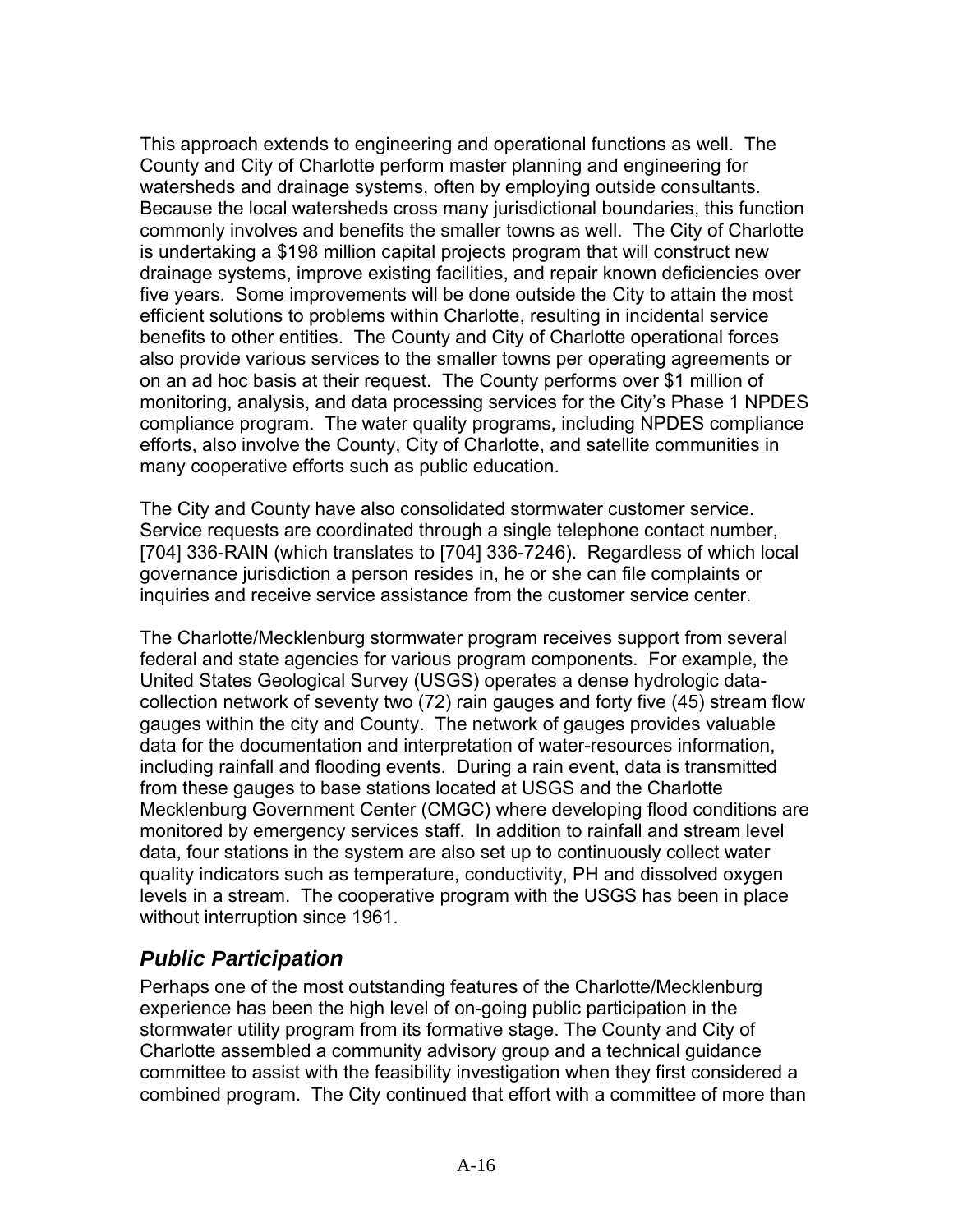This approach extends to engineering and operational functions as well. The County and City of Charlotte perform master planning and engineering for watersheds and drainage systems, often by employing outside consultants. Because the local watersheds cross many jurisdictional boundaries, this function commonly involves and benefits the smaller towns as well. The City of Charlotte is undertaking a $198 million capital projects program that will construct new drainage systems, improve existing facilities, and repair known deficiencies over five years. Some improvements will be done outside the City to attain the most efficient solutions to problems within Charlotte, resulting in incidental service benefits to other entities. The County and City of Charlotte operational forces also provide various services to the smaller towns per operating agreements or on an ad hoc basis at their request. The County performs over $1 million of monitoring, analysis, and data processing services for the City's Phase 1 NPDES compliance program. The water quality programs, including NPDES compliance efforts, also involve the County, City of Charlotte, and satellite communities in many cooperative efforts such as public education.

The City and County have also consolidated stormwater customer service. Service requests are coordinated through a single telephone contact number, [704] 336-RAIN (which translates to [704] 336-7246). Regardless of which local governance jurisdiction a person resides in, he or she can file complaints or inquiries and receive service assistance from the customer service center.

The Charlotte/Mecklenburg stormwater program receives support from several federal and state agencies for various program components. For example, the United States Geological Survey (USGS) operates a dense hydrologic data-collection network of seventy two (72) rain gauges and forty five (45) stream flow gauges within the city and County. The network of gauges provides valuable data for the documentation and interpretation of water-resources information, including rainfall and flooding events. During a rain event, data is transmitted from these gauges to base stations located at USGS and the Charlotte Mecklenburg Government Center (CMGC) where developing flood conditions are monitored by emergency services staff. In addition to rainfall and stream level data, four stations in the system are also set up to continuously collect water quality indicators such as temperature, conductivity, PH and dissolved oxygen levels in a stream. The cooperative program with the USGS has been in place without interruption since 1961.

## *Public Participation*

Perhaps one of the most outstanding features of the Charlotte/Mecklenburg experience has been the high level of on-going public participation in the stormwater utility program from its formative stage. The County and City of Charlotte assembled a community advisory group and a technical guidance committee to assist with the feasibility investigation when they first considered a combined program. The City continued that effort with a committee of more than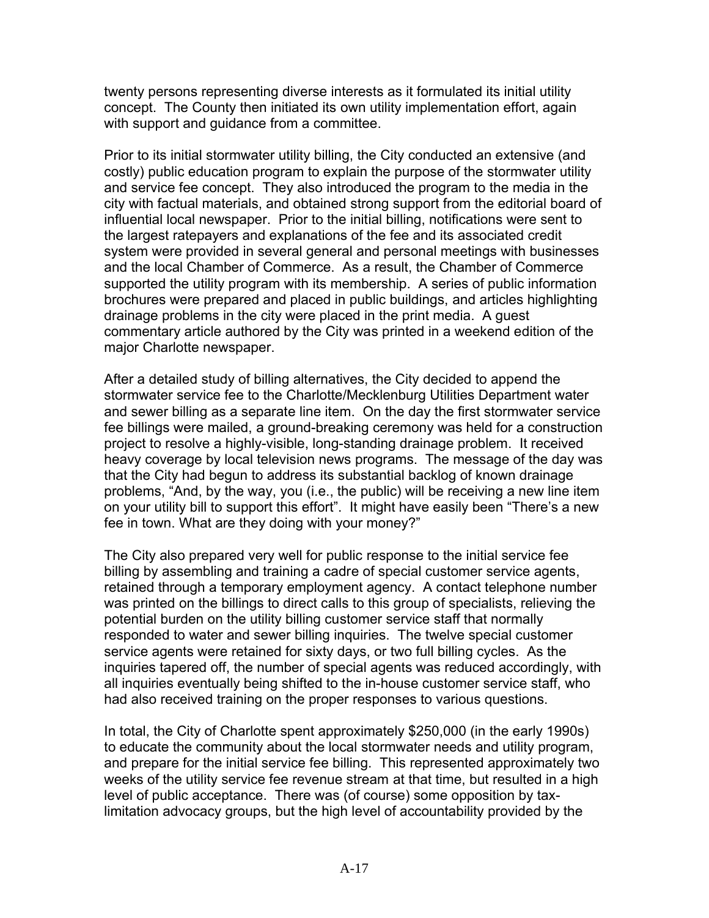twenty persons representing diverse interests as it formulated its initial utility concept. The County then initiated its own utility implementation effort, again with support and guidance from a committee.

Prior to its initial stormwater utility billing, the City conducted an extensive (and costly) public education program to explain the purpose of the stormwater utility and service fee concept. They also introduced the program to the media in the city with factual materials, and obtained strong support from the editorial board of influential local newspaper. Prior to the initial billing, notifications were sent to the largest ratepayers and explanations of the fee and its associated credit system were provided in several general and personal meetings with businesses and the local Chamber of Commerce. As a result, the Chamber of Commerce supported the utility program with its membership. A series of public information brochures were prepared and placed in public buildings, and articles highlighting drainage problems in the city were placed in the print media. A guest commentary article authored by the City was printed in a weekend edition of the major Charlotte newspaper.

After a detailed study of billing alternatives, the City decided to append the stormwater service fee to the Charlotte/Mecklenburg Utilities Department water and sewer billing as a separate line item. On the day the first stormwater service fee billings were mailed, a ground-breaking ceremony was held for a construction project to resolve a highly-visible, long-standing drainage problem. It received heavy coverage by local television news programs. The message of the day was that the City had begun to address its substantial backlog of known drainage problems, "And, by the way, you (i.e., the public) will be receiving a new line item on your utility bill to support this effort". It might have easily been "There's a new fee in town. What are they doing with your money?"

The City also prepared very well for public response to the initial service fee billing by assembling and training a cadre of special customer service agents, retained through a temporary employment agency. A contact telephone number was printed on the billings to direct calls to this group of specialists, relieving the potential burden on the utility billing customer service staff that normally responded to water and sewer billing inquiries. The twelve special customer service agents were retained for sixty days, or two full billing cycles. As the inquiries tapered off, the number of special agents was reduced accordingly, with all inquiries eventually being shifted to the in-house customer service staff, who had also received training on the proper responses to various questions.

In total, the City of Charlotte spent approximately $250,000 (in the early 1990s) to educate the community about the local stormwater needs and utility program, and prepare for the initial service fee billing. This represented approximately two weeks of the utility service fee revenue stream at that time, but resulted in a high level of public acceptance. There was (of course) some opposition by tax-limitation advocacy groups, but the high level of accountability provided by the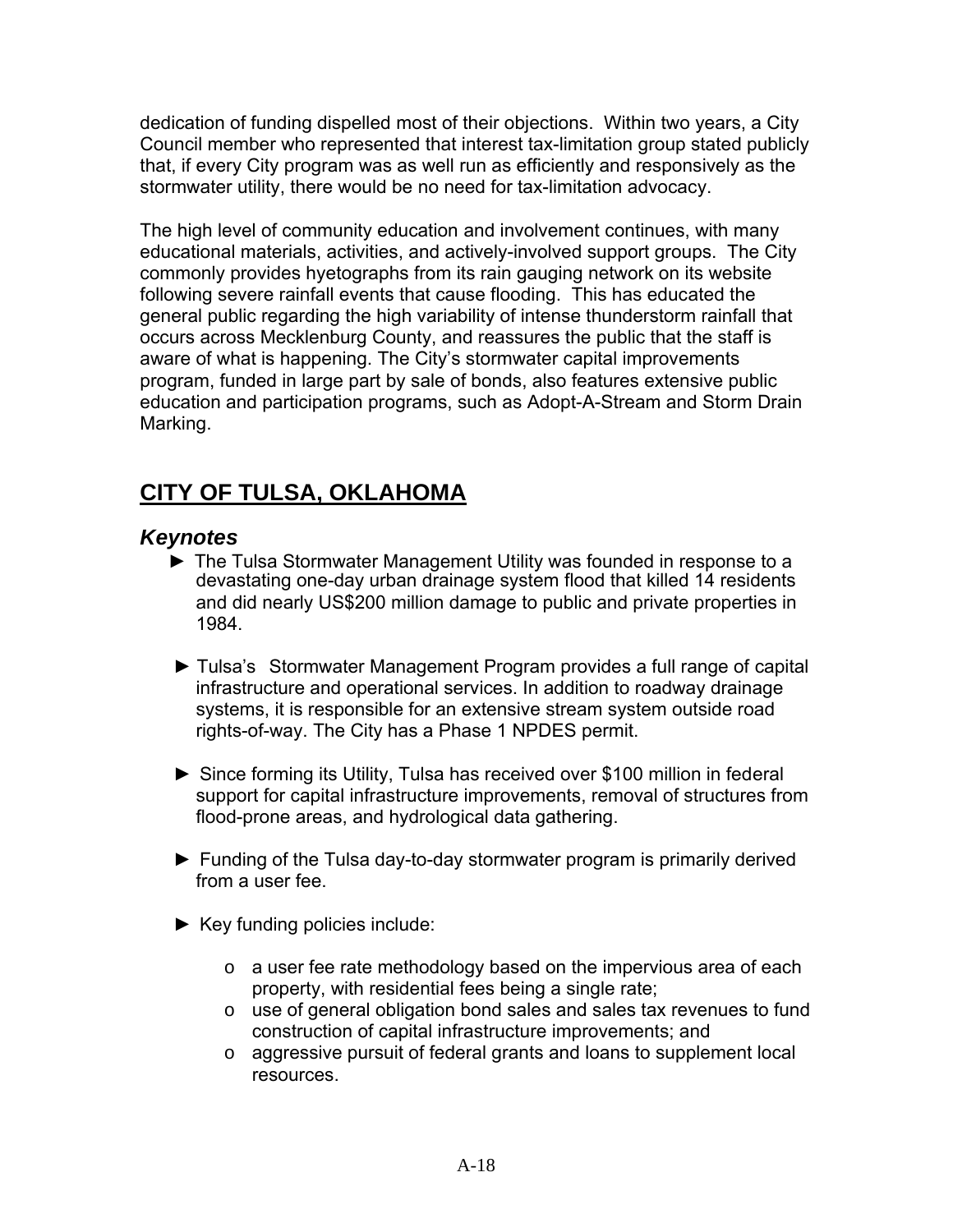dedication of funding dispelled most of their objections. Within two years, a City Council member who represented that interest tax-limitation group stated publicly that, if every City program was as well run as efficiently and responsively as the stormwater utility, there would be no need for tax-limitation advocacy.

The high level of community education and involvement continues, with many educational materials, activities, and actively-involved support groups. The City commonly provides hyetographs from its rain gauging network on its website following severe rainfall events that cause flooding. This has educated the general public regarding the high variability of intense thunderstorm rainfall that occurs across Mecklenburg County, and reassures the public that the staff is aware of what is happening. The City's stormwater capital improvements program, funded in large part by sale of bonds, also features extensive public education and participation programs, such as Adopt-A-Stream and Storm Drain Marking.

## CITY OF TULSA, OKLAHOMA

### *Keynotes*

- ► The Tulsa Stormwater Management Utility was founded in response to a devastating one-day urban drainage system flood that killed 14 residents and did nearly US$200 million damage to public and private properties in 1984.

- ► Tulsa's Stormwater Management Program provides a full range of capital infrastructure and operational services. In addition to roadway drainage systems, it is responsible for an extensive stream system outside road rights-of-way. The City has a Phase 1 NPDES permit.

- ► Since forming its Utility, Tulsa has received over $100 million in federal support for capital infrastructure improvements, removal of structures from flood-prone areas, and hydrological data gathering.

- ► Funding of the Tulsa day-to-day stormwater program is primarily derived from a user fee.

- ► Key funding policies include:

    - o a user fee rate methodology based on the impervious area of each property, with residential fees being a single rate;
    - o use of general obligation bond sales and sales tax revenues to fund construction of capital infrastructure improvements; and
    - o aggressive pursuit of federal grants and loans to supplement local resources.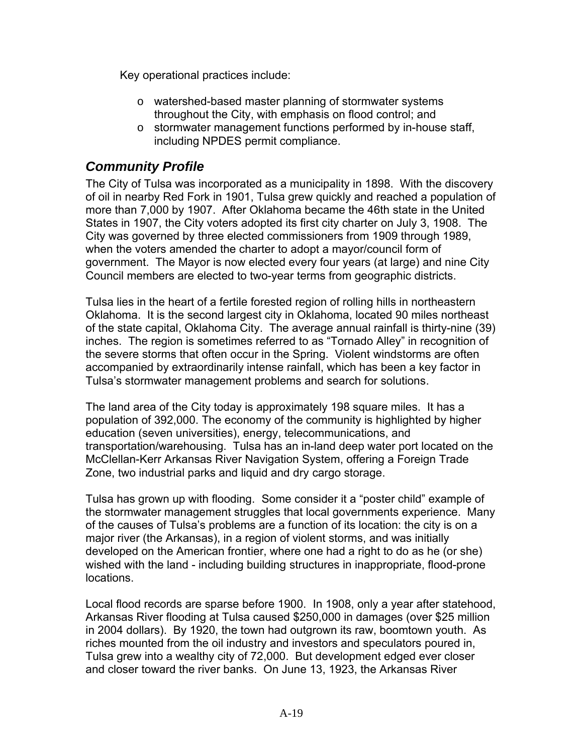Key operational practices include:

- watershed-based master planning of stormwater systems throughout the City, with emphasis on flood control; and
- stormwater management functions performed by in-house staff, including NPDES permit compliance.

## *Community Profile*

The City of Tulsa was incorporated as a municipality in 1898. With the discovery of oil in nearby Red Fork in 1901, Tulsa grew quickly and reached a population of more than 7,000 by 1907. After Oklahoma became the 46th state in the United States in 1907, the City voters adopted its first city charter on July 3, 1908. The City was governed by three elected commissioners from 1909 through 1989, when the voters amended the charter to adopt a mayor/council form of government. The Mayor is now elected every four years (at large) and nine City Council members are elected to two-year terms from geographic districts.

Tulsa lies in the heart of a fertile forested region of rolling hills in northeastern Oklahoma. It is the second largest city in Oklahoma, located 90 miles northeast of the state capital, Oklahoma City. The average annual rainfall is thirty-nine (39) inches. The region is sometimes referred to as "Tornado Alley" in recognition of the severe storms that often occur in the Spring. Violent windstorms are often accompanied by extraordinarily intense rainfall, which has been a key factor in Tulsa's stormwater management problems and search for solutions.

The land area of the City today is approximately 198 square miles. It has a population of 392,000. The economy of the community is highlighted by higher education (seven universities), energy, telecommunications, and transportation/warehousing. Tulsa has an in-land deep water port located on the McClellan-Kerr Arkansas River Navigation System, offering a Foreign Trade Zone, two industrial parks and liquid and dry cargo storage.

Tulsa has grown up with flooding. Some consider it a "poster child" example of the stormwater management struggles that local governments experience. Many of the causes of Tulsa's problems are a function of its location: the city is on a major river (the Arkansas), in a region of violent storms, and was initially developed on the American frontier, where one had a right to do as he (or she) wished with the land - including building structures in inappropriate, flood-prone locations.

Local flood records are sparse before 1900. In 1908, only a year after statehood, Arkansas River flooding at Tulsa caused $250,000 in damages (over $25 million in 2004 dollars). By 1920, the town had outgrown its raw, boomtown youth. As riches mounted from the oil industry and investors and speculators poured in, Tulsa grew into a wealthy city of 72,000. But development edged ever closer and closer toward the river banks. On June 13, 1923, the Arkansas River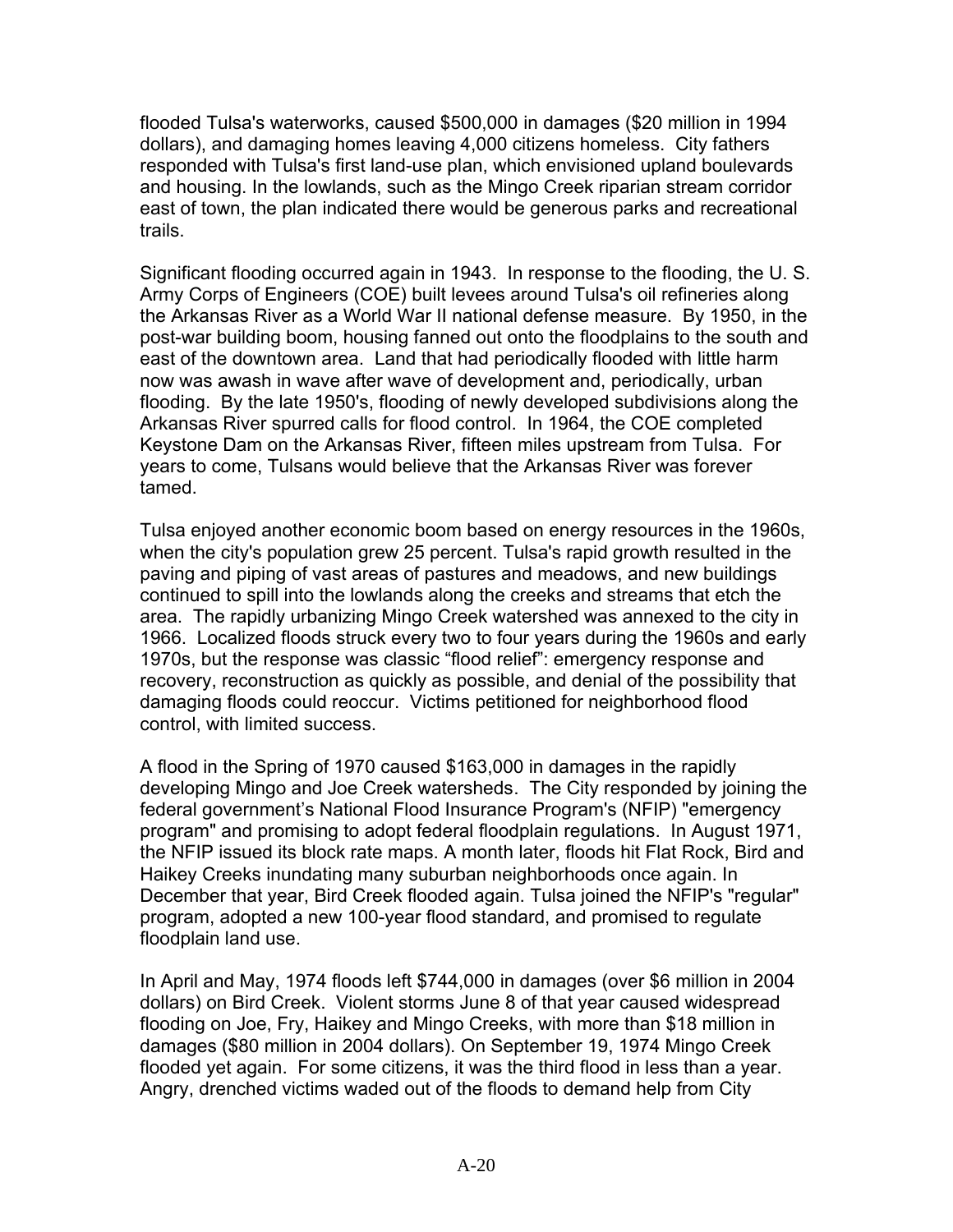flooded Tulsa's waterworks, caused $500,000 in damages ($20 million in 1994 dollars), and damaging homes leaving 4,000 citizens homeless. City fathers responded with Tulsa's first land-use plan, which envisioned upland boulevards and housing. In the lowlands, such as the Mingo Creek riparian stream corridor east of town, the plan indicated there would be generous parks and recreational trails.

Significant flooding occurred again in 1943. In response to the flooding, the U. S. Army Corps of Engineers (COE) built levees around Tulsa's oil refineries along the Arkansas River as a World War II national defense measure. By 1950, in the post-war building boom, housing fanned out onto the floodplains to the south and east of the downtown area. Land that had periodically flooded with little harm now was awash in wave after wave of development and, periodically, urban flooding. By the late 1950's, flooding of newly developed subdivisions along the Arkansas River spurred calls for flood control. In 1964, the COE completed Keystone Dam on the Arkansas River, fifteen miles upstream from Tulsa. For years to come, Tulsans would believe that the Arkansas River was forever tamed.

Tulsa enjoyed another economic boom based on energy resources in the 1960s, when the city's population grew 25 percent. Tulsa's rapid growth resulted in the paving and piping of vast areas of pastures and meadows, and new buildings continued to spill into the lowlands along the creeks and streams that etch the area. The rapidly urbanizing Mingo Creek watershed was annexed to the city in 1966. Localized floods struck every two to four years during the 1960s and early 1970s, but the response was classic "flood relief": emergency response and recovery, reconstruction as quickly as possible, and denial of the possibility that damaging floods could reoccur. Victims petitioned for neighborhood flood control, with limited success.

A flood in the Spring of 1970 caused $163,000 in damages in the rapidly developing Mingo and Joe Creek watersheds. The City responded by joining the federal government's National Flood Insurance Program's (NFIP) "emergency program" and promising to adopt federal floodplain regulations. In August 1971, the NFIP issued its block rate maps. A month later, floods hit Flat Rock, Bird and Haikey Creeks inundating many suburban neighborhoods once again. In December that year, Bird Creek flooded again. Tulsa joined the NFIP's "regular" program, adopted a new 100-year flood standard, and promised to regulate floodplain land use.

In April and May, 1974 floods left $744,000 in damages (over $6 million in 2004 dollars) on Bird Creek. Violent storms June 8 of that year caused widespread flooding on Joe, Fry, Haikey and Mingo Creeks, with more than $18 million in damages ($80 million in 2004 dollars). On September 19, 1974 Mingo Creek flooded yet again. For some citizens, it was the third flood in less than a year. Angry, drenched victims waded out of the floods to demand help from City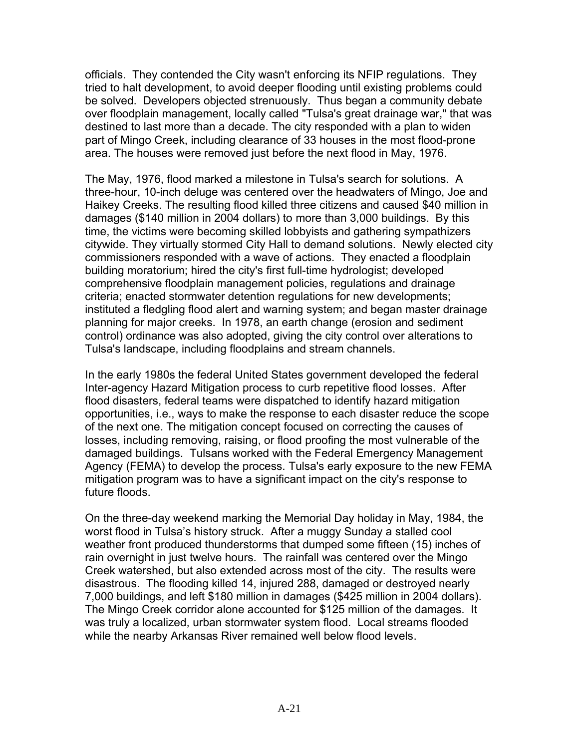officials. They contended the City wasn't enforcing its NFIP regulations. They tried to halt development, to avoid deeper flooding until existing problems could be solved. Developers objected strenuously. Thus began a community debate over floodplain management, locally called "Tulsa's great drainage war," that was destined to last more than a decade. The city responded with a plan to widen part of Mingo Creek, including clearance of 33 houses in the most flood-prone area. The houses were removed just before the next flood in May, 1976.

The May, 1976, flood marked a milestone in Tulsa's search for solutions. A three-hour, 10-inch deluge was centered over the headwaters of Mingo, Joe and Haikey Creeks. The resulting flood killed three citizens and caused $40 million in damages ($140 million in 2004 dollars) to more than 3,000 buildings. By this time, the victims were becoming skilled lobbyists and gathering sympathizers citywide. They virtually stormed City Hall to demand solutions. Newly elected city commissioners responded with a wave of actions. They enacted a floodplain building moratorium; hired the city's first full-time hydrologist; developed comprehensive floodplain management policies, regulations and drainage criteria; enacted stormwater detention regulations for new developments; instituted a fledgling flood alert and warning system; and began master drainage planning for major creeks. In 1978, an earth change (erosion and sediment control) ordinance was also adopted, giving the city control over alterations to Tulsa's landscape, including floodplains and stream channels.

In the early 1980s the federal United States government developed the federal Inter-agency Hazard Mitigation process to curb repetitive flood losses. After flood disasters, federal teams were dispatched to identify hazard mitigation opportunities, i.e., ways to make the response to each disaster reduce the scope of the next one. The mitigation concept focused on correcting the causes of losses, including removing, raising, or flood proofing the most vulnerable of the damaged buildings. Tulsans worked with the Federal Emergency Management Agency (FEMA) to develop the process. Tulsa's early exposure to the new FEMA mitigation program was to have a significant impact on the city's response to future floods.

On the three-day weekend marking the Memorial Day holiday in May, 1984, the worst flood in Tulsa's history struck. After a muggy Sunday a stalled cool weather front produced thunderstorms that dumped some fifteen (15) inches of rain overnight in just twelve hours. The rainfall was centered over the Mingo Creek watershed, but also extended across most of the city. The results were disastrous. The flooding killed 14, injured 288, damaged or destroyed nearly 7,000 buildings, and left $180 million in damages ($425 million in 2004 dollars). The Mingo Creek corridor alone accounted for $125 million of the damages. It was truly a localized, urban stormwater system flood. Local streams flooded while the nearby Arkansas River remained well below flood levels.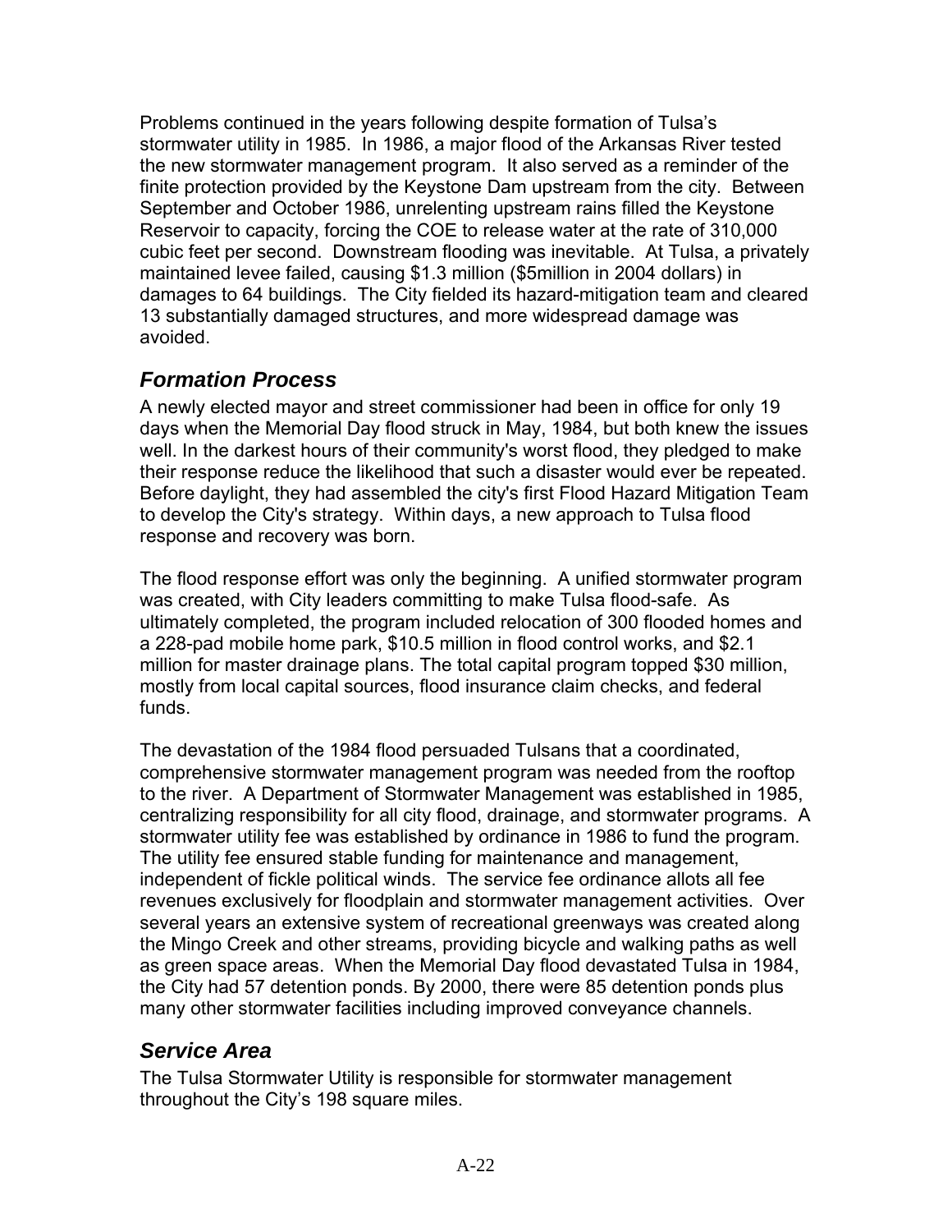Problems continued in the years following despite formation of Tulsa's stormwater utility in 1985. In 1986, a major flood of the Arkansas River tested the new stormwater management program. It also served as a reminder of the finite protection provided by the Keystone Dam upstream from the city. Between September and October 1986, unrelenting upstream rains filled the Keystone Reservoir to capacity, forcing the COE to release water at the rate of 310,000 cubic feet per second. Downstream flooding was inevitable. At Tulsa, a privately maintained levee failed, causing $1.3 million ($5million in 2004 dollars) in damages to 64 buildings. The City fielded its hazard-mitigation team and cleared 13 substantially damaged structures, and more widespread damage was avoided.

## *Formation Process*

A newly elected mayor and street commissioner had been in office for only 19 days when the Memorial Day flood struck in May, 1984, but both knew the issues well. In the darkest hours of their community's worst flood, they pledged to make their response reduce the likelihood that such a disaster would ever be repeated. Before daylight, they had assembled the city's first Flood Hazard Mitigation Team to develop the City's strategy. Within days, a new approach to Tulsa flood response and recovery was born.

The flood response effort was only the beginning. A unified stormwater program was created, with City leaders committing to make Tulsa flood-safe. As ultimately completed, the program included relocation of 300 flooded homes and a 228-pad mobile home park, $10.5 million in flood control works, and $2.1 million for master drainage plans. The total capital program topped $30 million, mostly from local capital sources, flood insurance claim checks, and federal funds.

The devastation of the 1984 flood persuaded Tulsans that a coordinated, comprehensive stormwater management program was needed from the rooftop to the river. A Department of Stormwater Management was established in 1985, centralizing responsibility for all city flood, drainage, and stormwater programs. A stormwater utility fee was established by ordinance in 1986 to fund the program. The utility fee ensured stable funding for maintenance and management, independent of fickle political winds. The service fee ordinance allots all fee revenues exclusively for floodplain and stormwater management activities. Over several years an extensive system of recreational greenways was created along the Mingo Creek and other streams, providing bicycle and walking paths as well as green space areas. When the Memorial Day flood devastated Tulsa in 1984, the City had 57 detention ponds. By 2000, there were 85 detention ponds plus many other stormwater facilities including improved conveyance channels.

## *Service Area*

The Tulsa Stormwater Utility is responsible for stormwater management throughout the City's 198 square miles.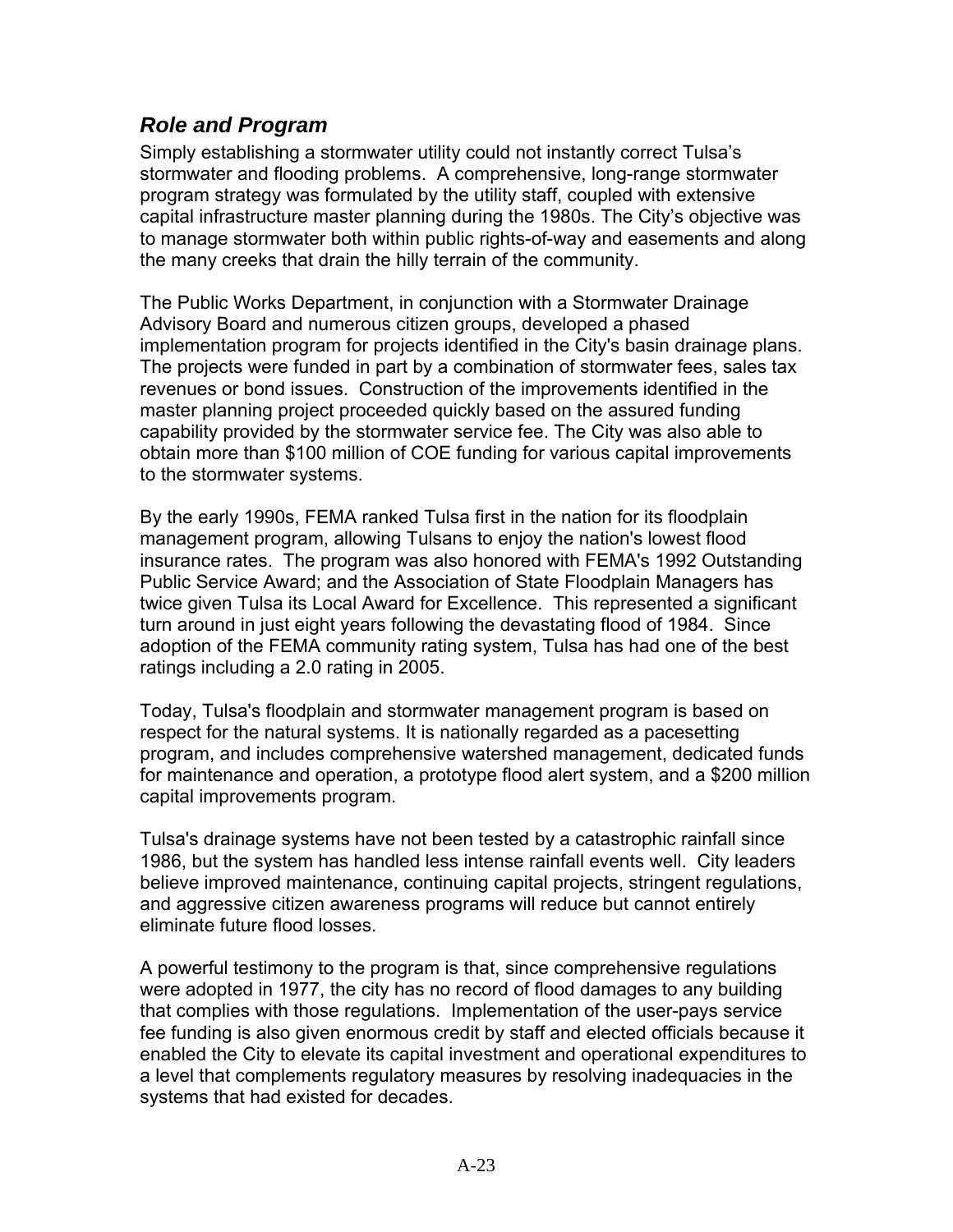## *Role and Program*

Simply establishing a stormwater utility could not instantly correct Tulsa's stormwater and flooding problems. A comprehensive, long-range stormwater program strategy was formulated by the utility staff, coupled with extensive capital infrastructure master planning during the 1980s. The City's objective was to manage stormwater both within public rights-of-way and easements and along the many creeks that drain the hilly terrain of the community.

The Public Works Department, in conjunction with a Stormwater Drainage Advisory Board and numerous citizen groups, developed a phased implementation program for projects identified in the City's basin drainage plans. The projects were funded in part by a combination of stormwater fees, sales tax revenues or bond issues. Construction of the improvements identified in the master planning project proceeded quickly based on the assured funding capability provided by the stormwater service fee. The City was also able to obtain more than $100 million of COE funding for various capital improvements to the stormwater systems.

By the early 1990s, FEMA ranked Tulsa first in the nation for its floodplain management program, allowing Tulsans to enjoy the nation's lowest flood insurance rates. The program was also honored with FEMA's 1992 Outstanding Public Service Award; and the Association of State Floodplain Managers has twice given Tulsa its Local Award for Excellence. This represented a significant turn around in just eight years following the devastating flood of 1984. Since adoption of the FEMA community rating system, Tulsa has had one of the best ratings including a 2.0 rating in 2005.

Today, Tulsa's floodplain and stormwater management program is based on respect for the natural systems. It is nationally regarded as a pacesetting program, and includes comprehensive watershed management, dedicated funds for maintenance and operation, a prototype flood alert system, and a $200 million capital improvements program.

Tulsa's drainage systems have not been tested by a catastrophic rainfall since 1986, but the system has handled less intense rainfall events well. City leaders believe improved maintenance, continuing capital projects, stringent regulations, and aggressive citizen awareness programs will reduce but cannot entirely eliminate future flood losses.

A powerful testimony to the program is that, since comprehensive regulations were adopted in 1977, the city has no record of flood damages to any building that complies with those regulations. Implementation of the user-pays service fee funding is also given enormous credit by staff and elected officials because it enabled the City to elevate its capital investment and operational expenditures to a level that complements regulatory measures by resolving inadequacies in the systems that had existed for decades.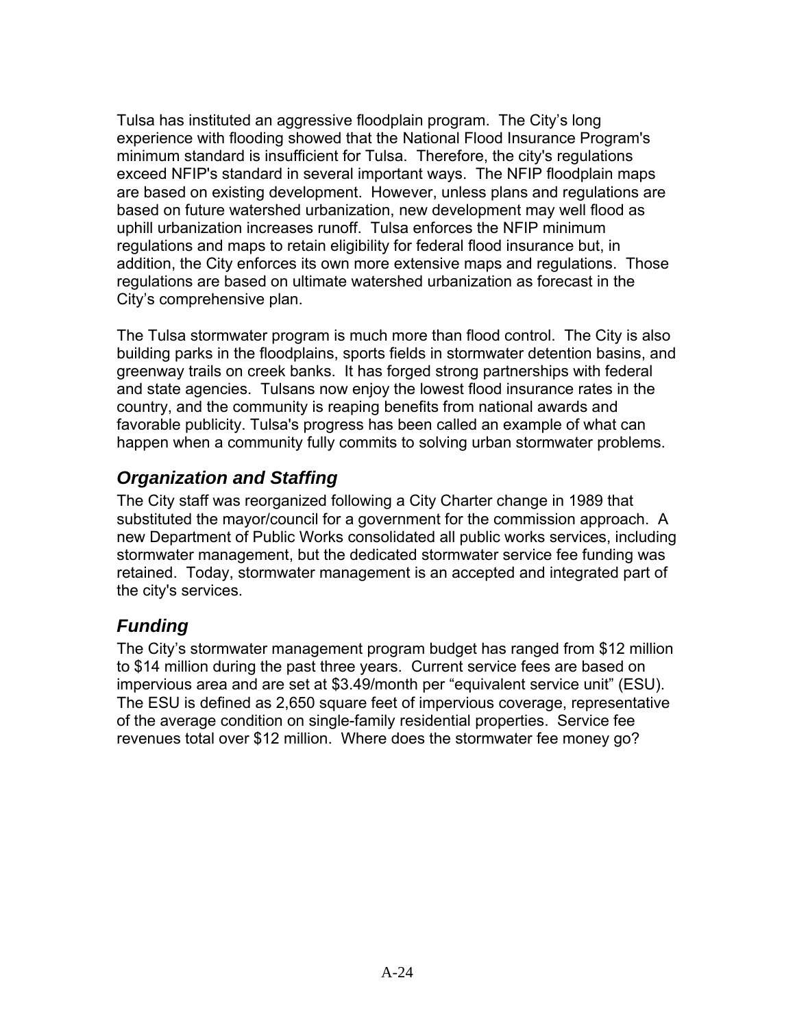Tulsa has instituted an aggressive floodplain program. The City's long experience with flooding showed that the National Flood Insurance Program's minimum standard is insufficient for Tulsa. Therefore, the city's regulations exceed NFIP's standard in several important ways. The NFIP floodplain maps are based on existing development. However, unless plans and regulations are based on future watershed urbanization, new development may well flood as uphill urbanization increases runoff. Tulsa enforces the NFIP minimum regulations and maps to retain eligibility for federal flood insurance but, in addition, the City enforces its own more extensive maps and regulations. Those regulations are based on ultimate watershed urbanization as forecast in the City's comprehensive plan.

The Tulsa stormwater program is much more than flood control. The City is also building parks in the floodplains, sports fields in stormwater detention basins, and greenway trails on creek banks. It has forged strong partnerships with federal and state agencies. Tulsans now enjoy the lowest flood insurance rates in the country, and the community is reaping benefits from national awards and favorable publicity. Tulsa's progress has been called an example of what can happen when a community fully commits to solving urban stormwater problems.

## *Organization and Staffing*

The City staff was reorganized following a City Charter change in 1989 that substituted the mayor/council for a government for the commission approach. A new Department of Public Works consolidated all public works services, including stormwater management, but the dedicated stormwater service fee funding was retained. Today, stormwater management is an accepted and integrated part of the city's services.

## *Funding*

The City's stormwater management program budget has ranged from $12 million to $14 million during the past three years. Current service fees are based on impervious area and are set at $3.49/month per "equivalent service unit" (ESU). The ESU is defined as 2,650 square feet of impervious coverage, representative of the average condition on single-family residential properties. Service fee revenues total over $12 million. Where does the stormwater fee money go?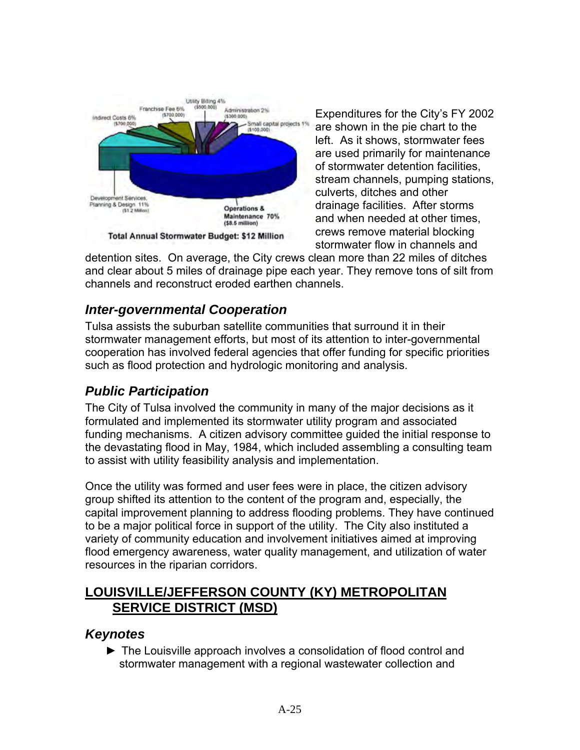Expenditures for the City's FY 2002 are shown in the pie chart to the left. As it shows, stormwater fees are used primarily for maintenance of stormwater detention facilities, stream channels, pumping stations, culverts, ditches and other drainage facilities. After storms and when needed at other times, crews remove material blocking stormwater flow in channels and detention sites. On average, the City crews clean more than 22 miles of ditches and clear about 5 miles of drainage pipe each year. They remove tons of silt from channels and reconstruct eroded earthen channels.

Total Annual Stormwater Budget: $12 Million

### *Inter-governmental Cooperation*

Tulsa assists the suburban satellite communities that surround it in their stormwater management efforts, but most of its attention to inter-governmental cooperation has involved federal agencies that offer funding for specific priorities such as flood protection and hydrologic monitoring and analysis.

### *Public Participation*

The City of Tulsa involved the community in many of the major decisions as it formulated and implemented its stormwater utility program and associated funding mechanisms. A citizen advisory committee guided the initial response to the devastating flood in May, 1984, which included assembling a consulting team to assist with utility feasibility analysis and implementation.

Once the utility was formed and user fees were in place, the citizen advisory group shifted its attention to the content of the program and, especially, the capital improvement planning to address flooding problems. They have continued to be a major political force in support of the utility. The City also instituted a variety of community education and involvement initiatives aimed at improving flood emergency awareness, water quality management, and utilization of water resources in the riparian corridors.

## LOUISVILLE/JEFFERSON COUNTY (KY) METROPOLITAN SERVICE DISTRICT (MSD)

### *Keynotes*

- ► The Louisville approach involves a consolidation of flood control and stormwater management with a regional wastewater collection and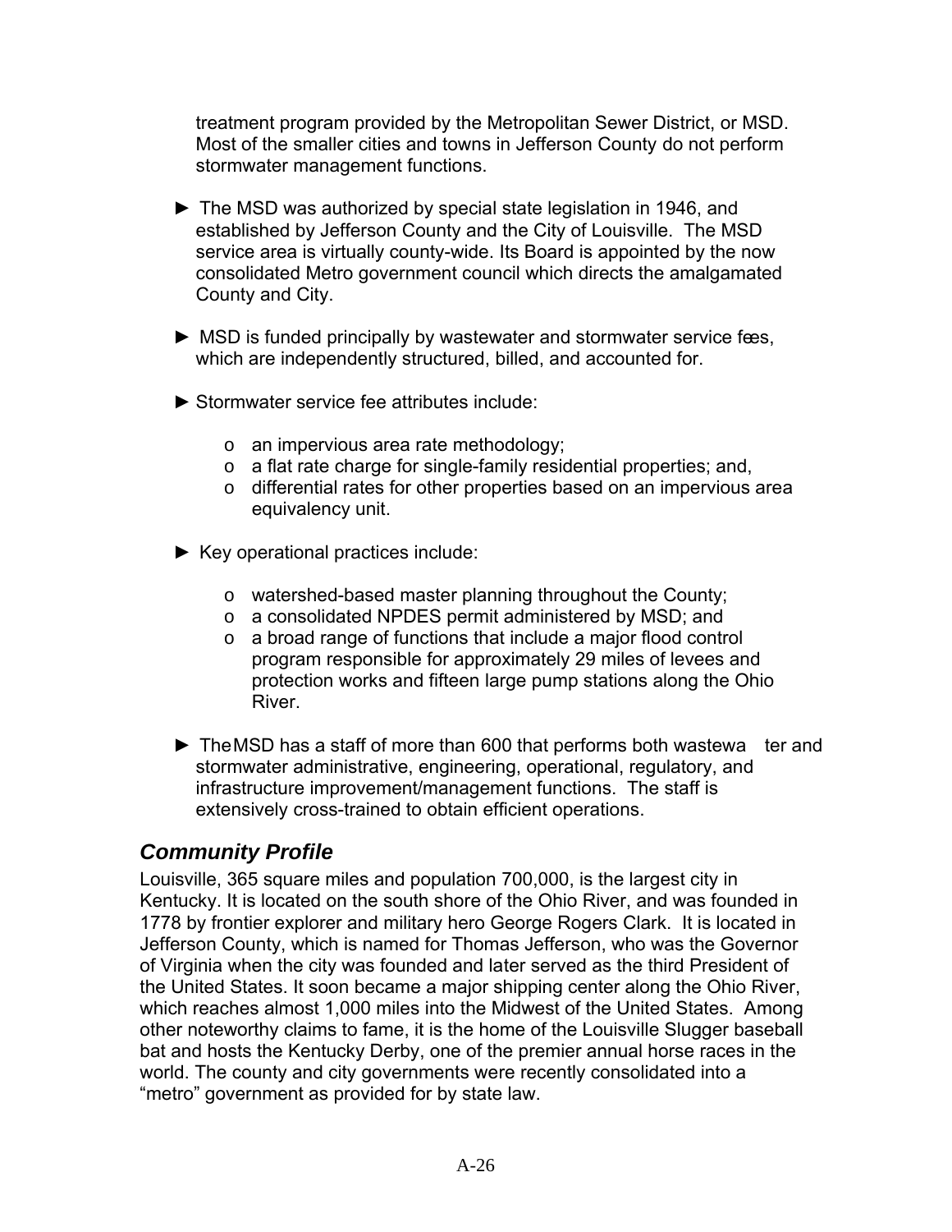treatment program provided by the Metropolitan Sewer District, or MSD. Most of the smaller cities and towns in Jefferson County do not perform stormwater management functions.

► The MSD was authorized by special state legislation in 1946, and established by Jefferson County and the City of Louisville. The MSD service area is virtually county-wide. Its Board is appointed by the now consolidated Metro government council which directs the amalgamated County and City.

► MSD is funded principally by wastewater and stormwater service fees, which are independently structured, billed, and accounted for.

► Stormwater service fee attributes include:

- an impervious area rate methodology;
- a flat rate charge for single-family residential properties; and,
- differential rates for other properties based on an impervious area equivalency unit.

► Key operational practices include:

- watershed-based master planning throughout the County;
- a consolidated NPDES permit administered by MSD; and
- a broad range of functions that include a major flood control program responsible for approximately 29 miles of levees and protection works and fifteen large pump stations along the Ohio River.

► The MSD has a staff of more than 600 that performs both wastewater and stormwater administrative, engineering, operational, regulatory, and infrastructure improvement/management functions. The staff is extensively cross-trained to obtain efficient operations.

## *Community Profile*

Louisville, 365 square miles and population 700,000, is the largest city in Kentucky. It is located on the south shore of the Ohio River, and was founded in 1778 by frontier explorer and military hero George Rogers Clark. It is located in Jefferson County, which is named for Thomas Jefferson, who was the Governor of Virginia when the city was founded and later served as the third President of the United States. It soon became a major shipping center along the Ohio River, which reaches almost 1,000 miles into the Midwest of the United States. Among other noteworthy claims to fame, it is the home of the Louisville Slugger baseball bat and hosts the Kentucky Derby, one of the premier annual horse races in the world. The county and city governments were recently consolidated into a "metro" government as provided for by state law.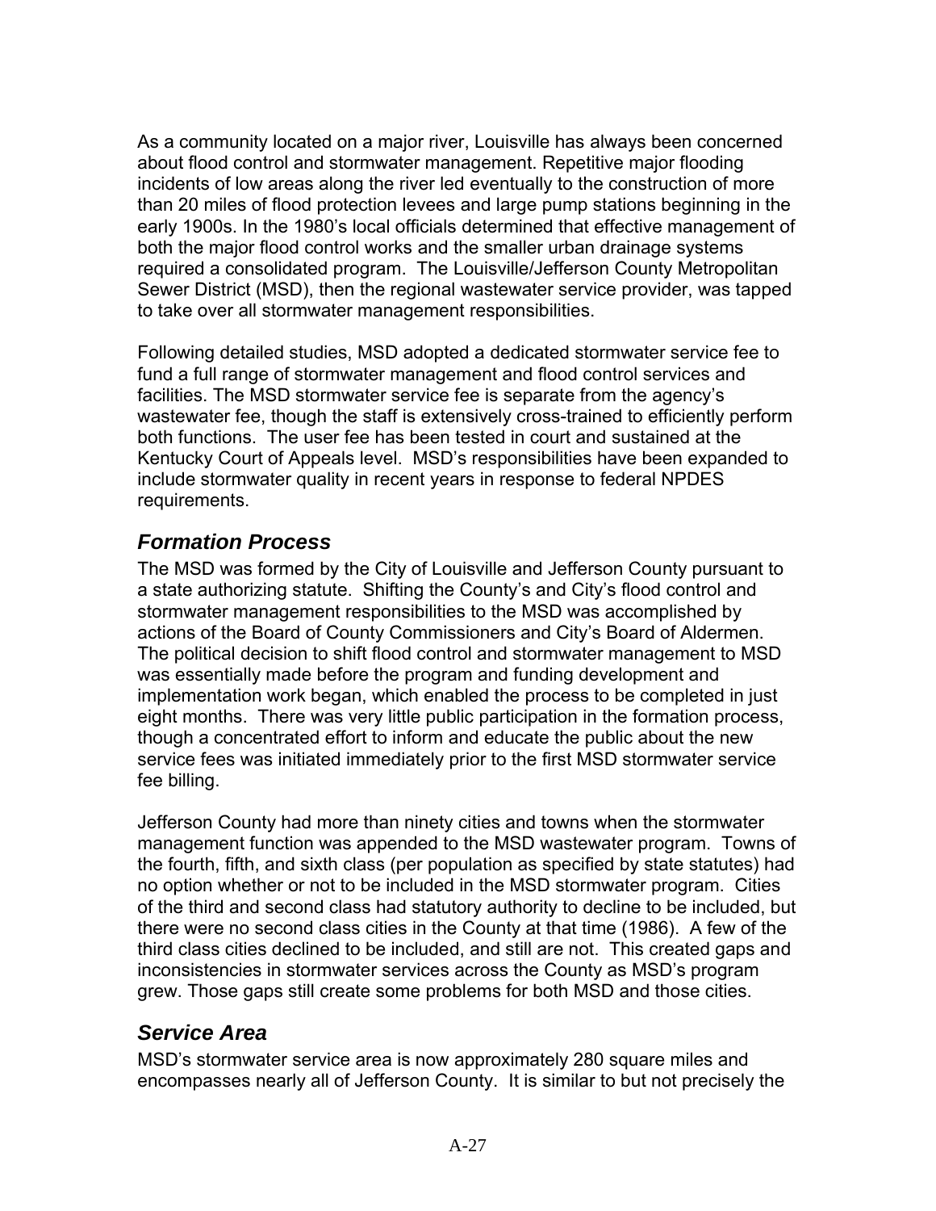As a community located on a major river, Louisville has always been concerned about flood control and stormwater management. Repetitive major flooding incidents of low areas along the river led eventually to the construction of more than 20 miles of flood protection levees and large pump stations beginning in the early 1900s. In the 1980's local officials determined that effective management of both the major flood control works and the smaller urban drainage systems required a consolidated program. The Louisville/Jefferson County Metropolitan Sewer District (MSD), then the regional wastewater service provider, was tapped to take over all stormwater management responsibilities.

Following detailed studies, MSD adopted a dedicated stormwater service fee to fund a full range of stormwater management and flood control services and facilities. The MSD stormwater service fee is separate from the agency's wastewater fee, though the staff is extensively cross-trained to efficiently perform both functions. The user fee has been tested in court and sustained at the Kentucky Court of Appeals level. MSD's responsibilities have been expanded to include stormwater quality in recent years in response to federal NPDES requirements.

## *Formation Process*

The MSD was formed by the City of Louisville and Jefferson County pursuant to a state authorizing statute. Shifting the County's and City's flood control and stormwater management responsibilities to the MSD was accomplished by actions of the Board of County Commissioners and City's Board of Aldermen. The political decision to shift flood control and stormwater management to MSD was essentially made before the program and funding development and implementation work began, which enabled the process to be completed in just eight months. There was very little public participation in the formation process, though a concentrated effort to inform and educate the public about the new service fees was initiated immediately prior to the first MSD stormwater service fee billing.

Jefferson County had more than ninety cities and towns when the stormwater management function was appended to the MSD wastewater program. Towns of the fourth, fifth, and sixth class (per population as specified by state statutes) had no option whether or not to be included in the MSD stormwater program. Cities of the third and second class had statutory authority to decline to be included, but there were no second class cities in the County at that time (1986). A few of the third class cities declined to be included, and still are not. This created gaps and inconsistencies in stormwater services across the County as MSD's program grew. Those gaps still create some problems for both MSD and those cities.

## *Service Area*

MSD's stormwater service area is now approximately 280 square miles and encompasses nearly all of Jefferson County. It is similar to but not precisely the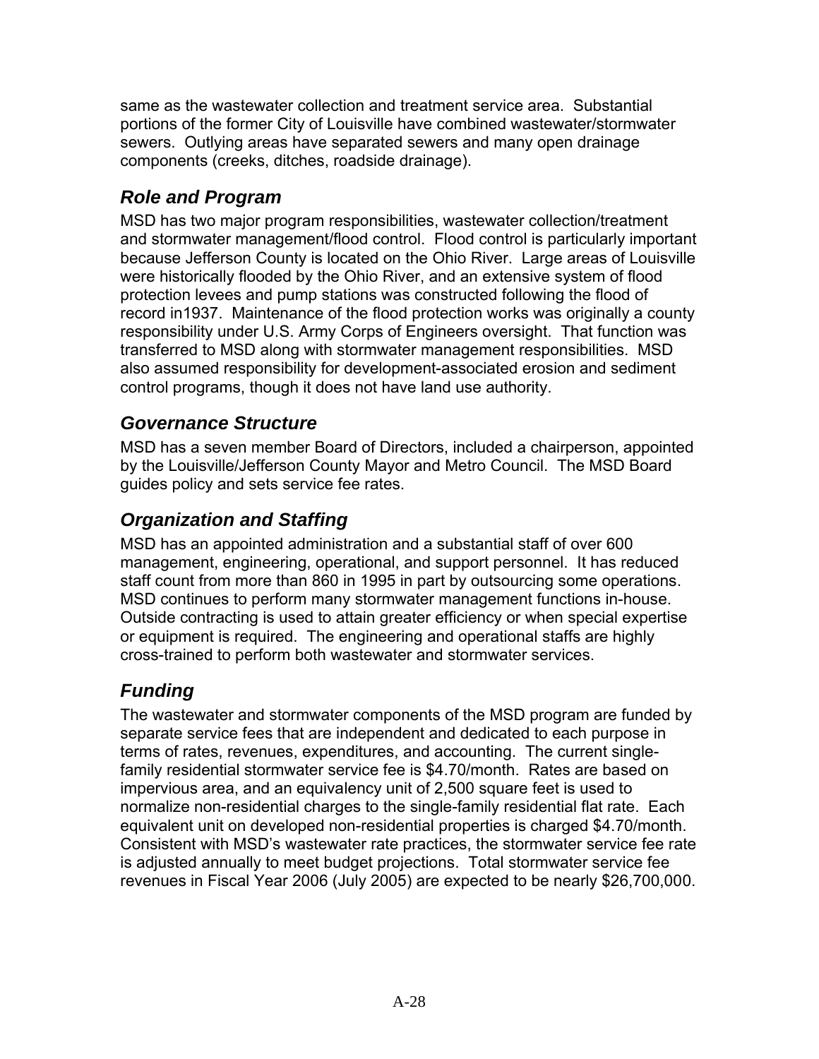same as the wastewater collection and treatment service area. Substantial portions of the former City of Louisville have combined wastewater/stormwater sewers. Outlying areas have separated sewers and many open drainage components (creeks, ditches, roadside drainage).

## *Role and Program*

MSD has two major program responsibilities, wastewater collection/treatment and stormwater management/flood control. Flood control is particularly important because Jefferson County is located on the Ohio River. Large areas of Louisville were historically flooded by the Ohio River, and an extensive system of flood protection levees and pump stations was constructed following the flood of record in1937. Maintenance of the flood protection works was originally a county responsibility under U.S. Army Corps of Engineers oversight. That function was transferred to MSD along with stormwater management responsibilities. MSD also assumed responsibility for development-associated erosion and sediment control programs, though it does not have land use authority.

## *Governance Structure*

MSD has a seven member Board of Directors, included a chairperson, appointed by the Louisville/Jefferson County Mayor and Metro Council. The MSD Board guides policy and sets service fee rates.

## *Organization and Staffing*

MSD has an appointed administration and a substantial staff of over 600 management, engineering, operational, and support personnel. It has reduced staff count from more than 860 in 1995 in part by outsourcing some operations. MSD continues to perform many stormwater management functions in-house. Outside contracting is used to attain greater efficiency or when special expertise or equipment is required. The engineering and operational staffs are highly cross-trained to perform both wastewater and stormwater services.

## *Funding*

The wastewater and stormwater components of the MSD program are funded by separate service fees that are independent and dedicated to each purpose in terms of rates, revenues, expenditures, and accounting. The current single-family residential stormwater service fee is $4.70/month. Rates are based on impervious area, and an equivalency unit of 2,500 square feet is used to normalize non-residential charges to the single-family residential flat rate. Each equivalent unit on developed non-residential properties is charged $4.70/month. Consistent with MSD's wastewater rate practices, the stormwater service fee rate is adjusted annually to meet budget projections. Total stormwater service fee revenues in Fiscal Year 2006 (July 2005) are expected to be nearly $26,700,000.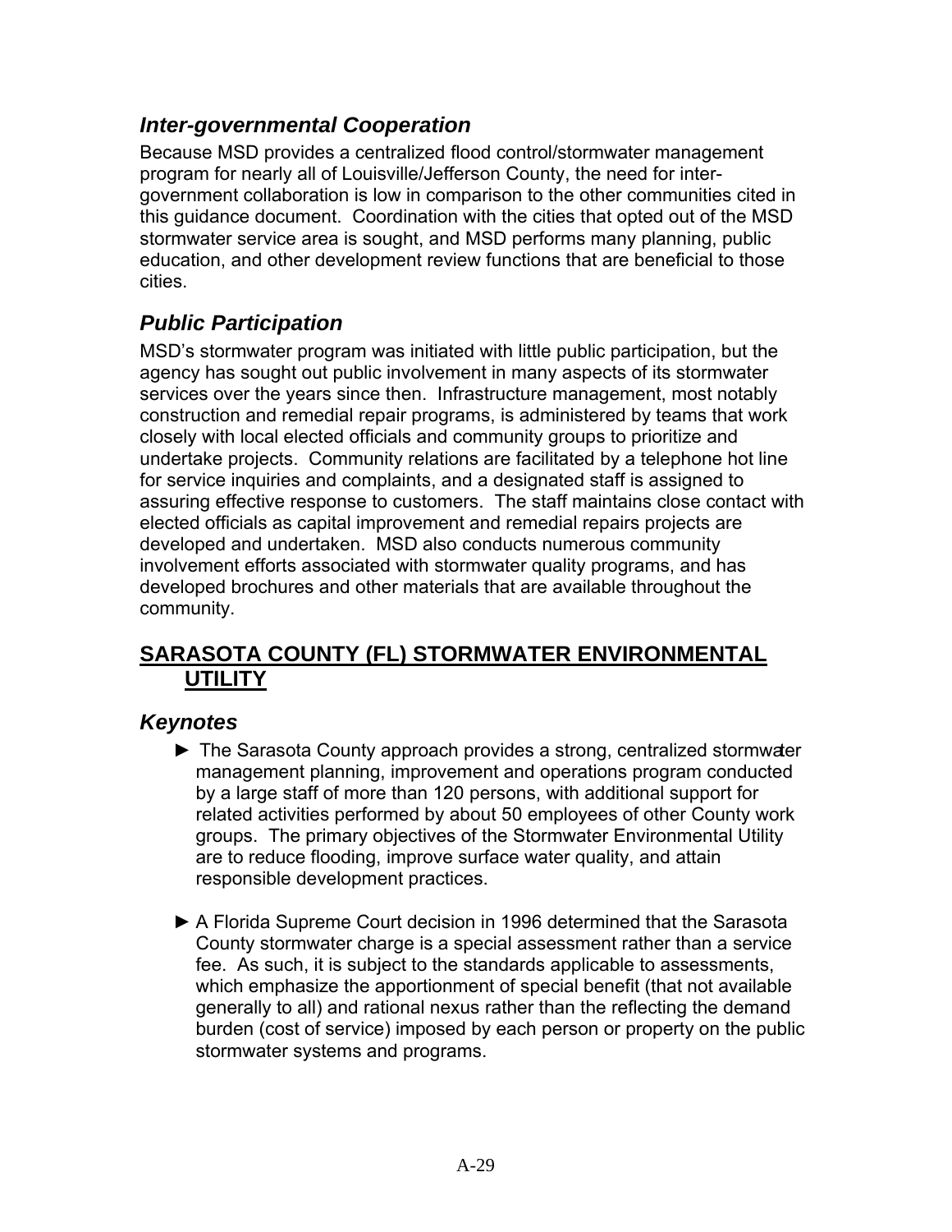### *Inter-governmental Cooperation*

Because MSD provides a centralized flood control/stormwater management program for nearly all of Louisville/Jefferson County, the need for inter-government collaboration is low in comparison to the other communities cited in this guidance document. Coordination with the cities that opted out of the MSD stormwater service area is sought, and MSD performs many planning, public education, and other development review functions that are beneficial to those cities.

### *Public Participation*

MSD's stormwater program was initiated with little public participation, but the agency has sought out public involvement in many aspects of its stormwater services over the years since then. Infrastructure management, most notably construction and remedial repair programs, is administered by teams that work closely with local elected officials and community groups to prioritize and undertake projects. Community relations are facilitated by a telephone hot line for service inquiries and complaints, and a designated staff is assigned to assuring effective response to customers. The staff maintains close contact with elected officials as capital improvement and remedial repairs projects are developed and undertaken. MSD also conducts numerous community involvement efforts associated with stormwater quality programs, and has developed brochures and other materials that are available throughout the community.

## SARASOTA COUNTY (FL) STORMWATER ENVIRONMENTAL UTILITY

### *Keynotes*

- ► The Sarasota County approach provides a strong, centralized stormwater management planning, improvement and operations program conducted by a large staff of more than 120 persons, with additional support for related activities performed by about 50 employees of other County work groups. The primary objectives of the Stormwater Environmental Utility are to reduce flooding, improve surface water quality, and attain responsible development practices.

- ► A Florida Supreme Court decision in 1996 determined that the Sarasota County stormwater charge is a special assessment rather than a service fee. As such, it is subject to the standards applicable to assessments, which emphasize the apportionment of special benefit (that not available generally to all) and rational nexus rather than the reflecting the demand burden (cost of service) imposed by each person or property on the public stormwater systems and programs.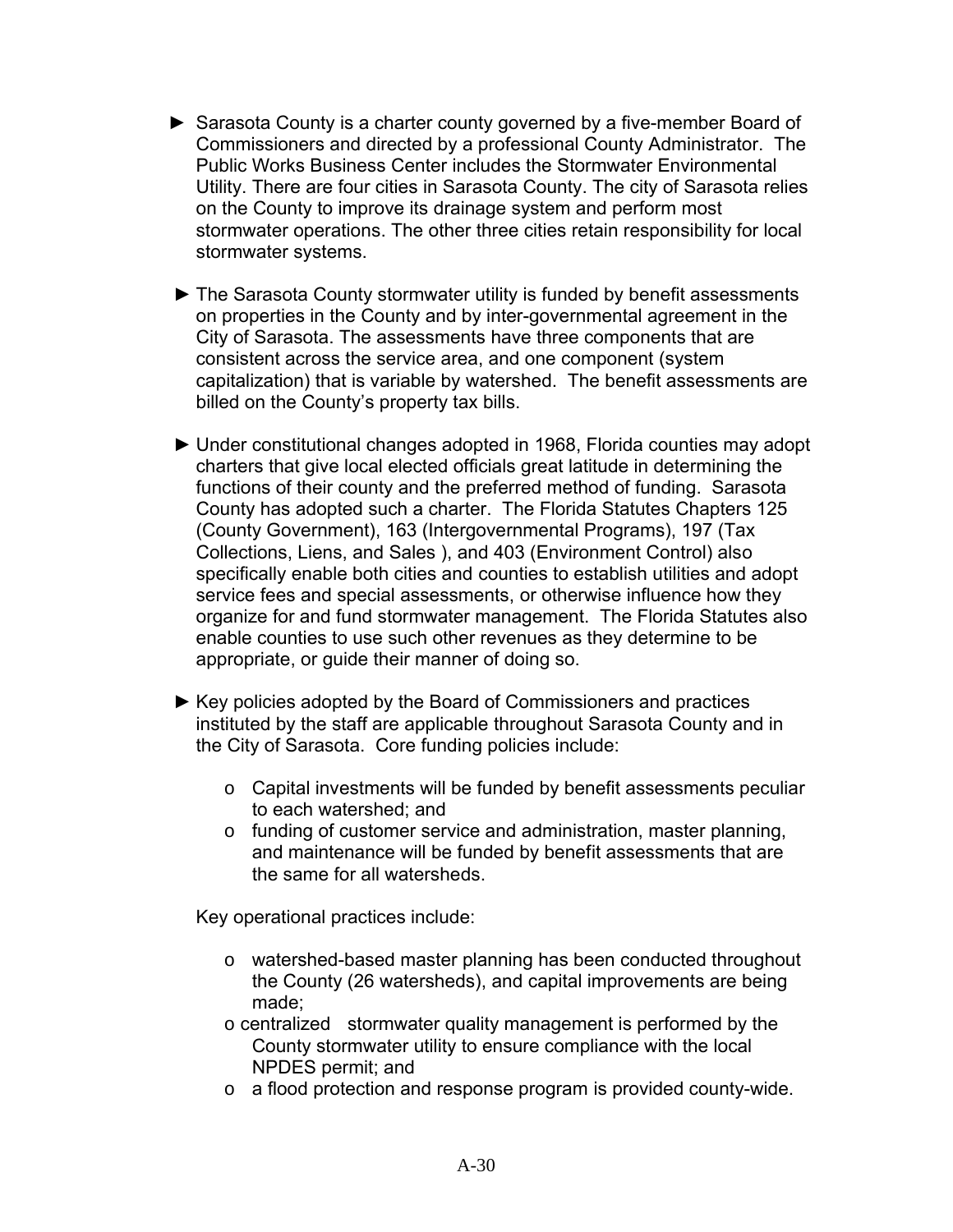► Sarasota County is a charter county governed by a five-member Board of Commissioners and directed by a professional County Administrator. The Public Works Business Center includes the Stormwater Environmental Utility. There are four cities in Sarasota County. The city of Sarasota relies on the County to improve its drainage system and perform most stormwater operations. The other three cities retain responsibility for local stormwater systems.

► The Sarasota County stormwater utility is funded by benefit assessments on properties in the County and by inter-governmental agreement in the City of Sarasota. The assessments have three components that are consistent across the service area, and one component (system capitalization) that is variable by watershed. The benefit assessments are billed on the County's property tax bills.

► Under constitutional changes adopted in 1968, Florida counties may adopt charters that give local elected officials great latitude in determining the functions of their county and the preferred method of funding. Sarasota County has adopted such a charter. The Florida Statutes Chapters 125 (County Government), 163 (Intergovernmental Programs), 197 (Tax Collections, Liens, and Sales ), and 403 (Environment Control) also specifically enable both cities and counties to establish utilities and adopt service fees and special assessments, or otherwise influence how they organize for and fund stormwater management. The Florida Statutes also enable counties to use such other revenues as they determine to be appropriate, or guide their manner of doing so.

► Key policies adopted by the Board of Commissioners and practices instituted by the staff are applicable throughout Sarasota County and in the City of Sarasota. Core funding policies include:

- Capital investments will be funded by benefit assessments peculiar to each watershed; and
- funding of customer service and administration, master planning, and maintenance will be funded by benefit assessments that are the same for all watersheds.

Key operational practices include:

- watershed-based master planning has been conducted throughout the County (26 watersheds), and capital improvements are being made;
- centralized stormwater quality management is performed by the County stormwater utility to ensure compliance with the local NPDES permit; and
- a flood protection and response program is provided county-wide.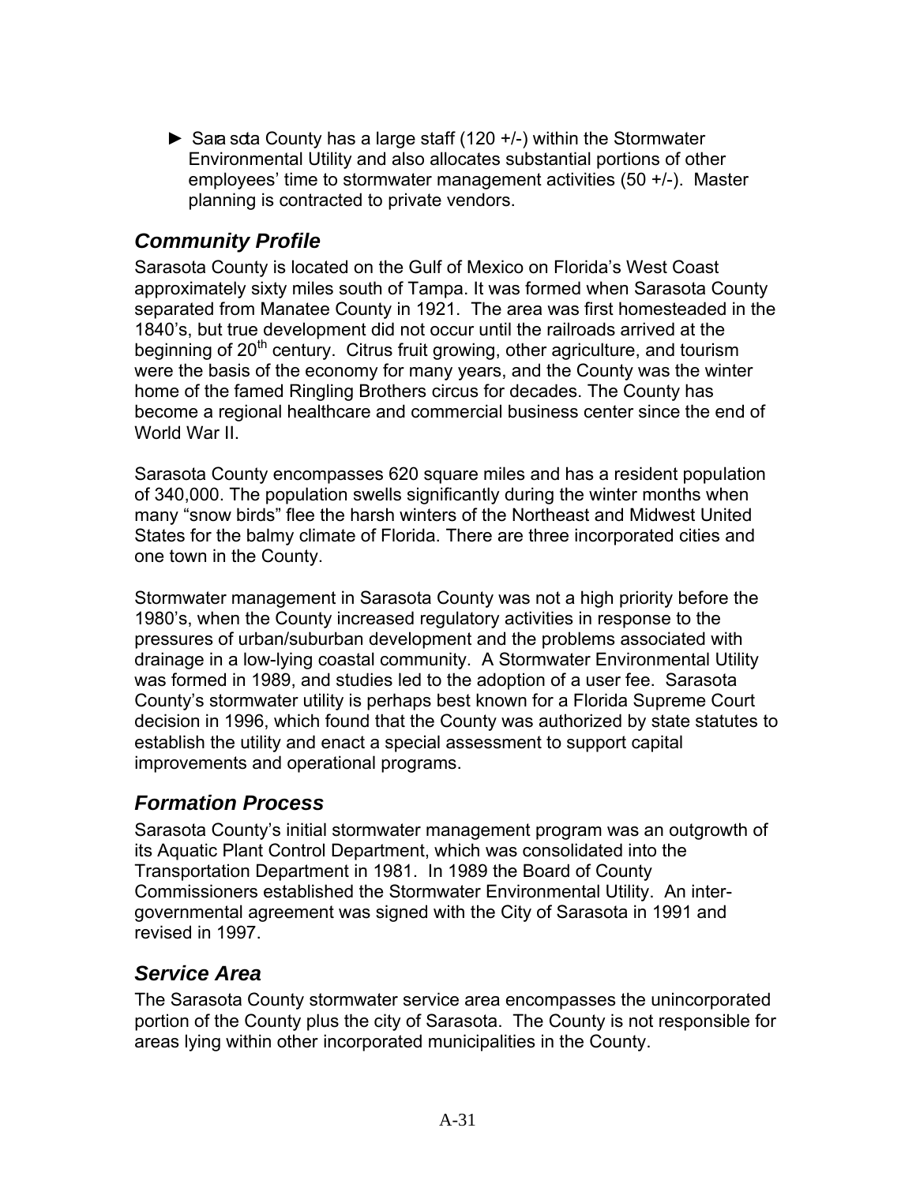- ► Sarasota County has a large staff (120 +/-) within the Stormwater Environmental Utility and also allocates substantial portions of other employees' time to stormwater management activities (50 +/-). Master planning is contracted to private vendors.

## *Community Profile*

Sarasota County is located on the Gulf of Mexico on Florida's West Coast approximately sixty miles south of Tampa. It was formed when Sarasota County separated from Manatee County in 1921. The area was first homesteaded in the 1840's, but true development did not occur until the railroads arrived at the beginning of 20th century. Citrus fruit growing, other agriculture, and tourism were the basis of the economy for many years, and the County was the winter home of the famed Ringling Brothers circus for decades. The County has become a regional healthcare and commercial business center since the end of World War II.

Sarasota County encompasses 620 square miles and has a resident population of 340,000. The population swells significantly during the winter months when many "snow birds" flee the harsh winters of the Northeast and Midwest United States for the balmy climate of Florida. There are three incorporated cities and one town in the County.

Stormwater management in Sarasota County was not a high priority before the 1980's, when the County increased regulatory activities in response to the pressures of urban/suburban development and the problems associated with drainage in a low-lying coastal community. A Stormwater Environmental Utility was formed in 1989, and studies led to the adoption of a user fee. Sarasota County's stormwater utility is perhaps best known for a Florida Supreme Court decision in 1996, which found that the County was authorized by state statutes to establish the utility and enact a special assessment to support capital improvements and operational programs.

## *Formation Process*

Sarasota County's initial stormwater management program was an outgrowth of its Aquatic Plant Control Department, which was consolidated into the Transportation Department in 1981. In 1989 the Board of County Commissioners established the Stormwater Environmental Utility. An inter-governmental agreement was signed with the City of Sarasota in 1991 and revised in 1997.

## *Service Area*

The Sarasota County stormwater service area encompasses the unincorporated portion of the County plus the city of Sarasota. The County is not responsible for areas lying within other incorporated municipalities in the County.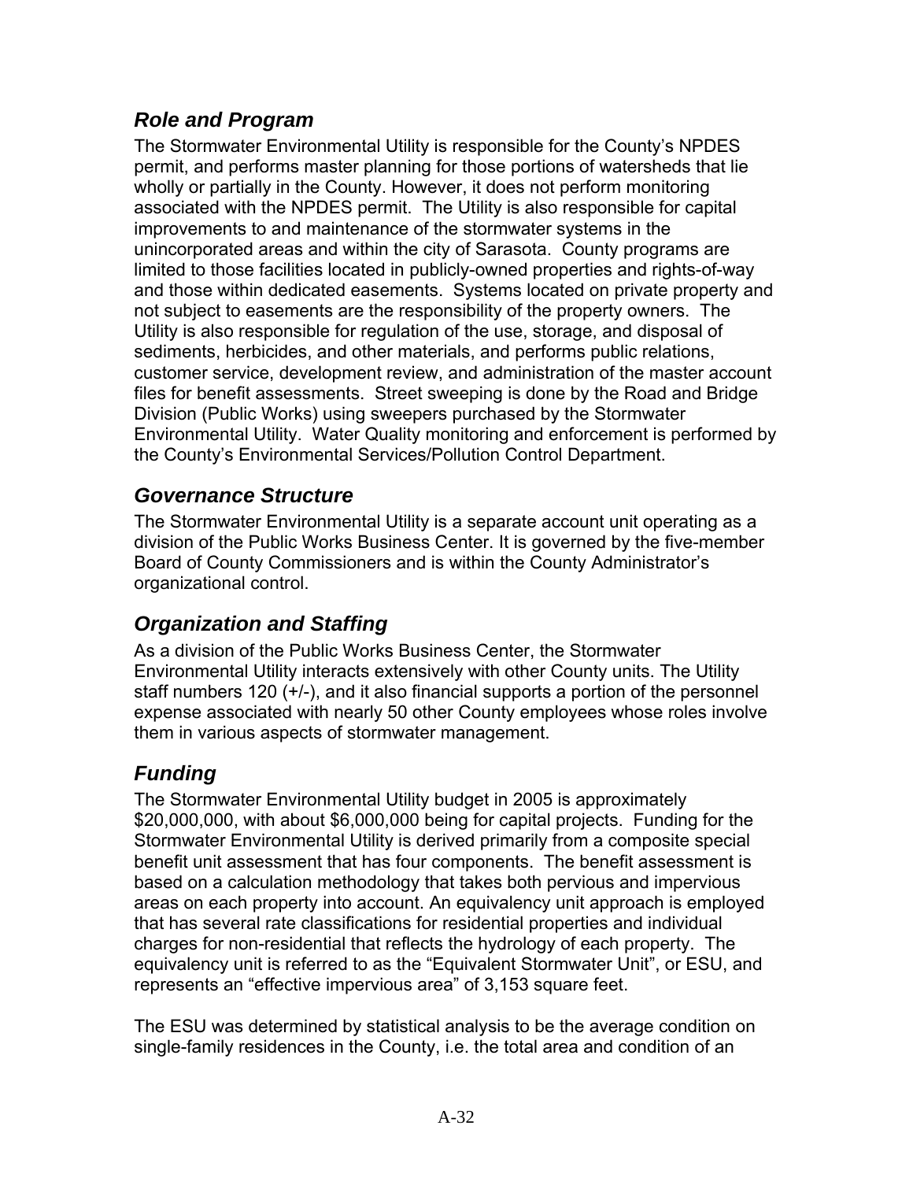## *Role and Program*

The Stormwater Environmental Utility is responsible for the County's NPDES permit, and performs master planning for those portions of watersheds that lie wholly or partially in the County. However, it does not perform monitoring associated with the NPDES permit. The Utility is also responsible for capital improvements to and maintenance of the stormwater systems in the unincorporated areas and within the city of Sarasota. County programs are limited to those facilities located in publicly-owned properties and rights-of-way and those within dedicated easements. Systems located on private property and not subject to easements are the responsibility of the property owners. The Utility is also responsible for regulation of the use, storage, and disposal of sediments, herbicides, and other materials, and performs public relations, customer service, development review, and administration of the master account files for benefit assessments. Street sweeping is done by the Road and Bridge Division (Public Works) using sweepers purchased by the Stormwater Environmental Utility. Water Quality monitoring and enforcement is performed by the County's Environmental Services/Pollution Control Department.

## *Governance Structure*

The Stormwater Environmental Utility is a separate account unit operating as a division of the Public Works Business Center. It is governed by the five-member Board of County Commissioners and is within the County Administrator's organizational control.

## *Organization and Staffing*

As a division of the Public Works Business Center, the Stormwater Environmental Utility interacts extensively with other County units. The Utility staff numbers 120 (+/-), and it also financial supports a portion of the personnel expense associated with nearly 50 other County employees whose roles involve them in various aspects of stormwater management.

## *Funding*

The Stormwater Environmental Utility budget in 2005 is approximately \$20,000,000, with about \$6,000,000 being for capital projects. Funding for the Stormwater Environmental Utility is derived primarily from a composite special benefit unit assessment that has four components. The benefit assessment is based on a calculation methodology that takes both pervious and impervious areas on each property into account. An equivalency unit approach is employed that has several rate classifications for residential properties and individual charges for non-residential that reflects the hydrology of each property. The equivalency unit is referred to as the "Equivalent Stormwater Unit", or ESU, and represents an "effective impervious area" of 3,153 square feet.

The ESU was determined by statistical analysis to be the average condition on single-family residences in the County, i.e. the total area and condition of an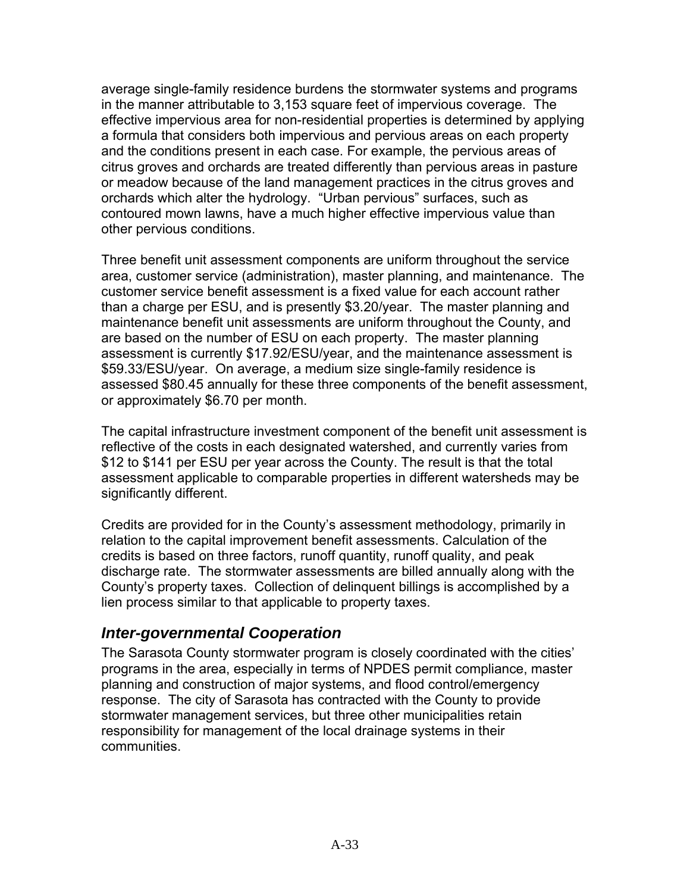average single-family residence burdens the stormwater systems and programs in the manner attributable to 3,153 square feet of impervious coverage. The effective impervious area for non-residential properties is determined by applying a formula that considers both impervious and pervious areas on each property and the conditions present in each case. For example, the pervious areas of citrus groves and orchards are treated differently than pervious areas in pasture or meadow because of the land management practices in the citrus groves and orchards which alter the hydrology. "Urban pervious" surfaces, such as contoured mown lawns, have a much higher effective impervious value than other pervious conditions.

Three benefit unit assessment components are uniform throughout the service area, customer service (administration), master planning, and maintenance. The customer service benefit assessment is a fixed value for each account rather than a charge per ESU, and is presently $3.20/year. The master planning and maintenance benefit unit assessments are uniform throughout the County, and are based on the number of ESU on each property. The master planning assessment is currently $17.92/ESU/year, and the maintenance assessment is $59.33/ESU/year. On average, a medium size single-family residence is assessed $80.45 annually for these three components of the benefit assessment, or approximately $6.70 per month.

The capital infrastructure investment component of the benefit unit assessment is reflective of the costs in each designated watershed, and currently varies from $12 to $141 per ESU per year across the County. The result is that the total assessment applicable to comparable properties in different watersheds may be significantly different.

Credits are provided for in the County's assessment methodology, primarily in relation to the capital improvement benefit assessments. Calculation of the credits is based on three factors, runoff quantity, runoff quality, and peak discharge rate. The stormwater assessments are billed annually along with the County's property taxes. Collection of delinquent billings is accomplished by a lien process similar to that applicable to property taxes.

### *Inter-governmental Cooperation*

The Sarasota County stormwater program is closely coordinated with the cities' programs in the area, especially in terms of NPDES permit compliance, master planning and construction of major systems, and flood control/emergency response. The city of Sarasota has contracted with the County to provide stormwater management services, but three other municipalities retain responsibility for management of the local drainage systems in their communities.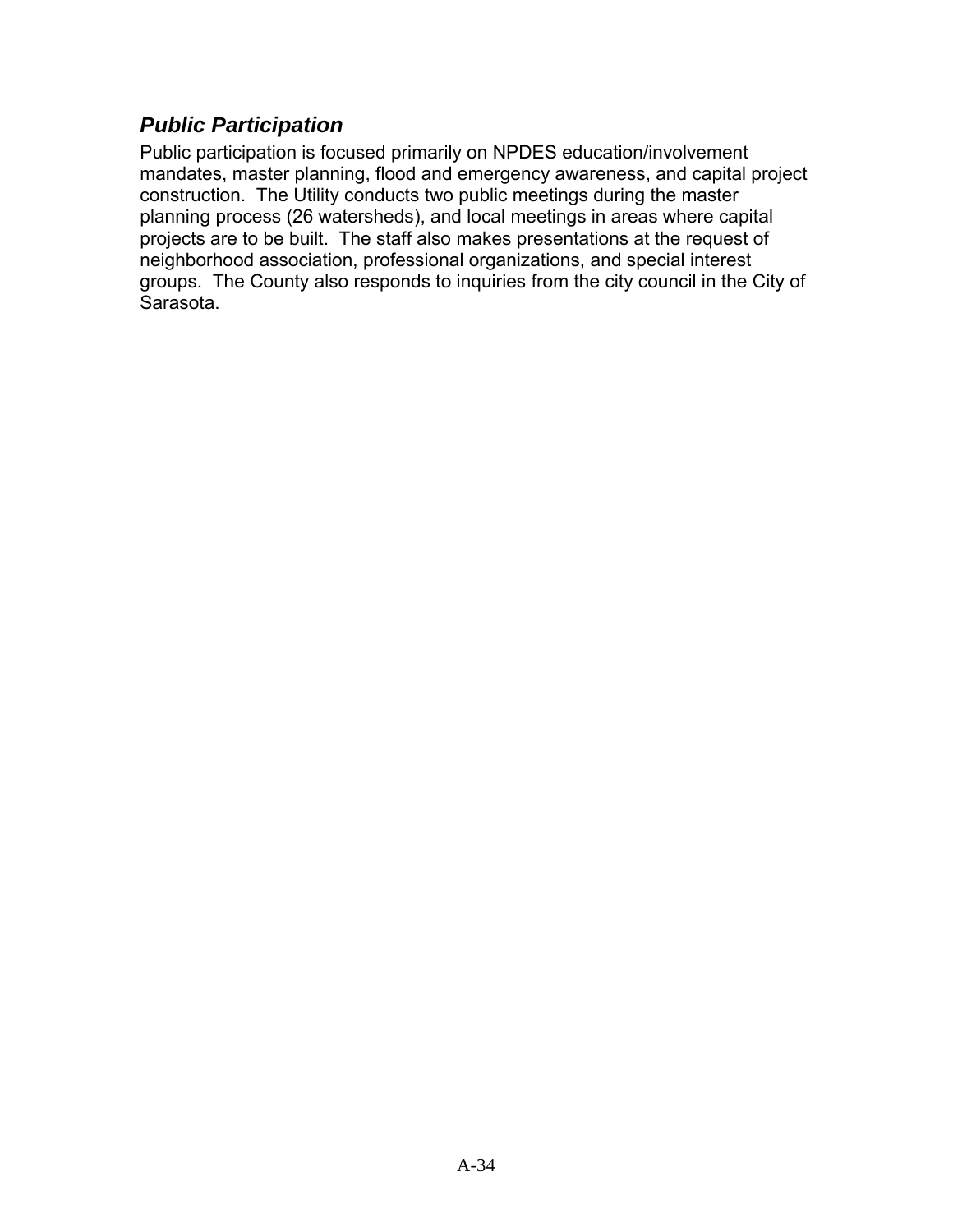### *Public Participation*

Public participation is focused primarily on NPDES education/involvement mandates, master planning, flood and emergency awareness, and capital project construction. The Utility conducts two public meetings during the master planning process (26 watersheds), and local meetings in areas where capital projects are to be built. The staff also makes presentations at the request of neighborhood association, professional organizations, and special interest groups. The County also responds to inquiries from the city council in the City of Sarasota.